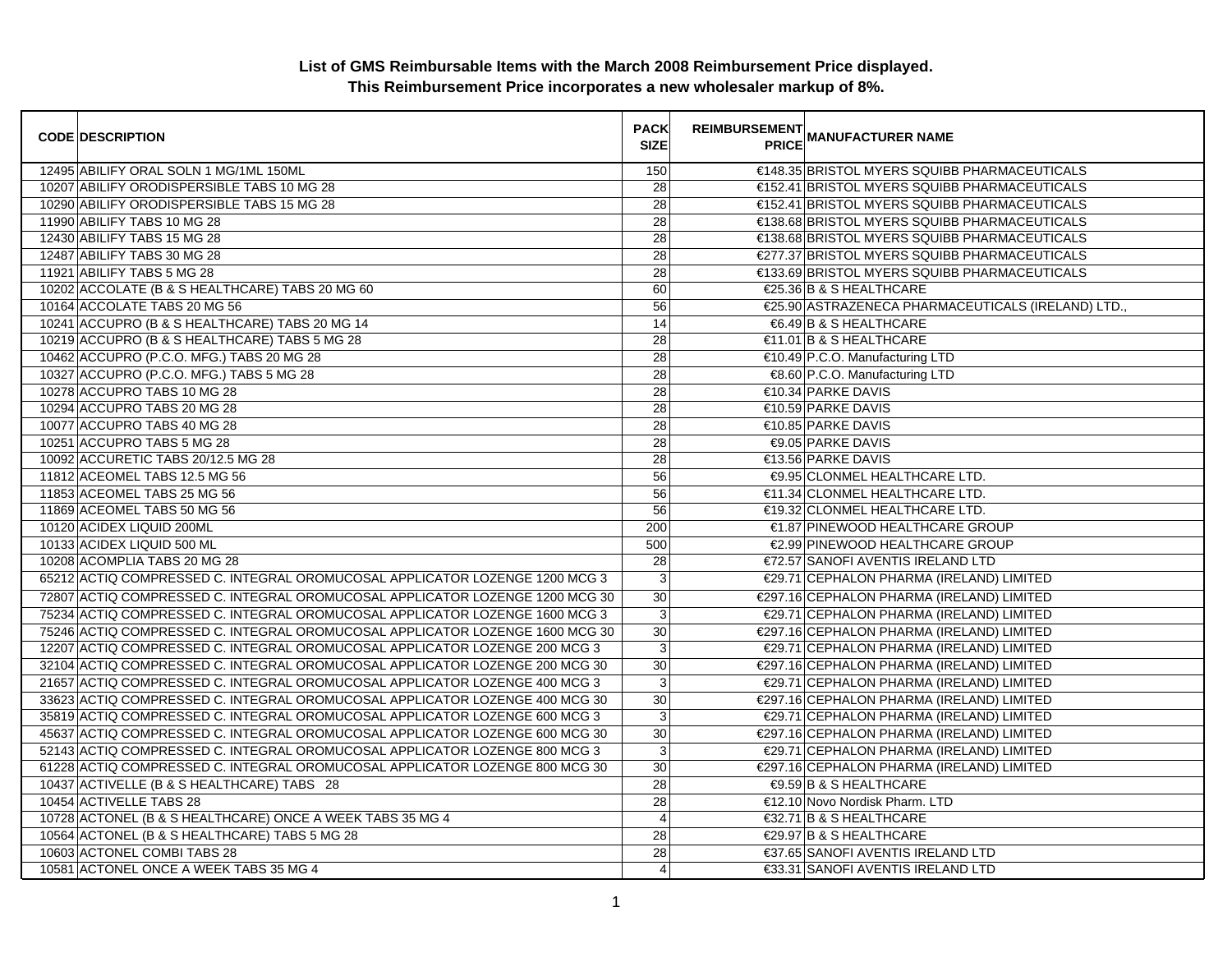**List of GMS Reimbursable Items with the March 2008 Reimbursement Price displayed.**
**This Reimbursement Price incorporates a new wholesaler markup of 8%.**

| CODE | DESCRIPTION | PACK SIZE | REIMBURSEMENT PRICE | MANUFACTURER NAME |
|---|---|---|---|---|
| 12495 | ABILIFY ORAL SOLN 1 MG/1ML 150ML | 150 | €148.35 | BRISTOL MYERS SQUIBB PHARMACEUTICALS |
| 10207 | ABILIFY ORODISPERSIBLE TABS 10 MG 28 | 28 | €152.41 | BRISTOL MYERS SQUIBB PHARMACEUTICALS |
| 10290 | ABILIFY ORODISPERSIBLE TABS 15 MG 28 | 28 | €152.41 | BRISTOL MYERS SQUIBB PHARMACEUTICALS |
| 11990 | ABILIFY TABS 10 MG 28 | 28 | €138.68 | BRISTOL MYERS SQUIBB PHARMACEUTICALS |
| 12430 | ABILIFY TABS 15 MG 28 | 28 | €138.68 | BRISTOL MYERS SQUIBB PHARMACEUTICALS |
| 12487 | ABILIFY TABS 30 MG 28 | 28 | €277.37 | BRISTOL MYERS SQUIBB PHARMACEUTICALS |
| 11921 | ABILIFY TABS 5 MG 28 | 28 | €133.69 | BRISTOL MYERS SQUIBB PHARMACEUTICALS |
| 10202 | ACCOLATE (B & S HEALTHCARE) TABS 20 MG 60 | 60 | €25.36 | B & S HEALTHCARE |
| 10164 | ACCOLATE TABS 20 MG 56 | 56 | €25.90 | ASTRAZENECA PHARMACEUTICALS (IRELAND) LTD., |
| 10241 | ACCUPRO (B & S HEALTHCARE) TABS 20 MG 14 | 14 | €6.49 | B & S HEALTHCARE |
| 10219 | ACCUPRO (B & S HEALTHCARE) TABS 5 MG 28 | 28 | €11.01 | B & S HEALTHCARE |
| 10462 | ACCUPRO (P.C.O. MFG.) TABS 20 MG 28 | 28 | €10.49 | P.C.O. Manufacturing LTD |
| 10327 | ACCUPRO (P.C.O. MFG.) TABS 5 MG 28 | 28 | €8.60 | P.C.O. Manufacturing LTD |
| 10278 | ACCUPRO TABS 10 MG 28 | 28 | €10.34 | PARKE DAVIS |
| 10294 | ACCUPRO TABS 20 MG 28 | 28 | €10.59 | PARKE DAVIS |
| 10077 | ACCUPRO TABS 40 MG 28 | 28 | €10.85 | PARKE DAVIS |
| 10251 | ACCUPRO TABS 5 MG 28 | 28 | €9.05 | PARKE DAVIS |
| 10092 | ACCURETIC TABS 20/12.5 MG 28 | 28 | €13.56 | PARKE DAVIS |
| 11812 | ACEOMEL TABS 12.5 MG 56 | 56 | €9.95 | CLONMEL HEALTHCARE LTD. |
| 11853 | ACEOMEL TABS 25 MG 56 | 56 | €11.34 | CLONMEL HEALTHCARE LTD. |
| 11869 | ACEOMEL TABS 50 MG 56 | 56 | €19.32 | CLONMEL HEALTHCARE LTD. |
| 10120 | ACIDEX LIQUID 200ML | 200 | €1.87 | PINEWOOD HEALTHCARE GROUP |
| 10133 | ACIDEX LIQUID 500 ML | 500 | €2.99 | PINEWOOD HEALTHCARE GROUP |
| 10208 | ACOMPLIA TABS 20 MG 28 | 28 | €72.57 | SANOFI AVENTIS IRELAND LTD |
| 65212 | ACTIQ COMPRESSED C. INTEGRAL OROMUCOSAL APPLICATOR LOZENGE 1200 MCG 3 | 3 | €29.71 | CEPHALON PHARMA (IRELAND) LIMITED |
| 72807 | ACTIQ COMPRESSED C. INTEGRAL OROMUCOSAL APPLICATOR LOZENGE 1200 MCG 30 | 30 | €297.16 | CEPHALON PHARMA (IRELAND) LIMITED |
| 75234 | ACTIQ COMPRESSED C. INTEGRAL OROMUCOSAL APPLICATOR LOZENGE 1600 MCG 3 | 3 | €29.71 | CEPHALON PHARMA (IRELAND) LIMITED |
| 75246 | ACTIQ COMPRESSED C. INTEGRAL OROMUCOSAL APPLICATOR LOZENGE 1600 MCG 30 | 30 | €297.16 | CEPHALON PHARMA (IRELAND) LIMITED |
| 12207 | ACTIQ COMPRESSED C. INTEGRAL OROMUCOSAL APPLICATOR LOZENGE 200 MCG 3 | 3 | €29.71 | CEPHALON PHARMA (IRELAND) LIMITED |
| 32104 | ACTIQ COMPRESSED C. INTEGRAL OROMUCOSAL APPLICATOR LOZENGE 200 MCG 30 | 30 | €297.16 | CEPHALON PHARMA (IRELAND) LIMITED |
| 21657 | ACTIQ COMPRESSED C. INTEGRAL OROMUCOSAL APPLICATOR LOZENGE 400 MCG 3 | 3 | €29.71 | CEPHALON PHARMA (IRELAND) LIMITED |
| 33623 | ACTIQ COMPRESSED C. INTEGRAL OROMUCOSAL APPLICATOR LOZENGE 400 MCG 30 | 30 | €297.16 | CEPHALON PHARMA (IRELAND) LIMITED |
| 35819 | ACTIQ COMPRESSED C. INTEGRAL OROMUCOSAL APPLICATOR LOZENGE 600 MCG 3 | 3 | €29.71 | CEPHALON PHARMA (IRELAND) LIMITED |
| 45637 | ACTIQ COMPRESSED C. INTEGRAL OROMUCOSAL APPLICATOR LOZENGE 600 MCG 30 | 30 | €297.16 | CEPHALON PHARMA (IRELAND) LIMITED |
| 52143 | ACTIQ COMPRESSED C. INTEGRAL OROMUCOSAL APPLICATOR LOZENGE 800 MCG 3 | 3 | €29.71 | CEPHALON PHARMA (IRELAND) LIMITED |
| 61228 | ACTIQ COMPRESSED C. INTEGRAL OROMUCOSAL APPLICATOR LOZENGE 800 MCG 30 | 30 | €297.16 | CEPHALON PHARMA (IRELAND) LIMITED |
| 10437 | ACTIVELLE (B & S HEALTHCARE) TABS 28 | 28 | €9.59 | B & S HEALTHCARE |
| 10454 | ACTIVELLE TABS 28 | 28 | €12.10 | Novo Nordisk Pharm. LTD |
| 10728 | ACTONEL (B & S HEALTHCARE) ONCE A WEEK TABS 35 MG 4 | 4 | €32.71 | B & S HEALTHCARE |
| 10564 | ACTONEL (B & S HEALTHCARE) TABS 5 MG 28 | 28 | €29.97 | B & S HEALTHCARE |
| 10603 | ACTONEL COMBI TABS 28 | 28 | €37.65 | SANOFI AVENTIS IRELAND LTD |
| 10581 | ACTONEL ONCE A WEEK TABS 35 MG 4 | 4 | €33.31 | SANOFI AVENTIS IRELAND LTD |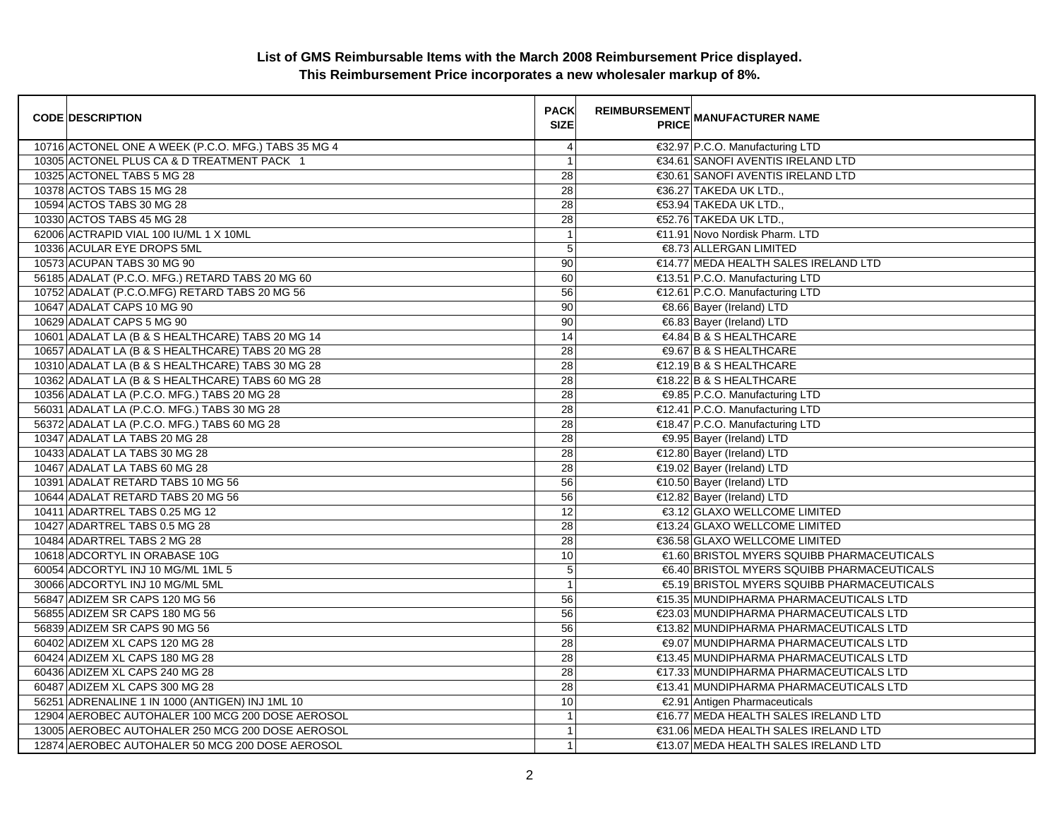**List of GMS Reimbursable Items with the March 2008 Reimbursement Price displayed.**
**This Reimbursement Price incorporates a new wholesaler markup of 8%.**

| CODE | DESCRIPTION | PACK SIZE | REIMBURSEMENT PRICE | MANUFACTURER NAME |
|---|---|---|---|---|
| 10716 | ACTONEL ONE A WEEK (P.C.O. MFG.) TABS 35 MG 4 | 4 | €32.97 | P.C.O. Manufacturing LTD |
| 10305 | ACTONEL PLUS CA & D TREATMENT PACK 1 | 1 | €34.61 | SANOFI AVENTIS IRELAND LTD |
| 10325 | ACTONEL TABS 5 MG 28 | 28 | €30.61 | SANOFI AVENTIS IRELAND LTD |
| 10378 | ACTOS TABS 15 MG 28 | 28 | €36.27 | TAKEDA UK LTD., |
| 10594 | ACTOS TABS 30 MG 28 | 28 | €53.94 | TAKEDA UK LTD., |
| 10330 | ACTOS TABS 45 MG 28 | 28 | €52.76 | TAKEDA UK LTD., |
| 62006 | ACTRAPID VIAL 100 IU/ML 1 X 10ML | 1 | €11.91 | Novo Nordisk Pharm. LTD |
| 10336 | ACULAR EYE DROPS 5ML | 5 | €8.73 | ALLERGAN LIMITED |
| 10573 | ACUPAN TABS 30 MG 90 | 90 | €14.77 | MEDA HEALTH SALES IRELAND LTD |
| 56185 | ADALAT (P.C.O. MFG.) RETARD TABS 20 MG 60 | 60 | €13.51 | P.C.O. Manufacturing LTD |
| 10752 | ADALAT (P.C.O.MFG) RETARD TABS 20 MG 56 | 56 | €12.61 | P.C.O. Manufacturing LTD |
| 10647 | ADALAT CAPS 10 MG 90 | 90 | €8.66 | Bayer (Ireland) LTD |
| 10629 | ADALAT CAPS 5 MG 90 | 90 | €6.83 | Bayer (Ireland) LTD |
| 10601 | ADALAT LA (B & S HEALTHCARE) TABS 20 MG 14 | 14 | €4.84 | B & S HEALTHCARE |
| 10657 | ADALAT LA (B & S HEALTHCARE) TABS 20 MG 28 | 28 | €9.67 | B & S HEALTHCARE |
| 10310 | ADALAT LA (B & S HEALTHCARE) TABS 30 MG 28 | 28 | €12.19 | B & S HEALTHCARE |
| 10362 | ADALAT LA (B & S HEALTHCARE) TABS 60 MG 28 | 28 | €18.22 | B & S HEALTHCARE |
| 10356 | ADALAT LA (P.C.O. MFG.) TABS 20 MG 28 | 28 | €9.85 | P.C.O. Manufacturing LTD |
| 56031 | ADALAT LA (P.C.O. MFG.) TABS 30 MG 28 | 28 | €12.41 | P.C.O. Manufacturing LTD |
| 56372 | ADALAT LA (P.C.O. MFG.) TABS 60 MG 28 | 28 | €18.47 | P.C.O. Manufacturing LTD |
| 10347 | ADALAT LA TABS 20 MG 28 | 28 | €9.95 | Bayer (Ireland) LTD |
| 10433 | ADALAT LA TABS 30 MG 28 | 28 | €12.80 | Bayer (Ireland) LTD |
| 10467 | ADALAT LA TABS 60 MG 28 | 28 | €19.02 | Bayer (Ireland) LTD |
| 10391 | ADALAT RETARD TABS 10 MG 56 | 56 | €10.50 | Bayer (Ireland) LTD |
| 10644 | ADALAT RETARD TABS 20 MG 56 | 56 | €12.82 | Bayer (Ireland) LTD |
| 10411 | ADARTREL TABS 0.25 MG 12 | 12 | €3.12 | GLAXO WELLCOME LIMITED |
| 10427 | ADARTREL TABS 0.5 MG 28 | 28 | €13.24 | GLAXO WELLCOME LIMITED |
| 10484 | ADARTREL TABS 2 MG 28 | 28 | €36.58 | GLAXO WELLCOME LIMITED |
| 10618 | ADCORTYL IN ORABASE 10G | 10 | €1.60 | BRISTOL MYERS SQUIBB PHARMACEUTICALS |
| 60054 | ADCORTYL INJ 10 MG/ML 1ML 5 | 5 | €6.40 | BRISTOL MYERS SQUIBB PHARMACEUTICALS |
| 30066 | ADCORTYL INJ 10 MG/ML 5ML | 1 | €5.19 | BRISTOL MYERS SQUIBB PHARMACEUTICALS |
| 56847 | ADIZEM SR CAPS 120 MG 56 | 56 | €15.35 | MUNDIPHARMA PHARMACEUTICALS LTD |
| 56855 | ADIZEM SR CAPS 180 MG 56 | 56 | €23.03 | MUNDIPHARMA PHARMACEUTICALS LTD |
| 56839 | ADIZEM SR CAPS 90 MG 56 | 56 | €13.82 | MUNDIPHARMA PHARMACEUTICALS LTD |
| 60402 | ADIZEM XL CAPS 120 MG 28 | 28 | €9.07 | MUNDIPHARMA PHARMACEUTICALS LTD |
| 60424 | ADIZEM XL CAPS 180 MG 28 | 28 | €13.45 | MUNDIPHARMA PHARMACEUTICALS LTD |
| 60436 | ADIZEM XL CAPS 240 MG 28 | 28 | €17.33 | MUNDIPHARMA PHARMACEUTICALS LTD |
| 60487 | ADIZEM XL CAPS 300 MG 28 | 28 | €13.41 | MUNDIPHARMA PHARMACEUTICALS LTD |
| 56251 | ADRENALINE 1 IN 1000 (ANTIGEN) INJ 1ML 10 | 10 | €2.91 | Antigen Pharmaceuticals |
| 12904 | AEROBEC AUTOHALER 100 MCG 200 DOSE AEROSOL | 1 | €16.77 | MEDA HEALTH SALES IRELAND LTD |
| 13005 | AEROBEC AUTOHALER 250 MCG 200 DOSE AEROSOL | 1 | €31.06 | MEDA HEALTH SALES IRELAND LTD |
| 12874 | AEROBEC AUTOHALER 50 MCG 200 DOSE AEROSOL | 1 | €13.07 | MEDA HEALTH SALES IRELAND LTD |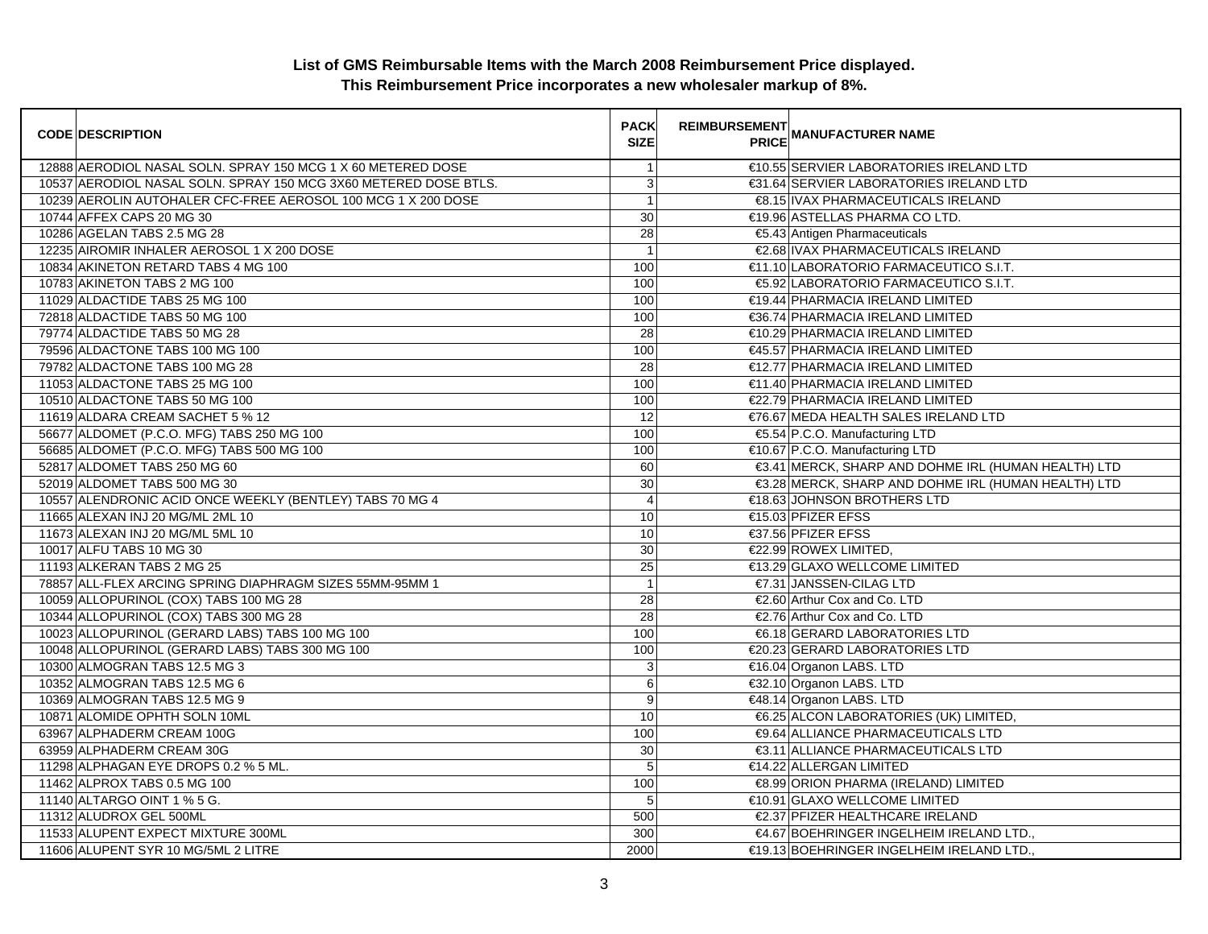**List of GMS Reimbursable Items with the March 2008 Reimbursement Price displayed.**
**This Reimbursement Price incorporates a new wholesaler markup of 8%.**

| CODE | DESCRIPTION | PACK SIZE | REIMBURSEMENT PRICE | MANUFACTURER NAME |
|---|---|---|---|---|
| 12888 | AERODIOL NASAL SOLN. SPRAY 150 MCG 1 X 60 METERED DOSE | 1 | €10.55 | SERVIER LABORATORIES IRELAND LTD |
| 10537 | AERODIOL NASAL SOLN. SPRAY 150 MCG 3X60 METERED DOSE BTLS. | 3 | €31.64 | SERVIER LABORATORIES IRELAND LTD |
| 10239 | AEROLIN AUTOHALER CFC-FREE AEROSOL 100 MCG 1 X 200 DOSE | 1 | €8.15 | IVAX PHARMACEUTICALS IRELAND |
| 10744 | AFFEX CAPS 20 MG 30 | 30 | €19.96 | ASTELLAS PHARMA CO LTD. |
| 10286 | AGELAN TABS 2.5 MG 28 | 28 | €5.43 | Antigen Pharmaceuticals |
| 12235 | AIROMIR INHALER AEROSOL 1 X 200 DOSE | 1 | €2.68 | IVAX PHARMACEUTICALS IRELAND |
| 10834 | AKINETON RETARD TABS 4 MG 100 | 100 | €11.10 | LABORATORIO FARMACEUTICO S.I.T. |
| 10783 | AKINETON TABS 2 MG 100 | 100 | €5.92 | LABORATORIO FARMACEUTICO S.I.T. |
| 11029 | ALDACTIDE TABS 25 MG 100 | 100 | €19.44 | PHARMACIA IRELAND LIMITED |
| 72818 | ALDACTIDE TABS 50 MG 100 | 100 | €36.74 | PHARMACIA IRELAND LIMITED |
| 79774 | ALDACTIDE TABS 50 MG 28 | 28 | €10.29 | PHARMACIA IRELAND LIMITED |
| 79596 | ALDACTONE TABS 100 MG 100 | 100 | €45.57 | PHARMACIA IRELAND LIMITED |
| 79782 | ALDACTONE TABS 100 MG 28 | 28 | €12.77 | PHARMACIA IRELAND LIMITED |
| 11053 | ALDACTONE TABS 25 MG 100 | 100 | €11.40 | PHARMACIA IRELAND LIMITED |
| 10510 | ALDACTONE TABS 50 MG 100 | 100 | €22.79 | PHARMACIA IRELAND LIMITED |
| 11619 | ALDARA CREAM SACHET 5 % 12 | 12 | €76.67 | MEDA HEALTH SALES IRELAND LTD |
| 56677 | ALDOMET (P.C.O. MFG) TABS 250 MG 100 | 100 | €5.54 | P.C.O. Manufacturing LTD |
| 56685 | ALDOMET (P.C.O. MFG) TABS 500 MG 100 | 100 | €10.67 | P.C.O. Manufacturing LTD |
| 52817 | ALDOMET TABS 250 MG 60 | 60 | €3.41 | MERCK, SHARP AND DOHME IRL (HUMAN HEALTH) LTD |
| 52019 | ALDOMET TABS 500 MG 30 | 30 | €3.28 | MERCK, SHARP AND DOHME IRL (HUMAN HEALTH) LTD |
| 10557 | ALENDRONIC ACID ONCE WEEKLY (BENTLEY) TABS 70 MG 4 | 4 | €18.63 | JOHNSON BROTHERS LTD |
| 11665 | ALEXAN INJ 20 MG/ML 2ML 10 | 10 | €15.03 | PFIZER EFSS |
| 11673 | ALEXAN INJ 20 MG/ML 5ML 10 | 10 | €37.56 | PFIZER EFSS |
| 10017 | ALFU TABS 10 MG 30 | 30 | €22.99 | ROWEX LIMITED, |
| 11193 | ALKERAN TABS 2 MG 25 | 25 | €13.29 | GLAXO WELLCOME LIMITED |
| 78857 | ALL-FLEX ARCING SPRING DIAPHRAGM SIZES 55MM-95MM 1 | 1 | €7.31 | JANSSEN-CILAG LTD |
| 10059 | ALLOPURINOL (COX) TABS 100 MG 28 | 28 | €2.60 | Arthur Cox and Co. LTD |
| 10344 | ALLOPURINOL (COX) TABS 300 MG 28 | 28 | €2.76 | Arthur Cox and Co. LTD |
| 10023 | ALLOPURINOL (GERARD LABS) TABS 100 MG 100 | 100 | €6.18 | GERARD LABORATORIES LTD |
| 10048 | ALLOPURINOL (GERARD LABS) TABS 300 MG 100 | 100 | €20.23 | GERARD LABORATORIES LTD |
| 10300 | ALMOGRAN TABS 12.5 MG 3 | 3 | €16.04 | Organon LABS. LTD |
| 10352 | ALMOGRAN TABS 12.5 MG 6 | 6 | €32.10 | Organon LABS. LTD |
| 10369 | ALMOGRAN TABS 12.5 MG 9 | 9 | €48.14 | Organon LABS. LTD |
| 10871 | ALOMIDE OPHTH SOLN 10ML | 10 | €6.25 | ALCON LABORATORIES (UK) LIMITED, |
| 63967 | ALPHADERM CREAM 100G | 100 | €9.64 | ALLIANCE PHARMACEUTICALS LTD |
| 63959 | ALPHADERM CREAM 30G | 30 | €3.11 | ALLIANCE PHARMACEUTICALS LTD |
| 11298 | ALPHAGAN EYE DROPS 0.2 % 5 ML. | 5 | €14.22 | ALLERGAN LIMITED |
| 11462 | ALPROX TABS 0.5 MG 100 | 100 | €8.99 | ORION PHARMA (IRELAND) LIMITED |
| 11140 | ALTARGO OINT 1 % 5 G. | 5 | €10.91 | GLAXO WELLCOME LIMITED |
| 11312 | ALUDROX GEL 500ML | 500 | €2.37 | PFIZER HEALTHCARE IRELAND |
| 11533 | ALUPENT EXPECT MIXTURE 300ML | 300 | €4.67 | BOEHRINGER INGELHEIM IRELAND LTD., |
| 11606 | ALUPENT SYR 10 MG/5ML 2 LITRE | 2000 | €19.13 | BOEHRINGER INGELHEIM IRELAND LTD., |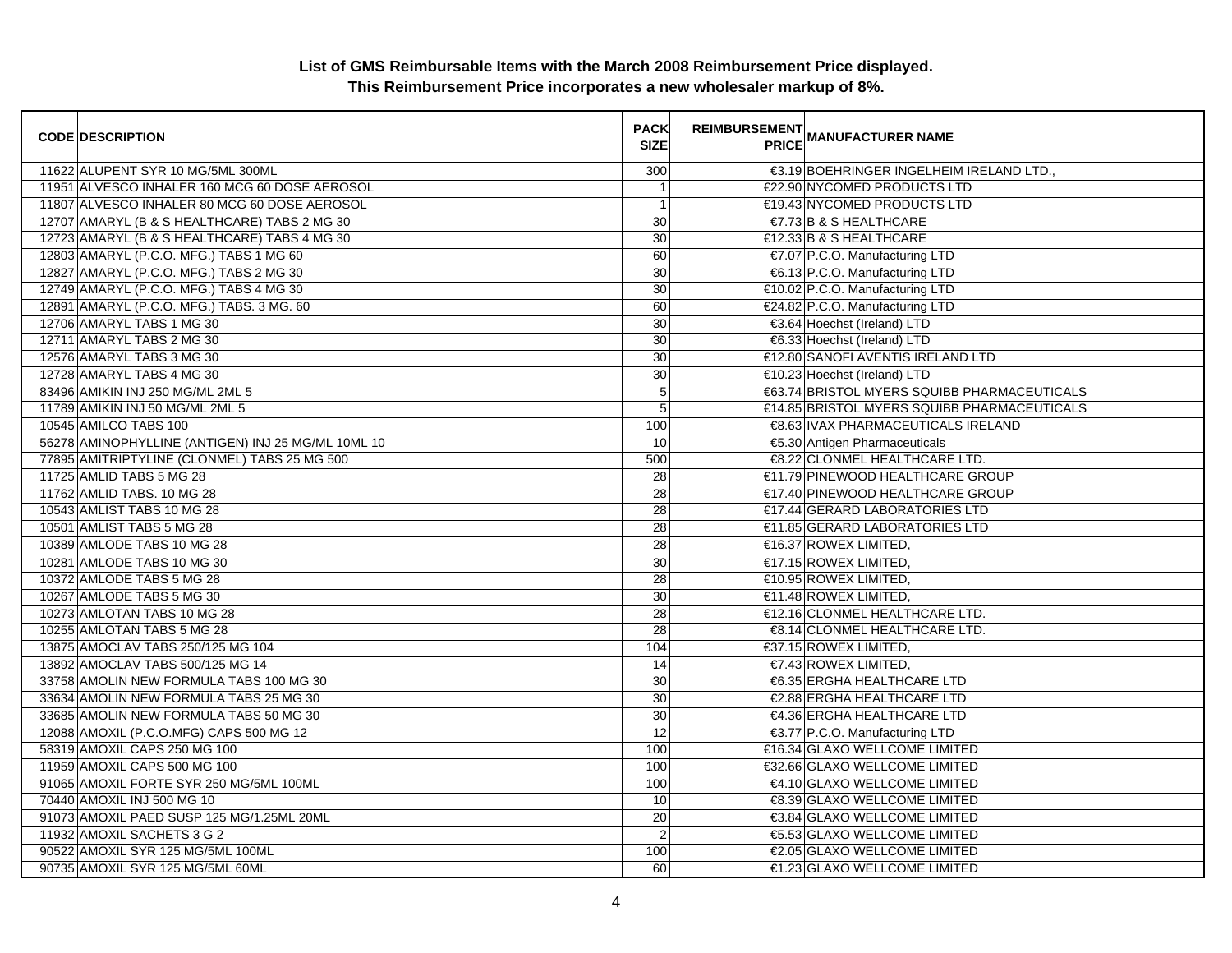**List of GMS Reimbursable Items with the March 2008 Reimbursement Price displayed.**
**This Reimbursement Price incorporates a new wholesaler markup of 8%.**

| CODE | DESCRIPTION | PACK SIZE | REIMBURSEMENT PRICE | MANUFACTURER NAME |
|---|---|---|---|---|
| 11622 | ALUPENT SYR 10 MG/5ML 300ML | 300 | €3.19 | BOEHRINGER INGELHEIM IRELAND LTD., |
| 11951 | ALVESCO INHALER 160 MCG 60 DOSE AEROSOL | 1 | €22.90 | NYCOMED PRODUCTS LTD |
| 11807 | ALVESCO INHALER 80 MCG 60 DOSE AEROSOL | 1 | €19.43 | NYCOMED PRODUCTS LTD |
| 12707 | AMARYL (B & S HEALTHCARE) TABS 2 MG 30 | 30 | €7.73 | B & S HEALTHCARE |
| 12723 | AMARYL (B & S HEALTHCARE) TABS 4 MG 30 | 30 | €12.33 | B & S HEALTHCARE |
| 12803 | AMARYL (P.C.O. MFG.) TABS 1 MG 60 | 60 | €7.07 | P.C.O. Manufacturing LTD |
| 12827 | AMARYL (P.C.O. MFG.) TABS 2 MG 30 | 30 | €6.13 | P.C.O. Manufacturing LTD |
| 12749 | AMARYL (P.C.O. MFG.) TABS 4 MG 30 | 30 | €10.02 | P.C.O. Manufacturing LTD |
| 12891 | AMARYL (P.C.O. MFG.) TABS. 3 MG. 60 | 60 | €24.82 | P.C.O. Manufacturing LTD |
| 12706 | AMARYL TABS 1 MG 30 | 30 | €3.64 | Hoechst (Ireland) LTD |
| 12711 | AMARYL TABS 2 MG 30 | 30 | €6.33 | Hoechst (Ireland) LTD |
| 12576 | AMARYL TABS 3 MG 30 | 30 | €12.80 | SANOFI AVENTIS IRELAND LTD |
| 12728 | AMARYL TABS 4 MG 30 | 30 | €10.23 | Hoechst (Ireland) LTD |
| 83496 | AMIKIN INJ 250 MG/ML 2ML 5 | 5 | €63.74 | BRISTOL MYERS SQUIBB PHARMACEUTICALS |
| 11789 | AMIKIN INJ 50 MG/ML 2ML 5 | 5 | €14.85 | BRISTOL MYERS SQUIBB PHARMACEUTICALS |
| 10545 | AMILCO TABS 100 | 100 | €8.63 | IVAX PHARMACEUTICALS IRELAND |
| 56278 | AMINOPHYLLINE (ANTIGEN) INJ 25 MG/ML 10ML 10 | 10 | €5.30 | Antigen Pharmaceuticals |
| 77895 | AMITRIPTYLINE (CLONMEL) TABS 25 MG 500 | 500 | €8.22 | CLONMEL HEALTHCARE LTD. |
| 11725 | AMLID TABS 5 MG 28 | 28 | €11.79 | PINEWOOD HEALTHCARE GROUP |
| 11762 | AMLID TABS. 10 MG 28 | 28 | €17.40 | PINEWOOD HEALTHCARE GROUP |
| 10543 | AMLIST TABS 10 MG 28 | 28 | €17.44 | GERARD LABORATORIES LTD |
| 10501 | AMLIST TABS 5 MG 28 | 28 | €11.85 | GERARD LABORATORIES LTD |
| 10389 | AMLODE TABS 10 MG 28 | 28 | €16.37 | ROWEX LIMITED, |
| 10281 | AMLODE TABS 10 MG 30 | 30 | €17.15 | ROWEX LIMITED, |
| 10372 | AMLODE TABS 5 MG 28 | 28 | €10.95 | ROWEX LIMITED, |
| 10267 | AMLODE TABS 5 MG 30 | 30 | €11.48 | ROWEX LIMITED, |
| 10273 | AMLOTAN TABS 10 MG 28 | 28 | €12.16 | CLONMEL HEALTHCARE LTD. |
| 10255 | AMLOTAN TABS 5 MG 28 | 28 | €8.14 | CLONMEL HEALTHCARE LTD. |
| 13875 | AMOCLAV TABS 250/125 MG 104 | 104 | €37.15 | ROWEX LIMITED, |
| 13892 | AMOCLAV TABS 500/125 MG 14 | 14 | €7.43 | ROWEX LIMITED, |
| 33758 | AMOLIN NEW FORMULA TABS 100 MG 30 | 30 | €6.35 | ERGHA HEALTHCARE LTD |
| 33634 | AMOLIN NEW FORMULA TABS 25 MG 30 | 30 | €2.88 | ERGHA HEALTHCARE LTD |
| 33685 | AMOLIN NEW FORMULA TABS 50 MG 30 | 30 | €4.36 | ERGHA HEALTHCARE LTD |
| 12088 | AMOXIL (P.C.O.MFG) CAPS 500 MG 12 | 12 | €3.77 | P.C.O. Manufacturing LTD |
| 58319 | AMOXIL CAPS 250 MG 100 | 100 | €16.34 | GLAXO WELLCOME LIMITED |
| 11959 | AMOXIL CAPS 500 MG 100 | 100 | €32.66 | GLAXO WELLCOME LIMITED |
| 91065 | AMOXIL FORTE SYR 250 MG/5ML 100ML | 100 | €4.10 | GLAXO WELLCOME LIMITED |
| 70440 | AMOXIL INJ 500 MG 10 | 10 | €8.39 | GLAXO WELLCOME LIMITED |
| 91073 | AMOXIL PAED SUSP 125 MG/1.25ML 20ML | 20 | €3.84 | GLAXO WELLCOME LIMITED |
| 11932 | AMOXIL SACHETS 3 G 2 | 2 | €5.53 | GLAXO WELLCOME LIMITED |
| 90522 | AMOXIL SYR 125 MG/5ML 100ML | 100 | €2.05 | GLAXO WELLCOME LIMITED |
| 90735 | AMOXIL SYR 125 MG/5ML 60ML | 60 | €1.23 | GLAXO WELLCOME LIMITED |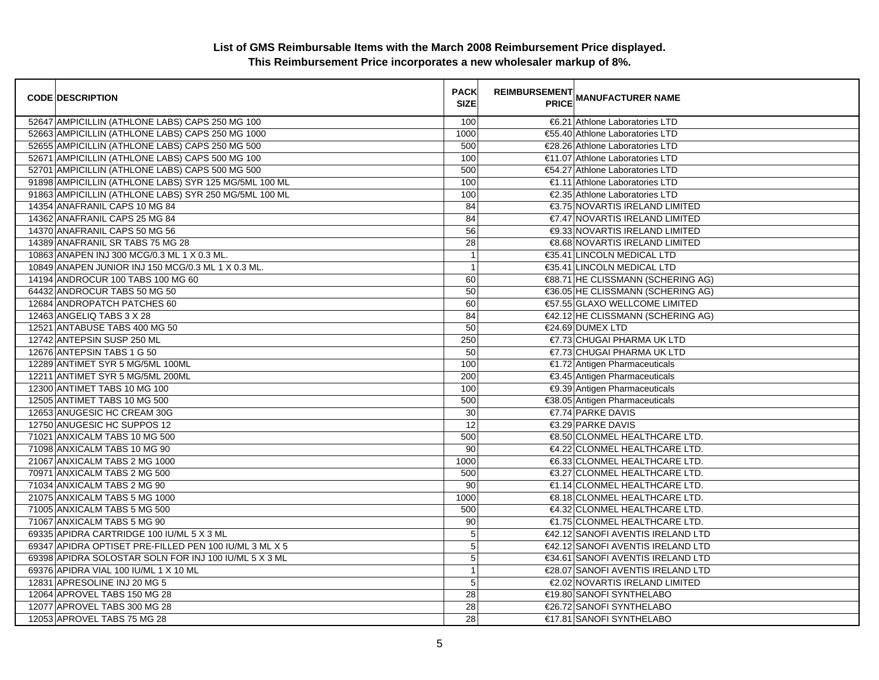**List of GMS Reimbursable Items with the March 2008 Reimbursement Price displayed.**
**This Reimbursement Price incorporates a new wholesaler markup of 8%.**

| CODE | DESCRIPTION | PACK SIZE | REIMBURSEMENT PRICE | MANUFACTURER NAME |
|---|---|---|---|---|
| 52647 | AMPICILLIN (ATHLONE LABS) CAPS 250 MG 100 | 100 | €6.21 | Athlone Laboratories LTD |
| 52663 | AMPICILLIN (ATHLONE LABS) CAPS 250 MG 1000 | 1000 | €55.40 | Athlone Laboratories LTD |
| 52655 | AMPICILLIN (ATHLONE LABS) CAPS 250 MG 500 | 500 | €28.26 | Athlone Laboratories LTD |
| 52671 | AMPICILLIN (ATHLONE LABS) CAPS 500 MG 100 | 100 | €11.07 | Athlone Laboratories LTD |
| 52701 | AMPICILLIN (ATHLONE LABS) CAPS 500 MG 500 | 500 | €54.27 | Athlone Laboratories LTD |
| 91898 | AMPICILLIN (ATHLONE LABS) SYR 125 MG/5ML 100 ML | 100 | €1.11 | Athlone Laboratories LTD |
| 91863 | AMPICILLIN (ATHLONE LABS) SYR 250 MG/5ML 100 ML | 100 | €2.35 | Athlone Laboratories LTD |
| 14354 | ANAFRANIL CAPS 10 MG 84 | 84 | €3.75 | NOVARTIS IRELAND LIMITED |
| 14362 | ANAFRANIL CAPS 25 MG 84 | 84 | €7.47 | NOVARTIS IRELAND LIMITED |
| 14370 | ANAFRANIL CAPS 50 MG 56 | 56 | €9.33 | NOVARTIS IRELAND LIMITED |
| 14389 | ANAFRANIL SR TABS 75 MG 28 | 28 | €8.68 | NOVARTIS IRELAND LIMITED |
| 10863 | ANAPEN INJ 300 MCG/0.3 ML 1 X 0.3 ML. | 1 | €35.41 | LINCOLN MEDICAL LTD |
| 10849 | ANAPEN JUNIOR INJ 150 MCG/0.3 ML 1 X 0.3 ML. | 1 | €35.41 | LINCOLN MEDICAL LTD |
| 14194 | ANDROCUR 100 TABS 100 MG 60 | 60 | €88.71 | HE CLISSMANN (SCHERING AG) |
| 64432 | ANDROCUR TABS 50 MG 50 | 50 | €36.05 | HE CLISSMANN (SCHERING AG) |
| 12684 | ANDROPATCH PATCHES 60 | 60 | €57.55 | GLAXO WELLCOME LIMITED |
| 12463 | ANGELIQ TABS 3 X 28 | 84 | €42.12 | HE CLISSMANN (SCHERING AG) |
| 12521 | ANTABUSE TABS 400 MG 50 | 50 | €24.69 | DUMEX LTD |
| 12742 | ANTEPSIN SUSP 250 ML | 250 | €7.73 | CHUGAI PHARMA UK LTD |
| 12676 | ANTEPSIN TABS 1 G 50 | 50 | €7.73 | CHUGAI PHARMA UK LTD |
| 12289 | ANTIMET SYR 5 MG/5ML 100ML | 100 | €1.72 | Antigen Pharmaceuticals |
| 12211 | ANTIMET SYR 5 MG/5ML 200ML | 200 | €3.45 | Antigen Pharmaceuticals |
| 12300 | ANTIMET TABS 10 MG 100 | 100 | €9.39 | Antigen Pharmaceuticals |
| 12505 | ANTIMET TABS 10 MG 500 | 500 | €38.05 | Antigen Pharmaceuticals |
| 12653 | ANUGESIC HC CREAM 30G | 30 | €7.74 | PARKE DAVIS |
| 12750 | ANUGESIC HC SUPPOS 12 | 12 | €3.29 | PARKE DAVIS |
| 71021 | ANXICALM TABS 10 MG 500 | 500 | €8.50 | CLONMEL HEALTHCARE LTD. |
| 71098 | ANXICALM TABS 10 MG 90 | 90 | €4.22 | CLONMEL HEALTHCARE LTD. |
| 21067 | ANXICALM TABS 2 MG 1000 | 1000 | €6.33 | CLONMEL HEALTHCARE LTD. |
| 70971 | ANXICALM TABS 2 MG 500 | 500 | €3.27 | CLONMEL HEALTHCARE LTD. |
| 71034 | ANXICALM TABS 2 MG 90 | 90 | €1.14 | CLONMEL HEALTHCARE LTD. |
| 21075 | ANXICALM TABS 5 MG 1000 | 1000 | €8.18 | CLONMEL HEALTHCARE LTD. |
| 71005 | ANXICALM TABS 5 MG 500 | 500 | €4.32 | CLONMEL HEALTHCARE LTD. |
| 71067 | ANXICALM TABS 5 MG 90 | 90 | €1.75 | CLONMEL HEALTHCARE LTD. |
| 69335 | APIDRA CARTRIDGE 100 IU/ML 5 X 3 ML | 5 | €42.12 | SANOFI AVENTIS IRELAND LTD |
| 69347 | APIDRA OPTISET PRE-FILLED PEN 100 IU/ML 3 ML X 5 | 5 | €42.12 | SANOFI AVENTIS IRELAND LTD |
| 69398 | APIDRA SOLOSTAR SOLN FOR INJ 100 IU/ML 5 X 3 ML | 5 | €34.61 | SANOFI AVENTIS IRELAND LTD |
| 69376 | APIDRA VIAL 100 IU/ML 1 X 10 ML | 1 | €28.07 | SANOFI AVENTIS IRELAND LTD |
| 12831 | APRESOLINE INJ 20 MG 5 | 5 | €2.02 | NOVARTIS IRELAND LIMITED |
| 12064 | APROVEL TABS 150 MG 28 | 28 | €19.80 | SANOFI SYNTHELABO |
| 12077 | APROVEL TABS 300 MG 28 | 28 | €26.72 | SANOFI SYNTHELABO |
| 12053 | APROVEL TABS 75 MG 28 | 28 | €17.81 | SANOFI SYNTHELABO |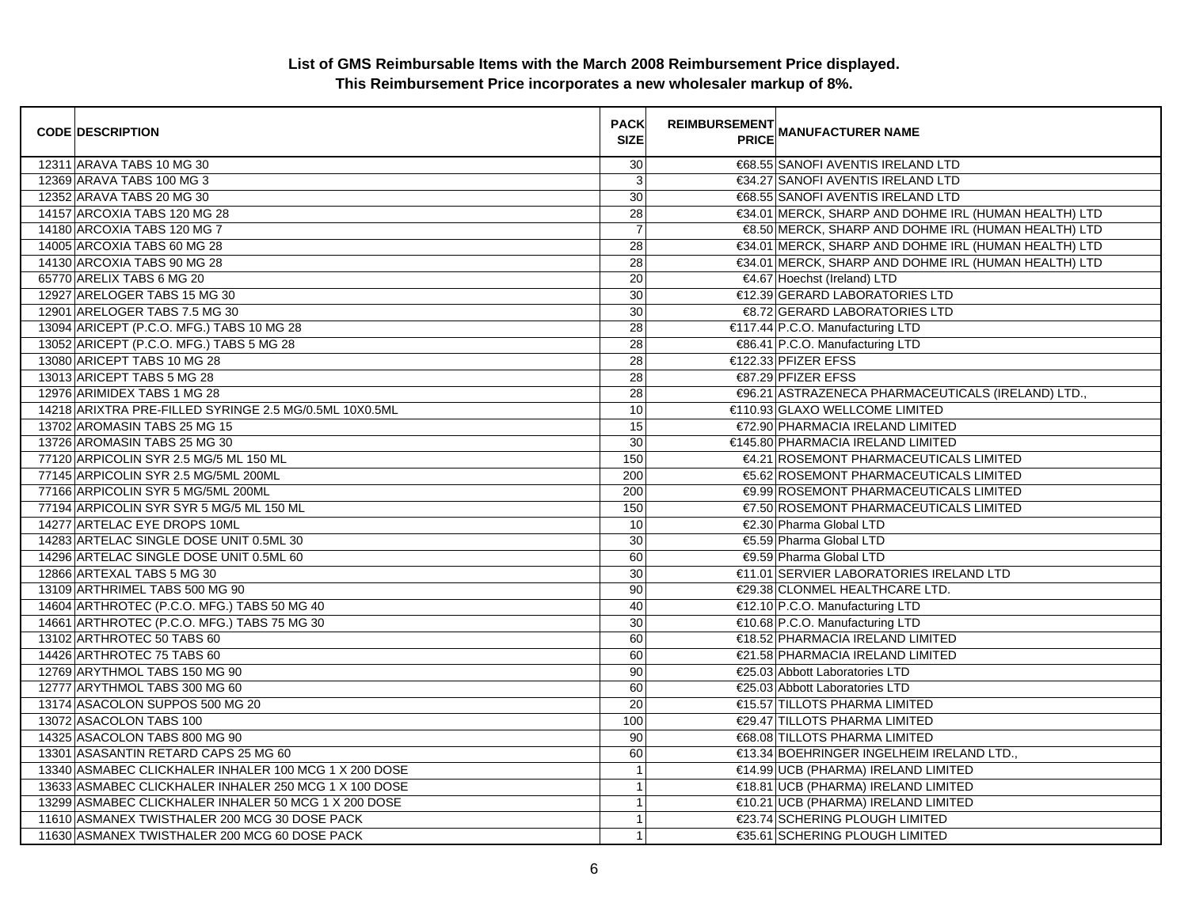**List of GMS Reimbursable Items with the March 2008 Reimbursement Price displayed.**
**This Reimbursement Price incorporates a new wholesaler markup of 8%.**

| CODE | DESCRIPTION | PACK SIZE | REIMBURSEMENT PRICE | MANUFACTURER NAME |
|---|---|---|---|---|
| 12311 | ARAVA TABS 10 MG 30 | 30 | €68.55 | SANOFI AVENTIS IRELAND LTD |
| 12369 | ARAVA TABS 100 MG 3 | 3 | €34.27 | SANOFI AVENTIS IRELAND LTD |
| 12352 | ARAVA TABS 20 MG 30 | 30 | €68.55 | SANOFI AVENTIS IRELAND LTD |
| 14157 | ARCOXIA TABS 120 MG 28 | 28 | €34.01 | MERCK, SHARP AND DOHME IRL (HUMAN HEALTH) LTD |
| 14180 | ARCOXIA TABS 120 MG 7 | 7 | €8.50 | MERCK, SHARP AND DOHME IRL (HUMAN HEALTH) LTD |
| 14005 | ARCOXIA TABS 60 MG 28 | 28 | €34.01 | MERCK, SHARP AND DOHME IRL (HUMAN HEALTH) LTD |
| 14130 | ARCOXIA TABS 90 MG 28 | 28 | €34.01 | MERCK, SHARP AND DOHME IRL (HUMAN HEALTH) LTD |
| 65770 | ARELIX TABS 6 MG 20 | 20 | €4.67 | Hoechst (Ireland) LTD |
| 12927 | ARELOGER TABS 15 MG 30 | 30 | €12.39 | GERARD LABORATORIES LTD |
| 12901 | ARELOGER TABS 7.5 MG 30 | 30 | €8.72 | GERARD LABORATORIES LTD |
| 13094 | ARICEPT (P.C.O. MFG.) TABS 10 MG 28 | 28 | €117.44 | P.C.O. Manufacturing LTD |
| 13052 | ARICEPT (P.C.O. MFG.) TABS 5 MG 28 | 28 | €86.41 | P.C.O. Manufacturing LTD |
| 13080 | ARICEPT TABS 10 MG 28 | 28 | €122.33 | PFIZER EFSS |
| 13013 | ARICEPT TABS 5 MG 28 | 28 | €87.29 | PFIZER EFSS |
| 12976 | ARIMIDEX TABS 1 MG 28 | 28 | €96.21 | ASTRAZENECA PHARMACEUTICALS (IRELAND) LTD., |
| 14218 | ARIXTRA PRE-FILLED SYRINGE 2.5 MG/0.5ML 10X0.5ML | 10 | €110.93 | GLAXO WELLCOME LIMITED |
| 13702 | AROMASIN TABS 25 MG 15 | 15 | €72.90 | PHARMACIA IRELAND LIMITED |
| 13726 | AROMASIN TABS 25 MG 30 | 30 | €145.80 | PHARMACIA IRELAND LIMITED |
| 77120 | ARPICOLIN SYR 2.5 MG/5 ML 150 ML | 150 | €4.21 | ROSEMONT PHARMACEUTICALS LIMITED |
| 77145 | ARPICOLIN SYR 2.5 MG/5ML 200ML | 200 | €5.62 | ROSEMONT PHARMACEUTICALS LIMITED |
| 77166 | ARPICOLIN SYR 5 MG/5ML 200ML | 200 | €9.99 | ROSEMONT PHARMACEUTICALS LIMITED |
| 77194 | ARPICOLIN SYR SYR 5 MG/5 ML 150 ML | 150 | €7.50 | ROSEMONT PHARMACEUTICALS LIMITED |
| 14277 | ARTELAC EYE DROPS 10ML | 10 | €2.30 | Pharma Global LTD |
| 14283 | ARTELAC SINGLE DOSE UNIT 0.5ML 30 | 30 | €5.59 | Pharma Global LTD |
| 14296 | ARTELAC SINGLE DOSE UNIT 0.5ML 60 | 60 | €9.59 | Pharma Global LTD |
| 12866 | ARTEXAL TABS 5 MG 30 | 30 | €11.01 | SERVIER LABORATORIES IRELAND LTD |
| 13109 | ARTHRIMEL TABS 500 MG 90 | 90 | €29.38 | CLONMEL HEALTHCARE LTD. |
| 14604 | ARTHROTEC (P.C.O. MFG.) TABS 50 MG 40 | 40 | €12.10 | P.C.O. Manufacturing LTD |
| 14661 | ARTHROTEC (P.C.O. MFG.) TABS 75 MG 30 | 30 | €10.68 | P.C.O. Manufacturing LTD |
| 13102 | ARTHROTEC 50 TABS 60 | 60 | €18.52 | PHARMACIA IRELAND LIMITED |
| 14426 | ARTHROTEC 75 TABS 60 | 60 | €21.58 | PHARMACIA IRELAND LIMITED |
| 12769 | ARYTHMOL TABS 150 MG 90 | 90 | €25.03 | Abbott Laboratories LTD |
| 12777 | ARYTHMOL TABS 300 MG 60 | 60 | €25.03 | Abbott Laboratories LTD |
| 13174 | ASACOLON SUPPOS 500 MG 20 | 20 | €15.57 | TILLOTS PHARMA LIMITED |
| 13072 | ASACOLON TABS 100 | 100 | €29.47 | TILLOTS PHARMA LIMITED |
| 14325 | ASACOLON TABS 800 MG 90 | 90 | €68.08 | TILLOTS PHARMA LIMITED |
| 13301 | ASASANTIN RETARD CAPS 25 MG 60 | 60 | €13.34 | BOEHRINGER INGELHEIM IRELAND LTD., |
| 13340 | ASMABEC CLICKHALER INHALER 100 MCG 1 X 200 DOSE | 1 | €14.99 | UCB (PHARMA) IRELAND LIMITED |
| 13633 | ASMABEC CLICKHALER INHALER 250 MCG 1 X 100 DOSE | 1 | €18.81 | UCB (PHARMA) IRELAND LIMITED |
| 13299 | ASMABEC CLICKHALER INHALER 50 MCG 1 X 200 DOSE | 1 | €10.21 | UCB (PHARMA) IRELAND LIMITED |
| 11610 | ASMANEX TWISTHALER 200 MCG 30 DOSE PACK | 1 | €23.74 | SCHERING PLOUGH LIMITED |
| 11630 | ASMANEX TWISTHALER 200 MCG 60 DOSE PACK | 1 | €35.61 | SCHERING PLOUGH LIMITED |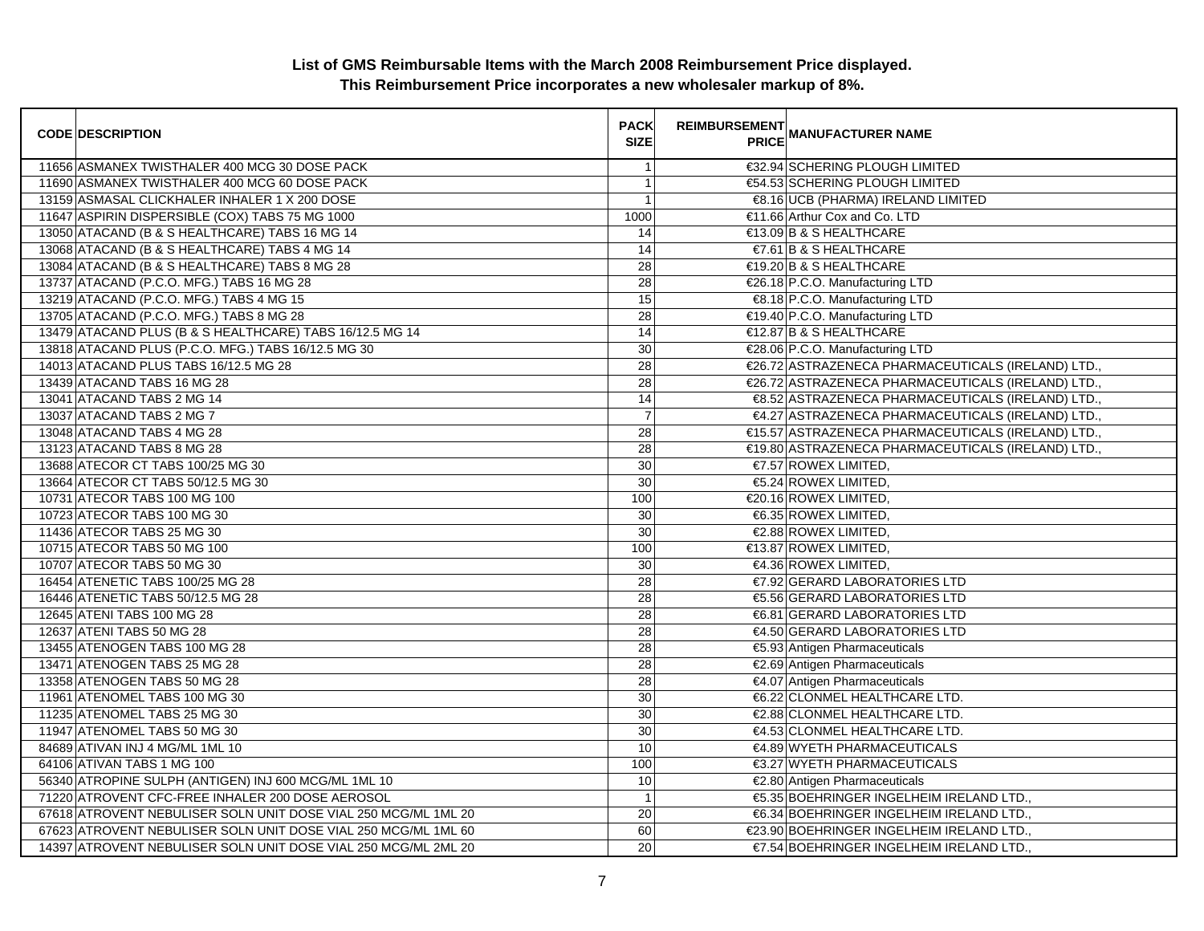**List of GMS Reimbursable Items with the March 2008 Reimbursement Price displayed.**
**This Reimbursement Price incorporates a new wholesaler markup of 8%.**

| CODE | DESCRIPTION | PACK SIZE | REIMBURSEMENT PRICE | MANUFACTURER NAME |
|---|---|---|---|---|
| 11656 | ASMANEX TWISTHALER 400 MCG 30 DOSE PACK | 1 | €32.94 | SCHERING PLOUGH LIMITED |
| 11690 | ASMANEX TWISTHALER 400 MCG 60 DOSE PACK | 1 | €54.53 | SCHERING PLOUGH LIMITED |
| 13159 | ASMASAL CLICKHALER INHALER 1 X 200 DOSE | 1 | €8.16 | UCB (PHARMA) IRELAND LIMITED |
| 11647 | ASPIRIN DISPERSIBLE (COX) TABS 75 MG 1000 | 1000 | €11.66 | Arthur Cox and Co. LTD |
| 13050 | ATACAND (B & S HEALTHCARE) TABS 16 MG 14 | 14 | €13.09 | B & S HEALTHCARE |
| 13068 | ATACAND (B & S HEALTHCARE) TABS 4 MG 14 | 14 | €7.61 | B & S HEALTHCARE |
| 13084 | ATACAND (B & S HEALTHCARE) TABS 8 MG 28 | 28 | €19.20 | B & S HEALTHCARE |
| 13737 | ATACAND (P.C.O. MFG.) TABS 16 MG 28 | 28 | €26.18 | P.C.O. Manufacturing LTD |
| 13219 | ATACAND (P.C.O. MFG.) TABS 4 MG 15 | 15 | €8.18 | P.C.O. Manufacturing LTD |
| 13705 | ATACAND (P.C.O. MFG.) TABS 8 MG 28 | 28 | €19.40 | P.C.O. Manufacturing LTD |
| 13479 | ATACAND PLUS (B & S HEALTHCARE) TABS 16/12.5 MG 14 | 14 | €12.87 | B & S HEALTHCARE |
| 13818 | ATACAND PLUS (P.C.O. MFG.) TABS 16/12.5 MG 30 | 30 | €28.06 | P.C.O. Manufacturing LTD |
| 14013 | ATACAND PLUS TABS 16/12.5 MG 28 | 28 | €26.72 | ASTRAZENECA PHARMACEUTICALS (IRELAND) LTD., |
| 13439 | ATACAND TABS 16 MG 28 | 28 | €26.72 | ASTRAZENECA PHARMACEUTICALS (IRELAND) LTD., |
| 13041 | ATACAND TABS 2 MG 14 | 14 | €8.52 | ASTRAZENECA PHARMACEUTICALS (IRELAND) LTD., |
| 13037 | ATACAND TABS 2 MG 7 | 7 | €4.27 | ASTRAZENECA PHARMACEUTICALS (IRELAND) LTD., |
| 13048 | ATACAND TABS 4 MG 28 | 28 | €15.57 | ASTRAZENECA PHARMACEUTICALS (IRELAND) LTD., |
| 13123 | ATACAND TABS 8 MG 28 | 28 | €19.80 | ASTRAZENECA PHARMACEUTICALS (IRELAND) LTD., |
| 13688 | ATECOR CT TABS 100/25 MG 30 | 30 | €7.57 | ROWEX LIMITED, |
| 13664 | ATECOR CT TABS 50/12.5 MG 30 | 30 | €5.24 | ROWEX LIMITED, |
| 10731 | ATECOR TABS 100 MG 100 | 100 | €20.16 | ROWEX LIMITED, |
| 10723 | ATECOR TABS 100 MG 30 | 30 | €6.35 | ROWEX LIMITED, |
| 11436 | ATECOR TABS 25 MG 30 | 30 | €2.88 | ROWEX LIMITED, |
| 10715 | ATECOR TABS 50 MG 100 | 100 | €13.87 | ROWEX LIMITED, |
| 10707 | ATECOR TABS 50 MG 30 | 30 | €4.36 | ROWEX LIMITED, |
| 16454 | ATENETIC TABS 100/25 MG 28 | 28 | €7.92 | GERARD LABORATORIES LTD |
| 16446 | ATENETIC TABS 50/12.5 MG 28 | 28 | €5.56 | GERARD LABORATORIES LTD |
| 12645 | ATENI TABS 100 MG 28 | 28 | €6.81 | GERARD LABORATORIES LTD |
| 12637 | ATENI TABS 50 MG 28 | 28 | €4.50 | GERARD LABORATORIES LTD |
| 13455 | ATENOGEN TABS 100 MG 28 | 28 | €5.93 | Antigen Pharmaceuticals |
| 13471 | ATENOGEN TABS 25 MG 28 | 28 | €2.69 | Antigen Pharmaceuticals |
| 13358 | ATENOGEN TABS 50 MG 28 | 28 | €4.07 | Antigen Pharmaceuticals |
| 11961 | ATENOMEL TABS 100 MG 30 | 30 | €6.22 | CLONMEL HEALTHCARE LTD. |
| 11235 | ATENOMEL TABS 25 MG 30 | 30 | €2.88 | CLONMEL HEALTHCARE LTD. |
| 11947 | ATENOMEL TABS 50 MG 30 | 30 | €4.53 | CLONMEL HEALTHCARE LTD. |
| 84689 | ATIVAN INJ 4 MG/ML 1ML 10 | 10 | €4.89 | WYETH PHARMACEUTICALS |
| 64106 | ATIVAN TABS 1 MG 100 | 100 | €3.27 | WYETH PHARMACEUTICALS |
| 56340 | ATROPINE SULPH (ANTIGEN) INJ 600 MCG/ML 1ML 10 | 10 | €2.80 | Antigen Pharmaceuticals |
| 71220 | ATROVENT CFC-FREE INHALER 200 DOSE AEROSOL | 1 | €5.35 | BOEHRINGER INGELHEIM IRELAND LTD., |
| 67618 | ATROVENT NEBULISER SOLN UNIT DOSE VIAL 250 MCG/ML 1ML 20 | 20 | €6.34 | BOEHRINGER INGELHEIM IRELAND LTD., |
| 67623 | ATROVENT NEBULISER SOLN UNIT DOSE VIAL 250 MCG/ML 1ML 60 | 60 | €23.90 | BOEHRINGER INGELHEIM IRELAND LTD., |
| 14397 | ATROVENT NEBULISER SOLN UNIT DOSE VIAL 250 MCG/ML 2ML 20 | 20 | €7.54 | BOEHRINGER INGELHEIM IRELAND LTD., |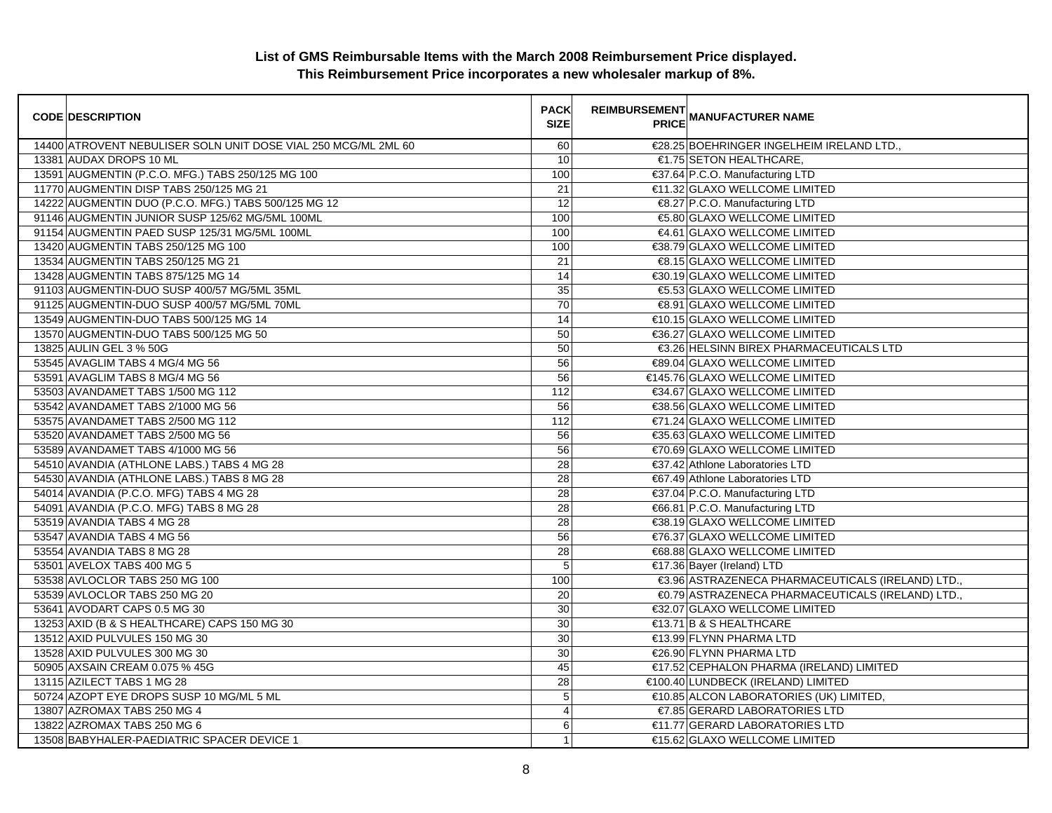**List of GMS Reimbursable Items with the March 2008 Reimbursement Price displayed.**
**This Reimbursement Price incorporates a new wholesaler markup of 8%.**

| CODE | DESCRIPTION | PACK SIZE | REIMBURSEMENT PRICE | MANUFACTURER NAME |
|---|---|---|---|---|
| 14400 | ATROVENT NEBULISER SOLN UNIT DOSE VIAL 250 MCG/ML 2ML 60 | 60 | €28.25 | BOEHRINGER INGELHEIM IRELAND LTD., |
| 13381 | AUDAX DROPS 10 ML | 10 | €1.75 | SETON HEALTHCARE, |
| 13591 | AUGMENTIN (P.C.O. MFG.) TABS 250/125 MG 100 | 100 | €37.64 | P.C.O. Manufacturing LTD |
| 11770 | AUGMENTIN DISP TABS 250/125 MG 21 | 21 | €11.32 | GLAXO WELLCOME LIMITED |
| 14222 | AUGMENTIN DUO (P.C.O. MFG.) TABS 500/125 MG 12 | 12 | €8.27 | P.C.O. Manufacturing LTD |
| 91146 | AUGMENTIN JUNIOR SUSP 125/62 MG/5ML 100ML | 100 | €5.80 | GLAXO WELLCOME LIMITED |
| 91154 | AUGMENTIN PAED SUSP 125/31 MG/5ML 100ML | 100 | €4.61 | GLAXO WELLCOME LIMITED |
| 13420 | AUGMENTIN TABS 250/125 MG 100 | 100 | €38.79 | GLAXO WELLCOME LIMITED |
| 13534 | AUGMENTIN TABS 250/125 MG 21 | 21 | €8.15 | GLAXO WELLCOME LIMITED |
| 13428 | AUGMENTIN TABS 875/125 MG 14 | 14 | €30.19 | GLAXO WELLCOME LIMITED |
| 91103 | AUGMENTIN-DUO SUSP 400/57 MG/5ML 35ML | 35 | €5.53 | GLAXO WELLCOME LIMITED |
| 91125 | AUGMENTIN-DUO SUSP 400/57 MG/5ML 70ML | 70 | €8.91 | GLAXO WELLCOME LIMITED |
| 13549 | AUGMENTIN-DUO TABS 500/125 MG 14 | 14 | €10.15 | GLAXO WELLCOME LIMITED |
| 13570 | AUGMENTIN-DUO TABS 500/125 MG 50 | 50 | €36.27 | GLAXO WELLCOME LIMITED |
| 13825 | AULIN GEL 3 % 50G | 50 | €3.26 | HELSINN BIREX PHARMACEUTICALS LTD |
| 53545 | AVAGLIM TABS 4 MG/4 MG 56 | 56 | €89.04 | GLAXO WELLCOME LIMITED |
| 53591 | AVAGLIM TABS 8 MG/4 MG 56 | 56 | €145.76 | GLAXO WELLCOME LIMITED |
| 53503 | AVANDAMET TABS 1/500 MG 112 | 112 | €34.67 | GLAXO WELLCOME LIMITED |
| 53542 | AVANDAMET TABS 2/1000 MG 56 | 56 | €38.56 | GLAXO WELLCOME LIMITED |
| 53575 | AVANDAMET TABS 2/500 MG 112 | 112 | €71.24 | GLAXO WELLCOME LIMITED |
| 53520 | AVANDAMET TABS 2/500 MG 56 | 56 | €35.63 | GLAXO WELLCOME LIMITED |
| 53589 | AVANDAMET TABS 4/1000 MG 56 | 56 | €70.69 | GLAXO WELLCOME LIMITED |
| 54510 | AVANDIA (ATHLONE LABS.) TABS 4 MG 28 | 28 | €37.42 | Athlone Laboratories LTD |
| 54530 | AVANDIA (ATHLONE LABS.) TABS 8 MG 28 | 28 | €67.49 | Athlone Laboratories LTD |
| 54014 | AVANDIA (P.C.O. MFG) TABS 4 MG 28 | 28 | €37.04 | P.C.O. Manufacturing LTD |
| 54091 | AVANDIA (P.C.O. MFG) TABS 8 MG 28 | 28 | €66.81 | P.C.O. Manufacturing LTD |
| 53519 | AVANDIA TABS 4 MG 28 | 28 | €38.19 | GLAXO WELLCOME LIMITED |
| 53547 | AVANDIA TABS 4 MG 56 | 56 | €76.37 | GLAXO WELLCOME LIMITED |
| 53554 | AVANDIA TABS 8 MG 28 | 28 | €68.88 | GLAXO WELLCOME LIMITED |
| 53501 | AVELOX TABS 400 MG 5 | 5 | €17.36 | Bayer (Ireland) LTD |
| 53538 | AVLOCLOR TABS 250 MG 100 | 100 | €3.96 | ASTRAZENECA PHARMACEUTICALS (IRELAND) LTD., |
| 53539 | AVLOCLOR TABS 250 MG 20 | 20 | €0.79 | ASTRAZENECA PHARMACEUTICALS (IRELAND) LTD., |
| 53641 | AVODART CAPS 0.5 MG 30 | 30 | €32.07 | GLAXO WELLCOME LIMITED |
| 13253 | AXID (B & S HEALTHCARE) CAPS 150 MG 30 | 30 | €13.71 | B & S HEALTHCARE |
| 13512 | AXID PULVULES 150 MG 30 | 30 | €13.99 | FLYNN PHARMA LTD |
| 13528 | AXID PULVULES 300 MG 30 | 30 | €26.90 | FLYNN PHARMA LTD |
| 50905 | AXSAIN CREAM 0.075 % 45G | 45 | €17.52 | CEPHALON PHARMA (IRELAND) LIMITED |
| 13115 | AZILECT TABS 1 MG 28 | 28 | €100.40 | LUNDBECK (IRELAND) LIMITED |
| 50724 | AZOPT EYE DROPS SUSP 10 MG/ML 5 ML | 5 | €10.85 | ALCON LABORATORIES (UK) LIMITED, |
| 13807 | AZROMAX TABS 250 MG 4 | 4 | €7.85 | GERARD LABORATORIES LTD |
| 13822 | AZROMAX TABS 250 MG 6 | 6 | €11.77 | GERARD LABORATORIES LTD |
| 13508 | BABYHALER-PAEDIATRIC SPACER DEVICE 1 | 1 | €15.62 | GLAXO WELLCOME LIMITED |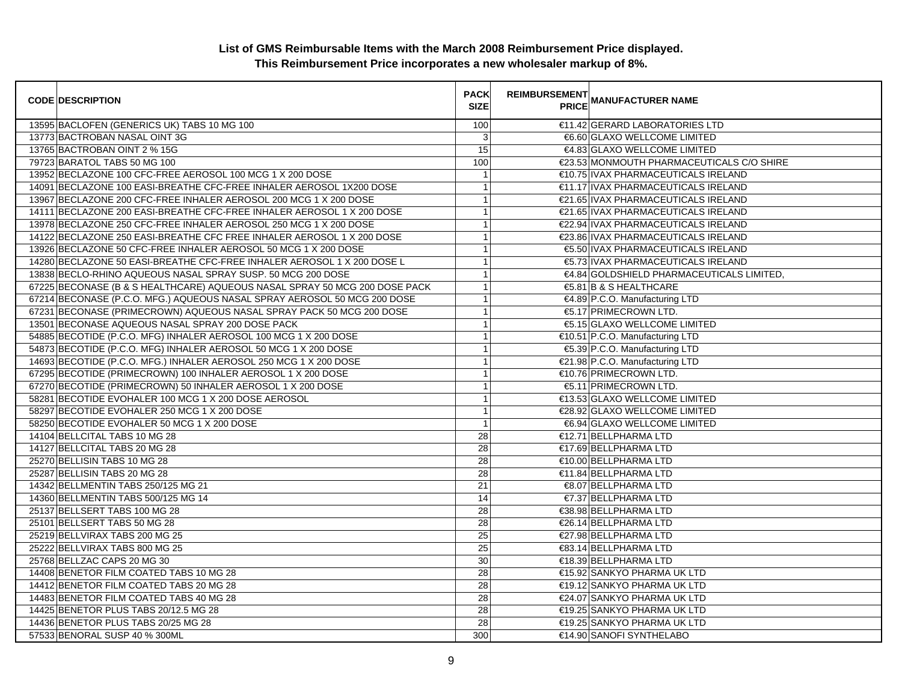**List of GMS Reimbursable Items with the March 2008 Reimbursement Price displayed.**
**This Reimbursement Price incorporates a new wholesaler markup of 8%.**

| CODE | DESCRIPTION | PACK SIZE | REIMBURSEMENT PRICE | MANUFACTURER NAME |
|---|---|---|---|---|
| 13595 | BACLOFEN (GENERICS UK) TABS 10 MG 100 | 100 | €11.42 | GERARD LABORATORIES LTD |
| 13773 | BACTROBAN NASAL OINT 3G | 3 | €6.60 | GLAXO WELLCOME LIMITED |
| 13765 | BACTROBAN OINT 2 % 15G | 15 | €4.83 | GLAXO WELLCOME LIMITED |
| 79723 | BARATOL TABS 50 MG 100 | 100 | €23.53 | MONMOUTH PHARMACEUTICALS C/O SHIRE |
| 13952 | BECLAZONE 100 CFC-FREE AEROSOL 100 MCG 1 X 200 DOSE | 1 | €10.75 | IVAX PHARMACEUTICALS IRELAND |
| 14091 | BECLAZONE 100 EASI-BREATHE CFC-FREE INHALER AEROSOL 1X200 DOSE | 1 | €11.17 | IVAX PHARMACEUTICALS IRELAND |
| 13967 | BECLAZONE 200 CFC-FREE INHALER AEROSOL 200 MCG 1 X 200 DOSE | 1 | €21.65 | IVAX PHARMACEUTICALS IRELAND |
| 14111 | BECLAZONE 200 EASI-BREATHE CFC-FREE INHALER AEROSOL 1 X 200 DOSE | 1 | €21.65 | IVAX PHARMACEUTICALS IRELAND |
| 13978 | BECLAZONE 250 CFC-FREE INHALER AEROSOL 250 MCG 1 X 200 DOSE | 1 | €22.94 | IVAX PHARMACEUTICALS IRELAND |
| 14122 | BECLAZONE 250 EASI-BREATHE CFC FREE INHALER AEROSOL 1 X 200 DOSE | 1 | €23.86 | IVAX PHARMACEUTICALS IRELAND |
| 13926 | BECLAZONE 50 CFC-FREE INHALER AEROSOL 50 MCG 1 X 200 DOSE | 1 | €5.50 | IVAX PHARMACEUTICALS IRELAND |
| 14280 | BECLAZONE 50 EASI-BREATHE CFC-FREE INHALER AEROSOL 1 X 200 DOSE L | 1 | €5.73 | IVAX PHARMACEUTICALS IRELAND |
| 13838 | BECLO-RHINO AQUEOUS NASAL SPRAY SUSP. 50 MCG 200 DOSE | 1 | €4.84 | GOLDSHIELD PHARMACEUTICALS LIMITED, |
| 67225 | BECONASE (B & S HEALTHCARE) AQUEOUS NASAL SPRAY 50 MCG 200 DOSE PACK | 1 | €5.81 | B & S HEALTHCARE |
| 67214 | BECONASE (P.C.O. MFG.) AQUEOUS NASAL SPRAY AEROSOL 50 MCG 200 DOSE | 1 | €4.89 | P.C.O. Manufacturing LTD |
| 67231 | BECONASE (PRIMECROWN) AQUEOUS NASAL SPRAY PACK 50 MCG 200 DOSE | 1 | €5.17 | PRIMECROWN LTD. |
| 13501 | BECONASE AQUEOUS NASAL SPRAY 200 DOSE PACK | 1 | €5.15 | GLAXO WELLCOME LIMITED |
| 54885 | BECOTIDE (P.C.O. MFG) INHALER AEROSOL 100 MCG 1 X 200 DOSE | 1 | €10.51 | P.C.O. Manufacturing LTD |
| 54873 | BECOTIDE (P.C.O. MFG) INHALER AEROSOL 50 MCG 1 X 200 DOSE | 1 | €5.39 | P.C.O. Manufacturing LTD |
| 14693 | BECOTIDE (P.C.O. MFG.) INHALER AEROSOL 250 MCG 1 X 200 DOSE | 1 | €21.98 | P.C.O. Manufacturing LTD |
| 67295 | BECOTIDE (PRIMECROWN) 100 INHALER AEROSOL 1 X 200 DOSE | 1 | €10.76 | PRIMECROWN LTD. |
| 67270 | BECOTIDE (PRIMECROWN) 50 INHALER AEROSOL 1 X 200 DOSE | 1 | €5.11 | PRIMECROWN LTD. |
| 58281 | BECOTIDE EVOHALER 100 MCG 1 X 200 DOSE AEROSOL | 1 | €13.53 | GLAXO WELLCOME LIMITED |
| 58297 | BECOTIDE EVOHALER 250 MCG 1 X 200 DOSE | 1 | €28.92 | GLAXO WELLCOME LIMITED |
| 58250 | BECOTIDE EVOHALER 50 MCG 1 X 200 DOSE | 1 | €6.94 | GLAXO WELLCOME LIMITED |
| 14104 | BELLCITAL TABS 10 MG 28 | 28 | €12.71 | BELLPHARMA LTD |
| 14127 | BELLCITAL TABS 20 MG 28 | 28 | €17.69 | BELLPHARMA LTD |
| 25270 | BELLISIN TABS 10 MG 28 | 28 | €10.00 | BELLPHARMA LTD |
| 25287 | BELLISIN TABS 20 MG 28 | 28 | €11.84 | BELLPHARMA LTD |
| 14342 | BELLMENTIN TABS 250/125 MG 21 | 21 | €8.07 | BELLPHARMA LTD |
| 14360 | BELLMENTIN TABS 500/125 MG 14 | 14 | €7.37 | BELLPHARMA LTD |
| 25137 | BELLSERT TABS 100 MG 28 | 28 | €38.98 | BELLPHARMA LTD |
| 25101 | BELLSERT TABS 50 MG 28 | 28 | €26.14 | BELLPHARMA LTD |
| 25219 | BELLVIRAX TABS 200 MG 25 | 25 | €27.98 | BELLPHARMA LTD |
| 25222 | BELLVIRAX TABS 800 MG 25 | 25 | €83.14 | BELLPHARMA LTD |
| 25768 | BELLZAC CAPS 20 MG 30 | 30 | €18.39 | BELLPHARMA LTD |
| 14408 | BENETOR FILM COATED TABS 10 MG 28 | 28 | €15.92 | SANKYO PHARMA UK LTD |
| 14412 | BENETOR FILM COATED TABS 20 MG 28 | 28 | €19.12 | SANKYO PHARMA UK LTD |
| 14483 | BENETOR FILM COATED TABS 40 MG 28 | 28 | €24.07 | SANKYO PHARMA UK LTD |
| 14425 | BENETOR PLUS TABS 20/12.5 MG 28 | 28 | €19.25 | SANKYO PHARMA UK LTD |
| 14436 | BENETOR PLUS TABS 20/25 MG 28 | 28 | €19.25 | SANKYO PHARMA UK LTD |
| 57533 | BENORAL SUSP 40 % 300ML | 300 | €14.90 | SANOFI SYNTHELABO |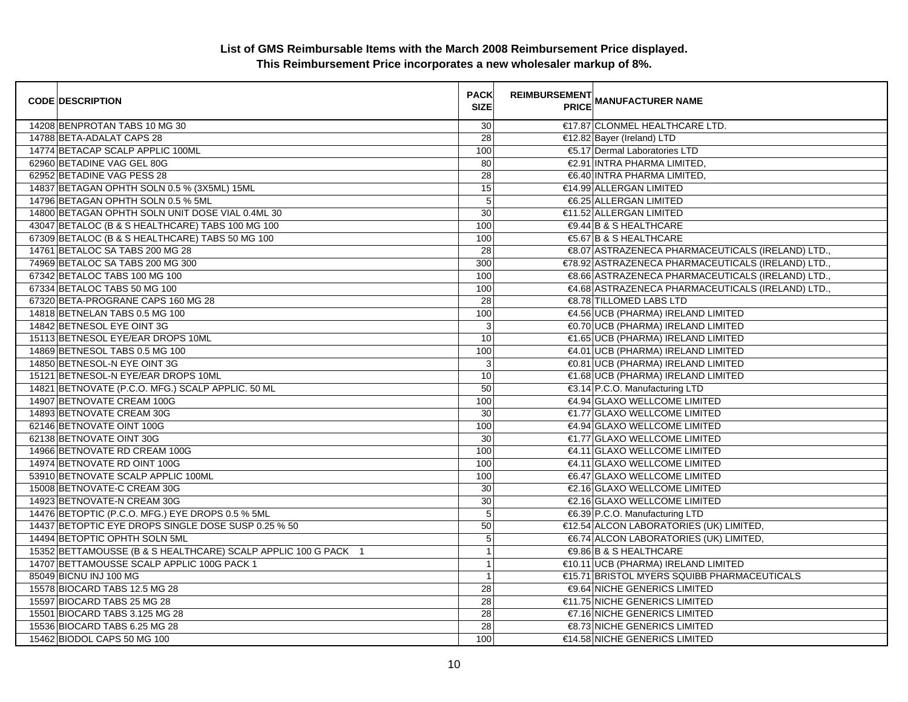**List of GMS Reimbursable Items with the March 2008 Reimbursement Price displayed.**
**This Reimbursement Price incorporates a new wholesaler markup of 8%.**

| CODE | DESCRIPTION | PACK SIZE | REIMBURSEMENT PRICE | MANUFACTURER NAME |
|---|---|---|---|---|
| 14208 | BENPROTAN TABS 10 MG 30 | 30 | €17.87 | CLONMEL HEALTHCARE LTD. |
| 14788 | BETA-ADALAT CAPS 28 | 28 | €12.82 | Bayer (Ireland) LTD |
| 14774 | BETACAP SCALP APPLIC 100ML | 100 | €5.17 | Dermal Laboratories LTD |
| 62960 | BETADINE VAG GEL 80G | 80 | €2.91 | INTRA PHARMA LIMITED, |
| 62952 | BETADINE VAG PESS 28 | 28 | €6.40 | INTRA PHARMA LIMITED, |
| 14837 | BETAGAN OPHTH SOLN 0.5 % (3X5ML) 15ML | 15 | €14.99 | ALLERGAN LIMITED |
| 14796 | BETAGAN OPHTH SOLN 0.5 % 5ML | 5 | €6.25 | ALLERGAN LIMITED |
| 14800 | BETAGAN OPHTH SOLN UNIT DOSE VIAL 0.4ML 30 | 30 | €11.52 | ALLERGAN LIMITED |
| 43047 | BETALOC (B & S HEALTHCARE) TABS 100 MG 100 | 100 | €9.44 | B & S HEALTHCARE |
| 67309 | BETALOC (B & S HEALTHCARE) TABS 50 MG 100 | 100 | €5.67 | B & S HEALTHCARE |
| 14761 | BETALOC SA TABS 200 MG 28 | 28 | €8.07 | ASTRAZENECA PHARMACEUTICALS (IRELAND) LTD., |
| 74969 | BETALOC SA TABS 200 MG 300 | 300 | €78.92 | ASTRAZENECA PHARMACEUTICALS (IRELAND) LTD., |
| 67342 | BETALOC TABS 100 MG 100 | 100 | €8.66 | ASTRAZENECA PHARMACEUTICALS (IRELAND) LTD., |
| 67334 | BETALOC TABS 50 MG 100 | 100 | €4.68 | ASTRAZENECA PHARMACEUTICALS (IRELAND) LTD., |
| 67320 | BETA-PROGRANE CAPS 160 MG 28 | 28 | €8.78 | TILLOMED LABS LTD |
| 14818 | BETNELAN TABS 0.5 MG 100 | 100 | €4.56 | UCB (PHARMA) IRELAND LIMITED |
| 14842 | BETNESOL EYE OINT 3G | 3 | €0.70 | UCB (PHARMA) IRELAND LIMITED |
| 15113 | BETNESOL EYE/EAR DROPS 10ML | 10 | €1.65 | UCB (PHARMA) IRELAND LIMITED |
| 14869 | BETNESOL TABS 0.5 MG 100 | 100 | €4.01 | UCB (PHARMA) IRELAND LIMITED |
| 14850 | BETNESOL-N EYE OINT 3G | 3 | €0.81 | UCB (PHARMA) IRELAND LIMITED |
| 15121 | BETNESOL-N EYE/EAR DROPS 10ML | 10 | €1.68 | UCB (PHARMA) IRELAND LIMITED |
| 14821 | BETNOVATE (P.C.O. MFG.) SCALP APPLIC. 50 ML | 50 | €3.14 | P.C.O. Manufacturing LTD |
| 14907 | BETNOVATE CREAM 100G | 100 | €4.94 | GLAXO WELLCOME LIMITED |
| 14893 | BETNOVATE CREAM 30G | 30 | €1.77 | GLAXO WELLCOME LIMITED |
| 62146 | BETNOVATE OINT 100G | 100 | €4.94 | GLAXO WELLCOME LIMITED |
| 62138 | BETNOVATE OINT 30G | 30 | €1.77 | GLAXO WELLCOME LIMITED |
| 14966 | BETNOVATE RD CREAM 100G | 100 | €4.11 | GLAXO WELLCOME LIMITED |
| 14974 | BETNOVATE RD OINT 100G | 100 | €4.11 | GLAXO WELLCOME LIMITED |
| 53910 | BETNOVATE SCALP APPLIC 100ML | 100 | €6.47 | GLAXO WELLCOME LIMITED |
| 15008 | BETNOVATE-C CREAM 30G | 30 | €2.16 | GLAXO WELLCOME LIMITED |
| 14923 | BETNOVATE-N CREAM 30G | 30 | €2.16 | GLAXO WELLCOME LIMITED |
| 14476 | BETOPTIC (P.C.O. MFG.) EYE DROPS 0.5 % 5ML | 5 | €6.39 | P.C.O. Manufacturing LTD |
| 14437 | BETOPTIC EYE DROPS SINGLE DOSE SUSP 0.25 % 50 | 50 | €12.54 | ALCON LABORATORIES (UK) LIMITED, |
| 14494 | BETOPTIC OPHTH SOLN 5ML | 5 | €6.74 | ALCON LABORATORIES (UK) LIMITED, |
| 15352 | BETTAMOUSSE (B & S HEALTHCARE) SCALP APPLIC 100 G PACK 1 | 1 | €9.86 | B & S HEALTHCARE |
| 14707 | BETTAMOUSSE SCALP APPLIC 100G PACK 1 | 1 | €10.11 | UCB (PHARMA) IRELAND LIMITED |
| 85049 | BICNU INJ 100 MG | 1 | €15.71 | BRISTOL MYERS SQUIBB PHARMACEUTICALS |
| 15578 | BIOCARD TABS 12.5 MG 28 | 28 | €9.64 | NICHE GENERICS LIMITED |
| 15597 | BIOCARD TABS 25 MG 28 | 28 | €11.75 | NICHE GENERICS LIMITED |
| 15501 | BIOCARD TABS 3.125 MG 28 | 28 | €7.16 | NICHE GENERICS LIMITED |
| 15536 | BIOCARD TABS 6.25 MG 28 | 28 | €8.73 | NICHE GENERICS LIMITED |
| 15462 | BIODOL CAPS 50 MG 100 | 100 | €14.58 | NICHE GENERICS LIMITED |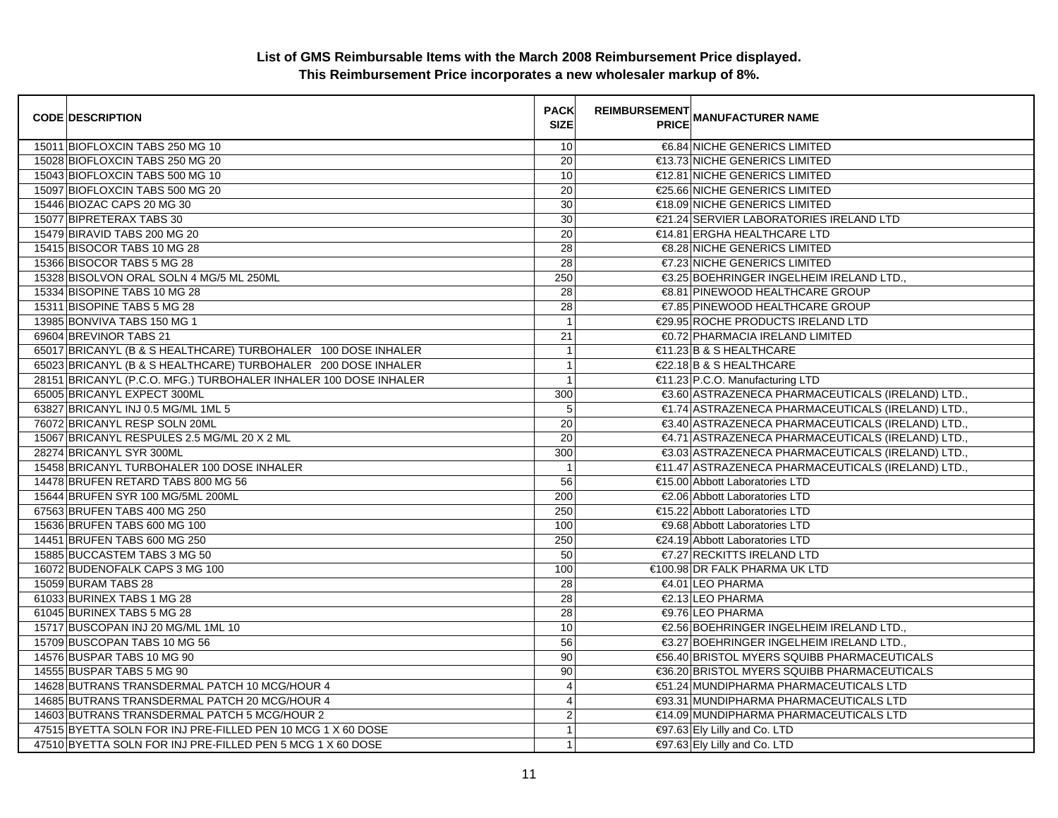**List of GMS Reimbursable Items with the March 2008 Reimbursement Price displayed.**
**This Reimbursement Price incorporates a new wholesaler markup of 8%.**

| CODE | DESCRIPTION | PACK SIZE | REIMBURSEMENT PRICE | MANUFACTURER NAME |
|---|---|---|---|---|
| 15011 | BIOFLOXCIN TABS 250 MG 10 | 10 | €6.84 | NICHE GENERICS LIMITED |
| 15028 | BIOFLOXCIN TABS 250 MG 20 | 20 | €13.73 | NICHE GENERICS LIMITED |
| 15043 | BIOFLOXCIN TABS 500 MG 10 | 10 | €12.81 | NICHE GENERICS LIMITED |
| 15097 | BIOFLOXCIN TABS 500 MG 20 | 20 | €25.66 | NICHE GENERICS LIMITED |
| 15446 | BIOZAC CAPS 20 MG 30 | 30 | €18.09 | NICHE GENERICS LIMITED |
| 15077 | BIPRETERAX TABS 30 | 30 | €21.24 | SERVIER LABORATORIES IRELAND LTD |
| 15479 | BIRAVID TABS 200 MG 20 | 20 | €14.81 | ERGHA HEALTHCARE LTD |
| 15415 | BISOCOR TABS 10 MG 28 | 28 | €8.28 | NICHE GENERICS LIMITED |
| 15366 | BISOCOR TABS 5 MG 28 | 28 | €7.23 | NICHE GENERICS LIMITED |
| 15328 | BISOLVON ORAL SOLN 4 MG/5 ML 250ML | 250 | €3.25 | BOEHRINGER INGELHEIM IRELAND LTD., |
| 15334 | BISOPINE TABS 10 MG 28 | 28 | €8.81 | PINEWOOD HEALTHCARE GROUP |
| 15311 | BISOPINE TABS 5 MG 28 | 28 | €7.85 | PINEWOOD HEALTHCARE GROUP |
| 13985 | BONVIVA TABS 150 MG 1 | 1 | €29.95 | ROCHE PRODUCTS IRELAND LTD |
| 69604 | BREVINOR TABS 21 | 21 | €0.72 | PHARMACIA IRELAND LIMITED |
| 65017 | BRICANYL (B & S HEALTHCARE) TURBOHALER 100 DOSE INHALER | 1 | €11.23 | B & S HEALTHCARE |
| 65023 | BRICANYL (B & S HEALTHCARE) TURBOHALER 200 DOSE INHALER | 1 | €22.18 | B & S HEALTHCARE |
| 28151 | BRICANYL (P.C.O. MFG.) TURBOHALER INHALER 100 DOSE INHALER | 1 | €11.23 | P.C.O. Manufacturing LTD |
| 65005 | BRICANYL EXPECT 300ML | 300 | €3.60 | ASTRAZENECA PHARMACEUTICALS (IRELAND) LTD., |
| 63827 | BRICANYL INJ 0.5 MG/ML 1ML 5 | 5 | €1.74 | ASTRAZENECA PHARMACEUTICALS (IRELAND) LTD., |
| 76072 | BRICANYL RESP SOLN 20ML | 20 | €3.40 | ASTRAZENECA PHARMACEUTICALS (IRELAND) LTD., |
| 15067 | BRICANYL RESPULES 2.5 MG/ML 20 X 2 ML | 20 | €4.71 | ASTRAZENECA PHARMACEUTICALS (IRELAND) LTD., |
| 28274 | BRICANYL SYR 300ML | 300 | €3.03 | ASTRAZENECA PHARMACEUTICALS (IRELAND) LTD., |
| 15458 | BRICANYL TURBOHALER 100 DOSE INHALER | 1 | €11.47 | ASTRAZENECA PHARMACEUTICALS (IRELAND) LTD., |
| 14478 | BRUFEN RETARD TABS 800 MG 56 | 56 | €15.00 | Abbott Laboratories LTD |
| 15644 | BRUFEN SYR 100 MG/5ML 200ML | 200 | €2.06 | Abbott Laboratories LTD |
| 67563 | BRUFEN TABS 400 MG 250 | 250 | €15.22 | Abbott Laboratories LTD |
| 15636 | BRUFEN TABS 600 MG 100 | 100 | €9.68 | Abbott Laboratories LTD |
| 14451 | BRUFEN TABS 600 MG 250 | 250 | €24.19 | Abbott Laboratories LTD |
| 15885 | BUCCASTEM TABS 3 MG 50 | 50 | €7.27 | RECKITTS IRELAND LTD |
| 16072 | BUDENOFALK CAPS 3 MG 100 | 100 | €100.98 | DR FALK PHARMA UK LTD |
| 15059 | BURAM TABS 28 | 28 | €4.01 | LEO PHARMA |
| 61033 | BURINEX TABS 1 MG 28 | 28 | €2.13 | LEO PHARMA |
| 61045 | BURINEX TABS 5 MG 28 | 28 | €9.76 | LEO PHARMA |
| 15717 | BUSCOPAN INJ 20 MG/ML 1ML 10 | 10 | €2.56 | BOEHRINGER INGELHEIM IRELAND LTD., |
| 15709 | BUSCOPAN TABS 10 MG 56 | 56 | €3.27 | BOEHRINGER INGELHEIM IRELAND LTD., |
| 14576 | BUSPAR TABS 10 MG 90 | 90 | €56.40 | BRISTOL MYERS SQUIBB PHARMACEUTICALS |
| 14555 | BUSPAR TABS 5 MG 90 | 90 | €36.20 | BRISTOL MYERS SQUIBB PHARMACEUTICALS |
| 14628 | BUTRANS TRANSDERMAL PATCH 10 MCG/HOUR 4 | 4 | €51.24 | MUNDIPHARMA PHARMACEUTICALS LTD |
| 14685 | BUTRANS TRANSDERMAL PATCH 20 MCG/HOUR 4 | 4 | €93.31 | MUNDIPHARMA PHARMACEUTICALS LTD |
| 14603 | BUTRANS TRANSDERMAL PATCH 5 MCG/HOUR 2 | 2 | €14.09 | MUNDIPHARMA PHARMACEUTICALS LTD |
| 47515 | BYETTA SOLN FOR INJ PRE-FILLED PEN 10 MCG 1 X 60 DOSE | 1 | €97.63 | Ely Lilly and Co. LTD |
| 47510 | BYETTA SOLN FOR INJ PRE-FILLED PEN 5 MCG 1 X 60 DOSE | 1 | €97.63 | Ely Lilly and Co. LTD |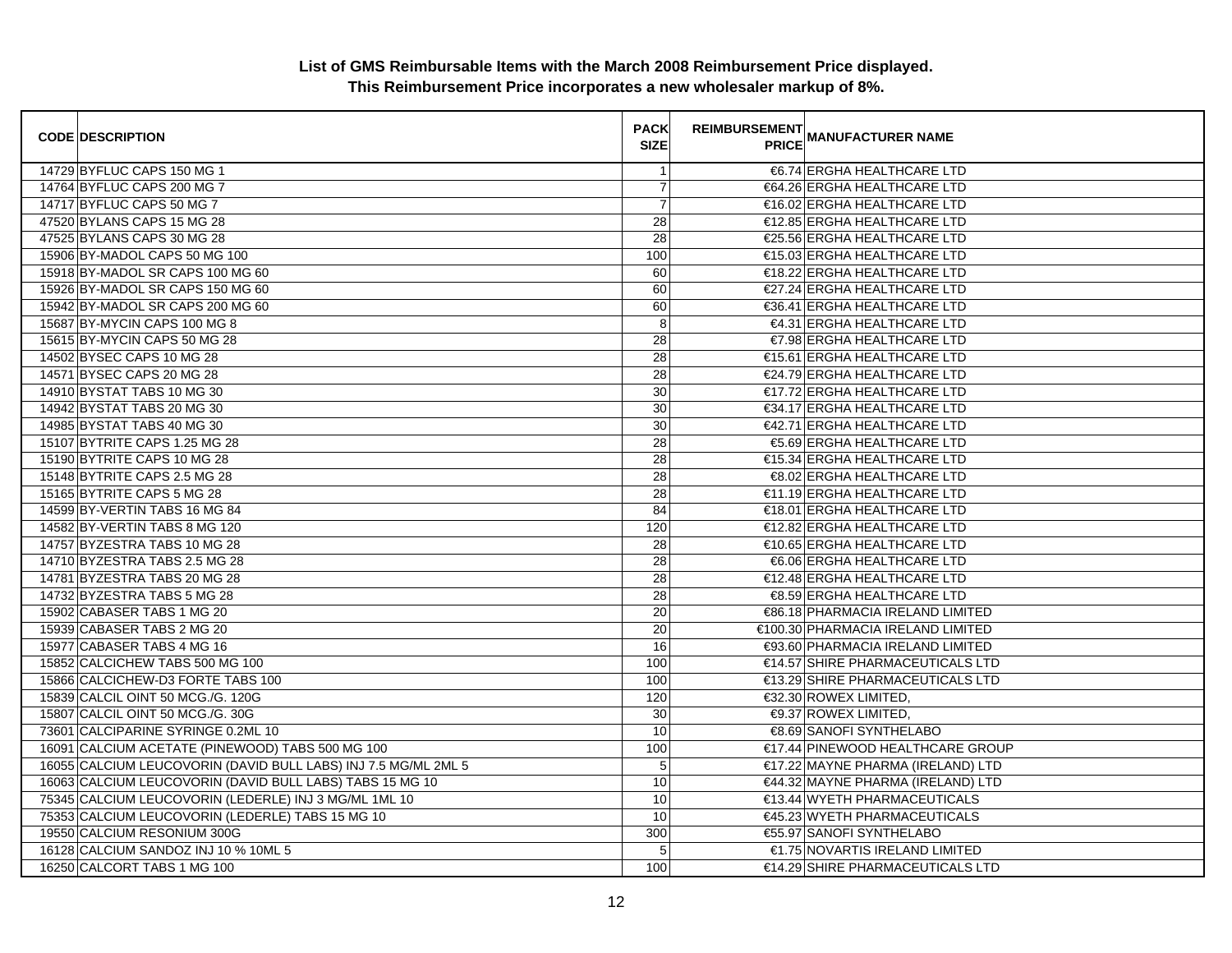**List of GMS Reimbursable Items with the March 2008 Reimbursement Price displayed.**
**This Reimbursement Price incorporates a new wholesaler markup of 8%.**

| CODE | DESCRIPTION | PACK SIZE | REIMBURSEMENT PRICE | MANUFACTURER NAME |
|---|---|---|---|---|
| 14729 | BYFLUC CAPS 150 MG 1 | 1 | €6.74 | ERGHA HEALTHCARE LTD |
| 14764 | BYFLUC CAPS 200 MG 7 | 7 | €64.26 | ERGHA HEALTHCARE LTD |
| 14717 | BYFLUC CAPS 50 MG 7 | 7 | €16.02 | ERGHA HEALTHCARE LTD |
| 47520 | BYLANS CAPS 15 MG 28 | 28 | €12.85 | ERGHA HEALTHCARE LTD |
| 47525 | BYLANS CAPS 30 MG 28 | 28 | €25.56 | ERGHA HEALTHCARE LTD |
| 15906 | BY-MADOL CAPS 50 MG 100 | 100 | €15.03 | ERGHA HEALTHCARE LTD |
| 15918 | BY-MADOL SR CAPS 100 MG 60 | 60 | €18.22 | ERGHA HEALTHCARE LTD |
| 15926 | BY-MADOL SR CAPS 150 MG 60 | 60 | €27.24 | ERGHA HEALTHCARE LTD |
| 15942 | BY-MADOL SR CAPS 200 MG 60 | 60 | €36.41 | ERGHA HEALTHCARE LTD |
| 15687 | BY-MYCIN CAPS 100 MG 8 | 8 | €4.31 | ERGHA HEALTHCARE LTD |
| 15615 | BY-MYCIN CAPS 50 MG 28 | 28 | €7.98 | ERGHA HEALTHCARE LTD |
| 14502 | BYSEC CAPS 10 MG 28 | 28 | €15.61 | ERGHA HEALTHCARE LTD |
| 14571 | BYSEC CAPS 20 MG 28 | 28 | €24.79 | ERGHA HEALTHCARE LTD |
| 14910 | BYSTAT TABS 10 MG 30 | 30 | €17.72 | ERGHA HEALTHCARE LTD |
| 14942 | BYSTAT TABS 20 MG 30 | 30 | €34.17 | ERGHA HEALTHCARE LTD |
| 14985 | BYSTAT TABS 40 MG 30 | 30 | €42.71 | ERGHA HEALTHCARE LTD |
| 15107 | BYTRITE CAPS 1.25 MG 28 | 28 | €5.69 | ERGHA HEALTHCARE LTD |
| 15190 | BYTRITE CAPS 10 MG 28 | 28 | €15.34 | ERGHA HEALTHCARE LTD |
| 15148 | BYTRITE CAPS 2.5 MG 28 | 28 | €8.02 | ERGHA HEALTHCARE LTD |
| 15165 | BYTRITE CAPS 5 MG 28 | 28 | €11.19 | ERGHA HEALTHCARE LTD |
| 14599 | BY-VERTIN TABS 16 MG 84 | 84 | €18.01 | ERGHA HEALTHCARE LTD |
| 14582 | BY-VERTIN TABS 8 MG 120 | 120 | €12.82 | ERGHA HEALTHCARE LTD |
| 14757 | BYZESTRA TABS 10 MG 28 | 28 | €10.65 | ERGHA HEALTHCARE LTD |
| 14710 | BYZESTRA TABS 2.5 MG 28 | 28 | €6.06 | ERGHA HEALTHCARE LTD |
| 14781 | BYZESTRA TABS 20 MG 28 | 28 | €12.48 | ERGHA HEALTHCARE LTD |
| 14732 | BYZESTRA TABS 5 MG 28 | 28 | €8.59 | ERGHA HEALTHCARE LTD |
| 15902 | CABASER TABS 1 MG 20 | 20 | €86.18 | PHARMACIA IRELAND LIMITED |
| 15939 | CABASER TABS 2 MG 20 | 20 | €100.30 | PHARMACIA IRELAND LIMITED |
| 15977 | CABASER TABS 4 MG 16 | 16 | €93.60 | PHARMACIA IRELAND LIMITED |
| 15852 | CALCICHEW TABS 500 MG 100 | 100 | €14.57 | SHIRE PHARMACEUTICALS LTD |
| 15866 | CALCICHEW-D3 FORTE TABS 100 | 100 | €13.29 | SHIRE PHARMACEUTICALS LTD |
| 15839 | CALCIL OINT 50 MCG./G. 120G | 120 | €32.30 | ROWEX LIMITED, |
| 15807 | CALCIL OINT 50 MCG./G. 30G | 30 | €9.37 | ROWEX LIMITED, |
| 73601 | CALCIPARINE SYRINGE 0.2ML 10 | 10 | €8.69 | SANOFI SYNTHELABO |
| 16091 | CALCIUM ACETATE (PINEWOOD) TABS 500 MG 100 | 100 | €17.44 | PINEWOOD HEALTHCARE GROUP |
| 16055 | CALCIUM LEUCOVORIN (DAVID BULL LABS) INJ 7.5 MG/ML 2ML 5 | 5 | €17.22 | MAYNE PHARMA (IRELAND) LTD |
| 16063 | CALCIUM LEUCOVORIN (DAVID BULL LABS) TABS 15 MG 10 | 10 | €44.32 | MAYNE PHARMA (IRELAND) LTD |
| 75345 | CALCIUM LEUCOVORIN (LEDERLE) INJ 3 MG/ML 1ML 10 | 10 | €13.44 | WYETH PHARMACEUTICALS |
| 75353 | CALCIUM LEUCOVORIN (LEDERLE) TABS 15 MG 10 | 10 | €45.23 | WYETH PHARMACEUTICALS |
| 19550 | CALCIUM RESONIUM 300G | 300 | €55.97 | SANOFI SYNTHELABO |
| 16128 | CALCIUM SANDOZ INJ 10 % 10ML 5 | 5 | €1.75 | NOVARTIS IRELAND LIMITED |
| 16250 | CALCORT TABS 1 MG 100 | 100 | €14.29 | SHIRE PHARMACEUTICALS LTD |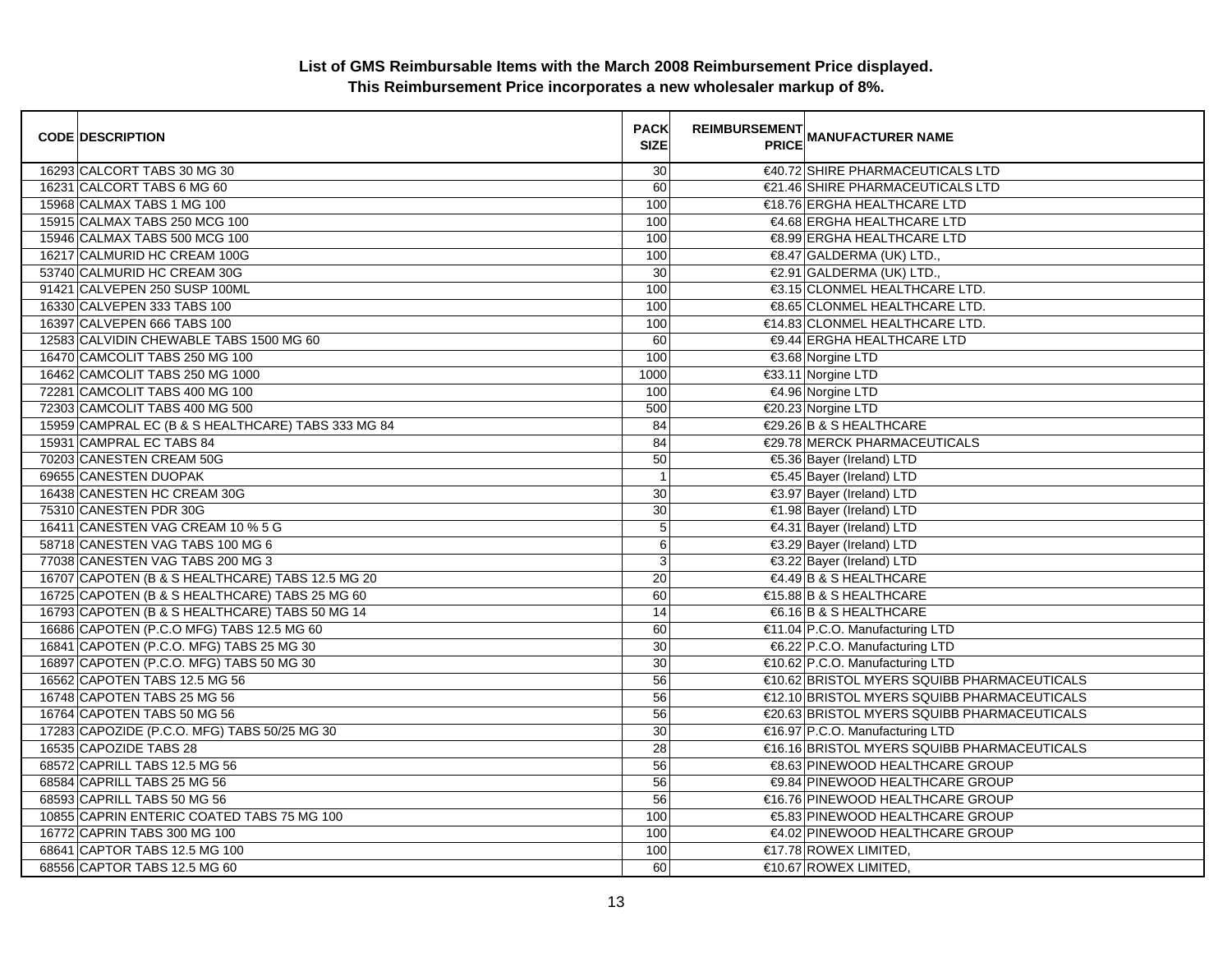**List of GMS Reimbursable Items with the March 2008 Reimbursement Price displayed.**
**This Reimbursement Price incorporates a new wholesaler markup of 8%.**

| CODE | DESCRIPTION | PACK SIZE | REIMBURSEMENT PRICE | MANUFACTURER NAME |
|---|---|---|---|---|
| 16293 | CALCORT TABS 30 MG 30 | 30 | €40.72 | SHIRE PHARMACEUTICALS LTD |
| 16231 | CALCORT TABS 6 MG 60 | 60 | €21.46 | SHIRE PHARMACEUTICALS LTD |
| 15968 | CALMAX TABS 1 MG 100 | 100 | €18.76 | ERGHA HEALTHCARE LTD |
| 15915 | CALMAX TABS 250 MCG 100 | 100 | €4.68 | ERGHA HEALTHCARE LTD |
| 15946 | CALMAX TABS 500 MCG 100 | 100 | €8.99 | ERGHA HEALTHCARE LTD |
| 16217 | CALMURID HC CREAM 100G | 100 | €8.47 | GALDERMA (UK) LTD., |
| 53740 | CALMURID HC CREAM 30G | 30 | €2.91 | GALDERMA (UK) LTD., |
| 91421 | CALVEPEN 250 SUSP 100ML | 100 | €3.15 | CLONMEL HEALTHCARE LTD. |
| 16330 | CALVEPEN 333 TABS 100 | 100 | €8.65 | CLONMEL HEALTHCARE LTD. |
| 16397 | CALVEPEN 666 TABS 100 | 100 | €14.83 | CLONMEL HEALTHCARE LTD. |
| 12583 | CALVIDIN CHEWABLE TABS 1500 MG 60 | 60 | €9.44 | ERGHA HEALTHCARE LTD |
| 16470 | CAMCOLIT TABS 250 MG 100 | 100 | €3.68 | Norgine LTD |
| 16462 | CAMCOLIT TABS 250 MG 1000 | 1000 | €33.11 | Norgine LTD |
| 72281 | CAMCOLIT TABS 400 MG 100 | 100 | €4.96 | Norgine LTD |
| 72303 | CAMCOLIT TABS 400 MG 500 | 500 | €20.23 | Norgine LTD |
| 15959 | CAMPRAL EC (B & S HEALTHCARE) TABS 333 MG 84 | 84 | €29.26 | B & S HEALTHCARE |
| 15931 | CAMPRAL EC TABS 84 | 84 | €29.78 | MERCK PHARMACEUTICALS |
| 70203 | CANESTEN CREAM 50G | 50 | €5.36 | Bayer (Ireland) LTD |
| 69655 | CANESTEN DUOPAK | 1 | €5.45 | Bayer (Ireland) LTD |
| 16438 | CANESTEN HC CREAM 30G | 30 | €3.97 | Bayer (Ireland) LTD |
| 75310 | CANESTEN PDR 30G | 30 | €1.98 | Bayer (Ireland) LTD |
| 16411 | CANESTEN VAG CREAM 10 % 5 G | 5 | €4.31 | Bayer (Ireland) LTD |
| 58718 | CANESTEN VAG TABS 100 MG 6 | 6 | €3.29 | Bayer (Ireland) LTD |
| 77038 | CANESTEN VAG TABS 200 MG 3 | 3 | €3.22 | Bayer (Ireland) LTD |
| 16707 | CAPOTEN (B & S HEALTHCARE) TABS 12.5 MG 20 | 20 | €4.49 | B & S HEALTHCARE |
| 16725 | CAPOTEN (B & S HEALTHCARE) TABS 25 MG 60 | 60 | €15.88 | B & S HEALTHCARE |
| 16793 | CAPOTEN (B & S HEALTHCARE) TABS 50 MG 14 | 14 | €6.16 | B & S HEALTHCARE |
| 16686 | CAPOTEN (P.C.O MFG) TABS 12.5 MG 60 | 60 | €11.04 | P.C.O. Manufacturing LTD |
| 16841 | CAPOTEN (P.C.O. MFG) TABS 25 MG 30 | 30 | €6.22 | P.C.O. Manufacturing LTD |
| 16897 | CAPOTEN (P.C.O. MFG) TABS 50 MG 30 | 30 | €10.62 | P.C.O. Manufacturing LTD |
| 16562 | CAPOTEN TABS 12.5 MG 56 | 56 | €10.62 | BRISTOL MYERS SQUIBB PHARMACEUTICALS |
| 16748 | CAPOTEN TABS 25 MG 56 | 56 | €12.10 | BRISTOL MYERS SQUIBB PHARMACEUTICALS |
| 16764 | CAPOTEN TABS 50 MG 56 | 56 | €20.63 | BRISTOL MYERS SQUIBB PHARMACEUTICALS |
| 17283 | CAPOZIDE (P.C.O. MFG) TABS 50/25 MG 30 | 30 | €16.97 | P.C.O. Manufacturing LTD |
| 16535 | CAPOZIDE TABS 28 | 28 | €16.16 | BRISTOL MYERS SQUIBB PHARMACEUTICALS |
| 68572 | CAPRILL TABS 12.5 MG 56 | 56 | €8.63 | PINEWOOD HEALTHCARE GROUP |
| 68584 | CAPRILL TABS 25 MG 56 | 56 | €9.84 | PINEWOOD HEALTHCARE GROUP |
| 68593 | CAPRILL TABS 50 MG 56 | 56 | €16.76 | PINEWOOD HEALTHCARE GROUP |
| 10855 | CAPRIN ENTERIC COATED TABS 75 MG 100 | 100 | €5.83 | PINEWOOD HEALTHCARE GROUP |
| 16772 | CAPRIN TABS 300 MG 100 | 100 | €4.02 | PINEWOOD HEALTHCARE GROUP |
| 68641 | CAPTOR TABS 12.5 MG 100 | 100 | €17.78 | ROWEX LIMITED, |
| 68556 | CAPTOR TABS 12.5 MG 60 | 60 | €10.67 | ROWEX LIMITED, |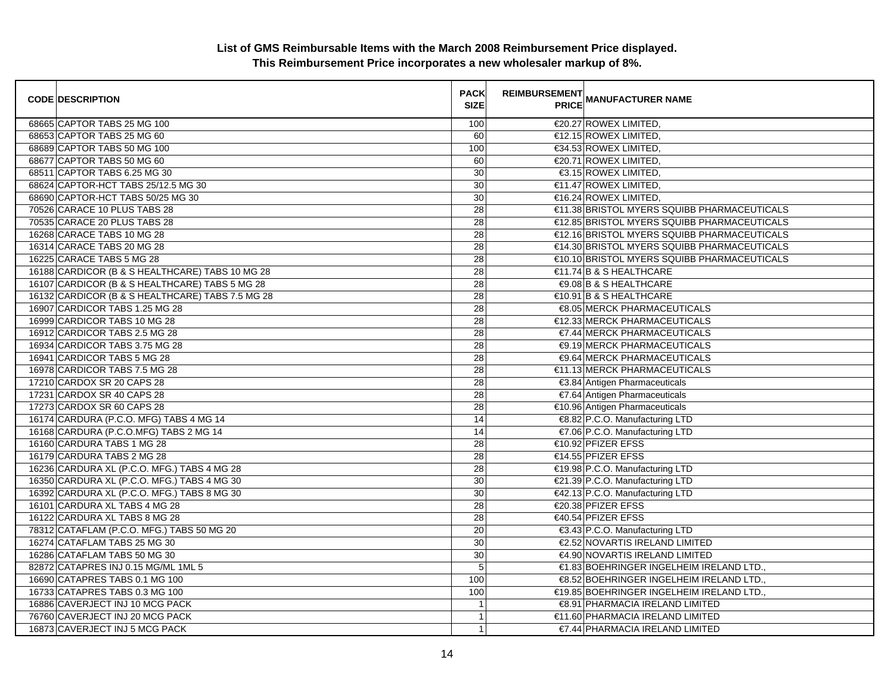**List of GMS Reimbursable Items with the March 2008 Reimbursement Price displayed.**
**This Reimbursement Price incorporates a new wholesaler markup of 8%.**

| CODE | DESCRIPTION | PACK SIZE | REIMBURSEMENT PRICE | MANUFACTURER NAME |
|---|---|---|---|---|
| 68665 | CAPTOR TABS 25 MG 100 | 100 | €20.27 | ROWEX LIMITED, |
| 68653 | CAPTOR TABS 25 MG 60 | 60 | €12.15 | ROWEX LIMITED, |
| 68689 | CAPTOR TABS 50 MG 100 | 100 | €34.53 | ROWEX LIMITED, |
| 68677 | CAPTOR TABS 50 MG 60 | 60 | €20.71 | ROWEX LIMITED, |
| 68511 | CAPTOR TABS 6.25 MG 30 | 30 | €3.15 | ROWEX LIMITED, |
| 68624 | CAPTOR-HCT TABS 25/12.5 MG 30 | 30 | €11.47 | ROWEX LIMITED, |
| 68690 | CAPTOR-HCT TABS 50/25 MG 30 | 30 | €16.24 | ROWEX LIMITED, |
| 70526 | CARACE 10 PLUS TABS 28 | 28 | €11.38 | BRISTOL MYERS SQUIBB PHARMACEUTICALS |
| 70535 | CARACE 20 PLUS TABS 28 | 28 | €12.85 | BRISTOL MYERS SQUIBB PHARMACEUTICALS |
| 16268 | CARACE TABS 10 MG 28 | 28 | €12.16 | BRISTOL MYERS SQUIBB PHARMACEUTICALS |
| 16314 | CARACE TABS 20 MG 28 | 28 | €14.30 | BRISTOL MYERS SQUIBB PHARMACEUTICALS |
| 16225 | CARACE TABS 5 MG 28 | 28 | €10.10 | BRISTOL MYERS SQUIBB PHARMACEUTICALS |
| 16188 | CARDICOR (B & S HEALTHCARE) TABS 10 MG 28 | 28 | €11.74 | B & S HEALTHCARE |
| 16107 | CARDICOR (B & S HEALTHCARE) TABS 5 MG 28 | 28 | €9.08 | B & S HEALTHCARE |
| 16132 | CARDICOR (B & S HEALTHCARE) TABS 7.5 MG 28 | 28 | €10.91 | B & S HEALTHCARE |
| 16907 | CARDICOR TABS 1.25 MG 28 | 28 | €8.05 | MERCK PHARMACEUTICALS |
| 16999 | CARDICOR TABS 10 MG 28 | 28 | €12.33 | MERCK PHARMACEUTICALS |
| 16912 | CARDICOR TABS 2.5 MG 28 | 28 | €7.44 | MERCK PHARMACEUTICALS |
| 16934 | CARDICOR TABS 3.75 MG 28 | 28 | €9.19 | MERCK PHARMACEUTICALS |
| 16941 | CARDICOR TABS 5 MG 28 | 28 | €9.64 | MERCK PHARMACEUTICALS |
| 16978 | CARDICOR TABS 7.5 MG 28 | 28 | €11.13 | MERCK PHARMACEUTICALS |
| 17210 | CARDOX SR 20 CAPS 28 | 28 | €3.84 | Antigen Pharmaceuticals |
| 17231 | CARDOX SR 40 CAPS 28 | 28 | €7.64 | Antigen Pharmaceuticals |
| 17273 | CARDOX SR 60 CAPS 28 | 28 | €10.96 | Antigen Pharmaceuticals |
| 16174 | CARDURA (P.C.O. MFG) TABS 4 MG 14 | 14 | €8.82 | P.C.O. Manufacturing LTD |
| 16168 | CARDURA (P.C.O.MFG) TABS 2 MG 14 | 14 | €7.06 | P.C.O. Manufacturing LTD |
| 16160 | CARDURA TABS 1 MG 28 | 28 | €10.92 | PFIZER EFSS |
| 16179 | CARDURA TABS 2 MG 28 | 28 | €14.55 | PFIZER EFSS |
| 16236 | CARDURA XL (P.C.O. MFG.) TABS 4 MG 28 | 28 | €19.98 | P.C.O. Manufacturing LTD |
| 16350 | CARDURA XL (P.C.O. MFG.) TABS 4 MG 30 | 30 | €21.39 | P.C.O. Manufacturing LTD |
| 16392 | CARDURA XL (P.C.O. MFG.) TABS 8 MG 30 | 30 | €42.13 | P.C.O. Manufacturing LTD |
| 16101 | CARDURA XL TABS 4 MG 28 | 28 | €20.38 | PFIZER EFSS |
| 16122 | CARDURA XL TABS 8 MG 28 | 28 | €40.54 | PFIZER EFSS |
| 78312 | CATAFLAM (P.C.O. MFG.) TABS 50 MG 20 | 20 | €3.43 | P.C.O. Manufacturing LTD |
| 16274 | CATAFLAM TABS 25 MG 30 | 30 | €2.52 | NOVARTIS IRELAND LIMITED |
| 16286 | CATAFLAM TABS 50 MG 30 | 30 | €4.90 | NOVARTIS IRELAND LIMITED |
| 82872 | CATAPRES INJ 0.15 MG/ML 1ML 5 | 5 | €1.83 | BOEHRINGER INGELHEIM IRELAND LTD., |
| 16690 | CATAPRES TABS 0.1 MG 100 | 100 | €8.52 | BOEHRINGER INGELHEIM IRELAND LTD., |
| 16733 | CATAPRES TABS 0.3 MG 100 | 100 | €19.85 | BOEHRINGER INGELHEIM IRELAND LTD., |
| 16886 | CAVERJECT INJ 10 MCG PACK | 1 | €8.91 | PHARMACIA IRELAND LIMITED |
| 76760 | CAVERJECT INJ 20 MCG PACK | 1 | €11.60 | PHARMACIA IRELAND LIMITED |
| 16873 | CAVERJECT INJ 5 MCG PACK | 1 | €7.44 | PHARMACIA IRELAND LIMITED |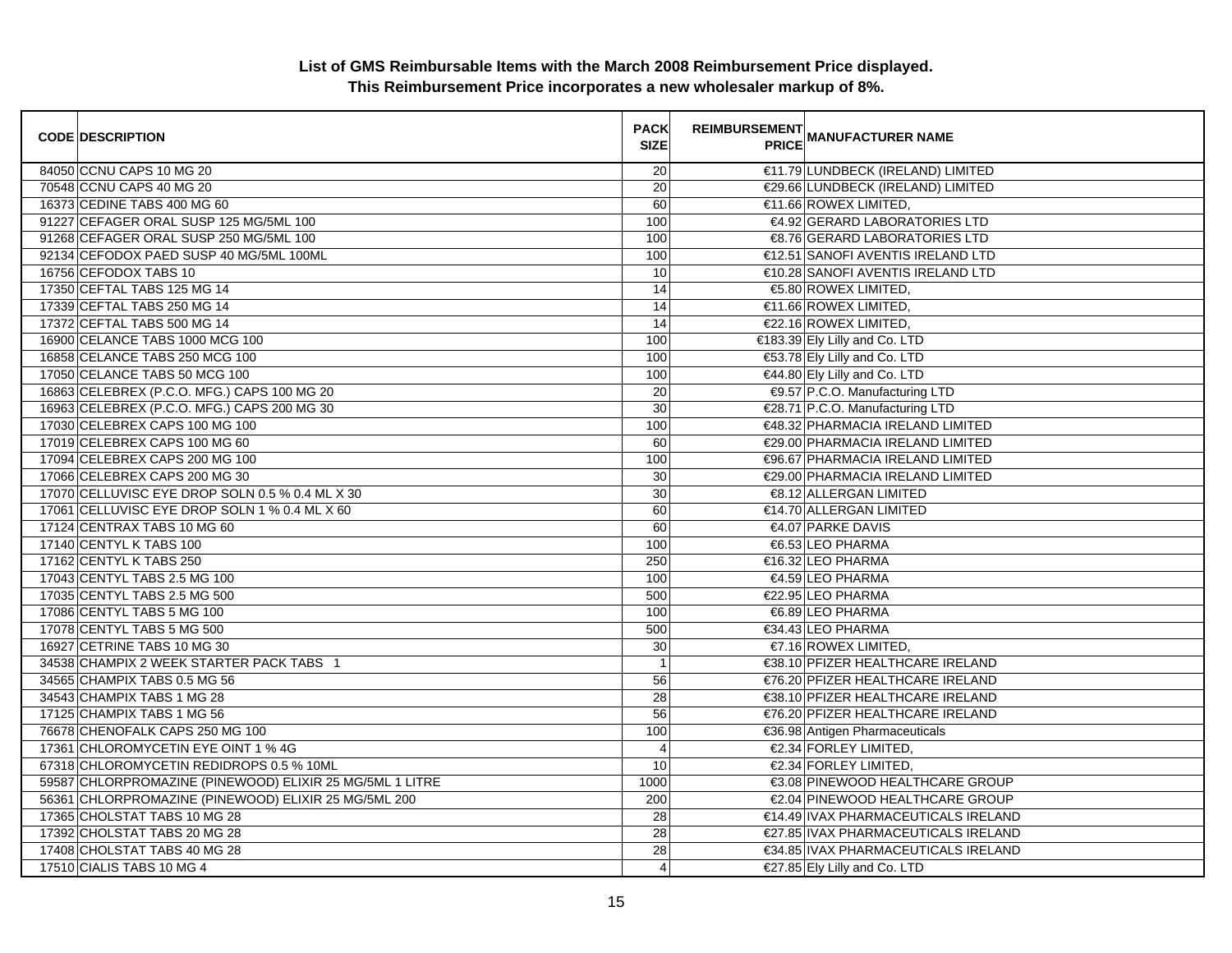# List of GMS Reimbursable Items with the March 2008 Reimbursement Price displayed.
## This Reimbursement Price incorporates a new wholesaler markup of 8%.

| CODE | DESCRIPTION | PACK SIZE | REIMBURSEMENT PRICE | MANUFACTURER NAME |
|---|---|---|---|---|
| 84050 | CCNU CAPS 10 MG 20 | 20 | €11.79 | LUNDBECK (IRELAND) LIMITED |
| 70548 | CCNU CAPS 40 MG 20 | 20 | €29.66 | LUNDBECK (IRELAND) LIMITED |
| 16373 | CEDINE TABS 400 MG 60 | 60 | €11.66 | ROWEX LIMITED, |
| 91227 | CEFAGER ORAL SUSP 125 MG/5ML 100 | 100 | €4.92 | GERARD LABORATORIES LTD |
| 91268 | CEFAGER ORAL SUSP 250 MG/5ML 100 | 100 | €8.76 | GERARD LABORATORIES LTD |
| 92134 | CEFODOX PAED SUSP 40 MG/5ML 100ML | 100 | €12.51 | SANOFI AVENTIS IRELAND LTD |
| 16756 | CEFODOX TABS 10 | 10 | €10.28 | SANOFI AVENTIS IRELAND LTD |
| 17350 | CEFTAL TABS 125 MG 14 | 14 | €5.80 | ROWEX LIMITED, |
| 17339 | CEFTAL TABS 250 MG 14 | 14 | €11.66 | ROWEX LIMITED, |
| 17372 | CEFTAL TABS 500 MG 14 | 14 | €22.16 | ROWEX LIMITED, |
| 16900 | CELANCE TABS 1000 MCG 100 | 100 | €183.39 | Ely Lilly and Co. LTD |
| 16858 | CELANCE TABS 250 MCG 100 | 100 | €53.78 | Ely Lilly and Co. LTD |
| 17050 | CELANCE TABS 50 MCG 100 | 100 | €44.80 | Ely Lilly and Co. LTD |
| 16863 | CELEBREX (P.C.O. MFG.) CAPS 100 MG 20 | 20 | €9.57 | P.C.O. Manufacturing LTD |
| 16963 | CELEBREX (P.C.O. MFG.) CAPS 200 MG 30 | 30 | €28.71 | P.C.O. Manufacturing LTD |
| 17030 | CELEBREX CAPS 100 MG 100 | 100 | €48.32 | PHARMACIA IRELAND LIMITED |
| 17019 | CELEBREX CAPS 100 MG 60 | 60 | €29.00 | PHARMACIA IRELAND LIMITED |
| 17094 | CELEBREX CAPS 200 MG 100 | 100 | €96.67 | PHARMACIA IRELAND LIMITED |
| 17066 | CELEBREX CAPS 200 MG 30 | 30 | €29.00 | PHARMACIA IRELAND LIMITED |
| 17070 | CELLUVISC EYE DROP SOLN 0.5 % 0.4 ML X 30 | 30 | €8.12 | ALLERGAN LIMITED |
| 17061 | CELLUVISC EYE DROP SOLN 1 % 0.4 ML X 60 | 60 | €14.70 | ALLERGAN LIMITED |
| 17124 | CENTRAX TABS 10 MG 60 | 60 | €4.07 | PARKE DAVIS |
| 17140 | CENTYL K TABS 100 | 100 | €6.53 | LEO PHARMA |
| 17162 | CENTYL K TABS 250 | 250 | €16.32 | LEO PHARMA |
| 17043 | CENTYL TABS 2.5 MG 100 | 100 | €4.59 | LEO PHARMA |
| 17035 | CENTYL TABS 2.5 MG 500 | 500 | €22.95 | LEO PHARMA |
| 17086 | CENTYL TABS 5 MG 100 | 100 | €6.89 | LEO PHARMA |
| 17078 | CENTYL TABS 5 MG 500 | 500 | €34.43 | LEO PHARMA |
| 16927 | CETRINE TABS 10 MG 30 | 30 | €7.16 | ROWEX LIMITED, |
| 34538 | CHAMPIX 2 WEEK STARTER PACK TABS 1 | 1 | €38.10 | PFIZER HEALTHCARE IRELAND |
| 34565 | CHAMPIX TABS 0.5 MG 56 | 56 | €76.20 | PFIZER HEALTHCARE IRELAND |
| 34543 | CHAMPIX TABS 1 MG 28 | 28 | €38.10 | PFIZER HEALTHCARE IRELAND |
| 17125 | CHAMPIX TABS 1 MG 56 | 56 | €76.20 | PFIZER HEALTHCARE IRELAND |
| 76678 | CHENOFALK CAPS 250 MG 100 | 100 | €36.98 | Antigen Pharmaceuticals |
| 17361 | CHLOROMYCETIN EYE OINT 1 % 4G | 4 | €2.34 | FORLEY LIMITED, |
| 67318 | CHLOROMYCETIN REDIDROPS 0.5 % 10ML | 10 | €2.34 | FORLEY LIMITED, |
| 59587 | CHLORPROMAZINE (PINEWOOD) ELIXIR 25 MG/5ML 1 LITRE | 1000 | €3.08 | PINEWOOD HEALTHCARE GROUP |
| 56361 | CHLORPROMAZINE (PINEWOOD) ELIXIR 25 MG/5ML 200 | 200 | €2.04 | PINEWOOD HEALTHCARE GROUP |
| 17365 | CHOLSTAT TABS 10 MG 28 | 28 | €14.49 | IVAX PHARMACEUTICALS IRELAND |
| 17392 | CHOLSTAT TABS 20 MG 28 | 28 | €27.85 | IVAX PHARMACEUTICALS IRELAND |
| 17408 | CHOLSTAT TABS 40 MG 28 | 28 | €34.85 | IVAX PHARMACEUTICALS IRELAND |
| 17510 | CIALIS TABS 10 MG 4 | 4 | €27.85 | Ely Lilly and Co. LTD |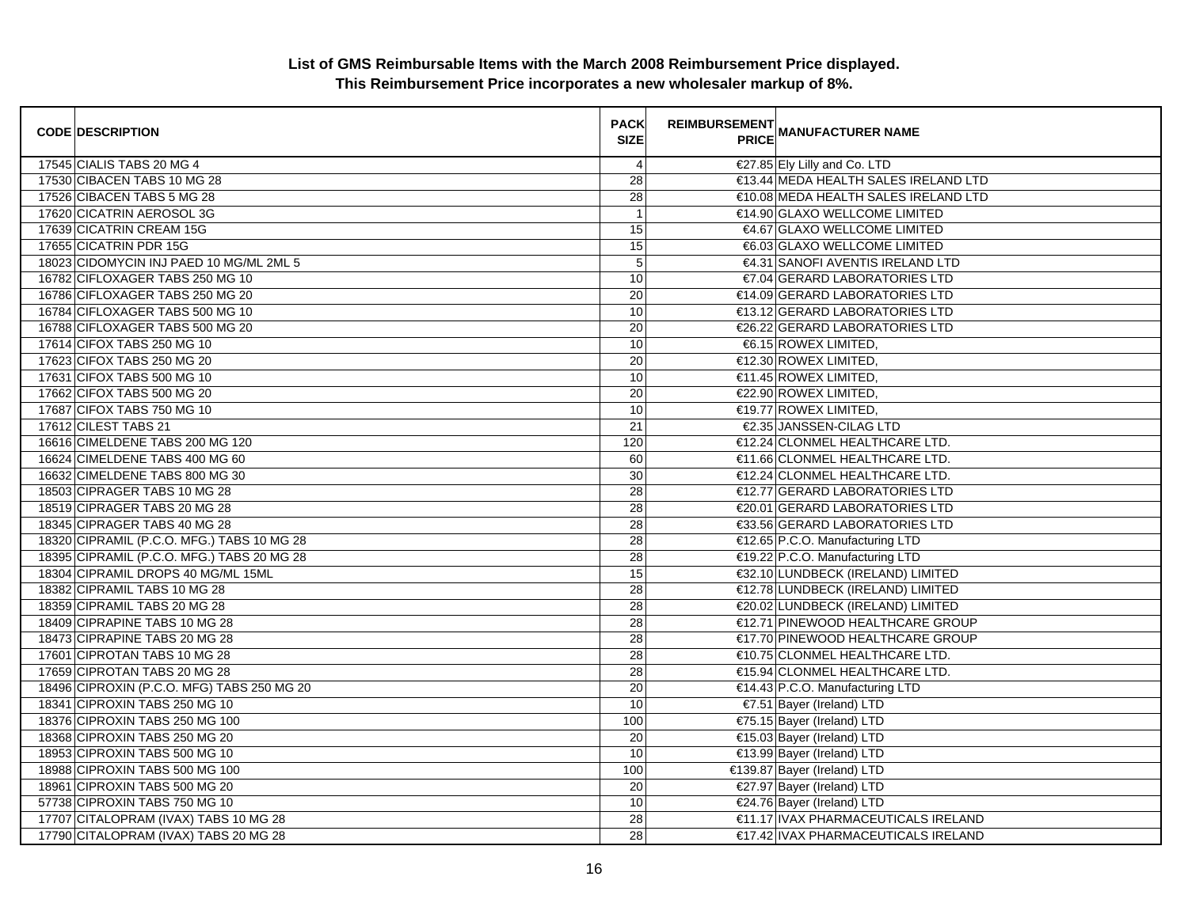**List of GMS Reimbursable Items with the March 2008 Reimbursement Price displayed.**
**This Reimbursement Price incorporates a new wholesaler markup of 8%.**

| CODE | DESCRIPTION | PACK SIZE | REIMBURSEMENT PRICE | MANUFACTURER NAME |
|---|---|---|---|---|
| 17545 | CIALIS TABS 20 MG 4 | 4 | €27.85 | Ely Lilly and Co. LTD |
| 17530 | CIBACEN TABS 10 MG 28 | 28 | €13.44 | MEDA HEALTH SALES IRELAND LTD |
| 17526 | CIBACEN TABS 5 MG 28 | 28 | €10.08 | MEDA HEALTH SALES IRELAND LTD |
| 17620 | CICATRIN AEROSOL 3G | 1 | €14.90 | GLAXO WELLCOME LIMITED |
| 17639 | CICATRIN CREAM 15G | 15 | €4.67 | GLAXO WELLCOME LIMITED |
| 17655 | CICATRIN PDR 15G | 15 | €6.03 | GLAXO WELLCOME LIMITED |
| 18023 | CIDOMYCIN INJ PAED 10 MG/ML 2ML 5 | 5 | €4.31 | SANOFI AVENTIS IRELAND LTD |
| 16782 | CIFLOXAGER TABS 250 MG 10 | 10 | €7.04 | GERARD LABORATORIES LTD |
| 16786 | CIFLOXAGER TABS 250 MG 20 | 20 | €14.09 | GERARD LABORATORIES LTD |
| 16784 | CIFLOXAGER TABS 500 MG 10 | 10 | €13.12 | GERARD LABORATORIES LTD |
| 16788 | CIFLOXAGER TABS 500 MG 20 | 20 | €26.22 | GERARD LABORATORIES LTD |
| 17614 | CIFOX TABS 250 MG 10 | 10 | €6.15 | ROWEX LIMITED, |
| 17623 | CIFOX TABS 250 MG 20 | 20 | €12.30 | ROWEX LIMITED, |
| 17631 | CIFOX TABS 500 MG 10 | 10 | €11.45 | ROWEX LIMITED, |
| 17662 | CIFOX TABS 500 MG 20 | 20 | €22.90 | ROWEX LIMITED, |
| 17687 | CIFOX TABS 750 MG 10 | 10 | €19.77 | ROWEX LIMITED, |
| 17612 | CILEST TABS 21 | 21 | €2.35 | JANSSEN-CILAG LTD |
| 16616 | CIMELDENE TABS 200 MG 120 | 120 | €12.24 | CLONMEL HEALTHCARE LTD. |
| 16624 | CIMELDENE TABS 400 MG 60 | 60 | €11.66 | CLONMEL HEALTHCARE LTD. |
| 16632 | CIMELDENE TABS 800 MG 30 | 30 | €12.24 | CLONMEL HEALTHCARE LTD. |
| 18503 | CIPRAGER TABS 10 MG 28 | 28 | €12.77 | GERARD LABORATORIES LTD |
| 18519 | CIPRAGER TABS 20 MG 28 | 28 | €20.01 | GERARD LABORATORIES LTD |
| 18345 | CIPRAGER TABS 40 MG 28 | 28 | €33.56 | GERARD LABORATORIES LTD |
| 18320 | CIPRAMIL (P.C.O. MFG.) TABS 10 MG 28 | 28 | €12.65 | P.C.O. Manufacturing LTD |
| 18395 | CIPRAMIL (P.C.O. MFG.) TABS 20 MG 28 | 28 | €19.22 | P.C.O. Manufacturing LTD |
| 18304 | CIPRAMIL DROPS 40 MG/ML 15ML | 15 | €32.10 | LUNDBECK (IRELAND) LIMITED |
| 18382 | CIPRAMIL TABS 10 MG 28 | 28 | €12.78 | LUNDBECK (IRELAND) LIMITED |
| 18359 | CIPRAMIL TABS 20 MG 28 | 28 | €20.02 | LUNDBECK (IRELAND) LIMITED |
| 18409 | CIPRAPINE TABS 10 MG 28 | 28 | €12.71 | PINEWOOD HEALTHCARE GROUP |
| 18473 | CIPRAPINE TABS 20 MG 28 | 28 | €17.70 | PINEWOOD HEALTHCARE GROUP |
| 17601 | CIPROTAN TABS 10 MG 28 | 28 | €10.75 | CLONMEL HEALTHCARE LTD. |
| 17659 | CIPROTAN TABS 20 MG 28 | 28 | €15.94 | CLONMEL HEALTHCARE LTD. |
| 18496 | CIPROXIN (P.C.O. MFG) TABS 250 MG 20 | 20 | €14.43 | P.C.O. Manufacturing LTD |
| 18341 | CIPROXIN TABS 250 MG 10 | 10 | €7.51 | Bayer (Ireland) LTD |
| 18376 | CIPROXIN TABS 250 MG 100 | 100 | €75.15 | Bayer (Ireland) LTD |
| 18368 | CIPROXIN TABS 250 MG 20 | 20 | €15.03 | Bayer (Ireland) LTD |
| 18953 | CIPROXIN TABS 500 MG 10 | 10 | €13.99 | Bayer (Ireland) LTD |
| 18988 | CIPROXIN TABS 500 MG 100 | 100 | €139.87 | Bayer (Ireland) LTD |
| 18961 | CIPROXIN TABS 500 MG 20 | 20 | €27.97 | Bayer (Ireland) LTD |
| 57738 | CIPROXIN TABS 750 MG 10 | 10 | €24.76 | Bayer (Ireland) LTD |
| 17707 | CITALOPRAM (IVAX) TABS 10 MG 28 | 28 | €11.17 | IVAX PHARMACEUTICALS IRELAND |
| 17790 | CITALOPRAM (IVAX) TABS 20 MG 28 | 28 | €17.42 | IVAX PHARMACEUTICALS IRELAND |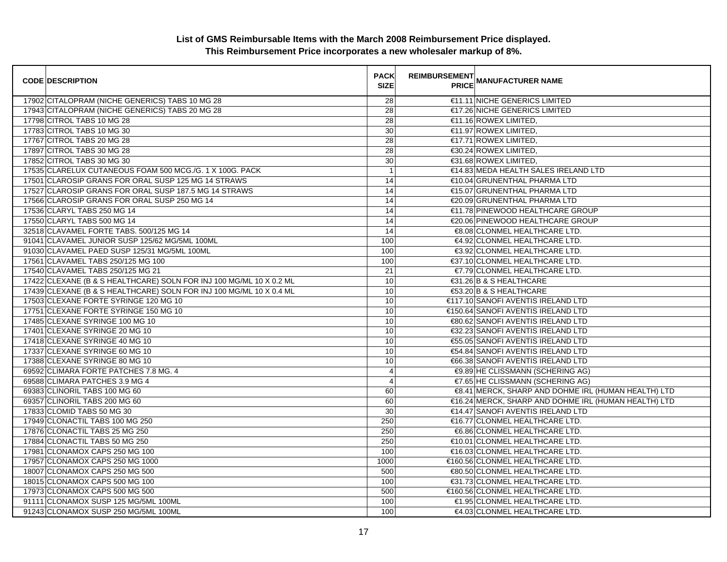**List of GMS Reimbursable Items with the March 2008 Reimbursement Price displayed.**
**This Reimbursement Price incorporates a new wholesaler markup of 8%.**

| CODE | DESCRIPTION | PACK SIZE | REIMBURSEMENT PRICE | MANUFACTURER NAME |
|---|---|---|---|---|
| 17902 | CITALOPRAM (NICHE GENERICS) TABS 10 MG 28 | 28 | €11.11 | NICHE GENERICS LIMITED |
| 17943 | CITALOPRAM (NICHE GENERICS) TABS 20 MG 28 | 28 | €17.26 | NICHE GENERICS LIMITED |
| 17798 | CITROL TABS 10 MG 28 | 28 | €11.16 | ROWEX LIMITED, |
| 17783 | CITROL TABS 10 MG 30 | 30 | €11.97 | ROWEX LIMITED, |
| 17767 | CITROL TABS 20 MG 28 | 28 | €17.71 | ROWEX LIMITED, |
| 17897 | CITROL TABS 30 MG 28 | 28 | €30.24 | ROWEX LIMITED, |
| 17852 | CITROL TABS 30 MG 30 | 30 | €31.68 | ROWEX LIMITED, |
| 17535 | CLARELUX CUTANEOUS FOAM 500 MCG./G. 1 X 100G. PACK | 1 | €14.83 | MEDA HEALTH SALES IRELAND LTD |
| 17501 | CLAROSIP GRANS FOR ORAL SUSP 125 MG 14 STRAWS | 14 | €10.04 | GRUNENTHAL PHARMA LTD |
| 17527 | CLAROSIP GRANS FOR ORAL SUSP 187.5 MG 14 STRAWS | 14 | €15.07 | GRUNENTHAL PHARMA LTD |
| 17566 | CLAROSIP GRANS FOR ORAL SUSP 250 MG 14 | 14 | €20.09 | GRUNENTHAL PHARMA LTD |
| 17536 | CLARYL TABS 250 MG 14 | 14 | €11.78 | PINEWOOD HEALTHCARE GROUP |
| 17550 | CLARYL TABS 500 MG 14 | 14 | €20.06 | PINEWOOD HEALTHCARE GROUP |
| 32518 | CLAVAMEL FORTE TABS. 500/125 MG 14 | 14 | €8.08 | CLONMEL HEALTHCARE LTD. |
| 91041 | CLAVAMEL JUNIOR SUSP 125/62 MG/5ML 100ML | 100 | €4.92 | CLONMEL HEALTHCARE LTD. |
| 91030 | CLAVAMEL PAED SUSP 125/31 MG/5ML 100ML | 100 | €3.92 | CLONMEL HEALTHCARE LTD. |
| 17561 | CLAVAMEL TABS 250/125 MG 100 | 100 | €37.10 | CLONMEL HEALTHCARE LTD. |
| 17540 | CLAVAMEL TABS 250/125 MG 21 | 21 | €7.79 | CLONMEL HEALTHCARE LTD. |
| 17422 | CLEXANE (B & S HEALTHCARE) SOLN FOR INJ 100 MG/ML 10 X 0.2 ML | 10 | €31.26 | B & S HEALTHCARE |
| 17439 | CLEXANE (B & S HEALTHCARE) SOLN FOR INJ 100 MG/ML 10 X 0.4 ML | 10 | €53.20 | B & S HEALTHCARE |
| 17503 | CLEXANE FORTE SYRINGE 120 MG 10 | 10 | €117.10 | SANOFI AVENTIS IRELAND LTD |
| 17751 | CLEXANE FORTE SYRINGE 150 MG 10 | 10 | €150.64 | SANOFI AVENTIS IRELAND LTD |
| 17485 | CLEXANE SYRINGE 100 MG 10 | 10 | €80.62 | SANOFI AVENTIS IRELAND LTD |
| 17401 | CLEXANE SYRINGE 20 MG 10 | 10 | €32.23 | SANOFI AVENTIS IRELAND LTD |
| 17418 | CLEXANE SYRINGE 40 MG 10 | 10 | €55.05 | SANOFI AVENTIS IRELAND LTD |
| 17337 | CLEXANE SYRINGE 60 MG 10 | 10 | €54.84 | SANOFI AVENTIS IRELAND LTD |
| 17388 | CLEXANE SYRINGE 80 MG 10 | 10 | €66.38 | SANOFI AVENTIS IRELAND LTD |
| 69592 | CLIMARA FORTE PATCHES 7.8 MG. 4 | 4 | €9.89 | HE CLISSMANN (SCHERING AG) |
| 69588 | CLIMARA PATCHES 3.9 MG 4 | 4 | €7.65 | HE CLISSMANN (SCHERING AG) |
| 69383 | CLINORIL TABS 100 MG 60 | 60 | €8.41 | MERCK, SHARP AND DOHME IRL (HUMAN HEALTH) LTD |
| 69357 | CLINORIL TABS 200 MG 60 | 60 | €16.24 | MERCK, SHARP AND DOHME IRL (HUMAN HEALTH) LTD |
| 17833 | CLOMID TABS 50 MG 30 | 30 | €14.47 | SANOFI AVENTIS IRELAND LTD |
| 17949 | CLONACTIL TABS 100 MG 250 | 250 | €16.77 | CLONMEL HEALTHCARE LTD. |
| 17876 | CLONACTIL TABS 25 MG 250 | 250 | €6.86 | CLONMEL HEALTHCARE LTD. |
| 17884 | CLONACTIL TABS 50 MG 250 | 250 | €10.01 | CLONMEL HEALTHCARE LTD. |
| 17981 | CLONAMOX CAPS 250 MG 100 | 100 | €16.03 | CLONMEL HEALTHCARE LTD. |
| 17957 | CLONAMOX CAPS 250 MG 1000 | 1000 | €160.56 | CLONMEL HEALTHCARE LTD. |
| 18007 | CLONAMOX CAPS 250 MG 500 | 500 | €80.50 | CLONMEL HEALTHCARE LTD. |
| 18015 | CLONAMOX CAPS 500 MG 100 | 100 | €31.73 | CLONMEL HEALTHCARE LTD. |
| 17973 | CLONAMOX CAPS 500 MG 500 | 500 | €160.56 | CLONMEL HEALTHCARE LTD. |
| 91111 | CLONAMOX SUSP 125 MG/5ML 100ML | 100 | €1.95 | CLONMEL HEALTHCARE LTD. |
| 91243 | CLONAMOX SUSP 250 MG/5ML 100ML | 100 | €4.03 | CLONMEL HEALTHCARE LTD. |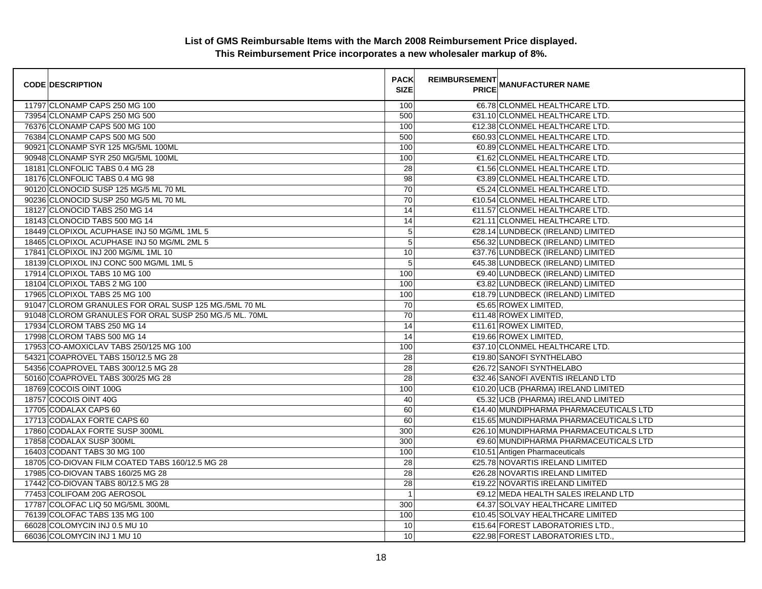## List of GMS Reimbursable Items with the March 2008 Reimbursement Price displayed.
## This Reimbursement Price incorporates a new wholesaler markup of 8%.

| CODE | DESCRIPTION | PACK SIZE | REIMBURSEMENT PRICE | MANUFACTURER NAME |
|---|---|---|---|---|
| 11797 | CLONAMP CAPS 250 MG 100 | 100 | €6.78 | CLONMEL HEALTHCARE LTD. |
| 73954 | CLONAMP CAPS 250 MG 500 | 500 | €31.10 | CLONMEL HEALTHCARE LTD. |
| 76376 | CLONAMP CAPS 500 MG 100 | 100 | €12.38 | CLONMEL HEALTHCARE LTD. |
| 76384 | CLONAMP CAPS 500 MG 500 | 500 | €60.93 | CLONMEL HEALTHCARE LTD. |
| 90921 | CLONAMP SYR 125 MG/5ML 100ML | 100 | €0.89 | CLONMEL HEALTHCARE LTD. |
| 90948 | CLONAMP SYR 250 MG/5ML 100ML | 100 | €1.62 | CLONMEL HEALTHCARE LTD. |
| 18181 | CLONFOLIC TABS 0.4 MG 28 | 28 | €1.56 | CLONMEL HEALTHCARE LTD. |
| 18176 | CLONFOLIC TABS 0.4 MG 98 | 98 | €3.89 | CLONMEL HEALTHCARE LTD. |
| 90120 | CLONOCID SUSP 125 MG/5 ML 70 ML | 70 | €5.24 | CLONMEL HEALTHCARE LTD. |
| 90236 | CLONOCID SUSP 250 MG/5 ML 70 ML | 70 | €10.54 | CLONMEL HEALTHCARE LTD. |
| 18127 | CLONOCID TABS 250 MG 14 | 14 | €11.57 | CLONMEL HEALTHCARE LTD. |
| 18143 | CLONOCID TABS 500 MG 14 | 14 | €21.11 | CLONMEL HEALTHCARE LTD. |
| 18449 | CLOPIXOL ACUPHASE INJ 50 MG/ML 1ML 5 | 5 | €28.14 | LUNDBECK (IRELAND) LIMITED |
| 18465 | CLOPIXOL ACUPHASE INJ 50 MG/ML 2ML 5 | 5 | €56.32 | LUNDBECK (IRELAND) LIMITED |
| 17841 | CLOPIXOL INJ 200 MG/ML 1ML 10 | 10 | €37.76 | LUNDBECK (IRELAND) LIMITED |
| 18139 | CLOPIXOL INJ CONC 500 MG/ML 1ML 5 | 5 | €45.38 | LUNDBECK (IRELAND) LIMITED |
| 17914 | CLOPIXOL TABS 10 MG 100 | 100 | €9.40 | LUNDBECK (IRELAND) LIMITED |
| 18104 | CLOPIXOL TABS 2 MG 100 | 100 | €3.82 | LUNDBECK (IRELAND) LIMITED |
| 17965 | CLOPIXOL TABS 25 MG 100 | 100 | €18.79 | LUNDBECK (IRELAND) LIMITED |
| 91047 | CLOROM GRANULES FOR ORAL SUSP 125 MG./5ML 70 ML | 70 | €5.65 | ROWEX LIMITED, |
| 91048 | CLOROM GRANULES FOR ORAL SUSP 250 MG./5 ML. 70ML | 70 | €11.48 | ROWEX LIMITED, |
| 17934 | CLOROM TABS 250 MG 14 | 14 | €11.61 | ROWEX LIMITED, |
| 17998 | CLOROM TABS 500 MG 14 | 14 | €19.66 | ROWEX LIMITED, |
| 17953 | CO-AMOXICLAV TABS 250/125 MG 100 | 100 | €37.10 | CLONMEL HEALTHCARE LTD. |
| 54321 | COAPROVEL TABS 150/12.5 MG 28 | 28 | €19.80 | SANOFI SYNTHELABO |
| 54356 | COAPROVEL TABS 300/12.5 MG 28 | 28 | €26.72 | SANOFI SYNTHELABO |
| 50160 | COAPROVEL TABS 300/25 MG 28 | 28 | €32.46 | SANOFI AVENTIS IRELAND LTD |
| 18769 | COCOIS OINT 100G | 100 | €10.20 | UCB (PHARMA) IRELAND LIMITED |
| 18757 | COCOIS OINT 40G | 40 | €5.32 | UCB (PHARMA) IRELAND LIMITED |
| 17705 | CODALAX CAPS 60 | 60 | €14.40 | MUNDIPHARMA PHARMACEUTICALS LTD |
| 17713 | CODALAX FORTE CAPS 60 | 60 | €15.65 | MUNDIPHARMA PHARMACEUTICALS LTD |
| 17860 | CODALAX FORTE SUSP 300ML | 300 | €26.10 | MUNDIPHARMA PHARMACEUTICALS LTD |
| 17858 | CODALAX SUSP 300ML | 300 | €9.60 | MUNDIPHARMA PHARMACEUTICALS LTD |
| 16403 | CODANT TABS 30 MG 100 | 100 | €10.51 | Antigen Pharmaceuticals |
| 18705 | CO-DIOVAN FILM COATED TABS 160/12.5 MG 28 | 28 | €25.78 | NOVARTIS IRELAND LIMITED |
| 17985 | CO-DIOVAN TABS 160/25 MG 28 | 28 | €26.28 | NOVARTIS IRELAND LIMITED |
| 17442 | CO-DIOVAN TABS 80/12.5 MG 28 | 28 | €19.22 | NOVARTIS IRELAND LIMITED |
| 77453 | COLIFOAM 20G AEROSOL | 1 | €9.12 | MEDA HEALTH SALES IRELAND LTD |
| 17787 | COLOFAC LIQ 50 MG/5ML 300ML | 300 | €4.37 | SOLVAY HEALTHCARE LIMITED |
| 76139 | COLOFAC TABS 135 MG 100 | 100 | €10.45 | SOLVAY HEALTHCARE LIMITED |
| 66028 | COLOMYCIN INJ 0.5 MU 10 | 10 | €15.64 | FOREST LABORATORIES LTD., |
| 66036 | COLOMYCIN INJ 1 MU 10 | 10 | €22.98 | FOREST LABORATORIES LTD., |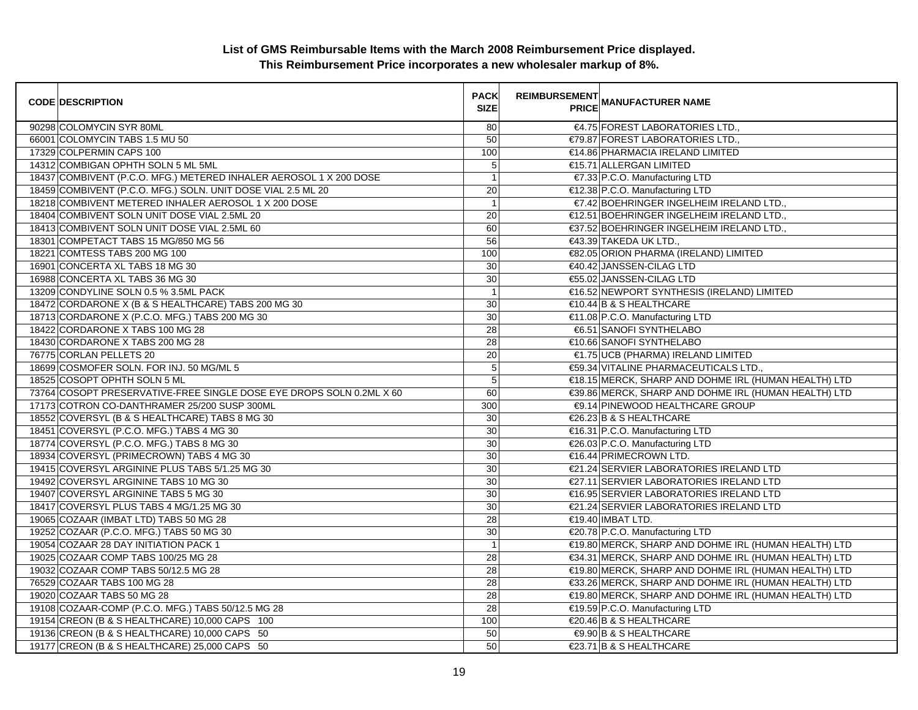**List of GMS Reimbursable Items with the March 2008 Reimbursement Price displayed.**
**This Reimbursement Price incorporates a new wholesaler markup of 8%.**

| CODE | DESCRIPTION | PACK SIZE | REIMBURSEMENT PRICE | MANUFACTURER NAME |
|---|---|---|---|---|
| 90298 | COLOMYCIN SYR 80ML | 80 | €4.75 | FOREST LABORATORIES LTD., |
| 66001 | COLOMYCIN TABS 1.5 MU 50 | 50 | €79.87 | FOREST LABORATORIES LTD., |
| 17329 | COLPERMIN CAPS 100 | 100 | €14.86 | PHARMACIA IRELAND LIMITED |
| 14312 | COMBIGAN OPHTH SOLN 5 ML 5ML | 5 | €15.71 | ALLERGAN LIMITED |
| 18437 | COMBIVENT (P.C.O. MFG.) METERED INHALER AEROSOL 1 X 200 DOSE | 1 | €7.33 | P.C.O. Manufacturing LTD |
| 18459 | COMBIVENT (P.C.O. MFG.) SOLN. UNIT DOSE VIAL 2.5 ML 20 | 20 | €12.38 | P.C.O. Manufacturing LTD |
| 18218 | COMBIVENT METERED INHALER AEROSOL 1 X 200 DOSE | 1 | €7.42 | BOEHRINGER INGELHEIM IRELAND LTD., |
| 18404 | COMBIVENT SOLN UNIT DOSE VIAL 2.5ML 20 | 20 | €12.51 | BOEHRINGER INGELHEIM IRELAND LTD., |
| 18413 | COMBIVENT SOLN UNIT DOSE VIAL 2.5ML 60 | 60 | €37.52 | BOEHRINGER INGELHEIM IRELAND LTD., |
| 18301 | COMPETACT TABS 15 MG/850 MG 56 | 56 | €43.39 | TAKEDA UK LTD., |
| 18221 | COMTESS TABS 200 MG 100 | 100 | €82.05 | ORION PHARMA (IRELAND) LIMITED |
| 16901 | CONCERTA XL TABS 18 MG 30 | 30 | €40.42 | JANSSEN-CILAG LTD |
| 16988 | CONCERTA XL TABS 36 MG 30 | 30 | €55.02 | JANSSEN-CILAG LTD |
| 13209 | CONDYLINE SOLN 0.5 % 3.5ML PACK | 1 | €16.52 | NEWPORT SYNTHESIS (IRELAND) LIMITED |
| 18472 | CORDARONE X (B & S HEALTHCARE) TABS 200 MG 30 | 30 | €10.44 | B & S HEALTHCARE |
| 18713 | CORDARONE X (P.C.O. MFG.) TABS 200 MG 30 | 30 | €11.08 | P.C.O. Manufacturing LTD |
| 18422 | CORDARONE X TABS 100 MG 28 | 28 | €6.51 | SANOFI SYNTHELABO |
| 18430 | CORDARONE X TABS 200 MG 28 | 28 | €10.66 | SANOFI SYNTHELABO |
| 76775 | CORLAN PELLETS 20 | 20 | €1.75 | UCB (PHARMA) IRELAND LIMITED |
| 18699 | COSMOFER SOLN. FOR INJ. 50 MG/ML 5 | 5 | €59.34 | VITALINE PHARMACEUTICALS LTD., |
| 18525 | COSOPT OPHTH SOLN 5 ML | 5 | €18.15 | MERCK, SHARP AND DOHME IRL (HUMAN HEALTH) LTD |
| 73764 | COSOPT PRESERVATIVE-FREE SINGLE DOSE EYE DROPS SOLN 0.2ML X 60 | 60 | €39.86 | MERCK, SHARP AND DOHME IRL (HUMAN HEALTH) LTD |
| 17173 | COTRON CO-DANTHRAMER 25/200 SUSP 300ML | 300 | €9.14 | PINEWOOD HEALTHCARE GROUP |
| 18552 | COVERSYL (B & S HEALTHCARE) TABS 8 MG 30 | 30 | €26.23 | B & S HEALTHCARE |
| 18451 | COVERSYL (P.C.O. MFG.) TABS 4 MG 30 | 30 | €16.31 | P.C.O. Manufacturing LTD |
| 18774 | COVERSYL (P.C.O. MFG.) TABS 8 MG 30 | 30 | €26.03 | P.C.O. Manufacturing LTD |
| 18934 | COVERSYL (PRIMECROWN) TABS 4 MG 30 | 30 | €16.44 | PRIMECROWN LTD. |
| 19415 | COVERSYL ARGININE PLUS TABS 5/1.25 MG 30 | 30 | €21.24 | SERVIER LABORATORIES IRELAND LTD |
| 19492 | COVERSYL ARGININE TABS 10 MG 30 | 30 | €27.11 | SERVIER LABORATORIES IRELAND LTD |
| 19407 | COVERSYL ARGININE TABS 5 MG 30 | 30 | €16.95 | SERVIER LABORATORIES IRELAND LTD |
| 18417 | COVERSYL PLUS TABS 4 MG/1.25 MG 30 | 30 | €21.24 | SERVIER LABORATORIES IRELAND LTD |
| 19065 | COZAAR (IMBAT LTD) TABS 50 MG 28 | 28 | €19.40 | IMBAT LTD. |
| 19252 | COZAAR (P.C.O. MFG.) TABS 50 MG 30 | 30 | €20.78 | P.C.O. Manufacturing LTD |
| 19054 | COZAAR 28 DAY INITIATION PACK 1 | 1 | €19.80 | MERCK, SHARP AND DOHME IRL (HUMAN HEALTH) LTD |
| 19025 | COZAAR COMP TABS 100/25 MG 28 | 28 | €34.31 | MERCK, SHARP AND DOHME IRL (HUMAN HEALTH) LTD |
| 19032 | COZAAR COMP TABS 50/12.5 MG 28 | 28 | €19.80 | MERCK, SHARP AND DOHME IRL (HUMAN HEALTH) LTD |
| 76529 | COZAAR TABS 100 MG 28 | 28 | €33.26 | MERCK, SHARP AND DOHME IRL (HUMAN HEALTH) LTD |
| 19020 | COZAAR TABS 50 MG 28 | 28 | €19.80 | MERCK, SHARP AND DOHME IRL (HUMAN HEALTH) LTD |
| 19108 | COZAAR-COMP (P.C.O. MFG.) TABS 50/12.5 MG 28 | 28 | €19.59 | P.C.O. Manufacturing LTD |
| 19154 | CREON (B & S HEALTHCARE) 10,000 CAPS 100 | 100 | €20.46 | B & S HEALTHCARE |
| 19136 | CREON (B & S HEALTHCARE) 10,000 CAPS 50 | 50 | €9.90 | B & S HEALTHCARE |
| 19177 | CREON (B & S HEALTHCARE) 25,000 CAPS 50 | 50 | €23.71 | B & S HEALTHCARE |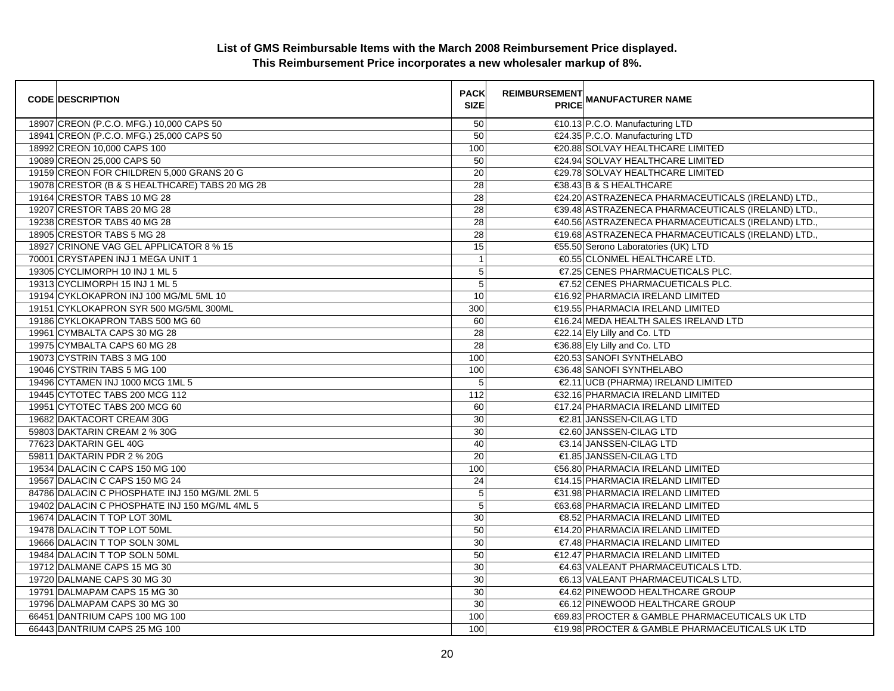**List of GMS Reimbursable Items with the March 2008 Reimbursement Price displayed.**
**This Reimbursement Price incorporates a new wholesaler markup of 8%.**

| CODE | DESCRIPTION | PACK SIZE | REIMBURSEMENT PRICE | MANUFACTURER NAME |
|---|---|---|---|---|
| 18907 | CREON (P.C.O. MFG.) 10,000 CAPS 50 | 50 | €10.13 | P.C.O. Manufacturing LTD |
| 18941 | CREON (P.C.O. MFG.) 25,000 CAPS 50 | 50 | €24.35 | P.C.O. Manufacturing LTD |
| 18992 | CREON 10,000 CAPS 100 | 100 | €20.88 | SOLVAY HEALTHCARE LIMITED |
| 19089 | CREON 25,000 CAPS 50 | 50 | €24.94 | SOLVAY HEALTHCARE LIMITED |
| 19159 | CREON FOR CHILDREN 5,000 GRANS 20 G | 20 | €29.78 | SOLVAY HEALTHCARE LIMITED |
| 19078 | CRESTOR (B & S HEALTHCARE) TABS 20 MG 28 | 28 | €38.43 | B & S HEALTHCARE |
| 19164 | CRESTOR TABS 10 MG 28 | 28 | €24.20 | ASTRAZENECA PHARMACEUTICALS (IRELAND) LTD., |
| 19207 | CRESTOR TABS 20 MG 28 | 28 | €39.48 | ASTRAZENECA PHARMACEUTICALS (IRELAND) LTD., |
| 19238 | CRESTOR TABS 40 MG 28 | 28 | €40.56 | ASTRAZENECA PHARMACEUTICALS (IRELAND) LTD., |
| 18905 | CRESTOR TABS 5 MG 28 | 28 | €19.68 | ASTRAZENECA PHARMACEUTICALS (IRELAND) LTD., |
| 18927 | CRINONE VAG GEL APPLICATOR 8 % 15 | 15 | €55.50 | Serono Laboratories (UK) LTD |
| 70001 | CRYSTAPEN INJ 1 MEGA UNIT 1 | 1 | €0.55 | CLONMEL HEALTHCARE LTD. |
| 19305 | CYCLIMORPH 10 INJ 1 ML 5 | 5 | €7.25 | CENES PHARMACUETICALS PLC. |
| 19313 | CYCLIMORPH 15 INJ 1 ML 5 | 5 | €7.52 | CENES PHARMACUETICALS PLC. |
| 19194 | CYKLOKAPRON INJ 100 MG/ML 5ML 10 | 10 | €16.92 | PHARMACIA IRELAND LIMITED |
| 19151 | CYKLOKAPRON SYR 500 MG/5ML 300ML | 300 | €19.55 | PHARMACIA IRELAND LIMITED |
| 19186 | CYKLOKAPRON TABS 500 MG 60 | 60 | €16.24 | MEDA HEALTH SALES IRELAND LTD |
| 19961 | CYMBALTA CAPS 30 MG 28 | 28 | €22.14 | Ely Lilly and Co. LTD |
| 19975 | CYMBALTA CAPS 60 MG 28 | 28 | €36.88 | Ely Lilly and Co. LTD |
| 19073 | CYSTRIN TABS 3 MG 100 | 100 | €20.53 | SANOFI SYNTHELABO |
| 19046 | CYSTRIN TABS 5 MG 100 | 100 | €36.48 | SANOFI SYNTHELABO |
| 19496 | CYTAMEN INJ 1000 MCG 1ML 5 | 5 | €2.11 | UCB (PHARMA) IRELAND LIMITED |
| 19445 | CYTOTEC TABS 200 MCG 112 | 112 | €32.16 | PHARMACIA IRELAND LIMITED |
| 19951 | CYTOTEC TABS 200 MCG 60 | 60 | €17.24 | PHARMACIA IRELAND LIMITED |
| 19682 | DAKTACORT CREAM 30G | 30 | €2.81 | JANSSEN-CILAG LTD |
| 59803 | DAKTARIN CREAM 2 % 30G | 30 | €2.60 | JANSSEN-CILAG LTD |
| 77623 | DAKTARIN GEL 40G | 40 | €3.14 | JANSSEN-CILAG LTD |
| 59811 | DAKTARIN PDR 2 % 20G | 20 | €1.85 | JANSSEN-CILAG LTD |
| 19534 | DALACIN C CAPS 150 MG 100 | 100 | €56.80 | PHARMACIA IRELAND LIMITED |
| 19567 | DALACIN C CAPS 150 MG 24 | 24 | €14.15 | PHARMACIA IRELAND LIMITED |
| 84786 | DALACIN C PHOSPHATE INJ 150 MG/ML 2ML 5 | 5 | €31.98 | PHARMACIA IRELAND LIMITED |
| 19402 | DALACIN C PHOSPHATE INJ 150 MG/ML 4ML 5 | 5 | €63.68 | PHARMACIA IRELAND LIMITED |
| 19674 | DALACIN T TOP LOT 30ML | 30 | €8.52 | PHARMACIA IRELAND LIMITED |
| 19478 | DALACIN T TOP LOT 50ML | 50 | €14.20 | PHARMACIA IRELAND LIMITED |
| 19666 | DALACIN T TOP SOLN 30ML | 30 | €7.48 | PHARMACIA IRELAND LIMITED |
| 19484 | DALACIN T TOP SOLN 50ML | 50 | €12.47 | PHARMACIA IRELAND LIMITED |
| 19712 | DALMANE CAPS 15 MG 30 | 30 | €4.63 | VALEANT PHARMACEUTICALS LTD. |
| 19720 | DALMANE CAPS 30 MG 30 | 30 | €6.13 | VALEANT PHARMACEUTICALS LTD. |
| 19791 | DALMAPAM CAPS 15 MG 30 | 30 | €4.62 | PINEWOOD HEALTHCARE GROUP |
| 19796 | DALMAPAM CAPS 30 MG 30 | 30 | €6.12 | PINEWOOD HEALTHCARE GROUP |
| 66451 | DANTRIUM CAPS 100 MG 100 | 100 | €69.83 | PROCTER & GAMBLE PHARMACEUTICALS UK LTD |
| 66443 | DANTRIUM CAPS 25 MG 100 | 100 | €19.98 | PROCTER & GAMBLE PHARMACEUTICALS UK LTD |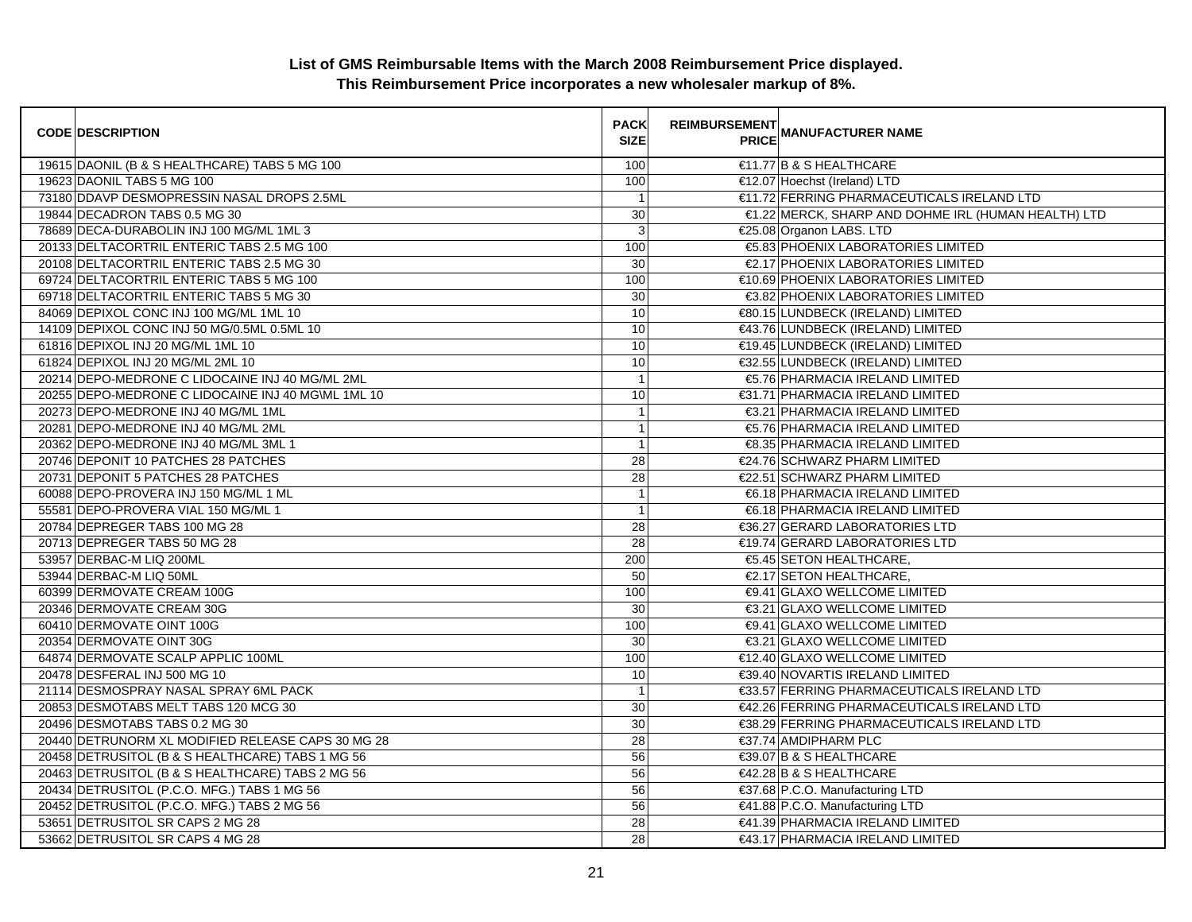**List of GMS Reimbursable Items with the March 2008 Reimbursement Price displayed.**
**This Reimbursement Price incorporates a new wholesaler markup of 8%.**

| CODE | DESCRIPTION | PACK SIZE | REIMBURSEMENT PRICE | MANUFACTURER NAME |
|---|---|---|---|---|
| 19615 | DAONIL (B & S HEALTHCARE) TABS 5 MG 100 | 100 | €11.77 | B & S HEALTHCARE |
| 19623 | DAONIL TABS 5 MG 100 | 100 | €12.07 | Hoechst (Ireland) LTD |
| 73180 | DDAVP DESMOPRESSIN NASAL DROPS 2.5ML | 1 | €11.72 | FERRING PHARMACEUTICALS IRELAND LTD |
| 19844 | DECADRON TABS 0.5 MG 30 | 30 | €1.22 | MERCK, SHARP AND DOHME IRL (HUMAN HEALTH) LTD |
| 78689 | DECA-DURABOLIN INJ 100 MG/ML 1ML 3 | 3 | €25.08 | Organon LABS. LTD |
| 20133 | DELTACORTRIL ENTERIC TABS 2.5 MG 100 | 100 | €5.83 | PHOENIX LABORATORIES LIMITED |
| 20108 | DELTACORTRIL ENTERIC TABS 2.5 MG 30 | 30 | €2.17 | PHOENIX LABORATORIES LIMITED |
| 69724 | DELTACORTRIL ENTERIC TABS 5 MG 100 | 100 | €10.69 | PHOENIX LABORATORIES LIMITED |
| 69718 | DELTACORTRIL ENTERIC TABS 5 MG 30 | 30 | €3.82 | PHOENIX LABORATORIES LIMITED |
| 84069 | DEPIXOL CONC INJ 100 MG/ML 1ML 10 | 10 | €80.15 | LUNDBECK (IRELAND) LIMITED |
| 14109 | DEPIXOL CONC INJ 50 MG/0.5ML 0.5ML 10 | 10 | €43.76 | LUNDBECK (IRELAND) LIMITED |
| 61816 | DEPIXOL INJ 20 MG/ML 1ML 10 | 10 | €19.45 | LUNDBECK (IRELAND) LIMITED |
| 61824 | DEPIXOL INJ 20 MG/ML 2ML 10 | 10 | €32.55 | LUNDBECK (IRELAND) LIMITED |
| 20214 | DEPO-MEDRONE C LIDOCAINE INJ 40 MG/ML 2ML | 1 | €5.76 | PHARMACIA IRELAND LIMITED |
| 20255 | DEPO-MEDRONE C LIDOCAINE INJ 40 MG\ML 1ML 10 | 10 | €31.71 | PHARMACIA IRELAND LIMITED |
| 20273 | DEPO-MEDRONE INJ 40 MG/ML 1ML | 1 | €3.21 | PHARMACIA IRELAND LIMITED |
| 20281 | DEPO-MEDRONE INJ 40 MG/ML 2ML | 1 | €5.76 | PHARMACIA IRELAND LIMITED |
| 20362 | DEPO-MEDRONE INJ 40 MG/ML 3ML 1 | 1 | €8.35 | PHARMACIA IRELAND LIMITED |
| 20746 | DEPONIT 10 PATCHES 28 PATCHES | 28 | €24.76 | SCHWARZ PHARM LIMITED |
| 20731 | DEPONIT 5 PATCHES 28 PATCHES | 28 | €22.51 | SCHWARZ PHARM LIMITED |
| 60088 | DEPO-PROVERA INJ 150 MG/ML 1 ML | 1 | €6.18 | PHARMACIA IRELAND LIMITED |
| 55581 | DEPO-PROVERA VIAL 150 MG/ML 1 | 1 | €6.18 | PHARMACIA IRELAND LIMITED |
| 20784 | DEPREGER TABS 100 MG 28 | 28 | €36.27 | GERARD LABORATORIES LTD |
| 20713 | DEPREGER TABS 50 MG 28 | 28 | €19.74 | GERARD LABORATORIES LTD |
| 53957 | DERBAC-M LIQ 200ML | 200 | €5.45 | SETON HEALTHCARE, |
| 53944 | DERBAC-M LIQ 50ML | 50 | €2.17 | SETON HEALTHCARE, |
| 60399 | DERMOVATE CREAM 100G | 100 | €9.41 | GLAXO WELLCOME LIMITED |
| 20346 | DERMOVATE CREAM 30G | 30 | €3.21 | GLAXO WELLCOME LIMITED |
| 60410 | DERMOVATE OINT 100G | 100 | €9.41 | GLAXO WELLCOME LIMITED |
| 20354 | DERMOVATE OINT 30G | 30 | €3.21 | GLAXO WELLCOME LIMITED |
| 64874 | DERMOVATE SCALP APPLIC 100ML | 100 | €12.40 | GLAXO WELLCOME LIMITED |
| 20478 | DESFERAL INJ 500 MG 10 | 10 | €39.40 | NOVARTIS IRELAND LIMITED |
| 21114 | DESMOSPRAY NASAL SPRAY 6ML PACK | 1 | €33.57 | FERRING PHARMACEUTICALS IRELAND LTD |
| 20853 | DESMOTABS MELT TABS 120 MCG 30 | 30 | €42.26 | FERRING PHARMACEUTICALS IRELAND LTD |
| 20496 | DESMOTABS TABS 0.2 MG 30 | 30 | €38.29 | FERRING PHARMACEUTICALS IRELAND LTD |
| 20440 | DETRUNORM XL MODIFIED RELEASE CAPS 30 MG 28 | 28 | €37.74 | AMDIPHARM PLC |
| 20458 | DETRUSITOL (B & S HEALTHCARE) TABS 1 MG 56 | 56 | €39.07 | B & S HEALTHCARE |
| 20463 | DETRUSITOL (B & S HEALTHCARE) TABS 2 MG 56 | 56 | €42.28 | B & S HEALTHCARE |
| 20434 | DETRUSITOL (P.C.O. MFG.) TABS 1 MG 56 | 56 | €37.68 | P.C.O. Manufacturing LTD |
| 20452 | DETRUSITOL (P.C.O. MFG.) TABS 2 MG 56 | 56 | €41.88 | P.C.O. Manufacturing LTD |
| 53651 | DETRUSITOL SR CAPS 2 MG 28 | 28 | €41.39 | PHARMACIA IRELAND LIMITED |
| 53662 | DETRUSITOL SR CAPS 4 MG 28 | 28 | €43.17 | PHARMACIA IRELAND LIMITED |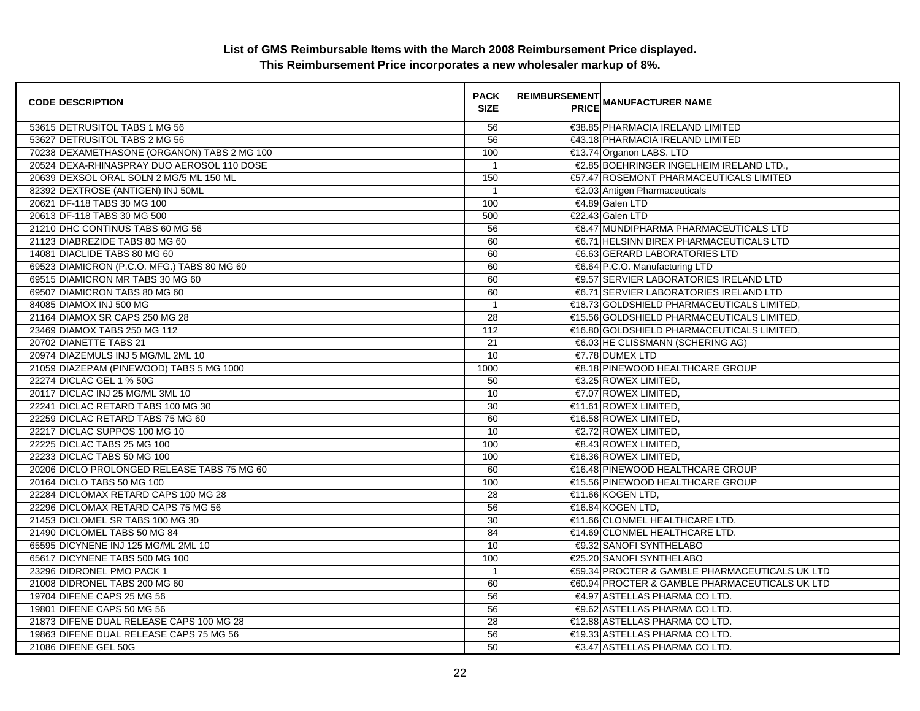**List of GMS Reimbursable Items with the March 2008 Reimbursement Price displayed.**
**This Reimbursement Price incorporates a new wholesaler markup of 8%.**

| CODE | DESCRIPTION | PACK SIZE | REIMBURSEMENT PRICE | MANUFACTURER NAME |
|---|---|---|---|---|
| 53615 | DETRUSITOL TABS 1 MG 56 | 56 | €38.85 | PHARMACIA IRELAND LIMITED |
| 53627 | DETRUSITOL TABS 2 MG 56 | 56 | €43.18 | PHARMACIA IRELAND LIMITED |
| 70238 | DEXAMETHASONE (ORGANON) TABS 2 MG 100 | 100 | €13.74 | Organon LABS. LTD |
| 20524 | DEXA-RHINASPRAY DUO AEROSOL 110 DOSE | 1 | €2.85 | BOEHRINGER INGELHEIM IRELAND LTD., |
| 20639 | DEXSOL ORAL SOLN 2 MG/5 ML 150 ML | 150 | €57.47 | ROSEMONT PHARMACEUTICALS LIMITED |
| 82392 | DEXTROSE (ANTIGEN) INJ 50ML | 1 | €2.03 | Antigen Pharmaceuticals |
| 20621 | DF-118 TABS 30 MG 100 | 100 | €4.89 | Galen LTD |
| 20613 | DF-118 TABS 30 MG 500 | 500 | €22.43 | Galen LTD |
| 21210 | DHC CONTINUS TABS 60 MG 56 | 56 | €8.47 | MUNDIPHARMA PHARMACEUTICALS LTD |
| 21123 | DIABREZIDE TABS 80 MG 60 | 60 | €6.71 | HELSINN BIREX PHARMACEUTICALS LTD |
| 14081 | DIACLIDE TABS 80 MG 60 | 60 | €6.63 | GERARD LABORATORIES LTD |
| 69523 | DIAMICRON (P.C.O. MFG.) TABS 80 MG 60 | 60 | €6.64 | P.C.O. Manufacturing LTD |
| 69515 | DIAMICRON MR TABS 30 MG 60 | 60 | €9.57 | SERVIER LABORATORIES IRELAND LTD |
| 69507 | DIAMICRON TABS 80 MG 60 | 60 | €6.71 | SERVIER LABORATORIES IRELAND LTD |
| 84085 | DIAMOX INJ 500 MG | 1 | €18.73 | GOLDSHIELD PHARMACEUTICALS LIMITED, |
| 21164 | DIAMOX SR CAPS 250 MG 28 | 28 | €15.56 | GOLDSHIELD PHARMACEUTICALS LIMITED, |
| 23469 | DIAMOX TABS 250 MG 112 | 112 | €16.80 | GOLDSHIELD PHARMACEUTICALS LIMITED, |
| 20702 | DIANETTE TABS 21 | 21 | €6.03 | HE CLISSMANN (SCHERING AG) |
| 20974 | DIAZEMULS INJ 5 MG/ML 2ML 10 | 10 | €7.78 | DUMEX LTD |
| 21059 | DIAZEPAM (PINEWOOD) TABS 5 MG 1000 | 1000 | €8.18 | PINEWOOD HEALTHCARE GROUP |
| 22274 | DICLAC GEL 1 % 50G | 50 | €3.25 | ROWEX LIMITED, |
| 20117 | DICLAC INJ 25 MG/ML 3ML 10 | 10 | €7.07 | ROWEX LIMITED, |
| 22241 | DICLAC RETARD TABS 100 MG 30 | 30 | €11.61 | ROWEX LIMITED, |
| 22259 | DICLAC RETARD TABS 75 MG 60 | 60 | €16.58 | ROWEX LIMITED, |
| 22217 | DICLAC SUPPOS 100 MG 10 | 10 | €2.72 | ROWEX LIMITED, |
| 22225 | DICLAC TABS 25 MG 100 | 100 | €8.43 | ROWEX LIMITED, |
| 22233 | DICLAC TABS 50 MG 100 | 100 | €16.36 | ROWEX LIMITED, |
| 20206 | DICLO PROLONGED RELEASE TABS 75 MG 60 | 60 | €16.48 | PINEWOOD HEALTHCARE GROUP |
| 20164 | DICLO TABS 50 MG 100 | 100 | €15.56 | PINEWOOD HEALTHCARE GROUP |
| 22284 | DICLOMAX RETARD CAPS 100 MG 28 | 28 | €11.66 | KOGEN LTD, |
| 22296 | DICLOMAX RETARD CAPS 75 MG 56 | 56 | €16.84 | KOGEN LTD, |
| 21453 | DICLOMEL SR TABS 100 MG 30 | 30 | €11.66 | CLONMEL HEALTHCARE LTD. |
| 21490 | DICLOMEL TABS 50 MG 84 | 84 | €14.69 | CLONMEL HEALTHCARE LTD. |
| 65595 | DICYNENE INJ 125 MG/ML 2ML 10 | 10 | €9.32 | SANOFI SYNTHELABO |
| 65617 | DICYNENE TABS 500 MG 100 | 100 | €25.20 | SANOFI SYNTHELABO |
| 23296 | DIDRONEL PMO PACK 1 | 1 | €59.34 | PROCTER & GAMBLE PHARMACEUTICALS UK LTD |
| 21008 | DIDRONEL TABS 200 MG 60 | 60 | €60.94 | PROCTER & GAMBLE PHARMACEUTICALS UK LTD |
| 19704 | DIFENE CAPS 25 MG 56 | 56 | €4.97 | ASTELLAS PHARMA CO LTD. |
| 19801 | DIFENE CAPS 50 MG 56 | 56 | €9.62 | ASTELLAS PHARMA CO LTD. |
| 21873 | DIFENE DUAL RELEASE CAPS 100 MG 28 | 28 | €12.88 | ASTELLAS PHARMA CO LTD. |
| 19863 | DIFENE DUAL RELEASE CAPS 75 MG 56 | 56 | €19.33 | ASTELLAS PHARMA CO LTD. |
| 21086 | DIFENE GEL 50G | 50 | €3.47 | ASTELLAS PHARMA CO LTD. |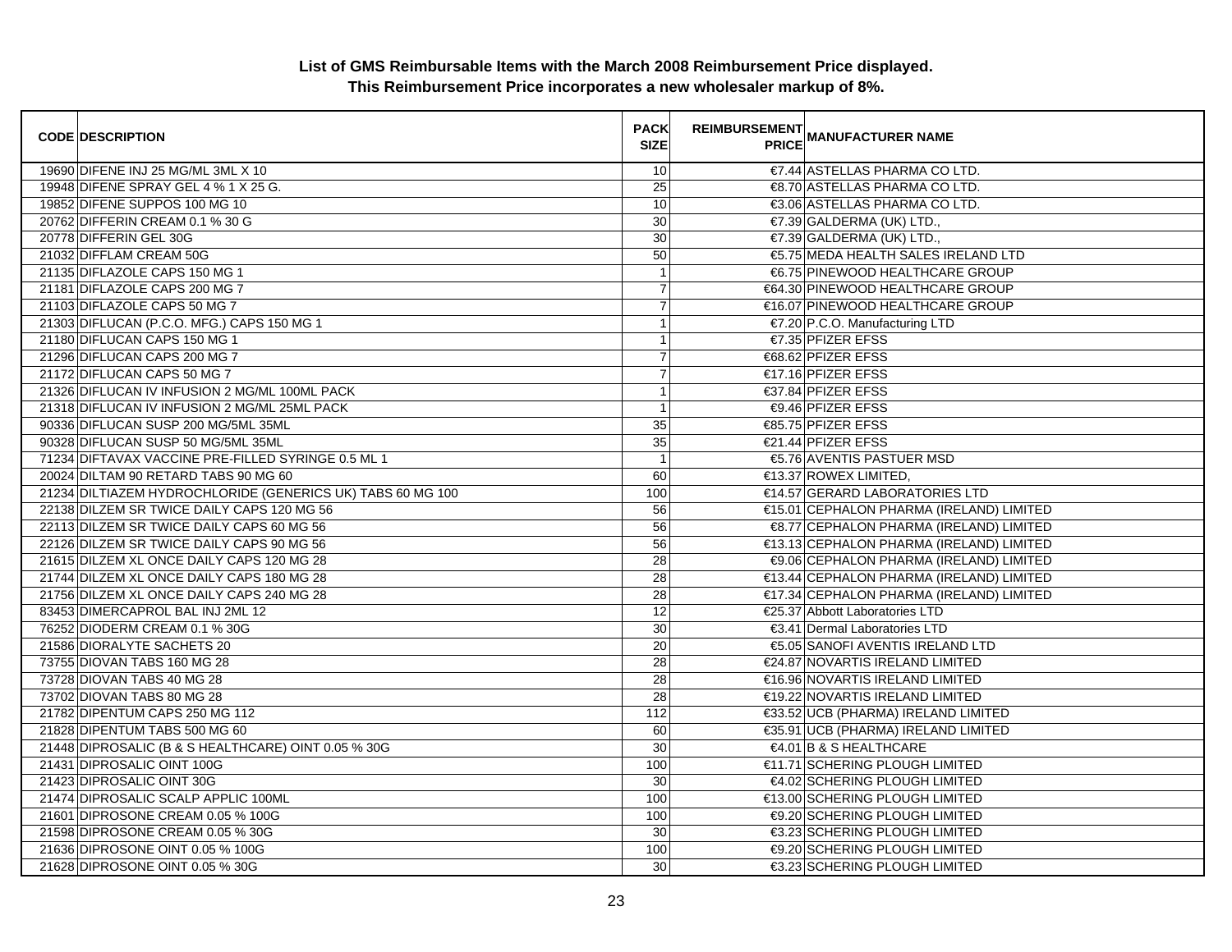**List of GMS Reimbursable Items with the March 2008 Reimbursement Price displayed.**
**This Reimbursement Price incorporates a new wholesaler markup of 8%.**

| CODE | DESCRIPTION | PACK SIZE | REIMBURSEMENT PRICE | MANUFACTURER NAME |
|---|---|---|---|---|
| 19690 | DIFENE INJ 25 MG/ML 3ML X 10 | 10 | €7.44 | ASTELLAS PHARMA CO LTD. |
| 19948 | DIFENE SPRAY GEL 4 % 1 X 25 G. | 25 | €8.70 | ASTELLAS PHARMA CO LTD. |
| 19852 | DIFENE SUPPOS 100 MG 10 | 10 | €3.06 | ASTELLAS PHARMA CO LTD. |
| 20762 | DIFFERIN CREAM 0.1 % 30 G | 30 | €7.39 | GALDERMA (UK) LTD., |
| 20778 | DIFFERIN GEL 30G | 30 | €7.39 | GALDERMA (UK) LTD., |
| 21032 | DIFFLAM CREAM 50G | 50 | €5.75 | MEDA HEALTH SALES IRELAND LTD |
| 21135 | DIFLAZOLE CAPS 150 MG 1 | 1 | €6.75 | PINEWOOD HEALTHCARE GROUP |
| 21181 | DIFLAZOLE CAPS 200 MG 7 | 7 | €64.30 | PINEWOOD HEALTHCARE GROUP |
| 21103 | DIFLAZOLE CAPS 50 MG 7 | 7 | €16.07 | PINEWOOD HEALTHCARE GROUP |
| 21303 | DIFLUCAN (P.C.O. MFG.) CAPS 150 MG 1 | 1 | €7.20 | P.C.O. Manufacturing LTD |
| 21180 | DIFLUCAN CAPS 150 MG 1 | 1 | €7.35 | PFIZER EFSS |
| 21296 | DIFLUCAN CAPS 200 MG 7 | 7 | €68.62 | PFIZER EFSS |
| 21172 | DIFLUCAN CAPS 50 MG 7 | 7 | €17.16 | PFIZER EFSS |
| 21326 | DIFLUCAN IV INFUSION 2 MG/ML 100ML PACK | 1 | €37.84 | PFIZER EFSS |
| 21318 | DIFLUCAN IV INFUSION 2 MG/ML 25ML PACK | 1 | €9.46 | PFIZER EFSS |
| 90336 | DIFLUCAN SUSP 200 MG/5ML 35ML | 35 | €85.75 | PFIZER EFSS |
| 90328 | DIFLUCAN SUSP 50 MG/5ML 35ML | 35 | €21.44 | PFIZER EFSS |
| 71234 | DIFTAVAX VACCINE PRE-FILLED SYRINGE 0.5 ML 1 | 1 | €5.76 | AVENTIS PASTUER MSD |
| 20024 | DILTAM 90 RETARD TABS 90 MG 60 | 60 | €13.37 | ROWEX LIMITED, |
| 21234 | DILTIAZEM HYDROCHLORIDE (GENERICS UK) TABS 60 MG 100 | 100 | €14.57 | GERARD LABORATORIES LTD |
| 22138 | DILZEM SR TWICE DAILY CAPS 120 MG 56 | 56 | €15.01 | CEPHALON PHARMA (IRELAND) LIMITED |
| 22113 | DILZEM SR TWICE DAILY CAPS 60 MG 56 | 56 | €8.77 | CEPHALON PHARMA (IRELAND) LIMITED |
| 22126 | DILZEM SR TWICE DAILY CAPS 90 MG 56 | 56 | €13.13 | CEPHALON PHARMA (IRELAND) LIMITED |
| 21615 | DILZEM XL ONCE DAILY CAPS 120 MG 28 | 28 | €9.06 | CEPHALON PHARMA (IRELAND) LIMITED |
| 21744 | DILZEM XL ONCE DAILY CAPS 180 MG 28 | 28 | €13.44 | CEPHALON PHARMA (IRELAND) LIMITED |
| 21756 | DILZEM XL ONCE DAILY CAPS 240 MG 28 | 28 | €17.34 | CEPHALON PHARMA (IRELAND) LIMITED |
| 83453 | DIMERCAPROL BAL INJ 2ML 12 | 12 | €25.37 | Abbott Laboratories LTD |
| 76252 | DIODERM CREAM 0.1 % 30G | 30 | €3.41 | Dermal Laboratories LTD |
| 21586 | DIORALYTE SACHETS 20 | 20 | €5.05 | SANOFI AVENTIS IRELAND LTD |
| 73755 | DIOVAN TABS 160 MG 28 | 28 | €24.87 | NOVARTIS IRELAND LIMITED |
| 73728 | DIOVAN TABS 40 MG 28 | 28 | €16.96 | NOVARTIS IRELAND LIMITED |
| 73702 | DIOVAN TABS 80 MG 28 | 28 | €19.22 | NOVARTIS IRELAND LIMITED |
| 21782 | DIPENTUM CAPS 250 MG 112 | 112 | €33.52 | UCB (PHARMA) IRELAND LIMITED |
| 21828 | DIPENTUM TABS 500 MG 60 | 60 | €35.91 | UCB (PHARMA) IRELAND LIMITED |
| 21448 | DIPROSALIC (B & S HEALTHCARE) OINT 0.05 % 30G | 30 | €4.01 | B & S HEALTHCARE |
| 21431 | DIPROSALIC OINT 100G | 100 | €11.71 | SCHERING PLOUGH LIMITED |
| 21423 | DIPROSALIC OINT 30G | 30 | €4.02 | SCHERING PLOUGH LIMITED |
| 21474 | DIPROSALIC SCALP APPLIC 100ML | 100 | €13.00 | SCHERING PLOUGH LIMITED |
| 21601 | DIPROSONE CREAM 0.05 % 100G | 100 | €9.20 | SCHERING PLOUGH LIMITED |
| 21598 | DIPROSONE CREAM 0.05 % 30G | 30 | €3.23 | SCHERING PLOUGH LIMITED |
| 21636 | DIPROSONE OINT 0.05 % 100G | 100 | €9.20 | SCHERING PLOUGH LIMITED |
| 21628 | DIPROSONE OINT 0.05 % 30G | 30 | €3.23 | SCHERING PLOUGH LIMITED |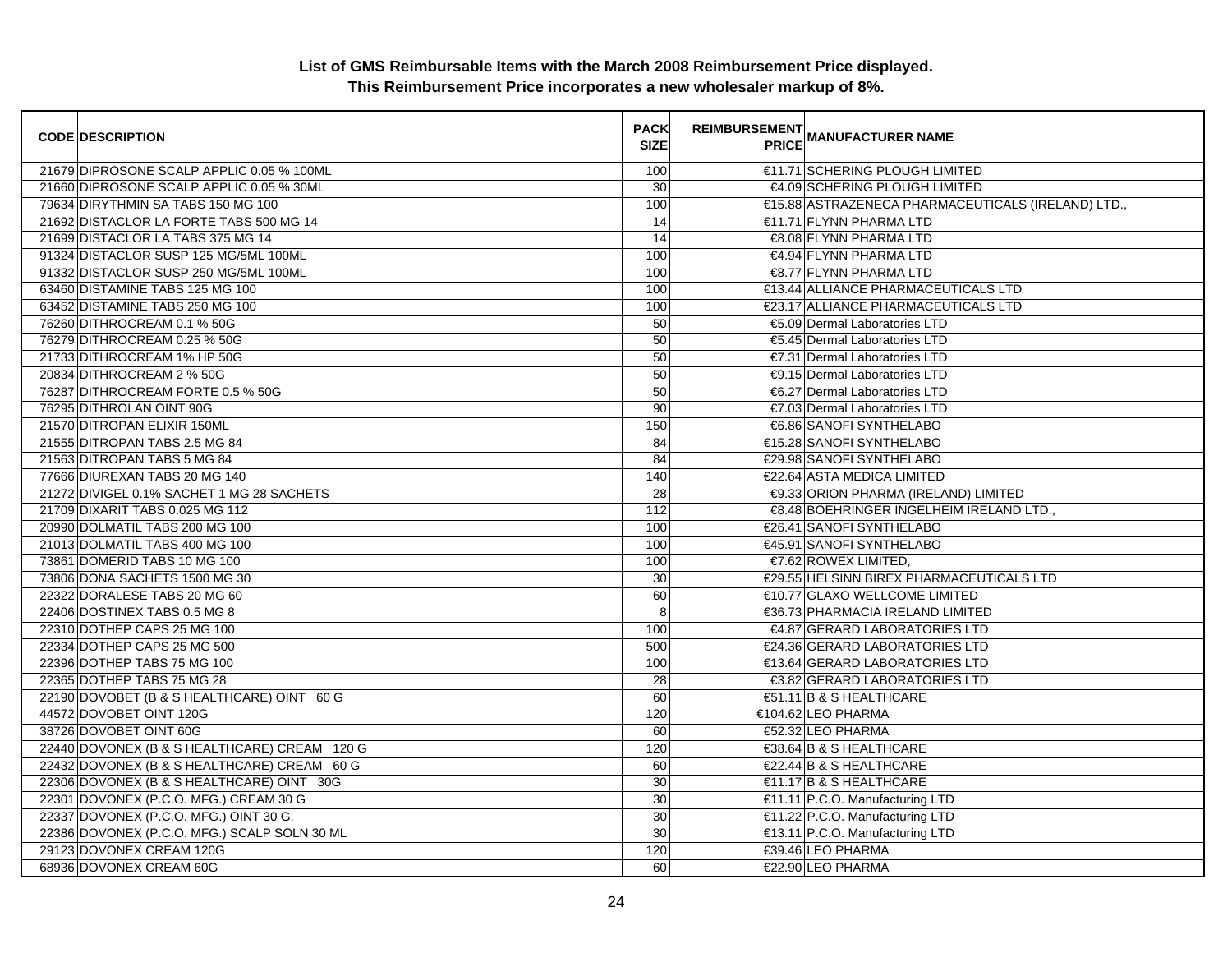**List of GMS Reimbursable Items with the March 2008 Reimbursement Price displayed.**
**This Reimbursement Price incorporates a new wholesaler markup of 8%.**

| CODE | DESCRIPTION | PACK SIZE | REIMBURSEMENT PRICE | MANUFACTURER NAME |
|---|---|---|---|---|
| 21679 | DIPROSONE SCALP APPLIC 0.05 % 100ML | 100 | €11.71 | SCHERING PLOUGH LIMITED |
| 21660 | DIPROSONE SCALP APPLIC 0.05 % 30ML | 30 | €4.09 | SCHERING PLOUGH LIMITED |
| 79634 | DIRYTHMIN SA TABS 150 MG 100 | 100 | €15.88 | ASTRAZENECA PHARMACEUTICALS (IRELAND) LTD., |
| 21692 | DISTACLOR LA FORTE TABS 500 MG 14 | 14 | €11.71 | FLYNN PHARMA LTD |
| 21699 | DISTACLOR LA TABS 375 MG 14 | 14 | €8.08 | FLYNN PHARMA LTD |
| 91324 | DISTACLOR SUSP 125 MG/5ML 100ML | 100 | €4.94 | FLYNN PHARMA LTD |
| 91332 | DISTACLOR SUSP 250 MG/5ML 100ML | 100 | €8.77 | FLYNN PHARMA LTD |
| 63460 | DISTAMINE TABS 125 MG 100 | 100 | €13.44 | ALLIANCE PHARMACEUTICALS LTD |
| 63452 | DISTAMINE TABS 250 MG 100 | 100 | €23.17 | ALLIANCE PHARMACEUTICALS LTD |
| 76260 | DITHROCREAM 0.1 % 50G | 50 | €5.09 | Dermal Laboratories LTD |
| 76279 | DITHROCREAM 0.25 % 50G | 50 | €5.45 | Dermal Laboratories LTD |
| 21733 | DITHROCREAM 1% HP 50G | 50 | €7.31 | Dermal Laboratories LTD |
| 20834 | DITHROCREAM 2 % 50G | 50 | €9.15 | Dermal Laboratories LTD |
| 76287 | DITHROCREAM FORTE 0.5 % 50G | 50 | €6.27 | Dermal Laboratories LTD |
| 76295 | DITHROLAN OINT 90G | 90 | €7.03 | Dermal Laboratories LTD |
| 21570 | DITROPAN ELIXIR 150ML | 150 | €6.86 | SANOFI SYNTHELABO |
| 21555 | DITROPAN TABS 2.5 MG 84 | 84 | €15.28 | SANOFI SYNTHELABO |
| 21563 | DITROPAN TABS 5 MG 84 | 84 | €29.98 | SANOFI SYNTHELABO |
| 77666 | DIUREXAN TABS 20 MG 140 | 140 | €22.64 | ASTA MEDICA LIMITED |
| 21272 | DIVIGEL 0.1% SACHET 1 MG 28 SACHETS | 28 | €9.33 | ORION PHARMA (IRELAND) LIMITED |
| 21709 | DIXARIT TABS 0.025 MG 112 | 112 | €8.48 | BOEHRINGER INGELHEIM IRELAND LTD., |
| 20990 | DOLMATIL TABS 200 MG 100 | 100 | €26.41 | SANOFI SYNTHELABO |
| 21013 | DOLMATIL TABS 400 MG 100 | 100 | €45.91 | SANOFI SYNTHELABO |
| 73861 | DOMERID TABS 10 MG 100 | 100 | €7.62 | ROWEX LIMITED, |
| 73806 | DONA SACHETS 1500 MG 30 | 30 | €29.55 | HELSINN BIREX PHARMACEUTICALS LTD |
| 22322 | DORALESE TABS 20 MG 60 | 60 | €10.77 | GLAXO WELLCOME LIMITED |
| 22406 | DOSTINEX TABS 0.5 MG 8 | 8 | €36.73 | PHARMACIA IRELAND LIMITED |
| 22310 | DOTHEP CAPS 25 MG 100 | 100 | €4.87 | GERARD LABORATORIES LTD |
| 22334 | DOTHEP CAPS 25 MG 500 | 500 | €24.36 | GERARD LABORATORIES LTD |
| 22396 | DOTHEP TABS 75 MG 100 | 100 | €13.64 | GERARD LABORATORIES LTD |
| 22365 | DOTHEP TABS 75 MG 28 | 28 | €3.82 | GERARD LABORATORIES LTD |
| 22190 | DOVOBET (B & S HEALTHCARE) OINT 60 G | 60 | €51.11 | B & S HEALTHCARE |
| 44572 | DOVOBET OINT 120G | 120 | €104.62 | LEO PHARMA |
| 38726 | DOVOBET OINT 60G | 60 | €52.32 | LEO PHARMA |
| 22440 | DOVONEX (B & S HEALTHCARE) CREAM 120 G | 120 | €38.64 | B & S HEALTHCARE |
| 22432 | DOVONEX (B & S HEALTHCARE) CREAM 60 G | 60 | €22.44 | B & S HEALTHCARE |
| 22306 | DOVONEX (B & S HEALTHCARE) OINT 30G | 30 | €11.17 | B & S HEALTHCARE |
| 22301 | DOVONEX (P.C.O. MFG.) CREAM 30 G | 30 | €11.11 | P.C.O. Manufacturing LTD |
| 22337 | DOVONEX (P.C.O. MFG.) OINT 30 G. | 30 | €11.22 | P.C.O. Manufacturing LTD |
| 22386 | DOVONEX (P.C.O. MFG.) SCALP SOLN 30 ML | 30 | €13.11 | P.C.O. Manufacturing LTD |
| 29123 | DOVONEX CREAM 120G | 120 | €39.46 | LEO PHARMA |
| 68936 | DOVONEX CREAM 60G | 60 | €22.90 | LEO PHARMA |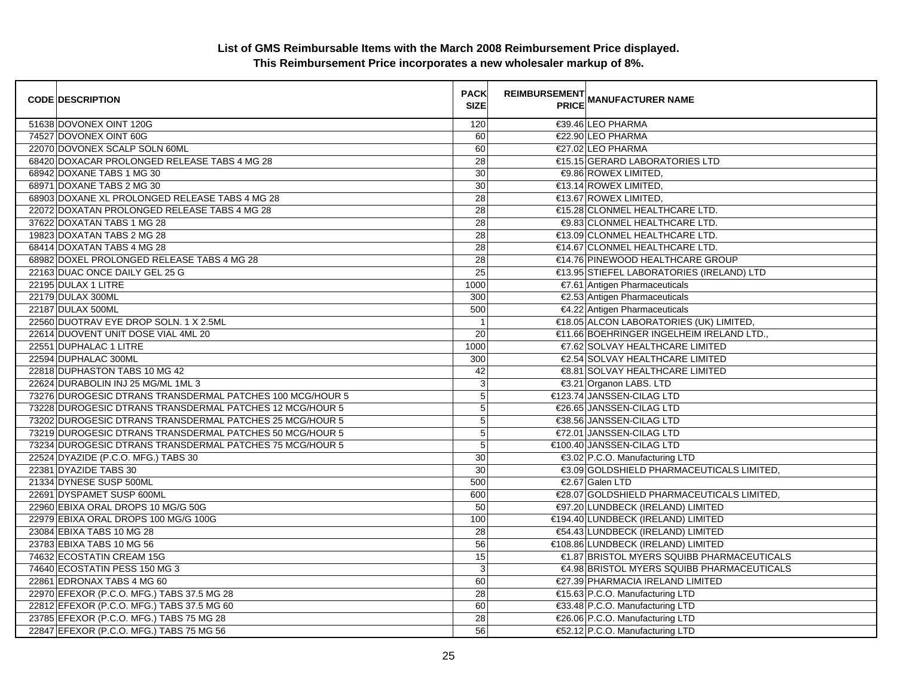## List of GMS Reimbursable Items with the March 2008 Reimbursement Price displayed.
## This Reimbursement Price incorporates a new wholesaler markup of 8%.

| CODE | DESCRIPTION | PACK SIZE | REIMBURSEMENT PRICE | MANUFACTURER NAME |
|---|---|---|---|---|
| 51638 | DOVONEX OINT 120G | 120 | €39.46 | LEO PHARMA |
| 74527 | DOVONEX OINT 60G | 60 | €22.90 | LEO PHARMA |
| 22070 | DOVONEX SCALP SOLN 60ML | 60 | €27.02 | LEO PHARMA |
| 68420 | DOXACAR PROLONGED RELEASE TABS 4 MG 28 | 28 | €15.15 | GERARD LABORATORIES LTD |
| 68942 | DOXANE TABS 1 MG 30 | 30 | €9.86 | ROWEX LIMITED, |
| 68971 | DOXANE TABS 2 MG 30 | 30 | €13.14 | ROWEX LIMITED, |
| 68903 | DOXANE XL PROLONGED RELEASE TABS 4 MG 28 | 28 | €13.67 | ROWEX LIMITED, |
| 22072 | DOXATAN PROLONGED RELEASE TABS 4 MG 28 | 28 | €15.28 | CLONMEL HEALTHCARE LTD. |
| 37622 | DOXATAN TABS 1 MG 28 | 28 | €9.83 | CLONMEL HEALTHCARE LTD. |
| 19823 | DOXATAN TABS 2 MG 28 | 28 | €13.09 | CLONMEL HEALTHCARE LTD. |
| 68414 | DOXATAN TABS 4 MG 28 | 28 | €14.67 | CLONMEL HEALTHCARE LTD. |
| 68982 | DOXEL PROLONGED RELEASE TABS 4 MG 28 | 28 | €14.76 | PINEWOOD HEALTHCARE GROUP |
| 22163 | DUAC ONCE DAILY GEL 25 G | 25 | €13.95 | STIEFEL LABORATORIES (IRELAND) LTD |
| 22195 | DULAX 1 LITRE | 1000 | €7.61 | Antigen Pharmaceuticals |
| 22179 | DULAX 300ML | 300 | €2.53 | Antigen Pharmaceuticals |
| 22187 | DULAX 500ML | 500 | €4.22 | Antigen Pharmaceuticals |
| 22560 | DUOTRAV EYE DROP SOLN. 1 X 2.5ML | 1 | €18.05 | ALCON LABORATORIES (UK) LIMITED, |
| 22614 | DUOVENT UNIT DOSE VIAL 4ML 20 | 20 | €11.66 | BOEHRINGER INGELHEIM IRELAND LTD., |
| 22551 | DUPHALAC 1 LITRE | 1000 | €7.62 | SOLVAY HEALTHCARE LIMITED |
| 22594 | DUPHALAC 300ML | 300 | €2.54 | SOLVAY HEALTHCARE LIMITED |
| 22818 | DUPHASTON TABS 10 MG 42 | 42 | €8.81 | SOLVAY HEALTHCARE LIMITED |
| 22624 | DURABOLIN INJ 25 MG/ML 1ML 3 | 3 | €3.21 | Organon LABS. LTD |
| 73276 | DUROGESIC DTRANS TRANSDERMAL PATCHES 100 MCG/HOUR 5 | 5 | €123.74 | JANSSEN-CILAG LTD |
| 73228 | DUROGESIC DTRANS TRANSDERMAL PATCHES 12 MCG/HOUR 5 | 5 | €26.65 | JANSSEN-CILAG LTD |
| 73202 | DUROGESIC DTRANS TRANSDERMAL PATCHES 25 MCG/HOUR 5 | 5 | €38.56 | JANSSEN-CILAG LTD |
| 73219 | DUROGESIC DTRANS TRANSDERMAL PATCHES 50 MCG/HOUR 5 | 5 | €72.01 | JANSSEN-CILAG LTD |
| 73234 | DUROGESIC DTRANS TRANSDERMAL PATCHES 75 MCG/HOUR 5 | 5 | €100.40 | JANSSEN-CILAG LTD |
| 22524 | DYAZIDE (P.C.O. MFG.) TABS 30 | 30 | €3.02 | P.C.O. Manufacturing LTD |
| 22381 | DYAZIDE TABS 30 | 30 | €3.09 | GOLDSHIELD PHARMACEUTICALS LIMITED, |
| 21334 | DYNESE SUSP 500ML | 500 | €2.67 | Galen LTD |
| 22691 | DYSPAMET SUSP 600ML | 600 | €28.07 | GOLDSHIELD PHARMACEUTICALS LIMITED, |
| 22960 | EBIXA ORAL DROPS 10 MG/G 50G | 50 | €97.20 | LUNDBECK (IRELAND) LIMITED |
| 22979 | EBIXA ORAL DROPS 100 MG/G 100G | 100 | €194.40 | LUNDBECK (IRELAND) LIMITED |
| 23084 | EBIXA TABS 10 MG 28 | 28 | €54.43 | LUNDBECK (IRELAND) LIMITED |
| 23783 | EBIXA TABS 10 MG 56 | 56 | €108.86 | LUNDBECK (IRELAND) LIMITED |
| 74632 | ECOSTATIN CREAM 15G | 15 | €1.87 | BRISTOL MYERS SQUIBB PHARMACEUTICALS |
| 74640 | ECOSTATIN PESS 150 MG 3 | 3 | €4.98 | BRISTOL MYERS SQUIBB PHARMACEUTICALS |
| 22861 | EDRONAX TABS 4 MG 60 | 60 | €27.39 | PHARMACIA IRELAND LIMITED |
| 22970 | EFEXOR (P.C.O. MFG.) TABS 37.5 MG 28 | 28 | €15.63 | P.C.O. Manufacturing LTD |
| 22812 | EFEXOR (P.C.O. MFG.) TABS 37.5 MG 60 | 60 | €33.48 | P.C.O. Manufacturing LTD |
| 23785 | EFEXOR (P.C.O. MFG.) TABS 75 MG 28 | 28 | €26.06 | P.C.O. Manufacturing LTD |
| 22847 | EFEXOR (P.C.O. MFG.) TABS 75 MG 56 | 56 | €52.12 | P.C.O. Manufacturing LTD |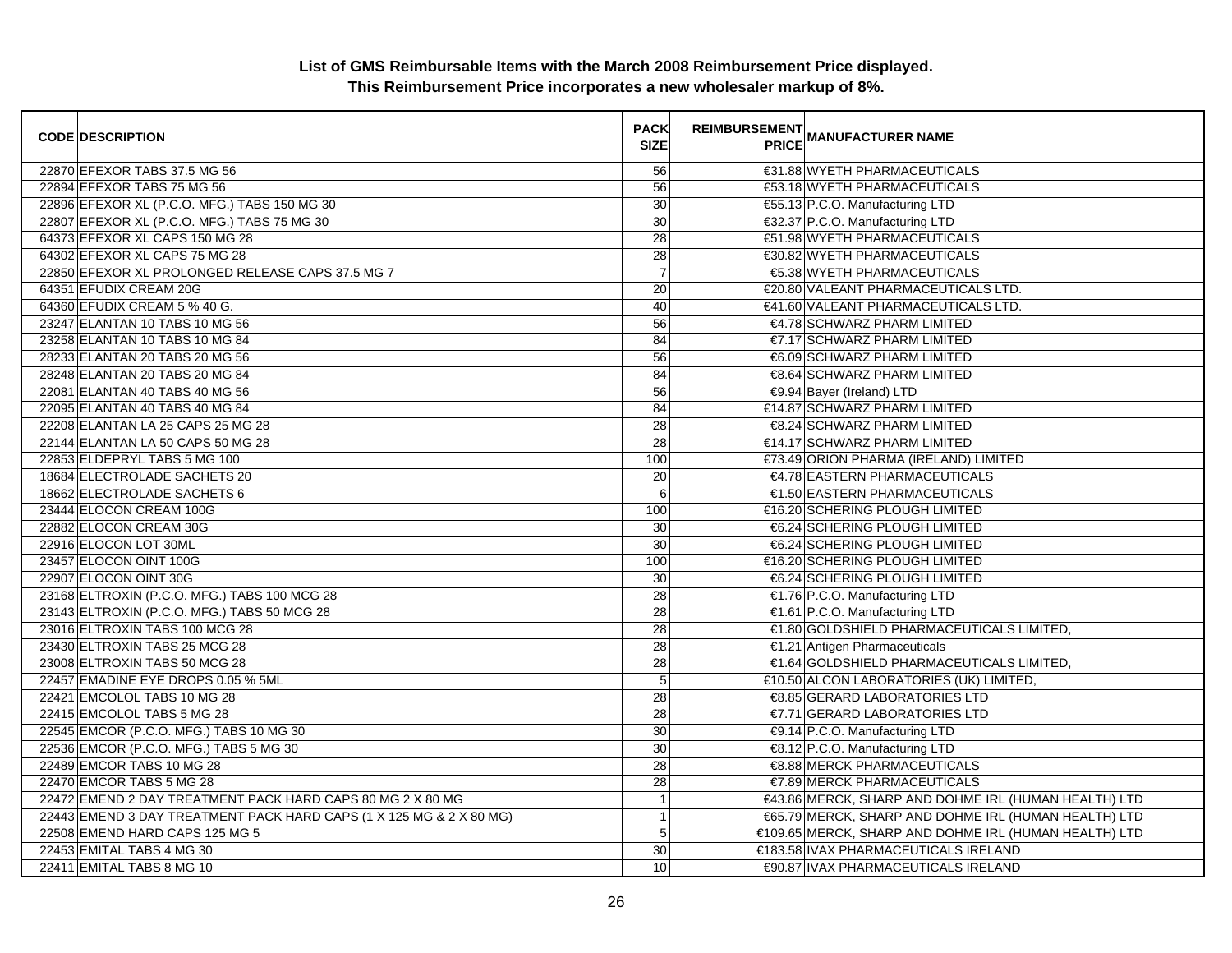## List of GMS Reimbursable Items with the March 2008 Reimbursement Price displayed.
## This Reimbursement Price incorporates a new wholesaler markup of 8%.

| CODE | DESCRIPTION | PACK SIZE | REIMBURSEMENT PRICE | MANUFACTURER NAME |
|---|---|---|---|---|
| 22870 | EFEXOR TABS 37.5 MG 56 | 56 | €31.88 | WYETH PHARMACEUTICALS |
| 22894 | EFEXOR TABS 75 MG 56 | 56 | €53.18 | WYETH PHARMACEUTICALS |
| 22896 | EFEXOR XL (P.C.O. MFG.) TABS 150 MG 30 | 30 | €55.13 | P.C.O. Manufacturing LTD |
| 22807 | EFEXOR XL (P.C.O. MFG.) TABS 75 MG 30 | 30 | €32.37 | P.C.O. Manufacturing LTD |
| 64373 | EFEXOR XL CAPS 150 MG 28 | 28 | €51.98 | WYETH PHARMACEUTICALS |
| 64302 | EFEXOR XL CAPS 75 MG 28 | 28 | €30.82 | WYETH PHARMACEUTICALS |
| 22850 | EFEXOR XL PROLONGED RELEASE CAPS 37.5 MG 7 | 7 | €5.38 | WYETH PHARMACEUTICALS |
| 64351 | EFUDIX CREAM 20G | 20 | €20.80 | VALEANT PHARMACEUTICALS LTD. |
| 64360 | EFUDIX CREAM 5 % 40 G. | 40 | €41.60 | VALEANT PHARMACEUTICALS LTD. |
| 23247 | ELANTAN 10 TABS 10 MG 56 | 56 | €4.78 | SCHWARZ PHARM LIMITED |
| 23258 | ELANTAN 10 TABS 10 MG 84 | 84 | €7.17 | SCHWARZ PHARM LIMITED |
| 28233 | ELANTAN 20 TABS 20 MG 56 | 56 | €6.09 | SCHWARZ PHARM LIMITED |
| 28248 | ELANTAN 20 TABS 20 MG 84 | 84 | €8.64 | SCHWARZ PHARM LIMITED |
| 22081 | ELANTAN 40 TABS 40 MG 56 | 56 | €9.94 | Bayer (Ireland) LTD |
| 22095 | ELANTAN 40 TABS 40 MG 84 | 84 | €14.87 | SCHWARZ PHARM LIMITED |
| 22208 | ELANTAN LA 25 CAPS 25 MG 28 | 28 | €8.24 | SCHWARZ PHARM LIMITED |
| 22144 | ELANTAN LA 50 CAPS 50 MG 28 | 28 | €14.17 | SCHWARZ PHARM LIMITED |
| 22853 | ELDEPRYL TABS 5 MG 100 | 100 | €73.49 | ORION PHARMA (IRELAND) LIMITED |
| 18684 | ELECTROLADE SACHETS 20 | 20 | €4.78 | EASTERN PHARMACEUTICALS |
| 18662 | ELECTROLADE SACHETS 6 | 6 | €1.50 | EASTERN PHARMACEUTICALS |
| 23444 | ELOCON CREAM 100G | 100 | €16.20 | SCHERING PLOUGH LIMITED |
| 22882 | ELOCON CREAM 30G | 30 | €6.24 | SCHERING PLOUGH LIMITED |
| 22916 | ELOCON LOT 30ML | 30 | €6.24 | SCHERING PLOUGH LIMITED |
| 23457 | ELOCON OINT 100G | 100 | €16.20 | SCHERING PLOUGH LIMITED |
| 22907 | ELOCON OINT 30G | 30 | €6.24 | SCHERING PLOUGH LIMITED |
| 23168 | ELTROXIN (P.C.O. MFG.) TABS 100 MCG 28 | 28 | €1.76 | P.C.O. Manufacturing LTD |
| 23143 | ELTROXIN (P.C.O. MFG.) TABS 50 MCG 28 | 28 | €1.61 | P.C.O. Manufacturing LTD |
| 23016 | ELTROXIN TABS 100 MCG 28 | 28 | €1.80 | GOLDSHIELD PHARMACEUTICALS LIMITED, |
| 23430 | ELTROXIN TABS 25 MCG 28 | 28 | €1.21 | Antigen Pharmaceuticals |
| 23008 | ELTROXIN TABS 50 MCG 28 | 28 | €1.64 | GOLDSHIELD PHARMACEUTICALS LIMITED, |
| 22457 | EMADINE EYE DROPS 0.05 % 5ML | 5 | €10.50 | ALCON LABORATORIES (UK) LIMITED, |
| 22421 | EMCOLOL TABS 10 MG 28 | 28 | €8.85 | GERARD LABORATORIES LTD |
| 22415 | EMCOLOL TABS 5 MG 28 | 28 | €7.71 | GERARD LABORATORIES LTD |
| 22545 | EMCOR (P.C.O. MFG.) TABS 10 MG 30 | 30 | €9.14 | P.C.O. Manufacturing LTD |
| 22536 | EMCOR (P.C.O. MFG.) TABS 5 MG 30 | 30 | €8.12 | P.C.O. Manufacturing LTD |
| 22489 | EMCOR TABS 10 MG 28 | 28 | €8.88 | MERCK PHARMACEUTICALS |
| 22470 | EMCOR TABS 5 MG 28 | 28 | €7.89 | MERCK PHARMACEUTICALS |
| 22472 | EMEND 2 DAY TREATMENT PACK HARD CAPS 80 MG 2 X 80 MG | 1 | €43.86 | MERCK, SHARP AND DOHME IRL (HUMAN HEALTH) LTD |
| 22443 | EMEND 3 DAY TREATMENT PACK HARD CAPS (1 X 125 MG & 2 X 80 MG) | 1 | €65.79 | MERCK, SHARP AND DOHME IRL (HUMAN HEALTH) LTD |
| 22508 | EMEND HARD CAPS 125 MG 5 | 5 | €109.65 | MERCK, SHARP AND DOHME IRL (HUMAN HEALTH) LTD |
| 22453 | EMITAL TABS 4 MG 30 | 30 | €183.58 | IVAX PHARMACEUTICALS IRELAND |
| 22411 | EMITAL TABS 8 MG 10 | 10 | €90.87 | IVAX PHARMACEUTICALS IRELAND |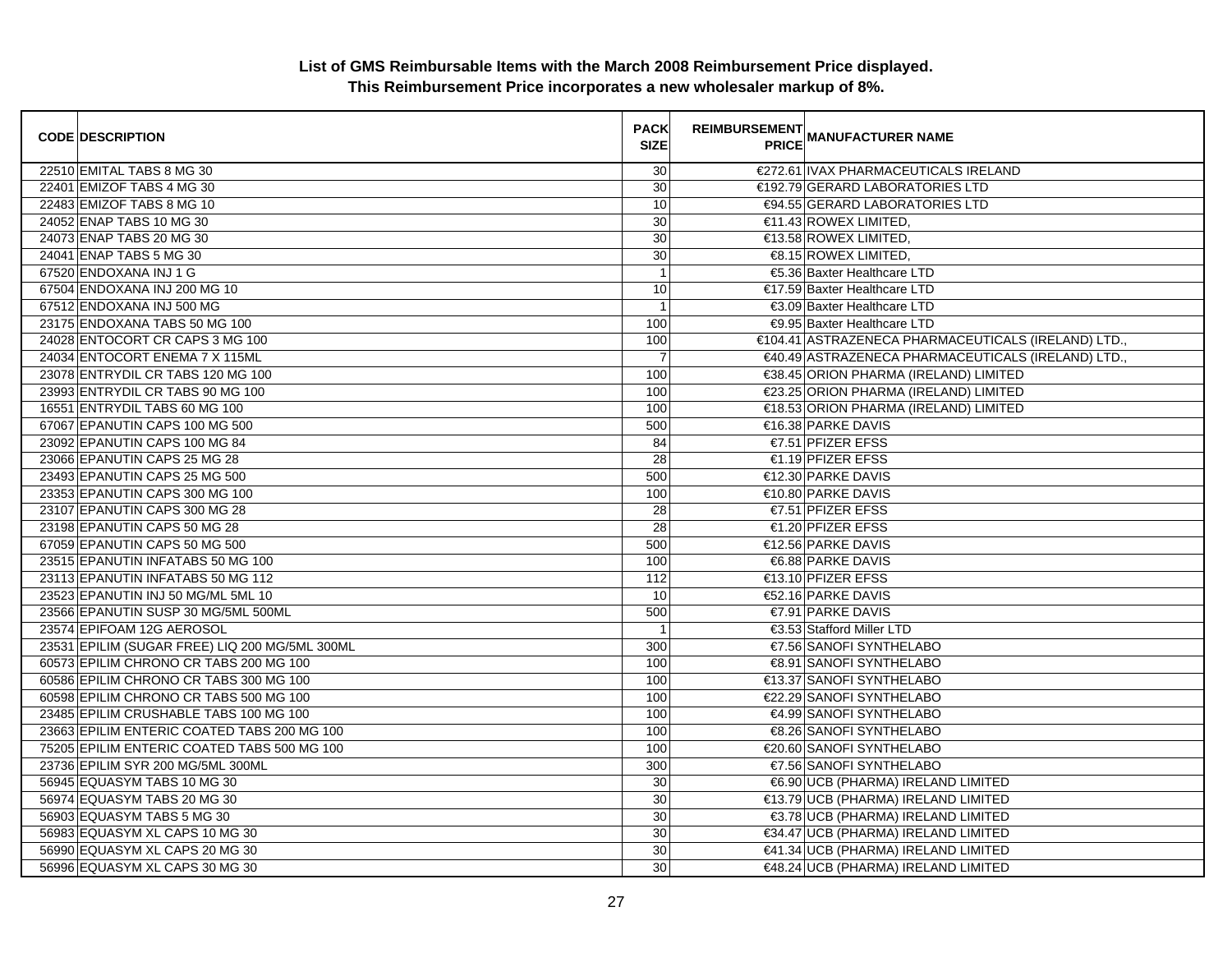**List of GMS Reimbursable Items with the March 2008 Reimbursement Price displayed.**
**This Reimbursement Price incorporates a new wholesaler markup of 8%.**

| CODE | DESCRIPTION | PACK SIZE | REIMBURSEMENT PRICE | MANUFACTURER NAME |
|---|---|---|---|---|
| 22510 | EMITAL TABS 8 MG 30 | 30 | €272.61 | IVAX PHARMACEUTICALS IRELAND |
| 22401 | EMIZOF TABS 4 MG 30 | 30 | €192.79 | GERARD LABORATORIES LTD |
| 22483 | EMIZOF TABS 8 MG 10 | 10 | €94.55 | GERARD LABORATORIES LTD |
| 24052 | ENAP TABS 10 MG 30 | 30 | €11.43 | ROWEX LIMITED, |
| 24073 | ENAP TABS 20 MG 30 | 30 | €13.58 | ROWEX LIMITED, |
| 24041 | ENAP TABS 5 MG 30 | 30 | €8.15 | ROWEX LIMITED, |
| 67520 | ENDOXANA INJ 1 G | 1 | €5.36 | Baxter Healthcare LTD |
| 67504 | ENDOXANA INJ 200 MG 10 | 10 | €17.59 | Baxter Healthcare LTD |
| 67512 | ENDOXANA INJ 500 MG | 1 | €3.09 | Baxter Healthcare LTD |
| 23175 | ENDOXANA TABS 50 MG 100 | 100 | €9.95 | Baxter Healthcare LTD |
| 24028 | ENTOCORT CR CAPS 3 MG 100 | 100 | €104.41 | ASTRAZENECA PHARMACEUTICALS (IRELAND) LTD., |
| 24034 | ENTOCORT ENEMA 7 X 115ML | 7 | €40.49 | ASTRAZENECA PHARMACEUTICALS (IRELAND) LTD., |
| 23078 | ENTRYDIL CR TABS 120 MG 100 | 100 | €38.45 | ORION PHARMA (IRELAND) LIMITED |
| 23993 | ENTRYDIL CR TABS 90 MG 100 | 100 | €23.25 | ORION PHARMA (IRELAND) LIMITED |
| 16551 | ENTRYDIL TABS 60 MG 100 | 100 | €18.53 | ORION PHARMA (IRELAND) LIMITED |
| 67067 | EPANUTIN CAPS 100 MG 500 | 500 | €16.38 | PARKE DAVIS |
| 23092 | EPANUTIN CAPS 100 MG 84 | 84 | €7.51 | PFIZER EFSS |
| 23066 | EPANUTIN CAPS 25 MG 28 | 28 | €1.19 | PFIZER EFSS |
| 23493 | EPANUTIN CAPS 25 MG 500 | 500 | €12.30 | PARKE DAVIS |
| 23353 | EPANUTIN CAPS 300 MG 100 | 100 | €10.80 | PARKE DAVIS |
| 23107 | EPANUTIN CAPS 300 MG 28 | 28 | €7.51 | PFIZER EFSS |
| 23198 | EPANUTIN CAPS 50 MG 28 | 28 | €1.20 | PFIZER EFSS |
| 67059 | EPANUTIN CAPS 50 MG 500 | 500 | €12.56 | PARKE DAVIS |
| 23515 | EPANUTIN INFATABS 50 MG 100 | 100 | €6.88 | PARKE DAVIS |
| 23113 | EPANUTIN INFATABS 50 MG 112 | 112 | €13.10 | PFIZER EFSS |
| 23523 | EPANUTIN INJ 50 MG/ML 5ML 10 | 10 | €52.16 | PARKE DAVIS |
| 23566 | EPANUTIN SUSP 30 MG/5ML 500ML | 500 | €7.91 | PARKE DAVIS |
| 23574 | EPIFOAM 12G AEROSOL | 1 | €3.53 | Stafford Miller LTD |
| 23531 | EPILIM (SUGAR FREE) LIQ 200 MG/5ML 300ML | 300 | €7.56 | SANOFI SYNTHELABO |
| 60573 | EPILIM CHRONO CR TABS 200 MG 100 | 100 | €8.91 | SANOFI SYNTHELABO |
| 60586 | EPILIM CHRONO CR TABS 300 MG 100 | 100 | €13.37 | SANOFI SYNTHELABO |
| 60598 | EPILIM CHRONO CR TABS 500 MG 100 | 100 | €22.29 | SANOFI SYNTHELABO |
| 23485 | EPILIM CRUSHABLE TABS 100 MG 100 | 100 | €4.99 | SANOFI SYNTHELABO |
| 23663 | EPILIM ENTERIC COATED TABS 200 MG 100 | 100 | €8.26 | SANOFI SYNTHELABO |
| 75205 | EPILIM ENTERIC COATED TABS 500 MG 100 | 100 | €20.60 | SANOFI SYNTHELABO |
| 23736 | EPILIM SYR 200 MG/5ML 300ML | 300 | €7.56 | SANOFI SYNTHELABO |
| 56945 | EQUASYM TABS 10 MG 30 | 30 | €6.90 | UCB (PHARMA) IRELAND LIMITED |
| 56974 | EQUASYM TABS 20 MG 30 | 30 | €13.79 | UCB (PHARMA) IRELAND LIMITED |
| 56903 | EQUASYM TABS 5 MG 30 | 30 | €3.78 | UCB (PHARMA) IRELAND LIMITED |
| 56983 | EQUASYM XL CAPS 10 MG 30 | 30 | €34.47 | UCB (PHARMA) IRELAND LIMITED |
| 56990 | EQUASYM XL CAPS 20 MG 30 | 30 | €41.34 | UCB (PHARMA) IRELAND LIMITED |
| 56996 | EQUASYM XL CAPS 30 MG 30 | 30 | €48.24 | UCB (PHARMA) IRELAND LIMITED |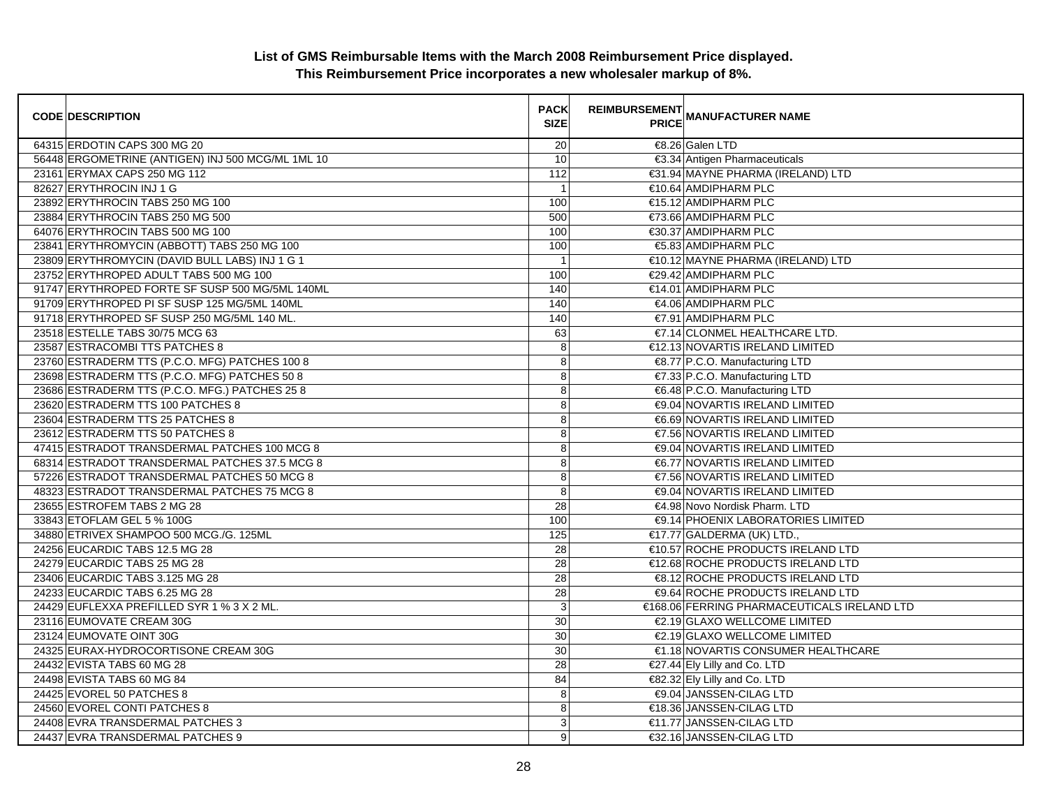## List of GMS Reimbursable Items with the March 2008 Reimbursement Price displayed.
## This Reimbursement Price incorporates a new wholesaler markup of 8%.

| CODE | DESCRIPTION | PACK SIZE | REIMBURSEMENT PRICE | MANUFACTURER NAME |
|---|---|---|---|---|
| 64315 | ERDOTIN CAPS 300 MG 20 | 20 | €8.26 | Galen LTD |
| 56448 | ERGOMETRINE (ANTIGEN) INJ 500 MCG/ML 1ML 10 | 10 | €3.34 | Antigen Pharmaceuticals |
| 23161 | ERYMAX CAPS 250 MG 112 | 112 | €31.94 | MAYNE PHARMA (IRELAND) LTD |
| 82627 | ERYTHROCIN INJ 1 G | 1 | €10.64 | AMDIPHARM PLC |
| 23892 | ERYTHROCIN TABS 250 MG 100 | 100 | €15.12 | AMDIPHARM PLC |
| 23884 | ERYTHROCIN TABS 250 MG 500 | 500 | €73.66 | AMDIPHARM PLC |
| 64076 | ERYTHROCIN TABS 500 MG 100 | 100 | €30.37 | AMDIPHARM PLC |
| 23841 | ERYTHROMYCIN (ABBOTT) TABS 250 MG 100 | 100 | €5.83 | AMDIPHARM PLC |
| 23809 | ERYTHROMYCIN (DAVID BULL LABS) INJ 1 G 1 | 1 | €10.12 | MAYNE PHARMA (IRELAND) LTD |
| 23752 | ERYTHROPED ADULT TABS 500 MG 100 | 100 | €29.42 | AMDIPHARM PLC |
| 91747 | ERYTHROPED FORTE SF SUSP 500 MG/5ML 140ML | 140 | €14.01 | AMDIPHARM PLC |
| 91709 | ERYTHROPED PI SF SUSP 125 MG/5ML 140ML | 140 | €4.06 | AMDIPHARM PLC |
| 91718 | ERYTHROPED SF SUSP 250 MG/5ML 140 ML. | 140 | €7.91 | AMDIPHARM PLC |
| 23518 | ESTELLE TABS 30/75 MCG 63 | 63 | €7.14 | CLONMEL HEALTHCARE LTD. |
| 23587 | ESTRACOMBI TTS PATCHES 8 | 8 | €12.13 | NOVARTIS IRELAND LIMITED |
| 23760 | ESTRADERM TTS (P.C.O. MFG) PATCHES 100 8 | 8 | €8.77 | P.C.O. Manufacturing LTD |
| 23698 | ESTRADERM TTS (P.C.O. MFG) PATCHES 50 8 | 8 | €7.33 | P.C.O. Manufacturing LTD |
| 23686 | ESTRADERM TTS (P.C.O. MFG.) PATCHES 25 8 | 8 | €6.48 | P.C.O. Manufacturing LTD |
| 23620 | ESTRADERM TTS 100 PATCHES 8 | 8 | €9.04 | NOVARTIS IRELAND LIMITED |
| 23604 | ESTRADERM TTS 25 PATCHES 8 | 8 | €6.69 | NOVARTIS IRELAND LIMITED |
| 23612 | ESTRADERM TTS 50 PATCHES 8 | 8 | €7.56 | NOVARTIS IRELAND LIMITED |
| 47415 | ESTRADOT TRANSDERMAL PATCHES 100 MCG 8 | 8 | €9.04 | NOVARTIS IRELAND LIMITED |
| 68314 | ESTRADOT TRANSDERMAL PATCHES 37.5 MCG 8 | 8 | €6.77 | NOVARTIS IRELAND LIMITED |
| 57226 | ESTRADOT TRANSDERMAL PATCHES 50 MCG 8 | 8 | €7.56 | NOVARTIS IRELAND LIMITED |
| 48323 | ESTRADOT TRANSDERMAL PATCHES 75 MCG 8 | 8 | €9.04 | NOVARTIS IRELAND LIMITED |
| 23655 | ESTROFEM TABS 2 MG 28 | 28 | €4.98 | Novo Nordisk Pharm. LTD |
| 33843 | ETOFLAM GEL 5 % 100G | 100 | €9.14 | PHOENIX LABORATORIES LIMITED |
| 34880 | ETRIVEX SHAMPOO 500 MCG./G. 125ML | 125 | €17.77 | GALDERMA (UK) LTD., |
| 24256 | EUCARDIC TABS 12.5 MG 28 | 28 | €10.57 | ROCHE PRODUCTS IRELAND LTD |
| 24279 | EUCARDIC TABS 25 MG 28 | 28 | €12.68 | ROCHE PRODUCTS IRELAND LTD |
| 23406 | EUCARDIC TABS 3.125 MG 28 | 28 | €8.12 | ROCHE PRODUCTS IRELAND LTD |
| 24233 | EUCARDIC TABS 6.25 MG 28 | 28 | €9.64 | ROCHE PRODUCTS IRELAND LTD |
| 24429 | EUFLEXXA PREFILLED SYR 1 % 3 X 2 ML. | 3 | €168.06 | FERRING PHARMACEUTICALS IRELAND LTD |
| 23116 | EUMOVATE CREAM 30G | 30 | €2.19 | GLAXO WELLCOME LIMITED |
| 23124 | EUMOVATE OINT 30G | 30 | €2.19 | GLAXO WELLCOME LIMITED |
| 24325 | EURAX-HYDROCORTISONE CREAM 30G | 30 | €1.18 | NOVARTIS CONSUMER HEALTHCARE |
| 24432 | EVISTA TABS 60 MG 28 | 28 | €27.44 | Ely Lilly and Co. LTD |
| 24498 | EVISTA TABS 60 MG 84 | 84 | €82.32 | Ely Lilly and Co. LTD |
| 24425 | EVOREL 50 PATCHES 8 | 8 | €9.04 | JANSSEN-CILAG LTD |
| 24560 | EVOREL CONTI PATCHES 8 | 8 | €18.36 | JANSSEN-CILAG LTD |
| 24408 | EVRA TRANSDERMAL PATCHES 3 | 3 | €11.77 | JANSSEN-CILAG LTD |
| 24437 | EVRA TRANSDERMAL PATCHES 9 | 9 | €32.16 | JANSSEN-CILAG LTD |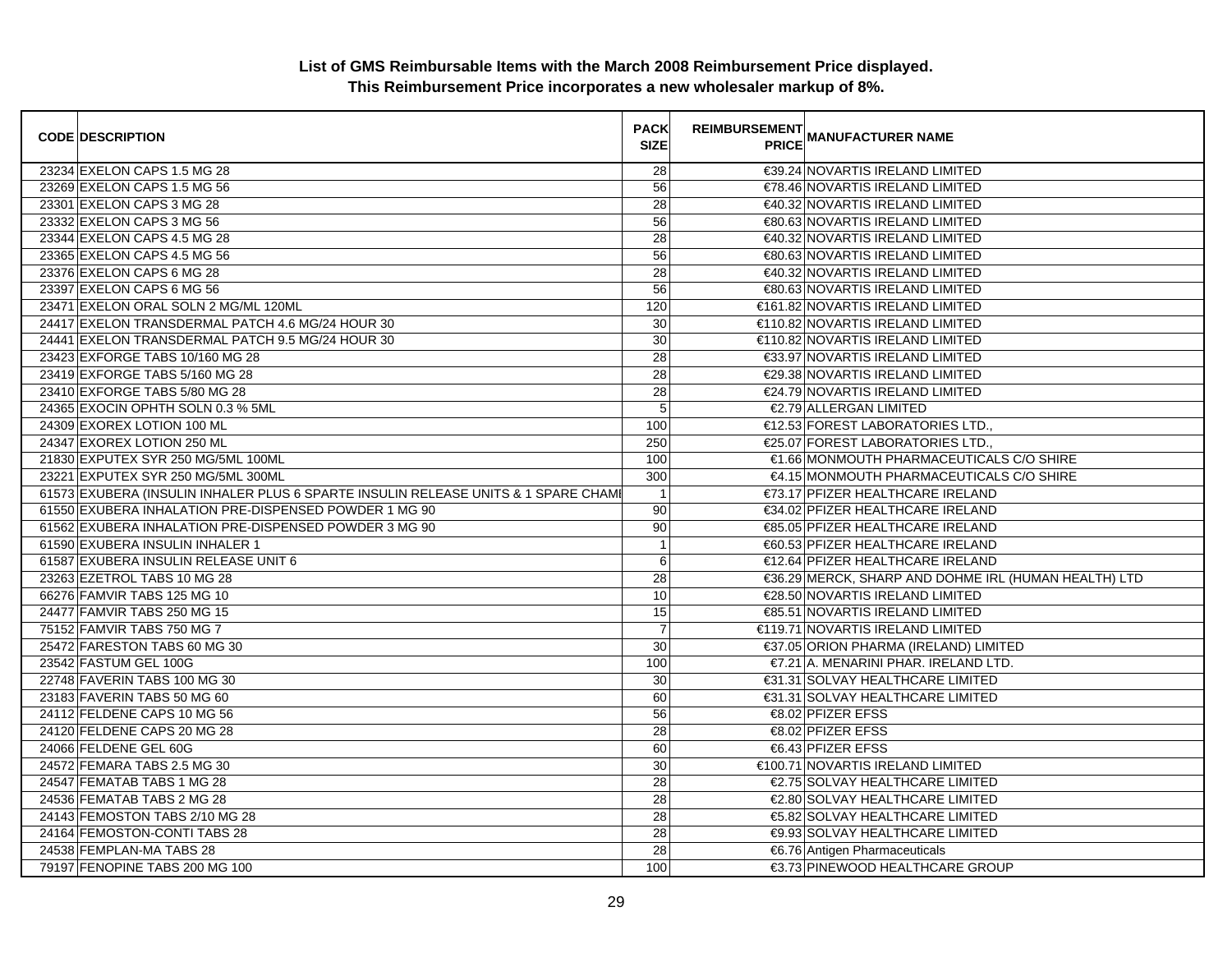**List of GMS Reimbursable Items with the March 2008 Reimbursement Price displayed.**
**This Reimbursement Price incorporates a new wholesaler markup of 8%.**

| CODE | DESCRIPTION | PACK SIZE | REIMBURSEMENT PRICE | MANUFACTURER NAME |
|---|---|---|---|---|
| 23234 | EXELON CAPS 1.5 MG 28 | 28 | €39.24 | NOVARTIS IRELAND LIMITED |
| 23269 | EXELON CAPS 1.5 MG 56 | 56 | €78.46 | NOVARTIS IRELAND LIMITED |
| 23301 | EXELON CAPS 3 MG 28 | 28 | €40.32 | NOVARTIS IRELAND LIMITED |
| 23332 | EXELON CAPS 3 MG 56 | 56 | €80.63 | NOVARTIS IRELAND LIMITED |
| 23344 | EXELON CAPS 4.5 MG 28 | 28 | €40.32 | NOVARTIS IRELAND LIMITED |
| 23365 | EXELON CAPS 4.5 MG 56 | 56 | €80.63 | NOVARTIS IRELAND LIMITED |
| 23376 | EXELON CAPS 6 MG 28 | 28 | €40.32 | NOVARTIS IRELAND LIMITED |
| 23397 | EXELON CAPS 6 MG 56 | 56 | €80.63 | NOVARTIS IRELAND LIMITED |
| 23471 | EXELON ORAL SOLN 2 MG/ML 120ML | 120 | €161.82 | NOVARTIS IRELAND LIMITED |
| 24417 | EXELON TRANSDERMAL PATCH 4.6 MG/24 HOUR 30 | 30 | €110.82 | NOVARTIS IRELAND LIMITED |
| 24441 | EXELON TRANSDERMAL PATCH 9.5 MG/24 HOUR 30 | 30 | €110.82 | NOVARTIS IRELAND LIMITED |
| 23423 | EXFORGE TABS 10/160 MG 28 | 28 | €33.97 | NOVARTIS IRELAND LIMITED |
| 23419 | EXFORGE TABS 5/160 MG 28 | 28 | €29.38 | NOVARTIS IRELAND LIMITED |
| 23410 | EXFORGE TABS 5/80 MG 28 | 28 | €24.79 | NOVARTIS IRELAND LIMITED |
| 24365 | EXOCIN OPHTH SOLN 0.3 % 5ML | 5 | €2.79 | ALLERGAN LIMITED |
| 24309 | EXOREX LOTION 100 ML | 100 | €12.53 | FOREST LABORATORIES LTD., |
| 24347 | EXOREX LOTION 250 ML | 250 | €25.07 | FOREST LABORATORIES LTD., |
| 21830 | EXPUTEX SYR 250 MG/5ML 100ML | 100 | €1.66 | MONMOUTH PHARMACEUTICALS C/O SHIRE |
| 23221 | EXPUTEX SYR 250 MG/5ML 300ML | 300 | €4.15 | MONMOUTH PHARMACEUTICALS C/O SHIRE |
| 61573 | EXUBERA (INSULIN INHALER PLUS 6 SPARTE INSULIN RELEASE UNITS & 1 SPARE CHAMI | 1 | €73.17 | PFIZER HEALTHCARE IRELAND |
| 61550 | EXUBERA INHALATION PRE-DISPENSED POWDER 1 MG 90 | 90 | €34.02 | PFIZER HEALTHCARE IRELAND |
| 61562 | EXUBERA INHALATION PRE-DISPENSED POWDER 3 MG 90 | 90 | €85.05 | PFIZER HEALTHCARE IRELAND |
| 61590 | EXUBERA INSULIN INHALER 1 | 1 | €60.53 | PFIZER HEALTHCARE IRELAND |
| 61587 | EXUBERA INSULIN RELEASE UNIT 6 | 6 | €12.64 | PFIZER HEALTHCARE IRELAND |
| 23263 | EZETROL TABS 10 MG 28 | 28 | €36.29 | MERCK, SHARP AND DOHME IRL (HUMAN HEALTH) LTD |
| 66276 | FAMVIR TABS 125 MG 10 | 10 | €28.50 | NOVARTIS IRELAND LIMITED |
| 24477 | FAMVIR TABS 250 MG 15 | 15 | €85.51 | NOVARTIS IRELAND LIMITED |
| 75152 | FAMVIR TABS 750 MG 7 | 7 | €119.71 | NOVARTIS IRELAND LIMITED |
| 25472 | FARESTON TABS 60 MG 30 | 30 | €37.05 | ORION PHARMA (IRELAND) LIMITED |
| 23542 | FASTUM GEL 100G | 100 | €7.21 | A. MENARINI PHAR. IRELAND LTD. |
| 22748 | FAVERIN TABS 100 MG 30 | 30 | €31.31 | SOLVAY HEALTHCARE LIMITED |
| 23183 | FAVERIN TABS 50 MG 60 | 60 | €31.31 | SOLVAY HEALTHCARE LIMITED |
| 24112 | FELDENE CAPS 10 MG 56 | 56 | €8.02 | PFIZER EFSS |
| 24120 | FELDENE CAPS 20 MG 28 | 28 | €8.02 | PFIZER EFSS |
| 24066 | FELDENE GEL 60G | 60 | €6.43 | PFIZER EFSS |
| 24572 | FEMARA TABS 2.5 MG 30 | 30 | €100.71 | NOVARTIS IRELAND LIMITED |
| 24547 | FEMATAB TABS 1 MG 28 | 28 | €2.75 | SOLVAY HEALTHCARE LIMITED |
| 24536 | FEMATAB TABS 2 MG 28 | 28 | €2.80 | SOLVAY HEALTHCARE LIMITED |
| 24143 | FEMOSTON TABS 2/10 MG 28 | 28 | €5.82 | SOLVAY HEALTHCARE LIMITED |
| 24164 | FEMOSTON-CONTI TABS 28 | 28 | €9.93 | SOLVAY HEALTHCARE LIMITED |
| 24538 | FEMPLAN-MA TABS 28 | 28 | €6.76 | Antigen Pharmaceuticals |
| 79197 | FENOPINE TABS 200 MG 100 | 100 | €3.73 | PINEWOOD HEALTHCARE GROUP |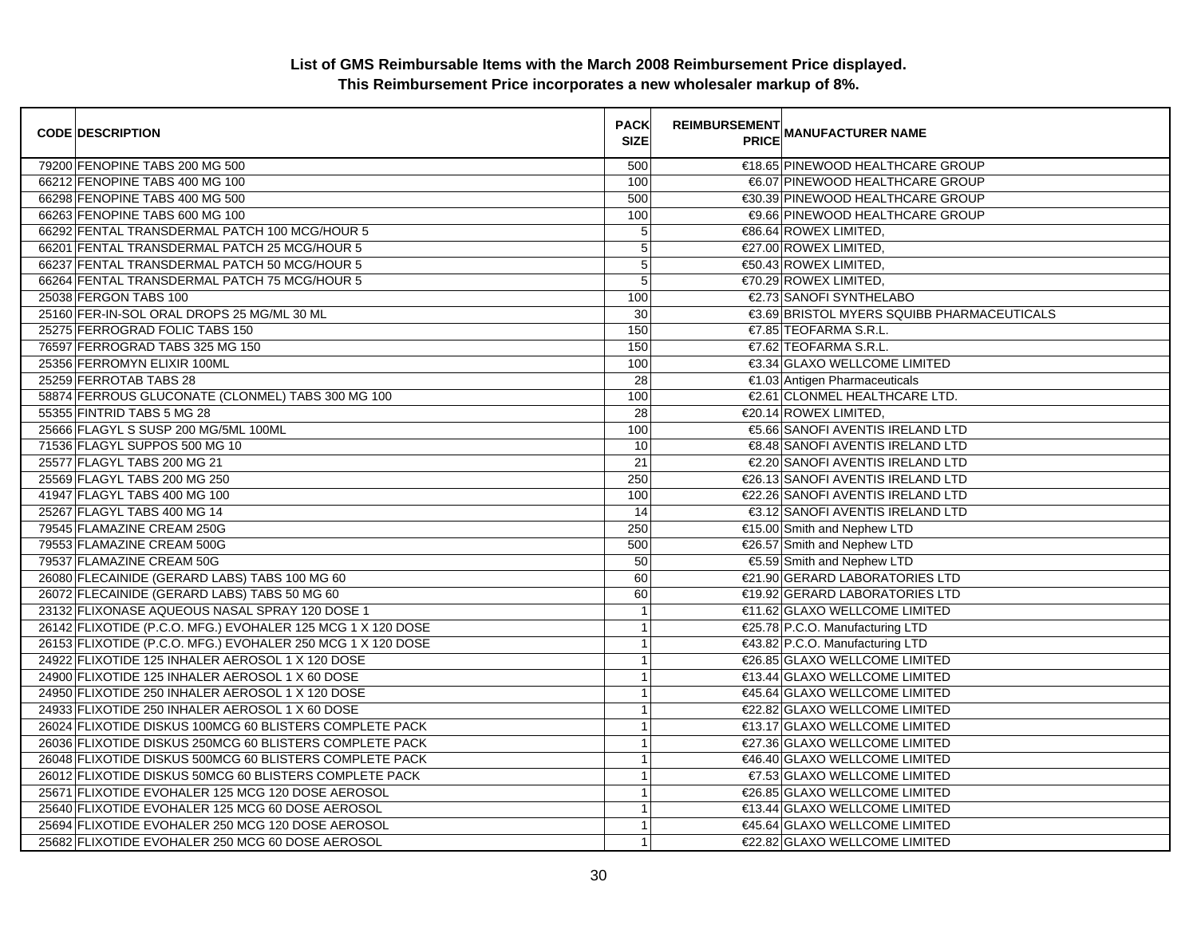# List of GMS Reimbursable Items with the March 2008 Reimbursement Price displayed.
## This Reimbursement Price incorporates a new wholesaler markup of 8%.

| CODE | DESCRIPTION | PACK SIZE | REIMBURSEMENT PRICE | MANUFACTURER NAME |
|---|---|---|---|---|
| 79200 | FENOPINE TABS 200 MG 500 | 500 | €18.65 | PINEWOOD HEALTHCARE GROUP |
| 66212 | FENOPINE TABS 400 MG 100 | 100 | €6.07 | PINEWOOD HEALTHCARE GROUP |
| 66298 | FENOPINE TABS 400 MG 500 | 500 | €30.39 | PINEWOOD HEALTHCARE GROUP |
| 66263 | FENOPINE TABS 600 MG 100 | 100 | €9.66 | PINEWOOD HEALTHCARE GROUP |
| 66292 | FENTAL TRANSDERMAL PATCH 100 MCG/HOUR 5 | 5 | €86.64 | ROWEX LIMITED, |
| 66201 | FENTAL TRANSDERMAL PATCH 25 MCG/HOUR 5 | 5 | €27.00 | ROWEX LIMITED, |
| 66237 | FENTAL TRANSDERMAL PATCH 50 MCG/HOUR 5 | 5 | €50.43 | ROWEX LIMITED, |
| 66264 | FENTAL TRANSDERMAL PATCH 75 MCG/HOUR 5 | 5 | €70.29 | ROWEX LIMITED, |
| 25038 | FERGON TABS 100 | 100 | €2.73 | SANOFI SYNTHELABO |
| 25160 | FER-IN-SOL ORAL DROPS 25 MG/ML 30 ML | 30 | €3.69 | BRISTOL MYERS SQUIBB PHARMACEUTICALS |
| 25275 | FERROGRAD FOLIC TABS 150 | 150 | €7.85 | TEOFARMA S.R.L. |
| 76597 | FERROGRAD TABS 325 MG 150 | 150 | €7.62 | TEOFARMA S.R.L. |
| 25356 | FERROMYN ELIXIR 100ML | 100 | €3.34 | GLAXO WELLCOME LIMITED |
| 25259 | FERROTAB TABS 28 | 28 | €1.03 | Antigen Pharmaceuticals |
| 58874 | FERROUS GLUCONATE (CLONMEL) TABS 300 MG 100 | 100 | €2.61 | CLONMEL HEALTHCARE LTD. |
| 55355 | FINTRID TABS 5 MG 28 | 28 | €20.14 | ROWEX LIMITED, |
| 25666 | FLAGYL S SUSP 200 MG/5ML 100ML | 100 | €5.66 | SANOFI AVENTIS IRELAND LTD |
| 71536 | FLAGYL SUPPOS 500 MG 10 | 10 | €8.48 | SANOFI AVENTIS IRELAND LTD |
| 25577 | FLAGYL TABS 200 MG 21 | 21 | €2.20 | SANOFI AVENTIS IRELAND LTD |
| 25569 | FLAGYL TABS 200 MG 250 | 250 | €26.13 | SANOFI AVENTIS IRELAND LTD |
| 41947 | FLAGYL TABS 400 MG 100 | 100 | €22.26 | SANOFI AVENTIS IRELAND LTD |
| 25267 | FLAGYL TABS 400 MG 14 | 14 | €3.12 | SANOFI AVENTIS IRELAND LTD |
| 79545 | FLAMAZINE CREAM 250G | 250 | €15.00 | Smith and Nephew LTD |
| 79553 | FLAMAZINE CREAM 500G | 500 | €26.57 | Smith and Nephew LTD |
| 79537 | FLAMAZINE CREAM 50G | 50 | €5.59 | Smith and Nephew LTD |
| 26080 | FLECAINIDE (GERARD LABS) TABS 100 MG 60 | 60 | €21.90 | GERARD LABORATORIES LTD |
| 26072 | FLECAINIDE (GERARD LABS) TABS 50 MG 60 | 60 | €19.92 | GERARD LABORATORIES LTD |
| 23132 | FLIXONASE AQUEOUS NASAL SPRAY 120 DOSE 1 | 1 | €11.62 | GLAXO WELLCOME LIMITED |
| 26142 | FLIXOTIDE (P.C.O. MFG.) EVOHALER 125 MCG 1 X 120 DOSE | 1 | €25.78 | P.C.O. Manufacturing LTD |
| 26153 | FLIXOTIDE (P.C.O. MFG.) EVOHALER 250 MCG 1 X 120 DOSE | 1 | €43.82 | P.C.O. Manufacturing LTD |
| 24922 | FLIXOTIDE 125 INHALER AEROSOL 1 X 120 DOSE | 1 | €26.85 | GLAXO WELLCOME LIMITED |
| 24900 | FLIXOTIDE 125 INHALER AEROSOL 1 X 60 DOSE | 1 | €13.44 | GLAXO WELLCOME LIMITED |
| 24950 | FLIXOTIDE 250 INHALER AEROSOL 1 X 120 DOSE | 1 | €45.64 | GLAXO WELLCOME LIMITED |
| 24933 | FLIXOTIDE 250 INHALER AEROSOL 1 X 60 DOSE | 1 | €22.82 | GLAXO WELLCOME LIMITED |
| 26024 | FLIXOTIDE DISKUS 100MCG 60 BLISTERS COMPLETE PACK | 1 | €13.17 | GLAXO WELLCOME LIMITED |
| 26036 | FLIXOTIDE DISKUS 250MCG 60 BLISTERS COMPLETE PACK | 1 | €27.36 | GLAXO WELLCOME LIMITED |
| 26048 | FLIXOTIDE DISKUS 500MCG 60 BLISTERS COMPLETE PACK | 1 | €46.40 | GLAXO WELLCOME LIMITED |
| 26012 | FLIXOTIDE DISKUS 50MCG 60 BLISTERS COMPLETE PACK | 1 | €7.53 | GLAXO WELLCOME LIMITED |
| 25671 | FLIXOTIDE EVOHALER 125 MCG 120 DOSE AEROSOL | 1 | €26.85 | GLAXO WELLCOME LIMITED |
| 25640 | FLIXOTIDE EVOHALER 125 MCG 60 DOSE AEROSOL | 1 | €13.44 | GLAXO WELLCOME LIMITED |
| 25694 | FLIXOTIDE EVOHALER 250 MCG 120 DOSE AEROSOL | 1 | €45.64 | GLAXO WELLCOME LIMITED |
| 25682 | FLIXOTIDE EVOHALER 250 MCG 60 DOSE AEROSOL | 1 | €22.82 | GLAXO WELLCOME LIMITED |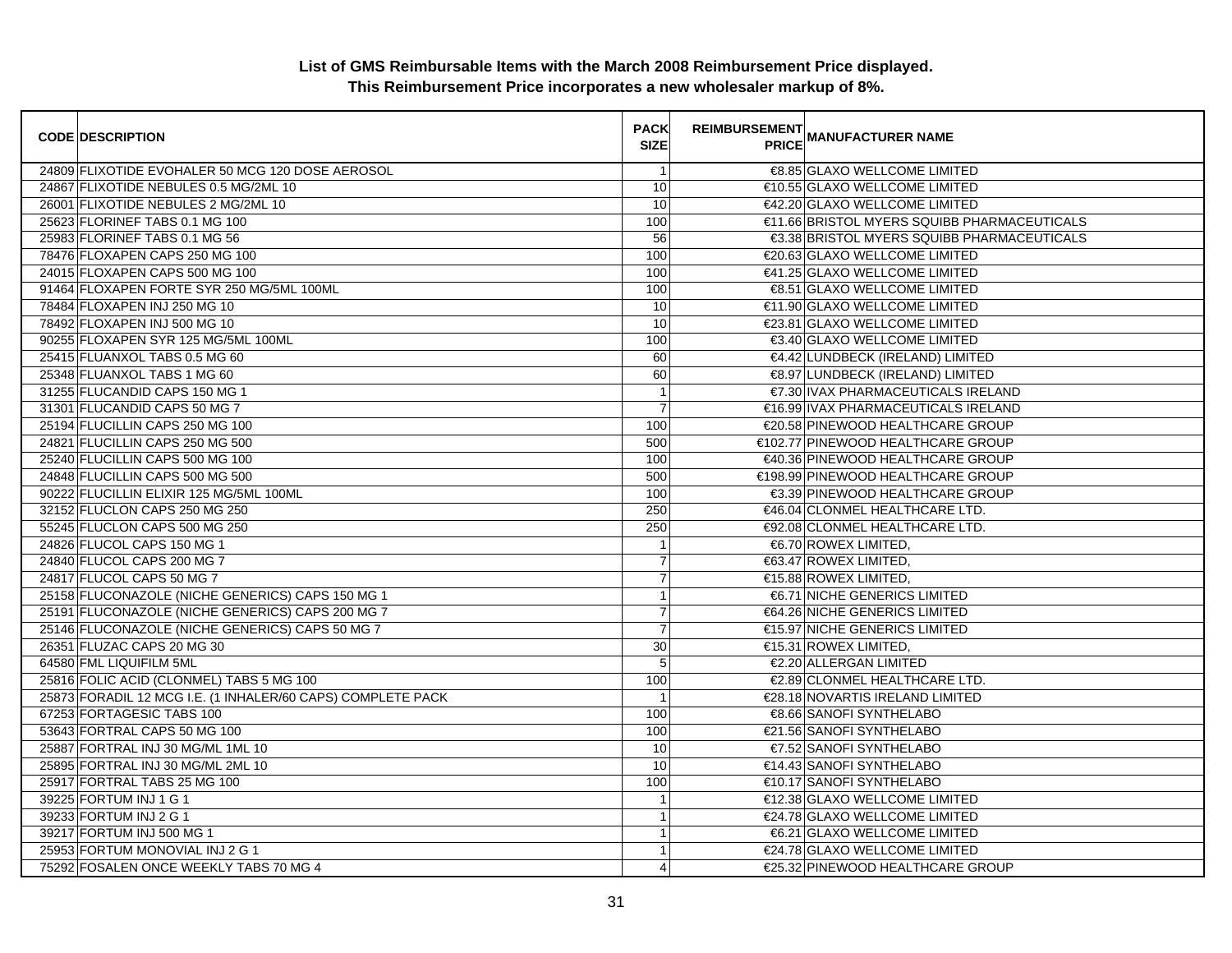**List of GMS Reimbursable Items with the March 2008 Reimbursement Price displayed.**
**This Reimbursement Price incorporates a new wholesaler markup of 8%.**

| CODE | DESCRIPTION | PACK SIZE | REIMBURSEMENT PRICE | MANUFACTURER NAME |
|---|---|---|---|---|
| 24809 | FLIXOTIDE EVOHALER 50 MCG 120 DOSE AEROSOL | 1 | €8.85 | GLAXO WELLCOME LIMITED |
| 24867 | FLIXOTIDE NEBULES 0.5 MG/2ML 10 | 10 | €10.55 | GLAXO WELLCOME LIMITED |
| 26001 | FLIXOTIDE NEBULES 2 MG/2ML 10 | 10 | €42.20 | GLAXO WELLCOME LIMITED |
| 25623 | FLORINEF TABS 0.1 MG 100 | 100 | €11.66 | BRISTOL MYERS SQUIBB PHARMACEUTICALS |
| 25983 | FLORINEF TABS 0.1 MG 56 | 56 | €3.38 | BRISTOL MYERS SQUIBB PHARMACEUTICALS |
| 78476 | FLOXAPEN CAPS 250 MG 100 | 100 | €20.63 | GLAXO WELLCOME LIMITED |
| 24015 | FLOXAPEN CAPS 500 MG 100 | 100 | €41.25 | GLAXO WELLCOME LIMITED |
| 91464 | FLOXAPEN FORTE SYR 250 MG/5ML 100ML | 100 | €8.51 | GLAXO WELLCOME LIMITED |
| 78484 | FLOXAPEN INJ 250 MG 10 | 10 | €11.90 | GLAXO WELLCOME LIMITED |
| 78492 | FLOXAPEN INJ 500 MG 10 | 10 | €23.81 | GLAXO WELLCOME LIMITED |
| 90255 | FLOXAPEN SYR 125 MG/5ML 100ML | 100 | €3.40 | GLAXO WELLCOME LIMITED |
| 25415 | FLUANXOL TABS 0.5 MG 60 | 60 | €4.42 | LUNDBECK (IRELAND) LIMITED |
| 25348 | FLUANXOL TABS 1 MG 60 | 60 | €8.97 | LUNDBECK (IRELAND) LIMITED |
| 31255 | FLUCANDID CAPS 150 MG 1 | 1 | €7.30 | IVAX PHARMACEUTICALS IRELAND |
| 31301 | FLUCANDID CAPS 50 MG 7 | 7 | €16.99 | IVAX PHARMACEUTICALS IRELAND |
| 25194 | FLUCILLIN CAPS 250 MG 100 | 100 | €20.58 | PINEWOOD HEALTHCARE GROUP |
| 24821 | FLUCILLIN CAPS 250 MG 500 | 500 | €102.77 | PINEWOOD HEALTHCARE GROUP |
| 25240 | FLUCILLIN CAPS 500 MG 100 | 100 | €40.36 | PINEWOOD HEALTHCARE GROUP |
| 24848 | FLUCILLIN CAPS 500 MG 500 | 500 | €198.99 | PINEWOOD HEALTHCARE GROUP |
| 90222 | FLUCILLIN ELIXIR 125 MG/5ML 100ML | 100 | €3.39 | PINEWOOD HEALTHCARE GROUP |
| 32152 | FLUCLON CAPS 250 MG 250 | 250 | €46.04 | CLONMEL HEALTHCARE LTD. |
| 55245 | FLUCLON CAPS 500 MG 250 | 250 | €92.08 | CLONMEL HEALTHCARE LTD. |
| 24826 | FLUCOL CAPS 150 MG 1 | 1 | €6.70 | ROWEX LIMITED, |
| 24840 | FLUCOL CAPS 200 MG 7 | 7 | €63.47 | ROWEX LIMITED, |
| 24817 | FLUCOL CAPS 50 MG 7 | 7 | €15.88 | ROWEX LIMITED, |
| 25158 | FLUCONAZOLE (NICHE GENERICS) CAPS 150 MG 1 | 1 | €6.71 | NICHE GENERICS LIMITED |
| 25191 | FLUCONAZOLE (NICHE GENERICS) CAPS 200 MG 7 | 7 | €64.26 | NICHE GENERICS LIMITED |
| 25146 | FLUCONAZOLE (NICHE GENERICS) CAPS 50 MG 7 | 7 | €15.97 | NICHE GENERICS LIMITED |
| 26351 | FLUZAC CAPS 20 MG 30 | 30 | €15.31 | ROWEX LIMITED, |
| 64580 | FML LIQUIFILM 5ML | 5 | €2.20 | ALLERGAN LIMITED |
| 25816 | FOLIC ACID (CLONMEL) TABS 5 MG 100 | 100 | €2.89 | CLONMEL HEALTHCARE LTD. |
| 25873 | FORADIL 12 MCG I.E. (1 INHALER/60 CAPS) COMPLETE PACK | 1 | €28.18 | NOVARTIS IRELAND LIMITED |
| 67253 | FORTAGESIC TABS 100 | 100 | €8.66 | SANOFI SYNTHELABO |
| 53643 | FORTRAL CAPS 50 MG 100 | 100 | €21.56 | SANOFI SYNTHELABO |
| 25887 | FORTRAL INJ 30 MG/ML 1ML 10 | 10 | €7.52 | SANOFI SYNTHELABO |
| 25895 | FORTRAL INJ 30 MG/ML 2ML 10 | 10 | €14.43 | SANOFI SYNTHELABO |
| 25917 | FORTRAL TABS 25 MG 100 | 100 | €10.17 | SANOFI SYNTHELABO |
| 39225 | FORTUM INJ 1 G 1 | 1 | €12.38 | GLAXO WELLCOME LIMITED |
| 39233 | FORTUM INJ 2 G 1 | 1 | €24.78 | GLAXO WELLCOME LIMITED |
| 39217 | FORTUM INJ 500 MG 1 | 1 | €6.21 | GLAXO WELLCOME LIMITED |
| 25953 | FORTUM MONOVIAL INJ 2 G 1 | 1 | €24.78 | GLAXO WELLCOME LIMITED |
| 75292 | FOSALEN ONCE WEEKLY TABS 70 MG 4 | 4 | €25.32 | PINEWOOD HEALTHCARE GROUP |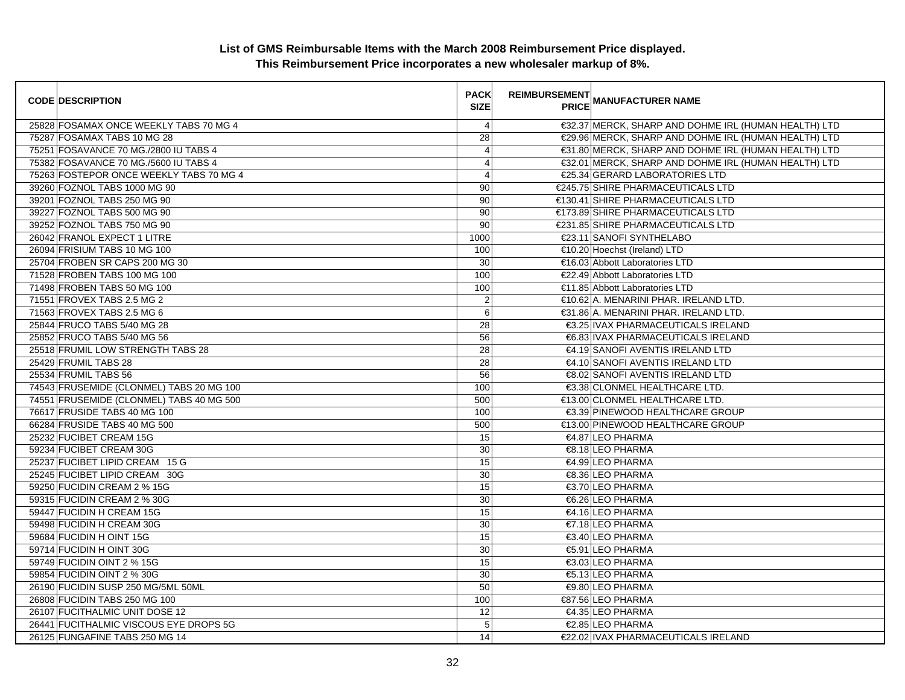**List of GMS Reimbursable Items with the March 2008 Reimbursement Price displayed.**
**This Reimbursement Price incorporates a new wholesaler markup of 8%.**

| CODE | DESCRIPTION | PACK SIZE | REIMBURSEMENT PRICE | MANUFACTURER NAME |
|---|---|---|---|---|
| 25828 | FOSAMAX ONCE WEEKLY TABS 70 MG 4 | 4 | €32.37 | MERCK, SHARP AND DOHME IRL (HUMAN HEALTH) LTD |
| 75287 | FOSAMAX TABS 10 MG 28 | 28 | €29.96 | MERCK, SHARP AND DOHME IRL (HUMAN HEALTH) LTD |
| 75251 | FOSAVANCE 70 MG./2800 IU TABS 4 | 4 | €31.80 | MERCK, SHARP AND DOHME IRL (HUMAN HEALTH) LTD |
| 75382 | FOSAVANCE 70 MG./5600 IU TABS 4 | 4 | €32.01 | MERCK, SHARP AND DOHME IRL (HUMAN HEALTH) LTD |
| 75263 | FOSTEPOR ONCE WEEKLY TABS 70 MG 4 | 4 | €25.34 | GERARD LABORATORIES LTD |
| 39260 | FOZNOL TABS 1000 MG 90 | 90 | €245.75 | SHIRE PHARMACEUTICALS LTD |
| 39201 | FOZNOL TABS 250 MG 90 | 90 | €130.41 | SHIRE PHARMACEUTICALS LTD |
| 39227 | FOZNOL TABS 500 MG 90 | 90 | €173.89 | SHIRE PHARMACEUTICALS LTD |
| 39252 | FOZNOL TABS 750 MG 90 | 90 | €231.85 | SHIRE PHARMACEUTICALS LTD |
| 26042 | FRANOL EXPECT 1 LITRE | 1000 | €23.11 | SANOFI SYNTHELABO |
| 26094 | FRISIUM TABS 10 MG 100 | 100 | €10.20 | Hoechst (Ireland) LTD |
| 25704 | FROBEN SR CAPS 200 MG 30 | 30 | €16.03 | Abbott Laboratories LTD |
| 71528 | FROBEN TABS 100 MG 100 | 100 | €22.49 | Abbott Laboratories LTD |
| 71498 | FROBEN TABS 50 MG 100 | 100 | €11.85 | Abbott Laboratories LTD |
| 71551 | FROVEX TABS 2.5 MG 2 | 2 | €10.62 | A. MENARINI PHAR. IRELAND LTD. |
| 71563 | FROVEX TABS 2.5 MG 6 | 6 | €31.86 | A. MENARINI PHAR. IRELAND LTD. |
| 25844 | FRUCO TABS 5/40 MG 28 | 28 | €3.25 | IVAX PHARMACEUTICALS IRELAND |
| 25852 | FRUCO TABS 5/40 MG 56 | 56 | €6.83 | IVAX PHARMACEUTICALS IRELAND |
| 25518 | FRUMIL LOW STRENGTH TABS 28 | 28 | €4.19 | SANOFI AVENTIS IRELAND LTD |
| 25429 | FRUMIL TABS 28 | 28 | €4.10 | SANOFI AVENTIS IRELAND LTD |
| 25534 | FRUMIL TABS 56 | 56 | €8.02 | SANOFI AVENTIS IRELAND LTD |
| 74543 | FRUSEMIDE (CLONMEL) TABS 20 MG 100 | 100 | €3.38 | CLONMEL HEALTHCARE LTD. |
| 74551 | FRUSEMIDE (CLONMEL) TABS 40 MG 500 | 500 | €13.00 | CLONMEL HEALTHCARE LTD. |
| 76617 | FRUSIDE TABS 40 MG 100 | 100 | €3.39 | PINEWOOD HEALTHCARE GROUP |
| 66284 | FRUSIDE TABS 40 MG 500 | 500 | €13.00 | PINEWOOD HEALTHCARE GROUP |
| 25232 | FUCIBET CREAM 15G | 15 | €4.87 | LEO PHARMA |
| 59234 | FUCIBET CREAM 30G | 30 | €8.18 | LEO PHARMA |
| 25237 | FUCIBET LIPID CREAM 15 G | 15 | €4.99 | LEO PHARMA |
| 25245 | FUCIBET LIPID CREAM 30G | 30 | €8.36 | LEO PHARMA |
| 59250 | FUCIDIN CREAM 2 % 15G | 15 | €3.70 | LEO PHARMA |
| 59315 | FUCIDIN CREAM 2 % 30G | 30 | €6.26 | LEO PHARMA |
| 59447 | FUCIDIN H CREAM 15G | 15 | €4.16 | LEO PHARMA |
| 59498 | FUCIDIN H CREAM 30G | 30 | €7.18 | LEO PHARMA |
| 59684 | FUCIDIN H OINT 15G | 15 | €3.40 | LEO PHARMA |
| 59714 | FUCIDIN H OINT 30G | 30 | €5.91 | LEO PHARMA |
| 59749 | FUCIDIN OINT 2 % 15G | 15 | €3.03 | LEO PHARMA |
| 59854 | FUCIDIN OINT 2 % 30G | 30 | €5.13 | LEO PHARMA |
| 26190 | FUCIDIN SUSP 250 MG/5ML 50ML | 50 | €9.80 | LEO PHARMA |
| 26808 | FUCIDIN TABS 250 MG 100 | 100 | €87.56 | LEO PHARMA |
| 26107 | FUCITHALMIC UNIT DOSE 12 | 12 | €4.35 | LEO PHARMA |
| 26441 | FUCITHALMIC VISCOUS EYE DROPS 5G | 5 | €2.85 | LEO PHARMA |
| 26125 | FUNGAFINE TABS 250 MG 14 | 14 | €22.02 | IVAX PHARMACEUTICALS IRELAND |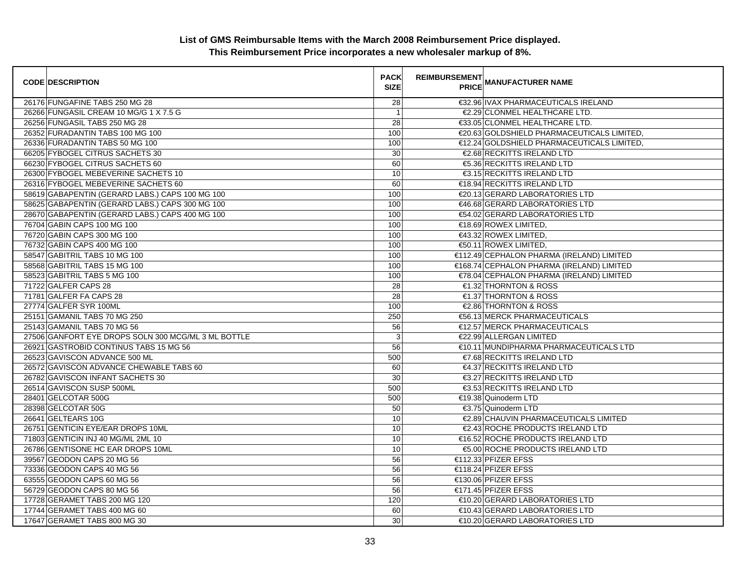**List of GMS Reimbursable Items with the March 2008 Reimbursement Price displayed.**
**This Reimbursement Price incorporates a new wholesaler markup of 8%.**

| CODE | DESCRIPTION | PACK SIZE | REIMBURSEMENT PRICE | MANUFACTURER NAME |
|---|---|---|---|---|
| 26176 | FUNGAFINE TABS 250 MG 28 | 28 | €32.96 | IVAX PHARMACEUTICALS IRELAND |
| 26266 | FUNGASIL CREAM 10 MG/G 1 X 7.5 G | 1 | €2.29 | CLONMEL HEALTHCARE LTD. |
| 26256 | FUNGASIL TABS 250 MG 28 | 28 | €33.05 | CLONMEL HEALTHCARE LTD. |
| 26352 | FURADANTIN TABS 100 MG 100 | 100 | €20.63 | GOLDSHIELD PHARMACEUTICALS LIMITED, |
| 26336 | FURADANTIN TABS 50 MG 100 | 100 | €12.24 | GOLDSHIELD PHARMACEUTICALS LIMITED, |
| 66205 | FYBOGEL CITRUS SACHETS 30 | 30 | €2.68 | RECKITTS IRELAND LTD |
| 66230 | FYBOGEL CITRUS SACHETS 60 | 60 | €5.36 | RECKITTS IRELAND LTD |
| 26300 | FYBOGEL MEBEVERINE SACHETS 10 | 10 | €3.15 | RECKITTS IRELAND LTD |
| 26316 | FYBOGEL MEBEVERINE SACHETS 60 | 60 | €18.94 | RECKITTS IRELAND LTD |
| 58619 | GABAPENTIN (GERARD LABS.) CAPS 100 MG 100 | 100 | €20.13 | GERARD LABORATORIES LTD |
| 58625 | GABAPENTIN (GERARD LABS.) CAPS 300 MG 100 | 100 | €46.68 | GERARD LABORATORIES LTD |
| 28670 | GABAPENTIN (GERARD LABS.) CAPS 400 MG 100 | 100 | €54.02 | GERARD LABORATORIES LTD |
| 76704 | GABIN CAPS 100 MG 100 | 100 | €18.69 | ROWEX LIMITED, |
| 76720 | GABIN CAPS 300 MG 100 | 100 | €43.32 | ROWEX LIMITED, |
| 76732 | GABIN CAPS 400 MG 100 | 100 | €50.11 | ROWEX LIMITED, |
| 58547 | GABITRIL TABS 10 MG 100 | 100 | €112.49 | CEPHALON PHARMA (IRELAND) LIMITED |
| 58568 | GABITRIL TABS 15 MG 100 | 100 | €168.74 | CEPHALON PHARMA (IRELAND) LIMITED |
| 58523 | GABITRIL TABS 5 MG 100 | 100 | €78.04 | CEPHALON PHARMA (IRELAND) LIMITED |
| 71722 | GALFER CAPS 28 | 28 | €1.32 | THORNTON & ROSS |
| 71781 | GALFER FA CAPS 28 | 28 | €1.37 | THORNTON & ROSS |
| 27774 | GALFER SYR 100ML | 100 | €2.86 | THORNTON & ROSS |
| 25151 | GAMANIL TABS 70 MG 250 | 250 | €56.13 | MERCK PHARMACEUTICALS |
| 25143 | GAMANIL TABS 70 MG 56 | 56 | €12.57 | MERCK PHARMACEUTICALS |
| 27506 | GANFORT EYE DROPS SOLN 300 MCG/ML 3 ML BOTTLE | 3 | €22.99 | ALLERGAN LIMITED |
| 26921 | GASTROBID CONTINUS TABS 15 MG 56 | 56 | €10.11 | MUNDIPHARMA PHARMACEUTICALS LTD |
| 26523 | GAVISCON ADVANCE 500 ML | 500 | €7.68 | RECKITTS IRELAND LTD |
| 26572 | GAVISCON ADVANCE CHEWABLE TABS 60 | 60 | €4.37 | RECKITTS IRELAND LTD |
| 26782 | GAVISCON INFANT SACHETS 30 | 30 | €3.27 | RECKITTS IRELAND LTD |
| 26514 | GAVISCON SUSP 500ML | 500 | €3.53 | RECKITTS IRELAND LTD |
| 28401 | GELCOTAR 500G | 500 | €19.38 | Quinoderm LTD |
| 28398 | GELCOTAR 50G | 50 | €3.75 | Quinoderm LTD |
| 26641 | GELTEARS 10G | 10 | €2.89 | CHAUVIN PHARMACEUTICALS LIMITED |
| 26751 | GENTICIN EYE/EAR DROPS 10ML | 10 | €2.43 | ROCHE PRODUCTS IRELAND LTD |
| 71803 | GENTICIN INJ 40 MG/ML 2ML 10 | 10 | €16.52 | ROCHE PRODUCTS IRELAND LTD |
| 26786 | GENTISONE HC EAR DROPS 10ML | 10 | €5.00 | ROCHE PRODUCTS IRELAND LTD |
| 39567 | GEODON CAPS 20 MG 56 | 56 | €112.33 | PFIZER EFSS |
| 73336 | GEODON CAPS 40 MG 56 | 56 | €118.24 | PFIZER EFSS |
| 63555 | GEODON CAPS 60 MG 56 | 56 | €130.06 | PFIZER EFSS |
| 56729 | GEODON CAPS 80 MG 56 | 56 | €171.45 | PFIZER EFSS |
| 17728 | GERAMET TABS 200 MG 120 | 120 | €10.20 | GERARD LABORATORIES LTD |
| 17744 | GERAMET TABS 400 MG 60 | 60 | €10.43 | GERARD LABORATORIES LTD |
| 17647 | GERAMET TABS 800 MG 30 | 30 | €10.20 | GERARD LABORATORIES LTD |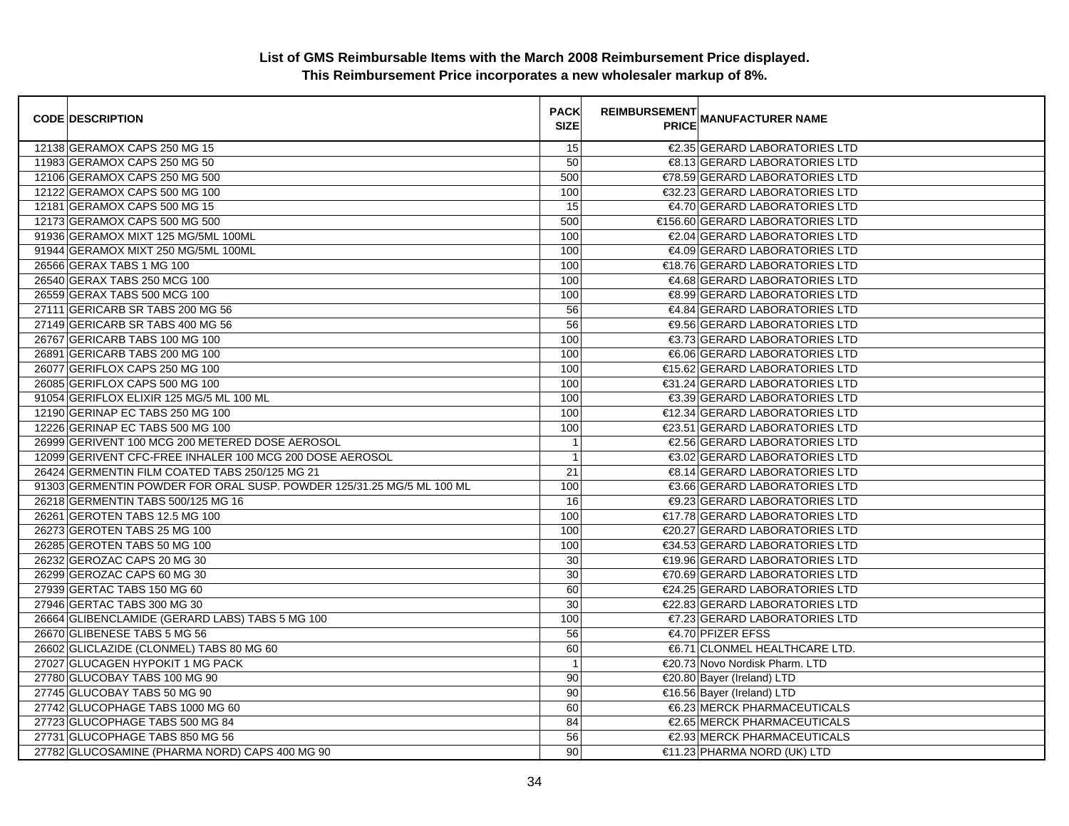**List of GMS Reimbursable Items with the March 2008 Reimbursement Price displayed.**
**This Reimbursement Price incorporates a new wholesaler markup of 8%.**

| CODE | DESCRIPTION | PACK SIZE | REIMBURSEMENT PRICE | MANUFACTURER NAME |
|---|---|---|---|---|
| 12138 | GERAMOX CAPS 250 MG 15 | 15 | €2.35 | GERARD LABORATORIES LTD |
| 11983 | GERAMOX CAPS 250 MG 50 | 50 | €8.13 | GERARD LABORATORIES LTD |
| 12106 | GERAMOX CAPS 250 MG 500 | 500 | €78.59 | GERARD LABORATORIES LTD |
| 12122 | GERAMOX CAPS 500 MG 100 | 100 | €32.23 | GERARD LABORATORIES LTD |
| 12181 | GERAMOX CAPS 500 MG 15 | 15 | €4.70 | GERARD LABORATORIES LTD |
| 12173 | GERAMOX CAPS 500 MG 500 | 500 | €156.60 | GERARD LABORATORIES LTD |
| 91936 | GERAMOX MIXT 125 MG/5ML 100ML | 100 | €2.04 | GERARD LABORATORIES LTD |
| 91944 | GERAMOX MIXT 250 MG/5ML 100ML | 100 | €4.09 | GERARD LABORATORIES LTD |
| 26566 | GERAX TABS 1 MG 100 | 100 | €18.76 | GERARD LABORATORIES LTD |
| 26540 | GERAX TABS 250 MCG 100 | 100 | €4.68 | GERARD LABORATORIES LTD |
| 26559 | GERAX TABS 500 MCG 100 | 100 | €8.99 | GERARD LABORATORIES LTD |
| 27111 | GERICARB SR TABS 200 MG 56 | 56 | €4.84 | GERARD LABORATORIES LTD |
| 27149 | GERICARB SR TABS 400 MG 56 | 56 | €9.56 | GERARD LABORATORIES LTD |
| 26767 | GERICARB TABS 100 MG 100 | 100 | €3.73 | GERARD LABORATORIES LTD |
| 26891 | GERICARB TABS 200 MG 100 | 100 | €6.06 | GERARD LABORATORIES LTD |
| 26077 | GERIFLOX CAPS 250 MG 100 | 100 | €15.62 | GERARD LABORATORIES LTD |
| 26085 | GERIFLOX CAPS 500 MG 100 | 100 | €31.24 | GERARD LABORATORIES LTD |
| 91054 | GERIFLOX ELIXIR 125 MG/5 ML 100 ML | 100 | €3.39 | GERARD LABORATORIES LTD |
| 12190 | GERINAP EC TABS 250 MG 100 | 100 | €12.34 | GERARD LABORATORIES LTD |
| 12226 | GERINAP EC TABS 500 MG 100 | 100 | €23.51 | GERARD LABORATORIES LTD |
| 26999 | GERIVENT 100 MCG 200 METERED DOSE AEROSOL | 1 | €2.56 | GERARD LABORATORIES LTD |
| 12099 | GERIVENT CFC-FREE INHALER 100 MCG 200 DOSE AEROSOL | 1 | €3.02 | GERARD LABORATORIES LTD |
| 26424 | GERMENTIN FILM COATED TABS 250/125 MG 21 | 21 | €8.14 | GERARD LABORATORIES LTD |
| 91303 | GERMENTIN POWDER FOR ORAL SUSP. POWDER 125/31.25 MG/5 ML 100 ML | 100 | €3.66 | GERARD LABORATORIES LTD |
| 26218 | GERMENTIN TABS 500/125 MG 16 | 16 | €9.23 | GERARD LABORATORIES LTD |
| 26261 | GEROTEN TABS 12.5 MG 100 | 100 | €17.78 | GERARD LABORATORIES LTD |
| 26273 | GEROTEN TABS 25 MG 100 | 100 | €20.27 | GERARD LABORATORIES LTD |
| 26285 | GEROTEN TABS 50 MG 100 | 100 | €34.53 | GERARD LABORATORIES LTD |
| 26232 | GEROZAC CAPS 20 MG 30 | 30 | €19.96 | GERARD LABORATORIES LTD |
| 26299 | GEROZAC CAPS 60 MG 30 | 30 | €70.69 | GERARD LABORATORIES LTD |
| 27939 | GERTAC TABS 150 MG 60 | 60 | €24.25 | GERARD LABORATORIES LTD |
| 27946 | GERTAC TABS 300 MG 30 | 30 | €22.83 | GERARD LABORATORIES LTD |
| 26664 | GLIBENCLAMIDE (GERARD LABS) TABS 5 MG 100 | 100 | €7.23 | GERARD LABORATORIES LTD |
| 26670 | GLIBENESE TABS 5 MG 56 | 56 | €4.70 | PFIZER EFSS |
| 26602 | GLICLAZIDE (CLONMEL) TABS 80 MG 60 | 60 | €6.71 | CLONMEL HEALTHCARE LTD. |
| 27027 | GLUCAGEN HYPOKIT 1 MG PACK | 1 | €20.73 | Novo Nordisk Pharm. LTD |
| 27780 | GLUCOBAY TABS 100 MG 90 | 90 | €20.80 | Bayer (Ireland) LTD |
| 27745 | GLUCOBAY TABS 50 MG 90 | 90 | €16.56 | Bayer (Ireland) LTD |
| 27742 | GLUCOPHAGE TABS 1000 MG 60 | 60 | €6.23 | MERCK PHARMACEUTICALS |
| 27723 | GLUCOPHAGE TABS 500 MG 84 | 84 | €2.65 | MERCK PHARMACEUTICALS |
| 27731 | GLUCOPHAGE TABS 850 MG 56 | 56 | €2.93 | MERCK PHARMACEUTICALS |
| 27782 | GLUCOSAMINE (PHARMA NORD) CAPS 400 MG 90 | 90 | €11.23 | PHARMA NORD (UK) LTD |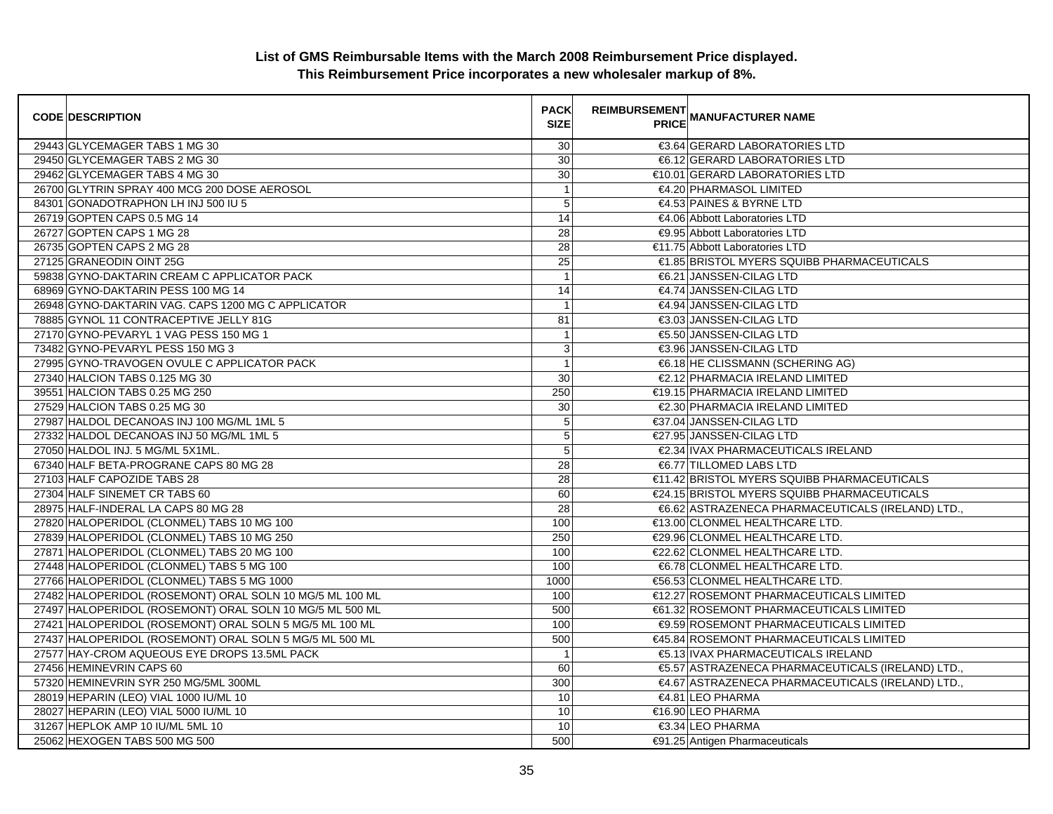**List of GMS Reimbursable Items with the March 2008 Reimbursement Price displayed.**
**This Reimbursement Price incorporates a new wholesaler markup of 8%.**

| CODE | DESCRIPTION | PACK SIZE | REIMBURSEMENT PRICE | MANUFACTURER NAME |
|---|---|---|---|---|
| 29443 | GLYCEMAGER TABS 1 MG 30 | 30 | €3.64 | GERARD LABORATORIES LTD |
| 29450 | GLYCEMAGER TABS 2 MG 30 | 30 | €6.12 | GERARD LABORATORIES LTD |
| 29462 | GLYCEMAGER TABS 4 MG 30 | 30 | €10.01 | GERARD LABORATORIES LTD |
| 26700 | GLYTRIN SPRAY 400 MCG 200 DOSE AEROSOL | 1 | €4.20 | PHARMASOL LIMITED |
| 84301 | GONADOTRAPHON LH INJ 500 IU 5 | 5 | €4.53 | PAINES & BYRNE LTD |
| 26719 | GOPTEN CAPS 0.5 MG 14 | 14 | €4.06 | Abbott Laboratories LTD |
| 26727 | GOPTEN CAPS 1 MG 28 | 28 | €9.95 | Abbott Laboratories LTD |
| 26735 | GOPTEN CAPS 2 MG 28 | 28 | €11.75 | Abbott Laboratories LTD |
| 27125 | GRANEODIN OINT 25G | 25 | €1.85 | BRISTOL MYERS SQUIBB PHARMACEUTICALS |
| 59838 | GYNO-DAKTARIN CREAM C APPLICATOR PACK | 1 | €6.21 | JANSSEN-CILAG LTD |
| 68969 | GYNO-DAKTARIN PESS 100 MG 14 | 14 | €4.74 | JANSSEN-CILAG LTD |
| 26948 | GYNO-DAKTARIN VAG. CAPS 1200 MG C APPLICATOR | 1 | €4.94 | JANSSEN-CILAG LTD |
| 78885 | GYNOL 11 CONTRACEPTIVE JELLY 81G | 81 | €3.03 | JANSSEN-CILAG LTD |
| 27170 | GYNO-PEVARYL 1 VAG PESS 150 MG 1 | 1 | €5.50 | JANSSEN-CILAG LTD |
| 73482 | GYNO-PEVARYL PESS 150 MG 3 | 3 | €3.96 | JANSSEN-CILAG LTD |
| 27995 | GYNO-TRAVOGEN OVULE C APPLICATOR PACK | 1 | €6.18 | HE CLISSMANN (SCHERING AG) |
| 27340 | HALCION TABS 0.125 MG 30 | 30 | €2.12 | PHARMACIA IRELAND LIMITED |
| 39551 | HALCION TABS 0.25 MG 250 | 250 | €19.15 | PHARMACIA IRELAND LIMITED |
| 27529 | HALCION TABS 0.25 MG 30 | 30 | €2.30 | PHARMACIA IRELAND LIMITED |
| 27987 | HALDOL DECANOAS INJ 100 MG/ML 1ML 5 | 5 | €37.04 | JANSSEN-CILAG LTD |
| 27332 | HALDOL DECANOAS INJ 50 MG/ML 1ML 5 | 5 | €27.95 | JANSSEN-CILAG LTD |
| 27050 | HALDOL INJ. 5 MG/ML 5X1ML. | 5 | €2.34 | IVAX PHARMACEUTICALS IRELAND |
| 67340 | HALF BETA-PROGRANE CAPS 80 MG 28 | 28 | €6.77 | TILLOMED LABS LTD |
| 27103 | HALF CAPOZIDE TABS 28 | 28 | €11.42 | BRISTOL MYERS SQUIBB PHARMACEUTICALS |
| 27304 | HALF SINEMET CR TABS 60 | 60 | €24.15 | BRISTOL MYERS SQUIBB PHARMACEUTICALS |
| 28975 | HALF-INDERAL LA CAPS 80 MG 28 | 28 | €6.62 | ASTRAZENECA PHARMACEUTICALS (IRELAND) LTD., |
| 27820 | HALOPERIDOL (CLONMEL) TABS 10 MG 100 | 100 | €13.00 | CLONMEL HEALTHCARE LTD. |
| 27839 | HALOPERIDOL (CLONMEL) TABS 10 MG 250 | 250 | €29.96 | CLONMEL HEALTHCARE LTD. |
| 27871 | HALOPERIDOL (CLONMEL) TABS 20 MG 100 | 100 | €22.62 | CLONMEL HEALTHCARE LTD. |
| 27448 | HALOPERIDOL (CLONMEL) TABS 5 MG 100 | 100 | €6.78 | CLONMEL HEALTHCARE LTD. |
| 27766 | HALOPERIDOL (CLONMEL) TABS 5 MG 1000 | 1000 | €56.53 | CLONMEL HEALTHCARE LTD. |
| 27482 | HALOPERIDOL (ROSEMONT) ORAL SOLN 10 MG/5 ML 100 ML | 100 | €12.27 | ROSEMONT PHARMACEUTICALS LIMITED |
| 27497 | HALOPERIDOL (ROSEMONT) ORAL SOLN 10 MG/5 ML 500 ML | 500 | €61.32 | ROSEMONT PHARMACEUTICALS LIMITED |
| 27421 | HALOPERIDOL (ROSEMONT) ORAL SOLN 5 MG/5 ML 100 ML | 100 | €9.59 | ROSEMONT PHARMACEUTICALS LIMITED |
| 27437 | HALOPERIDOL (ROSEMONT) ORAL SOLN 5 MG/5 ML 500 ML | 500 | €45.84 | ROSEMONT PHARMACEUTICALS LIMITED |
| 27577 | HAY-CROM AQUEOUS EYE DROPS 13.5ML PACK | 1 | €5.13 | IVAX PHARMACEUTICALS IRELAND |
| 27456 | HEMINEVRIN CAPS 60 | 60 | €5.57 | ASTRAZENECA PHARMACEUTICALS (IRELAND) LTD., |
| 57320 | HEMINEVRIN SYR 250 MG/5ML 300ML | 300 | €4.67 | ASTRAZENECA PHARMACEUTICALS (IRELAND) LTD., |
| 28019 | HEPARIN (LEO) VIAL 1000 IU/ML 10 | 10 | €4.81 | LEO PHARMA |
| 28027 | HEPARIN (LEO) VIAL 5000 IU/ML 10 | 10 | €16.90 | LEO PHARMA |
| 31267 | HEPLOK AMP 10 IU/ML 5ML 10 | 10 | €3.34 | LEO PHARMA |
| 25062 | HEXOGEN TABS 500 MG 500 | 500 | €91.25 | Antigen Pharmaceuticals |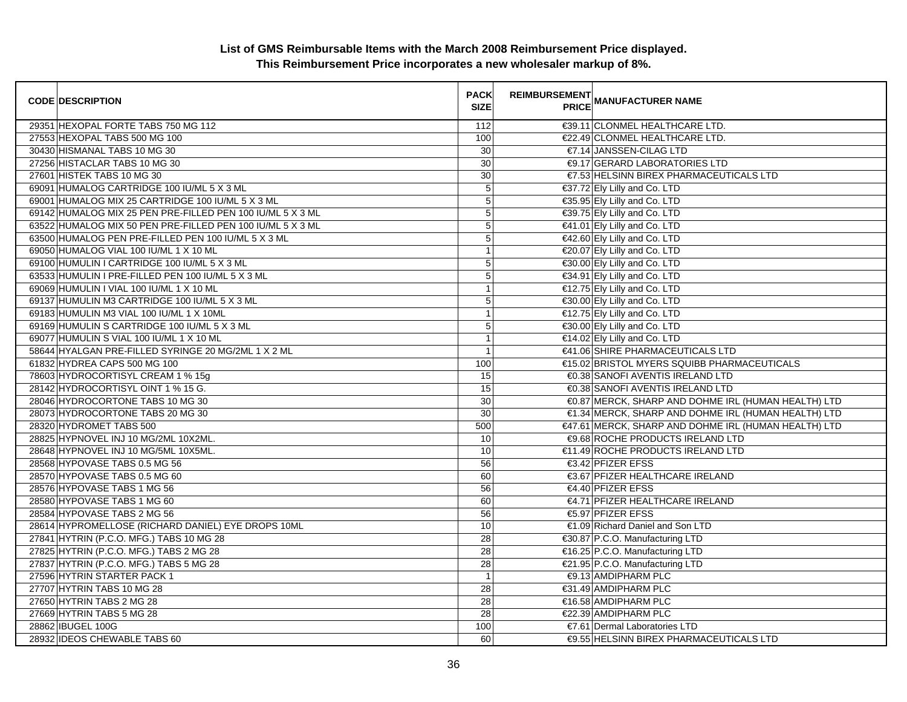**List of GMS Reimbursable Items with the March 2008 Reimbursement Price displayed.**
**This Reimbursement Price incorporates a new wholesaler markup of 8%.**

| CODE | DESCRIPTION | PACK SIZE | REIMBURSEMENT PRICE | MANUFACTURER NAME |
|---|---|---|---|---|
| 29351 | HEXOPAL FORTE TABS 750 MG 112 | 112 | €39.11 | CLONMEL HEALTHCARE LTD. |
| 27553 | HEXOPAL TABS 500 MG 100 | 100 | €22.49 | CLONMEL HEALTHCARE LTD. |
| 30430 | HISMANAL TABS 10 MG 30 | 30 | €7.14 | JANSSEN-CILAG LTD |
| 27256 | HISTACLAR TABS 10 MG 30 | 30 | €9.17 | GERARD LABORATORIES LTD |
| 27601 | HISTEK TABS 10 MG 30 | 30 | €7.53 | HELSINN BIREX PHARMACEUTICALS LTD |
| 69091 | HUMALOG CARTRIDGE 100 IU/ML 5 X 3 ML | 5 | €37.72 | Ely Lilly and Co. LTD |
| 69001 | HUMALOG MIX 25 CARTRIDGE 100 IU/ML 5 X 3 ML | 5 | €35.95 | Ely Lilly and Co. LTD |
| 69142 | HUMALOG MIX 25 PEN PRE-FILLED PEN 100 IU/ML 5 X 3 ML | 5 | €39.75 | Ely Lilly and Co. LTD |
| 63522 | HUMALOG MIX 50 PEN PRE-FILLED PEN 100 IU/ML 5 X 3 ML | 5 | €41.01 | Ely Lilly and Co. LTD |
| 63500 | HUMALOG PEN PRE-FILLED PEN 100 IU/ML 5 X 3 ML | 5 | €42.60 | Ely Lilly and Co. LTD |
| 69050 | HUMALOG VIAL 100 IU/ML 1 X 10 ML | 1 | €20.07 | Ely Lilly and Co. LTD |
| 69100 | HUMULIN I CARTRIDGE 100 IU/ML 5 X 3 ML | 5 | €30.00 | Ely Lilly and Co. LTD |
| 63533 | HUMULIN I PRE-FILLED PEN 100 IU/ML 5 X 3 ML | 5 | €34.91 | Ely Lilly and Co. LTD |
| 69069 | HUMULIN I VIAL 100 IU/ML 1 X 10 ML | 1 | €12.75 | Ely Lilly and Co. LTD |
| 69137 | HUMULIN M3 CARTRIDGE 100 IU/ML 5 X 3 ML | 5 | €30.00 | Ely Lilly and Co. LTD |
| 69183 | HUMULIN M3 VIAL 100 IU/ML 1 X 10ML | 1 | €12.75 | Ely Lilly and Co. LTD |
| 69169 | HUMULIN S CARTRIDGE 100 IU/ML 5 X 3 ML | 5 | €30.00 | Ely Lilly and Co. LTD |
| 69077 | HUMULIN S VIAL 100 IU/ML 1 X 10 ML | 1 | €14.02 | Ely Lilly and Co. LTD |
| 58644 | HYALGAN PRE-FILLED SYRINGE 20 MG/2ML 1 X 2 ML | 1 | €41.06 | SHIRE PHARMACEUTICALS LTD |
| 61832 | HYDREA CAPS 500 MG 100 | 100 | €15.02 | BRISTOL MYERS SQUIBB PHARMACEUTICALS |
| 78603 | HYDROCORTISYL CREAM 1 % 15g | 15 | €0.38 | SANOFI AVENTIS IRELAND LTD |
| 28142 | HYDROCORTISYL OINT 1 % 15 G. | 15 | €0.38 | SANOFI AVENTIS IRELAND LTD |
| 28046 | HYDROCORTONE TABS 10 MG 30 | 30 | €0.87 | MERCK, SHARP AND DOHME IRL (HUMAN HEALTH) LTD |
| 28073 | HYDROCORTONE TABS 20 MG 30 | 30 | €1.34 | MERCK, SHARP AND DOHME IRL (HUMAN HEALTH) LTD |
| 28320 | HYDROMET TABS 500 | 500 | €47.61 | MERCK, SHARP AND DOHME IRL (HUMAN HEALTH) LTD |
| 28825 | HYPNOVEL INJ 10 MG/2ML 10X2ML. | 10 | €9.68 | ROCHE PRODUCTS IRELAND LTD |
| 28648 | HYPNOVEL INJ 10 MG/5ML 10X5ML. | 10 | €11.49 | ROCHE PRODUCTS IRELAND LTD |
| 28568 | HYPOVASE TABS 0.5 MG 56 | 56 | €3.42 | PFIZER EFSS |
| 28570 | HYPOVASE TABS 0.5 MG 60 | 60 | €3.67 | PFIZER HEALTHCARE IRELAND |
| 28576 | HYPOVASE TABS 1 MG 56 | 56 | €4.40 | PFIZER EFSS |
| 28580 | HYPOVASE TABS 1 MG 60 | 60 | €4.71 | PFIZER HEALTHCARE IRELAND |
| 28584 | HYPOVASE TABS 2 MG 56 | 56 | €5.97 | PFIZER EFSS |
| 28614 | HYPROMELLOSE (RICHARD DANIEL) EYE DROPS 10ML | 10 | €1.09 | Richard Daniel and Son LTD |
| 27841 | HYTRIN (P.C.O. MFG.) TABS 10 MG 28 | 28 | €30.87 | P.C.O. Manufacturing LTD |
| 27825 | HYTRIN (P.C.O. MFG.) TABS 2 MG 28 | 28 | €16.25 | P.C.O. Manufacturing LTD |
| 27837 | HYTRIN (P.C.O. MFG.) TABS 5 MG 28 | 28 | €21.95 | P.C.O. Manufacturing LTD |
| 27596 | HYTRIN STARTER PACK 1 | 1 | €9.13 | AMDIPHARM PLC |
| 27707 | HYTRIN TABS 10 MG 28 | 28 | €31.49 | AMDIPHARM PLC |
| 27650 | HYTRIN TABS 2 MG 28 | 28 | €16.58 | AMDIPHARM PLC |
| 27669 | HYTRIN TABS 5 MG 28 | 28 | €22.39 | AMDIPHARM PLC |
| 28862 | IBUGEL 100G | 100 | €7.61 | Dermal Laboratories LTD |
| 28932 | IDEOS CHEWABLE TABS 60 | 60 | €9.55 | HELSINN BIREX PHARMACEUTICALS LTD |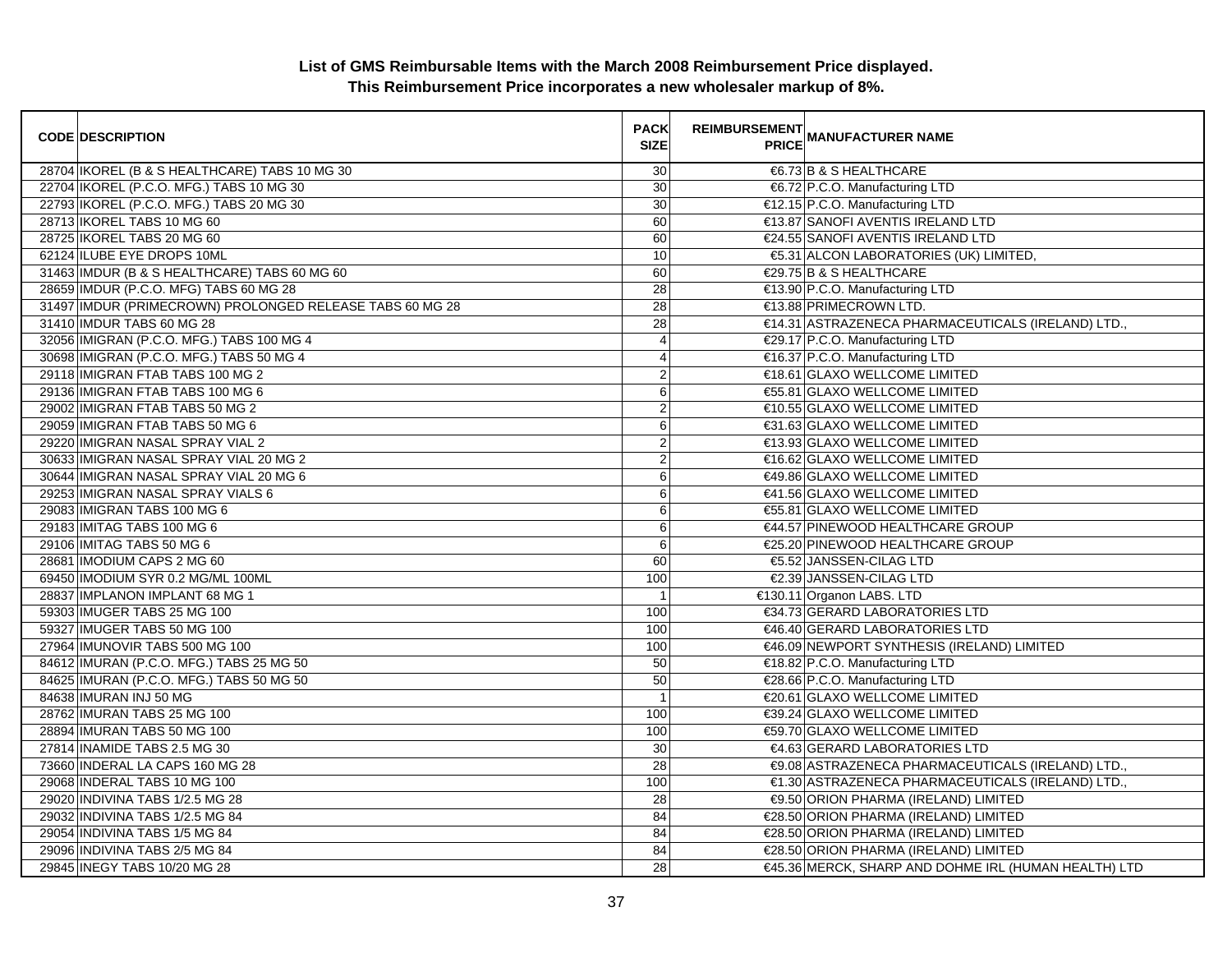**List of GMS Reimbursable Items with the March 2008 Reimbursement Price displayed.**
**This Reimbursement Price incorporates a new wholesaler markup of 8%.**

| CODE | DESCRIPTION | PACK SIZE | REIMBURSEMENT PRICE | MANUFACTURER NAME |
|---|---|---|---|---|
| 28704 | IKOREL (B & S HEALTHCARE) TABS 10 MG 30 | 30 | €6.73 | B & S HEALTHCARE |
| 22704 | IKOREL (P.C.O. MFG.) TABS 10 MG 30 | 30 | €6.72 | P.C.O. Manufacturing LTD |
| 22793 | IKOREL (P.C.O. MFG.) TABS 20 MG 30 | 30 | €12.15 | P.C.O. Manufacturing LTD |
| 28713 | IKOREL TABS 10 MG 60 | 60 | €13.87 | SANOFI AVENTIS IRELAND LTD |
| 28725 | IKOREL TABS 20 MG 60 | 60 | €24.55 | SANOFI AVENTIS IRELAND LTD |
| 62124 | ILUBE EYE DROPS 10ML | 10 | €5.31 | ALCON LABORATORIES (UK) LIMITED, |
| 31463 | IMDUR (B & S HEALTHCARE) TABS 60 MG 60 | 60 | €29.75 | B & S HEALTHCARE |
| 28659 | IMDUR (P.C.O. MFG) TABS 60 MG 28 | 28 | €13.90 | P.C.O. Manufacturing LTD |
| 31497 | IMDUR (PRIMECROWN) PROLONGED RELEASE TABS 60 MG 28 | 28 | €13.88 | PRIMECROWN LTD. |
| 31410 | IMDUR TABS 60 MG 28 | 28 | €14.31 | ASTRAZENECA PHARMACEUTICALS (IRELAND) LTD., |
| 32056 | IMIGRAN (P.C.O. MFG.) TABS 100 MG 4 | 4 | €29.17 | P.C.O. Manufacturing LTD |
| 30698 | IMIGRAN (P.C.O. MFG.) TABS 50 MG 4 | 4 | €16.37 | P.C.O. Manufacturing LTD |
| 29118 | IMIGRAN FTAB TABS 100 MG 2 | 2 | €18.61 | GLAXO WELLCOME LIMITED |
| 29136 | IMIGRAN FTAB TABS 100 MG 6 | 6 | €55.81 | GLAXO WELLCOME LIMITED |
| 29002 | IMIGRAN FTAB TABS 50 MG 2 | 2 | €10.55 | GLAXO WELLCOME LIMITED |
| 29059 | IMIGRAN FTAB TABS 50 MG 6 | 6 | €31.63 | GLAXO WELLCOME LIMITED |
| 29220 | IMIGRAN NASAL SPRAY VIAL 2 | 2 | €13.93 | GLAXO WELLCOME LIMITED |
| 30633 | IMIGRAN NASAL SPRAY VIAL 20 MG 2 | 2 | €16.62 | GLAXO WELLCOME LIMITED |
| 30644 | IMIGRAN NASAL SPRAY VIAL 20 MG 6 | 6 | €49.86 | GLAXO WELLCOME LIMITED |
| 29253 | IMIGRAN NASAL SPRAY VIALS 6 | 6 | €41.56 | GLAXO WELLCOME LIMITED |
| 29083 | IMIGRAN TABS 100 MG 6 | 6 | €55.81 | GLAXO WELLCOME LIMITED |
| 29183 | IMITAG TABS 100 MG 6 | 6 | €44.57 | PINEWOOD HEALTHCARE GROUP |
| 29106 | IMITAG TABS 50 MG 6 | 6 | €25.20 | PINEWOOD HEALTHCARE GROUP |
| 28681 | IMODIUM CAPS 2 MG 60 | 60 | €5.52 | JANSSEN-CILAG LTD |
| 69450 | IMODIUM SYR 0.2 MG/ML 100ML | 100 | €2.39 | JANSSEN-CILAG LTD |
| 28837 | IMPLANON IMPLANT 68 MG 1 | 1 | €130.11 | Organon LABS. LTD |
| 59303 | IMUGER TABS 25 MG 100 | 100 | €34.73 | GERARD LABORATORIES LTD |
| 59327 | IMUGER TABS 50 MG 100 | 100 | €46.40 | GERARD LABORATORIES LTD |
| 27964 | IMUNOVIR TABS 500 MG 100 | 100 | €46.09 | NEWPORT SYNTHESIS (IRELAND) LIMITED |
| 84612 | IMURAN (P.C.O. MFG.) TABS 25 MG 50 | 50 | €18.82 | P.C.O. Manufacturing LTD |
| 84625 | IMURAN (P.C.O. MFG.) TABS 50 MG 50 | 50 | €28.66 | P.C.O. Manufacturing LTD |
| 84638 | IMURAN INJ 50 MG | 1 | €20.61 | GLAXO WELLCOME LIMITED |
| 28762 | IMURAN TABS 25 MG 100 | 100 | €39.24 | GLAXO WELLCOME LIMITED |
| 28894 | IMURAN TABS 50 MG 100 | 100 | €59.70 | GLAXO WELLCOME LIMITED |
| 27814 | INAMIDE TABS 2.5 MG 30 | 30 | €4.63 | GERARD LABORATORIES LTD |
| 73660 | INDERAL LA CAPS 160 MG 28 | 28 | €9.08 | ASTRAZENECA PHARMACEUTICALS (IRELAND) LTD., |
| 29068 | INDERAL TABS 10 MG 100 | 100 | €1.30 | ASTRAZENECA PHARMACEUTICALS (IRELAND) LTD., |
| 29020 | INDIVINA TABS 1/2.5 MG 28 | 28 | €9.50 | ORION PHARMA (IRELAND) LIMITED |
| 29032 | INDIVINA TABS 1/2.5 MG 84 | 84 | €28.50 | ORION PHARMA (IRELAND) LIMITED |
| 29054 | INDIVINA TABS 1/5 MG 84 | 84 | €28.50 | ORION PHARMA (IRELAND) LIMITED |
| 29096 | INDIVINA TABS 2/5 MG 84 | 84 | €28.50 | ORION PHARMA (IRELAND) LIMITED |
| 29845 | INEGY TABS 10/20 MG 28 | 28 | €45.36 | MERCK, SHARP AND DOHME IRL (HUMAN HEALTH) LTD |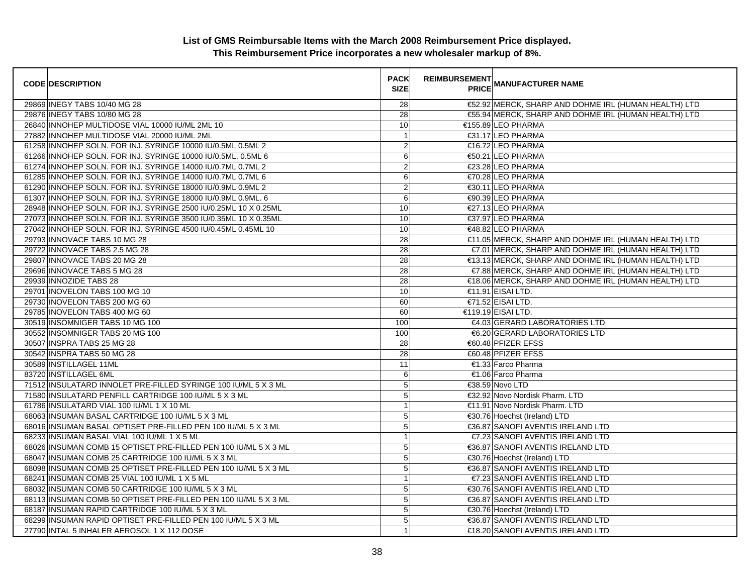**List of GMS Reimbursable Items with the March 2008 Reimbursement Price displayed.**
**This Reimbursement Price incorporates a new wholesaler markup of 8%.**

| CODE | DESCRIPTION | PACK SIZE | REIMBURSEMENT PRICE | MANUFACTURER NAME |
|---|---|---|---|---|
| 29869 | INEGY TABS 10/40 MG 28 | 28 | €52.92 | MERCK, SHARP AND DOHME IRL (HUMAN HEALTH) LTD |
| 29876 | INEGY TABS 10/80 MG 28 | 28 | €55.94 | MERCK, SHARP AND DOHME IRL (HUMAN HEALTH) LTD |
| 26840 | INNOHEP MULTIDOSE VIAL 10000 IU/ML 2ML 10 | 10 | €155.89 | LEO PHARMA |
| 27882 | INNOHEP MULTIDOSE VIAL 20000 IU/ML 2ML | 1 | €31.17 | LEO PHARMA |
| 61258 | INNOHEP SOLN. FOR INJ. SYRINGE 10000 IU/0.5ML 0.5ML 2 | 2 | €16.72 | LEO PHARMA |
| 61266 | INNOHEP SOLN. FOR INJ. SYRINGE 10000 IU/0.5ML. 0.5ML 6 | 6 | €50.21 | LEO PHARMA |
| 61274 | INNOHEP SOLN. FOR INJ. SYRINGE 14000 IU/0.7ML 0.7ML 2 | 2 | €23.28 | LEO PHARMA |
| 61285 | INNOHEP SOLN. FOR INJ. SYRINGE 14000 IU/0.7ML 0.7ML 6 | 6 | €70.28 | LEO PHARMA |
| 61290 | INNOHEP SOLN. FOR INJ. SYRINGE 18000 IU/0.9ML 0.9ML 2 | 2 | €30.11 | LEO PHARMA |
| 61307 | INNOHEP SOLN. FOR INJ. SYRINGE 18000 IU/0.9ML 0.9ML. 6 | 6 | €90.39 | LEO PHARMA |
| 28948 | INNOHEP SOLN. FOR INJ. SYRINGE 2500 IU/0.25ML 10 X 0.25ML | 10 | €27.13 | LEO PHARMA |
| 27073 | INNOHEP SOLN. FOR INJ. SYRINGE 3500 IU/0.35ML 10 X 0.35ML | 10 | €37.97 | LEO PHARMA |
| 27042 | INNOHEP SOLN. FOR INJ. SYRINGE 4500 IU/0.45ML 0.45ML 10 | 10 | €48.82 | LEO PHARMA |
| 29793 | INNOVACE TABS 10 MG 28 | 28 | €11.05 | MERCK, SHARP AND DOHME IRL (HUMAN HEALTH) LTD |
| 29722 | INNOVACE TABS 2.5 MG 28 | 28 | €7.01 | MERCK, SHARP AND DOHME IRL (HUMAN HEALTH) LTD |
| 29807 | INNOVACE TABS 20 MG 28 | 28 | €13.13 | MERCK, SHARP AND DOHME IRL (HUMAN HEALTH) LTD |
| 29696 | INNOVACE TABS 5 MG 28 | 28 | €7.88 | MERCK, SHARP AND DOHME IRL (HUMAN HEALTH) LTD |
| 29939 | INNOZIDE TABS 28 | 28 | €18.06 | MERCK, SHARP AND DOHME IRL (HUMAN HEALTH) LTD |
| 29701 | INOVELON TABS 100 MG 10 | 10 | €11.91 | EISAI LTD. |
| 29730 | INOVELON TABS 200 MG 60 | 60 | €71.52 | EISAI LTD. |
| 29785 | INOVELON TABS 400 MG 60 | 60 | €119.19 | EISAI LTD. |
| 30519 | INSOMNIGER TABS 10 MG 100 | 100 | €4.03 | GERARD LABORATORIES LTD |
| 30552 | INSOMNIGER TABS 20 MG 100 | 100 | €6.20 | GERARD LABORATORIES LTD |
| 30507 | INSPRA TABS 25 MG 28 | 28 | €60.48 | PFIZER EFSS |
| 30542 | INSPRA TABS 50 MG 28 | 28 | €60.48 | PFIZER EFSS |
| 30589 | INSTILLAGEL 11ML | 11 | €1.33 | Farco Pharma |
| 83720 | INSTILLAGEL 6ML | 6 | €1.06 | Farco Pharma |
| 71512 | INSULATARD INNOLET PRE-FILLED SYRINGE 100 IU/ML 5 X 3 ML | 5 | €38.59 | Novo LTD |
| 71580 | INSULATARD PENFILL CARTRIDGE 100 IU/ML 5 X 3 ML | 5 | €32.92 | Novo Nordisk Pharm. LTD |
| 61786 | INSULATARD VIAL 100 IU/ML 1 X 10 ML | 1 | €11.91 | Novo Nordisk Pharm. LTD |
| 68063 | INSUMAN BASAL CARTRIDGE 100 IU/ML 5 X 3 ML | 5 | €30.76 | Hoechst (Ireland) LTD |
| 68016 | INSUMAN BASAL OPTISET PRE-FILLED PEN 100 IU/ML 5 X 3 ML | 5 | €36.87 | SANOFI AVENTIS IRELAND LTD |
| 68233 | INSUMAN BASAL VIAL 100 IU/ML 1 X 5 ML | 1 | €7.23 | SANOFI AVENTIS IRELAND LTD |
| 68026 | INSUMAN COMB 15 OPTISET PRE-FILLED PEN 100 IU/ML 5 X 3 ML | 5 | €36.87 | SANOFI AVENTIS IRELAND LTD |
| 68047 | INSUMAN COMB 25 CARTRIDGE 100 IU/ML 5 X 3 ML | 5 | €30.76 | Hoechst (Ireland) LTD |
| 68098 | INSUMAN COMB 25 OPTISET PRE-FILLED PEN 100 IU/ML 5 X 3 ML | 5 | €36.87 | SANOFI AVENTIS IRELAND LTD |
| 68241 | INSUMAN COMB 25 VIAL 100 IU/ML 1 X 5 ML | 1 | €7.23 | SANOFI AVENTIS IRELAND LTD |
| 68032 | INSUMAN COMB 50 CARTRIDGE 100 IU/ML 5 X 3 ML | 5 | €30.76 | SANOFI AVENTIS IRELAND LTD |
| 68113 | INSUMAN COMB 50 OPTISET PRE-FILLED PEN 100 IU/ML 5 X 3 ML | 5 | €36.87 | SANOFI AVENTIS IRELAND LTD |
| 68187 | INSUMAN RAPID CARTRIDGE 100 IU/ML 5 X 3 ML | 5 | €30.76 | Hoechst (Ireland) LTD |
| 68299 | INSUMAN RAPID OPTISET PRE-FILLED PEN 100 IU/ML 5 X 3 ML | 5 | €36.87 | SANOFI AVENTIS IRELAND LTD |
| 27790 | INTAL 5 INHALER AEROSOL 1 X 112 DOSE | 1 | €18.20 | SANOFI AVENTIS IRELAND LTD |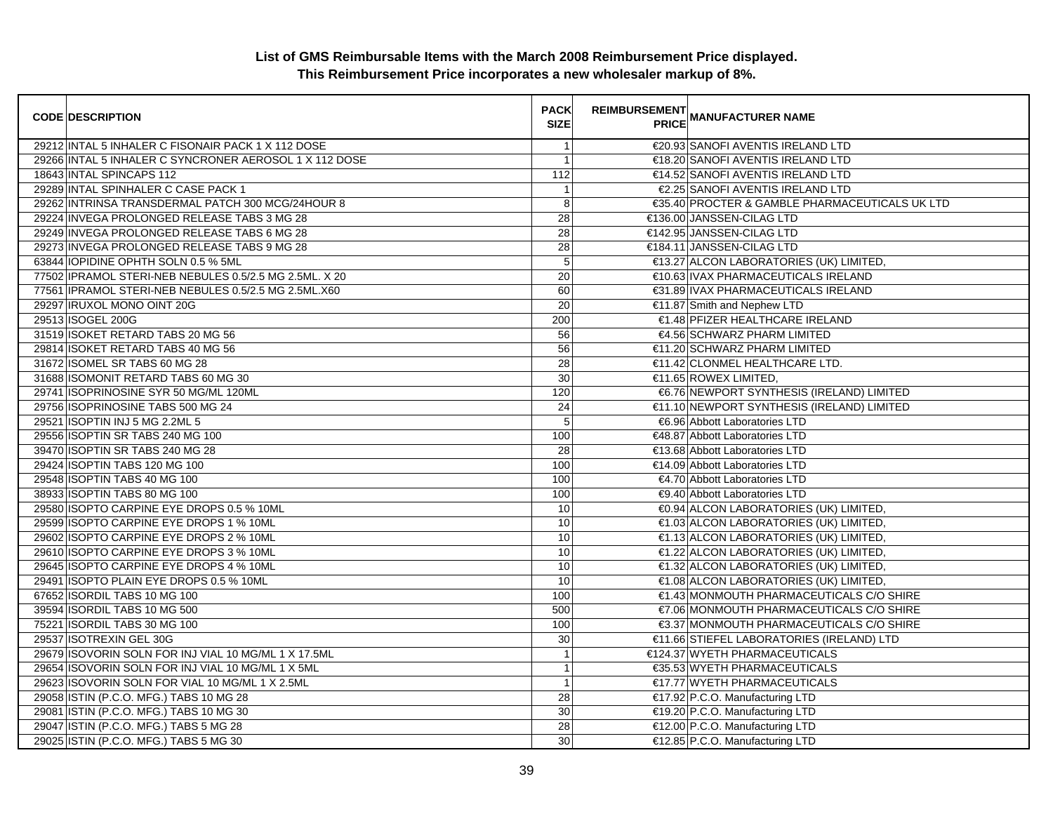**List of GMS Reimbursable Items with the March 2008 Reimbursement Price displayed.**
**This Reimbursement Price incorporates a new wholesaler markup of 8%.**

| CODE | DESCRIPTION | PACK SIZE | REIMBURSEMENT PRICE | MANUFACTURER NAME |
|---|---|---|---|---|
| 29212 | INTAL 5 INHALER C FISONAIR PACK 1 X 112 DOSE | 1 | €20.93 | SANOFI AVENTIS IRELAND LTD |
| 29266 | INTAL 5 INHALER C SYNCRONER AEROSOL 1 X 112 DOSE | 1 | €18.20 | SANOFI AVENTIS IRELAND LTD |
| 18643 | INTAL SPINCAPS 112 | 112 | €14.52 | SANOFI AVENTIS IRELAND LTD |
| 29289 | INTAL SPINHALER C CASE PACK 1 | 1 | €2.25 | SANOFI AVENTIS IRELAND LTD |
| 29262 | INTRINSA TRANSDERMAL PATCH 300 MCG/24HOUR 8 | 8 | €35.40 | PROCTER & GAMBLE PHARMACEUTICALS UK LTD |
| 29224 | INVEGA PROLONGED RELEASE TABS 3 MG 28 | 28 | €136.00 | JANSSEN-CILAG LTD |
| 29249 | INVEGA PROLONGED RELEASE TABS 6 MG 28 | 28 | €142.95 | JANSSEN-CILAG LTD |
| 29273 | INVEGA PROLONGED RELEASE TABS 9 MG 28 | 28 | €184.11 | JANSSEN-CILAG LTD |
| 63844 | IOPIDINE OPHTH SOLN 0.5 % 5ML | 5 | €13.27 | ALCON LABORATORIES (UK) LIMITED, |
| 77502 | IPRAMOL STERI-NEB NEBULES 0.5/2.5 MG 2.5ML. X 20 | 20 | €10.63 | IVAX PHARMACEUTICALS IRELAND |
| 77561 | IPRAMOL STERI-NEB NEBULES 0.5/2.5 MG 2.5ML.X60 | 60 | €31.89 | IVAX PHARMACEUTICALS IRELAND |
| 29297 | IRUXOL MONO OINT 20G | 20 | €11.87 | Smith and Nephew LTD |
| 29513 | ISOGEL 200G | 200 | €1.48 | PFIZER HEALTHCARE IRELAND |
| 31519 | ISOKET RETARD TABS 20 MG 56 | 56 | €4.56 | SCHWARZ PHARM LIMITED |
| 29814 | ISOKET RETARD TABS 40 MG 56 | 56 | €11.20 | SCHWARZ PHARM LIMITED |
| 31672 | ISOMEL SR TABS 60 MG 28 | 28 | €11.42 | CLONMEL HEALTHCARE LTD. |
| 31688 | ISOMONIT RETARD TABS 60 MG 30 | 30 | €11.65 | ROWEX LIMITED, |
| 29741 | ISOPRINOSINE SYR 50 MG/ML 120ML | 120 | €6.76 | NEWPORT SYNTHESIS (IRELAND) LIMITED |
| 29756 | ISOPRINOSINE TABS 500 MG 24 | 24 | €11.10 | NEWPORT SYNTHESIS (IRELAND) LIMITED |
| 29521 | ISOPTIN INJ 5 MG 2.2ML 5 | 5 | €6.96 | Abbott Laboratories LTD |
| 29556 | ISOPTIN SR TABS 240 MG 100 | 100 | €48.87 | Abbott Laboratories LTD |
| 39470 | ISOPTIN SR TABS 240 MG 28 | 28 | €13.68 | Abbott Laboratories LTD |
| 29424 | ISOPTIN TABS 120 MG 100 | 100 | €14.09 | Abbott Laboratories LTD |
| 29548 | ISOPTIN TABS 40 MG 100 | 100 | €4.70 | Abbott Laboratories LTD |
| 38933 | ISOPTIN TABS 80 MG 100 | 100 | €9.40 | Abbott Laboratories LTD |
| 29580 | ISOPTO CARPINE EYE DROPS 0.5 % 10ML | 10 | €0.94 | ALCON LABORATORIES (UK) LIMITED, |
| 29599 | ISOPTO CARPINE EYE DROPS 1 % 10ML | 10 | €1.03 | ALCON LABORATORIES (UK) LIMITED, |
| 29602 | ISOPTO CARPINE EYE DROPS 2 % 10ML | 10 | €1.13 | ALCON LABORATORIES (UK) LIMITED, |
| 29610 | ISOPTO CARPINE EYE DROPS 3 % 10ML | 10 | €1.22 | ALCON LABORATORIES (UK) LIMITED, |
| 29645 | ISOPTO CARPINE EYE DROPS 4 % 10ML | 10 | €1.32 | ALCON LABORATORIES (UK) LIMITED, |
| 29491 | ISOPTO PLAIN EYE DROPS 0.5 % 10ML | 10 | €1.08 | ALCON LABORATORIES (UK) LIMITED, |
| 67652 | ISORDIL TABS 10 MG 100 | 100 | €1.43 | MONMOUTH PHARMACEUTICALS C/O SHIRE |
| 39594 | ISORDIL TABS 10 MG 500 | 500 | €7.06 | MONMOUTH PHARMACEUTICALS C/O SHIRE |
| 75221 | ISORDIL TABS 30 MG 100 | 100 | €3.37 | MONMOUTH PHARMACEUTICALS C/O SHIRE |
| 29537 | ISOTREXIN GEL 30G | 30 | €11.66 | STIEFEL LABORATORIES (IRELAND) LTD |
| 29679 | ISOVORIN SOLN FOR INJ VIAL 10 MG/ML 1 X 17.5ML | 1 | €124.37 | WYETH PHARMACEUTICALS |
| 29654 | ISOVORIN SOLN FOR INJ VIAL 10 MG/ML 1 X 5ML | 1 | €35.53 | WYETH PHARMACEUTICALS |
| 29623 | ISOVORIN SOLN FOR VIAL 10 MG/ML 1 X 2.5ML | 1 | €17.77 | WYETH PHARMACEUTICALS |
| 29058 | ISTIN (P.C.O. MFG.) TABS 10 MG 28 | 28 | €17.92 | P.C.O. Manufacturing LTD |
| 29081 | ISTIN (P.C.O. MFG.) TABS 10 MG 30 | 30 | €19.20 | P.C.O. Manufacturing LTD |
| 29047 | ISTIN (P.C.O. MFG.) TABS 5 MG 28 | 28 | €12.00 | P.C.O. Manufacturing LTD |
| 29025 | ISTIN (P.C.O. MFG.) TABS 5 MG 30 | 30 | €12.85 | P.C.O. Manufacturing LTD |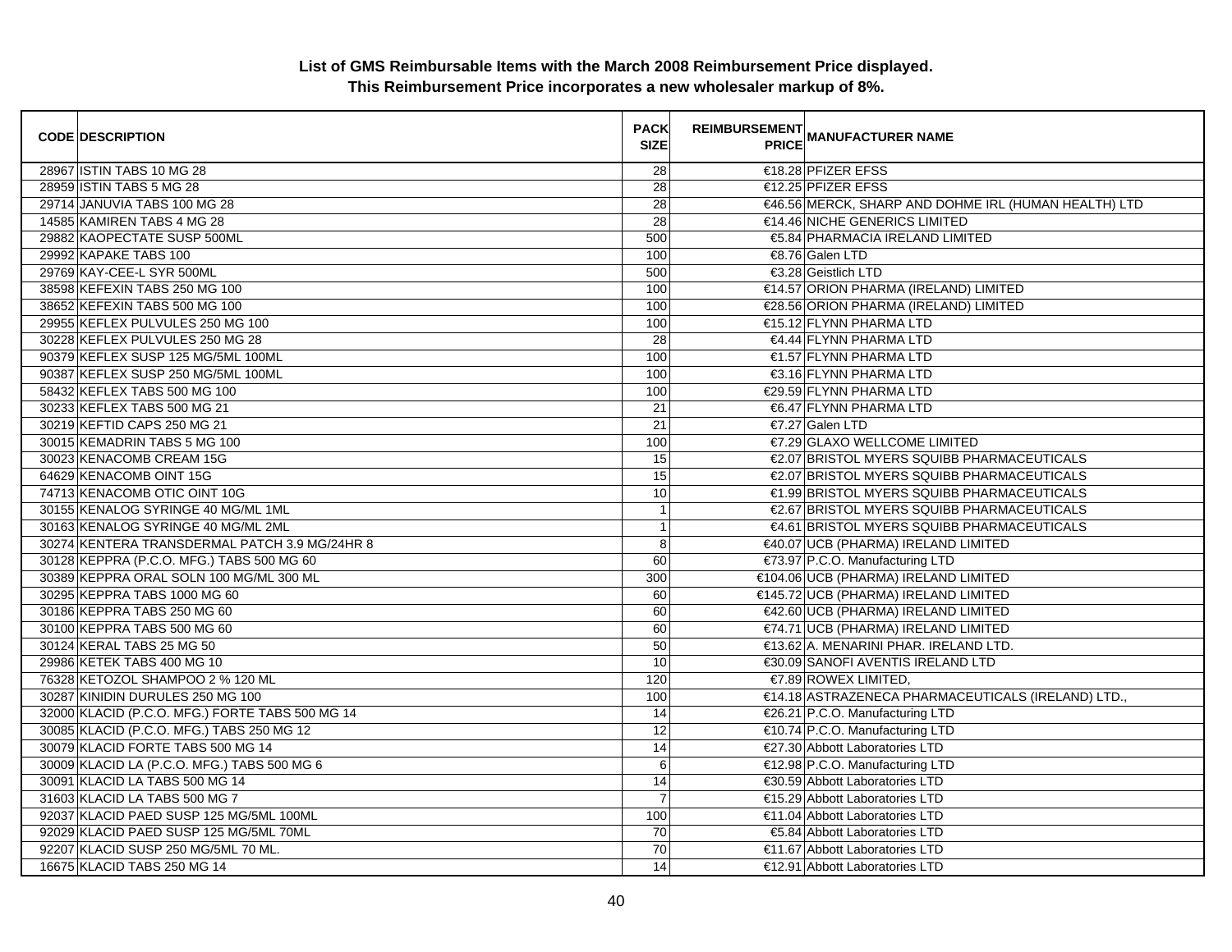**List of GMS Reimbursable Items with the March 2008 Reimbursement Price displayed.**
**This Reimbursement Price incorporates a new wholesaler markup of 8%.**

| CODE | DESCRIPTION | PACK SIZE | REIMBURSEMENT PRICE | MANUFACTURER NAME |
|---|---|---|---|---|
| 28967 | ISTIN TABS 10 MG 28 | 28 | €18.28 | PFIZER EFSS |
| 28959 | ISTIN TABS 5 MG 28 | 28 | €12.25 | PFIZER EFSS |
| 29714 | JANUVIA TABS 100 MG 28 | 28 | €46.56 | MERCK, SHARP AND DOHME IRL (HUMAN HEALTH) LTD |
| 14585 | KAMIREN TABS 4 MG 28 | 28 | €14.46 | NICHE GENERICS LIMITED |
| 29882 | KAOPECTATE SUSP 500ML | 500 | €5.84 | PHARMACIA IRELAND LIMITED |
| 29992 | KAPAKE TABS 100 | 100 | €8.76 | Galen LTD |
| 29769 | KAY-CEE-L SYR 500ML | 500 | €3.28 | Geistlich LTD |
| 38598 | KEFEXIN TABS 250 MG 100 | 100 | €14.57 | ORION PHARMA (IRELAND) LIMITED |
| 38652 | KEFEXIN TABS 500 MG 100 | 100 | €28.56 | ORION PHARMA (IRELAND) LIMITED |
| 29955 | KEFLEX PULVULES 250 MG 100 | 100 | €15.12 | FLYNN PHARMA LTD |
| 30228 | KEFLEX PULVULES 250 MG 28 | 28 | €4.44 | FLYNN PHARMA LTD |
| 90379 | KEFLEX SUSP 125 MG/5ML 100ML | 100 | €1.57 | FLYNN PHARMA LTD |
| 90387 | KEFLEX SUSP 250 MG/5ML 100ML | 100 | €3.16 | FLYNN PHARMA LTD |
| 58432 | KEFLEX TABS 500 MG 100 | 100 | €29.59 | FLYNN PHARMA LTD |
| 30233 | KEFLEX TABS 500 MG 21 | 21 | €6.47 | FLYNN PHARMA LTD |
| 30219 | KEFTID CAPS 250 MG 21 | 21 | €7.27 | Galen LTD |
| 30015 | KEMADRIN TABS 5 MG 100 | 100 | €7.29 | GLAXO WELLCOME LIMITED |
| 30023 | KENACOMB CREAM 15G | 15 | €2.07 | BRISTOL MYERS SQUIBB PHARMACEUTICALS |
| 64629 | KENACOMB OINT 15G | 15 | €2.07 | BRISTOL MYERS SQUIBB PHARMACEUTICALS |
| 74713 | KENACOMB OTIC OINT 10G | 10 | €1.99 | BRISTOL MYERS SQUIBB PHARMACEUTICALS |
| 30155 | KENALOG SYRINGE 40 MG/ML 1ML | 1 | €2.67 | BRISTOL MYERS SQUIBB PHARMACEUTICALS |
| 30163 | KENALOG SYRINGE 40 MG/ML 2ML | 1 | €4.61 | BRISTOL MYERS SQUIBB PHARMACEUTICALS |
| 30274 | KENTERA TRANSDERMAL PATCH 3.9 MG/24HR 8 | 8 | €40.07 | UCB (PHARMA) IRELAND LIMITED |
| 30128 | KEPPRA (P.C.O. MFG.) TABS 500 MG 60 | 60 | €73.97 | P.C.O. Manufacturing LTD |
| 30389 | KEPPRA ORAL SOLN 100 MG/ML 300 ML | 300 | €104.06 | UCB (PHARMA) IRELAND LIMITED |
| 30295 | KEPPRA TABS 1000 MG 60 | 60 | €145.72 | UCB (PHARMA) IRELAND LIMITED |
| 30186 | KEPPRA TABS 250 MG 60 | 60 | €42.60 | UCB (PHARMA) IRELAND LIMITED |
| 30100 | KEPPRA TABS 500 MG 60 | 60 | €74.71 | UCB (PHARMA) IRELAND LIMITED |
| 30124 | KERAL TABS 25 MG 50 | 50 | €13.62 | A. MENARINI PHAR. IRELAND LTD. |
| 29986 | KETEK TABS 400 MG 10 | 10 | €30.09 | SANOFI AVENTIS IRELAND LTD |
| 76328 | KETOZOL SHAMPOO 2 % 120 ML | 120 | €7.89 | ROWEX LIMITED, |
| 30287 | KINIDIN DURULES 250 MG 100 | 100 | €14.18 | ASTRAZENECA PHARMACEUTICALS (IRELAND) LTD., |
| 32000 | KLACID (P.C.O. MFG.) FORTE TABS 500 MG 14 | 14 | €26.21 | P.C.O. Manufacturing LTD |
| 30085 | KLACID (P.C.O. MFG.) TABS 250 MG 12 | 12 | €10.74 | P.C.O. Manufacturing LTD |
| 30079 | KLACID FORTE TABS 500 MG 14 | 14 | €27.30 | Abbott Laboratories LTD |
| 30009 | KLACID LA (P.C.O. MFG.) TABS 500 MG 6 | 6 | €12.98 | P.C.O. Manufacturing LTD |
| 30091 | KLACID LA TABS 500 MG 14 | 14 | €30.59 | Abbott Laboratories LTD |
| 31603 | KLACID LA TABS 500 MG 7 | 7 | €15.29 | Abbott Laboratories LTD |
| 92037 | KLACID PAED SUSP 125 MG/5ML 100ML | 100 | €11.04 | Abbott Laboratories LTD |
| 92029 | KLACID PAED SUSP 125 MG/5ML 70ML | 70 | €5.84 | Abbott Laboratories LTD |
| 92207 | KLACID SUSP 250 MG/5ML 70 ML. | 70 | €11.67 | Abbott Laboratories LTD |
| 16675 | KLACID TABS 250 MG 14 | 14 | €12.91 | Abbott Laboratories LTD |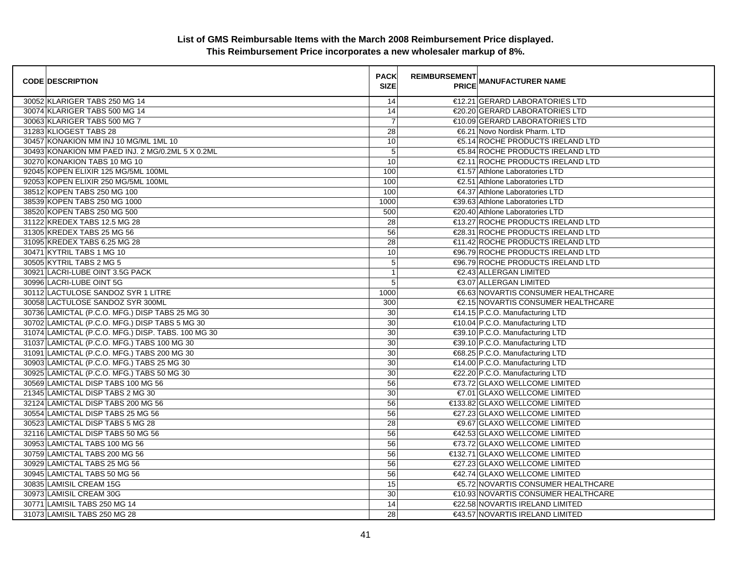**List of GMS Reimbursable Items with the March 2008 Reimbursement Price displayed.**
**This Reimbursement Price incorporates a new wholesaler markup of 8%.**

| CODE | DESCRIPTION | PACK SIZE | REIMBURSEMENT PRICE | MANUFACTURER NAME |
|---|---|---|---|---|
| 30052 | KLARIGER TABS 250 MG 14 | 14 | €12.21 | GERARD LABORATORIES LTD |
| 30074 | KLARIGER TABS 500 MG 14 | 14 | €20.20 | GERARD LABORATORIES LTD |
| 30063 | KLARIGER TABS 500 MG 7 | 7 | €10.09 | GERARD LABORATORIES LTD |
| 31283 | KLIOGEST TABS 28 | 28 | €6.21 | Novo Nordisk Pharm. LTD |
| 30457 | KONAKION MM INJ 10 MG/ML 1ML 10 | 10 | €5.14 | ROCHE PRODUCTS IRELAND LTD |
| 30493 | KONAKION MM PAED INJ. 2 MG/0.2ML 5 X 0.2ML | 5 | €5.84 | ROCHE PRODUCTS IRELAND LTD |
| 30270 | KONAKION TABS 10 MG 10 | 10 | €2.11 | ROCHE PRODUCTS IRELAND LTD |
| 92045 | KOPEN ELIXIR 125 MG/5ML 100ML | 100 | €1.57 | Athlone Laboratories LTD |
| 92053 | KOPEN ELIXIR 250 MG/5ML 100ML | 100 | €2.51 | Athlone Laboratories LTD |
| 38512 | KOPEN TABS 250 MG 100 | 100 | €4.37 | Athlone Laboratories LTD |
| 38539 | KOPEN TABS 250 MG 1000 | 1000 | €39.63 | Athlone Laboratories LTD |
| 38520 | KOPEN TABS 250 MG 500 | 500 | €20.40 | Athlone Laboratories LTD |
| 31122 | KREDEX TABS 12.5 MG 28 | 28 | €13.27 | ROCHE PRODUCTS IRELAND LTD |
| 31305 | KREDEX TABS 25 MG 56 | 56 | €28.31 | ROCHE PRODUCTS IRELAND LTD |
| 31095 | KREDEX TABS 6.25 MG 28 | 28 | €11.42 | ROCHE PRODUCTS IRELAND LTD |
| 30471 | KYTRIL TABS 1 MG 10 | 10 | €96.79 | ROCHE PRODUCTS IRELAND LTD |
| 30505 | KYTRIL TABS 2 MG 5 | 5 | €96.79 | ROCHE PRODUCTS IRELAND LTD |
| 30921 | LACRI-LUBE OINT 3.5G PACK | 1 | €2.43 | ALLERGAN LIMITED |
| 30996 | LACRI-LUBE OINT 5G | 5 | €3.07 | ALLERGAN LIMITED |
| 30112 | LACTULOSE SANDOZ SYR 1 LITRE | 1000 | €6.63 | NOVARTIS CONSUMER HEALTHCARE |
| 30058 | LACTULOSE SANDOZ SYR 300ML | 300 | €2.15 | NOVARTIS CONSUMER HEALTHCARE |
| 30736 | LAMICTAL (P.C.O. MFG.) DISP TABS 25 MG 30 | 30 | €14.15 | P.C.O. Manufacturing LTD |
| 30702 | LAMICTAL (P.C.O. MFG.) DISP TABS 5 MG 30 | 30 | €10.04 | P.C.O. Manufacturing LTD |
| 31074 | LAMICTAL (P.C.O. MFG.) DISP. TABS. 100 MG 30 | 30 | €39.10 | P.C.O. Manufacturing LTD |
| 31037 | LAMICTAL (P.C.O. MFG.) TABS 100 MG 30 | 30 | €39.10 | P.C.O. Manufacturing LTD |
| 31091 | LAMICTAL (P.C.O. MFG.) TABS 200 MG 30 | 30 | €68.25 | P.C.O. Manufacturing LTD |
| 30903 | LAMICTAL (P.C.O. MFG.) TABS 25 MG 30 | 30 | €14.00 | P.C.O. Manufacturing LTD |
| 30925 | LAMICTAL (P.C.O. MFG.) TABS 50 MG 30 | 30 | €22.20 | P.C.O. Manufacturing LTD |
| 30569 | LAMICTAL DISP TABS 100 MG 56 | 56 | €73.72 | GLAXO WELLCOME LIMITED |
| 21345 | LAMICTAL DISP TABS 2 MG 30 | 30 | €7.01 | GLAXO WELLCOME LIMITED |
| 32124 | LAMICTAL DISP TABS 200 MG 56 | 56 | €133.82 | GLAXO WELLCOME LIMITED |
| 30554 | LAMICTAL DISP TABS 25 MG 56 | 56 | €27.23 | GLAXO WELLCOME LIMITED |
| 30523 | LAMICTAL DISP TABS 5 MG 28 | 28 | €9.67 | GLAXO WELLCOME LIMITED |
| 32116 | LAMICTAL DISP TABS 50 MG 56 | 56 | €42.53 | GLAXO WELLCOME LIMITED |
| 30953 | LAMICTAL TABS 100 MG 56 | 56 | €73.72 | GLAXO WELLCOME LIMITED |
| 30759 | LAMICTAL TABS 200 MG 56 | 56 | €132.71 | GLAXO WELLCOME LIMITED |
| 30929 | LAMICTAL TABS 25 MG 56 | 56 | €27.23 | GLAXO WELLCOME LIMITED |
| 30945 | LAMICTAL TABS 50 MG 56 | 56 | €42.74 | GLAXO WELLCOME LIMITED |
| 30835 | LAMISIL CREAM 15G | 15 | €5.72 | NOVARTIS CONSUMER HEALTHCARE |
| 30973 | LAMISIL CREAM 30G | 30 | €10.93 | NOVARTIS CONSUMER HEALTHCARE |
| 30771 | LAMISIL TABS 250 MG 14 | 14 | €22.58 | NOVARTIS IRELAND LIMITED |
| 31073 | LAMISIL TABS 250 MG 28 | 28 | €43.57 | NOVARTIS IRELAND LIMITED |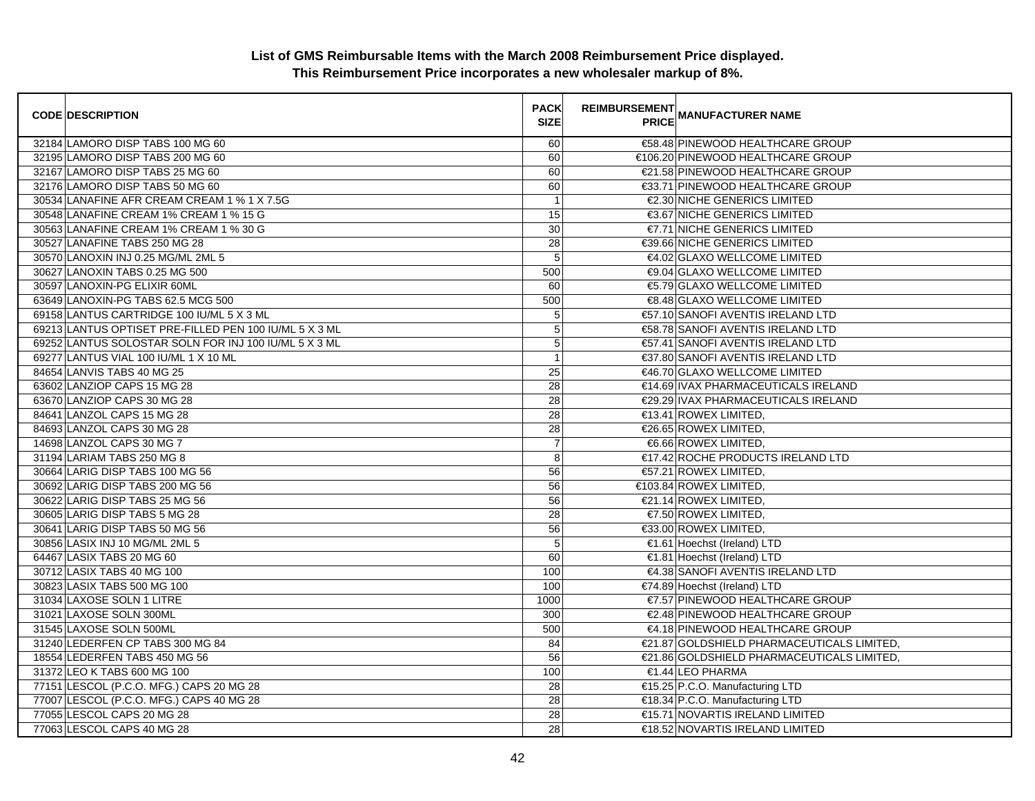**List of GMS Reimbursable Items with the March 2008 Reimbursement Price displayed.**
**This Reimbursement Price incorporates a new wholesaler markup of 8%.**

| CODE | DESCRIPTION | PACK SIZE | REIMBURSEMENT PRICE | MANUFACTURER NAME |
|---|---|---|---|---|
| 32184 | LAMORO DISP TABS 100 MG 60 | 60 | €58.48 | PINEWOOD HEALTHCARE GROUP |
| 32195 | LAMORO DISP TABS 200 MG 60 | 60 | €106.20 | PINEWOOD HEALTHCARE GROUP |
| 32167 | LAMORO DISP TABS 25 MG 60 | 60 | €21.58 | PINEWOOD HEALTHCARE GROUP |
| 32176 | LAMORO DISP TABS 50 MG 60 | 60 | €33.71 | PINEWOOD HEALTHCARE GROUP |
| 30534 | LANAFINE AFR CREAM CREAM 1 % 1 X 7.5G | 1 | €2.30 | NICHE GENERICS LIMITED |
| 30548 | LANAFINE CREAM 1% CREAM 1 % 15 G | 15 | €3.67 | NICHE GENERICS LIMITED |
| 30563 | LANAFINE CREAM 1% CREAM 1 % 30 G | 30 | €7.71 | NICHE GENERICS LIMITED |
| 30527 | LANAFINE TABS 250 MG 28 | 28 | €39.66 | NICHE GENERICS LIMITED |
| 30570 | LANOXIN INJ 0.25 MG/ML 2ML 5 | 5 | €4.02 | GLAXO WELLCOME LIMITED |
| 30627 | LANOXIN TABS 0.25 MG 500 | 500 | €9.04 | GLAXO WELLCOME LIMITED |
| 30597 | LANOXIN-PG ELIXIR 60ML | 60 | €5.79 | GLAXO WELLCOME LIMITED |
| 63649 | LANOXIN-PG TABS 62.5 MCG 500 | 500 | €8.48 | GLAXO WELLCOME LIMITED |
| 69158 | LANTUS CARTRIDGE 100 IU/ML 5 X 3 ML | 5 | €57.10 | SANOFI AVENTIS IRELAND LTD |
| 69213 | LANTUS OPTISET PRE-FILLED PEN 100 IU/ML 5 X 3 ML | 5 | €58.78 | SANOFI AVENTIS IRELAND LTD |
| 69252 | LANTUS SOLOSTAR SOLN FOR INJ 100 IU/ML 5 X 3 ML | 5 | €57.41 | SANOFI AVENTIS IRELAND LTD |
| 69277 | LANTUS VIAL 100 IU/ML 1 X 10 ML | 1 | €37.80 | SANOFI AVENTIS IRELAND LTD |
| 84654 | LANVIS TABS 40 MG 25 | 25 | €46.70 | GLAXO WELLCOME LIMITED |
| 63602 | LANZIOP CAPS 15 MG 28 | 28 | €14.69 | IVAX PHARMACEUTICALS IRELAND |
| 63670 | LANZIOP CAPS 30 MG 28 | 28 | €29.29 | IVAX PHARMACEUTICALS IRELAND |
| 84641 | LANZOL CAPS 15 MG 28 | 28 | €13.41 | ROWEX LIMITED, |
| 84693 | LANZOL CAPS 30 MG 28 | 28 | €26.65 | ROWEX LIMITED, |
| 14698 | LANZOL CAPS 30 MG 7 | 7 | €6.66 | ROWEX LIMITED, |
| 31194 | LARIAM TABS 250 MG 8 | 8 | €17.42 | ROCHE PRODUCTS IRELAND LTD |
| 30664 | LARIG DISP TABS 100 MG 56 | 56 | €57.21 | ROWEX LIMITED, |
| 30692 | LARIG DISP TABS 200 MG 56 | 56 | €103.84 | ROWEX LIMITED, |
| 30622 | LARIG DISP TABS 25 MG 56 | 56 | €21.14 | ROWEX LIMITED, |
| 30605 | LARIG DISP TABS 5 MG 28 | 28 | €7.50 | ROWEX LIMITED, |
| 30641 | LARIG DISP TABS 50 MG 56 | 56 | €33.00 | ROWEX LIMITED, |
| 30856 | LASIX INJ 10 MG/ML 2ML 5 | 5 | €1.61 | Hoechst (Ireland) LTD |
| 64467 | LASIX TABS 20 MG 60 | 60 | €1.81 | Hoechst (Ireland) LTD |
| 30712 | LASIX TABS 40 MG 100 | 100 | €4.38 | SANOFI AVENTIS IRELAND LTD |
| 30823 | LASIX TABS 500 MG 100 | 100 | €74.89 | Hoechst (Ireland) LTD |
| 31034 | LAXOSE SOLN 1 LITRE | 1000 | €7.57 | PINEWOOD HEALTHCARE GROUP |
| 31021 | LAXOSE SOLN 300ML | 300 | €2.48 | PINEWOOD HEALTHCARE GROUP |
| 31545 | LAXOSE SOLN 500ML | 500 | €4.18 | PINEWOOD HEALTHCARE GROUP |
| 31240 | LEDERFEN CP TABS 300 MG 84 | 84 | €21.87 | GOLDSHIELD PHARMACEUTICALS LIMITED, |
| 18554 | LEDERFEN TABS 450 MG 56 | 56 | €21.86 | GOLDSHIELD PHARMACEUTICALS LIMITED, |
| 31372 | LEO K TABS 600 MG 100 | 100 | €1.44 | LEO PHARMA |
| 77151 | LESCOL (P.C.O. MFG.) CAPS 20 MG 28 | 28 | €15.25 | P.C.O. Manufacturing LTD |
| 77007 | LESCOL (P.C.O. MFG.) CAPS 40 MG 28 | 28 | €18.34 | P.C.O. Manufacturing LTD |
| 77055 | LESCOL CAPS 20 MG 28 | 28 | €15.71 | NOVARTIS IRELAND LIMITED |
| 77063 | LESCOL CAPS 40 MG 28 | 28 | €18.52 | NOVARTIS IRELAND LIMITED |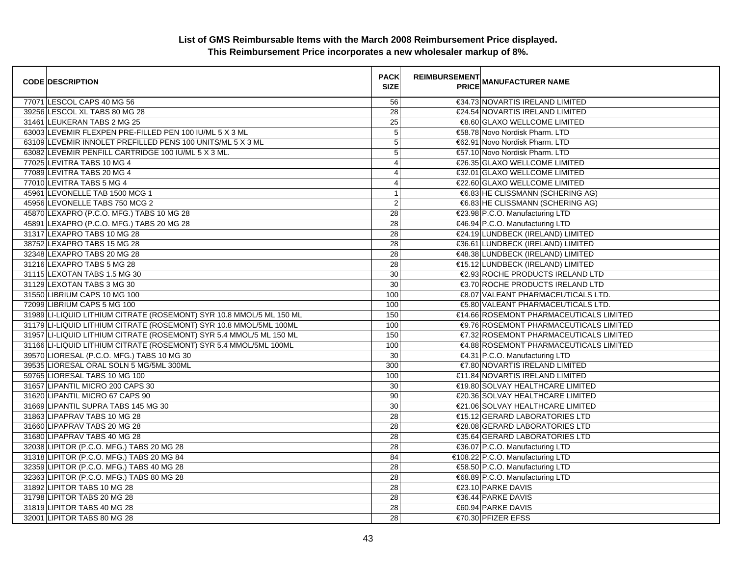**List of GMS Reimbursable Items with the March 2008 Reimbursement Price displayed.**
**This Reimbursement Price incorporates a new wholesaler markup of 8%.**

| CODE | DESCRIPTION | PACK SIZE | REIMBURSEMENT PRICE | MANUFACTURER NAME |
|---|---|---|---|---|
| 77071 | LESCOL CAPS 40 MG 56 | 56 | €34.73 | NOVARTIS IRELAND LIMITED |
| 39256 | LESCOL XL TABS 80 MG 28 | 28 | €24.54 | NOVARTIS IRELAND LIMITED |
| 31461 | LEUKERAN TABS 2 MG 25 | 25 | €8.60 | GLAXO WELLCOME LIMITED |
| 63003 | LEVEMIR FLEXPEN PRE-FILLED PEN 100 IU/ML 5 X 3 ML | 5 | €58.78 | Novo Nordisk Pharm. LTD |
| 63109 | LEVEMIR INNOLET PREFILLED PENS 100 UNITS/ML 5 X 3 ML | 5 | €62.91 | Novo Nordisk Pharm. LTD |
| 63082 | LEVEMIR PENFILL CARTRIDGE 100 IU/ML 5 X 3 ML. | 5 | €57.10 | Novo Nordisk Pharm. LTD |
| 77025 | LEVITRA TABS 10 MG 4 | 4 | €26.35 | GLAXO WELLCOME LIMITED |
| 77089 | LEVITRA TABS 20 MG 4 | 4 | €32.01 | GLAXO WELLCOME LIMITED |
| 77010 | LEVITRA TABS 5 MG 4 | 4 | €22.60 | GLAXO WELLCOME LIMITED |
| 45961 | LEVONELLE TAB 1500 MCG 1 | 1 | €6.83 | HE CLISSMANN (SCHERING AG) |
| 45956 | LEVONELLE TABS 750 MCG 2 | 2 | €6.83 | HE CLISSMANN (SCHERING AG) |
| 45870 | LEXAPRO (P.C.O. MFG.) TABS 10 MG 28 | 28 | €23.98 | P.C.O. Manufacturing LTD |
| 45891 | LEXAPRO (P.C.O. MFG.) TABS 20 MG 28 | 28 | €46.94 | P.C.O. Manufacturing LTD |
| 31317 | LEXAPRO TABS 10 MG 28 | 28 | €24.19 | LUNDBECK (IRELAND) LIMITED |
| 38752 | LEXAPRO TABS 15 MG 28 | 28 | €36.61 | LUNDBECK (IRELAND) LIMITED |
| 32348 | LEXAPRO TABS 20 MG 28 | 28 | €48.38 | LUNDBECK (IRELAND) LIMITED |
| 31216 | LEXAPRO TABS 5 MG 28 | 28 | €15.12 | LUNDBECK (IRELAND) LIMITED |
| 31115 | LEXOTAN TABS 1.5 MG 30 | 30 | €2.93 | ROCHE PRODUCTS IRELAND LTD |
| 31129 | LEXOTAN TABS 3 MG 30 | 30 | €3.70 | ROCHE PRODUCTS IRELAND LTD |
| 31550 | LIBRIUM CAPS 10 MG 100 | 100 | €8.07 | VALEANT PHARMACEUTICALS LTD. |
| 72099 | LIBRIUM CAPS 5 MG 100 | 100 | €5.80 | VALEANT PHARMACEUTICALS LTD. |
| 31989 | LI-LIQUID LITHIUM CITRATE (ROSEMONT) SYR 10.8 MMOL/5 ML 150 ML | 150 | €14.66 | ROSEMONT PHARMACEUTICALS LIMITED |
| 31179 | LI-LIQUID LITHIUM CITRATE (ROSEMONT) SYR 10.8 MMOL/5ML 100ML | 100 | €9.76 | ROSEMONT PHARMACEUTICALS LIMITED |
| 31957 | LI-LIQUID LITHIUM CITRATE (ROSEMONT) SYR 5.4 MMOL/5 ML 150 ML | 150 | €7.32 | ROSEMONT PHARMACEUTICALS LIMITED |
| 31166 | LI-LIQUID LITHIUM CITRATE (ROSEMONT) SYR 5.4 MMOL/5ML 100ML | 100 | €4.88 | ROSEMONT PHARMACEUTICALS LIMITED |
| 39570 | LIORESAL (P.C.O. MFG.) TABS 10 MG 30 | 30 | €4.31 | P.C.O. Manufacturing LTD |
| 39535 | LIORESAL ORAL SOLN 5 MG/5ML 300ML | 300 | €7.80 | NOVARTIS IRELAND LIMITED |
| 59765 | LIORESAL TABS 10 MG 100 | 100 | €11.84 | NOVARTIS IRELAND LIMITED |
| 31657 | LIPANTIL MICRO 200 CAPS 30 | 30 | €19.80 | SOLVAY HEALTHCARE LIMITED |
| 31620 | LIPANTIL MICRO 67 CAPS 90 | 90 | €20.36 | SOLVAY HEALTHCARE LIMITED |
| 31669 | LIPANTIL SUPRA TABS 145 MG 30 | 30 | €21.06 | SOLVAY HEALTHCARE LIMITED |
| 31863 | LIPAPRAV TABS 10 MG 28 | 28 | €15.12 | GERARD LABORATORIES LTD |
| 31660 | LIPAPRAV TABS 20 MG 28 | 28 | €28.08 | GERARD LABORATORIES LTD |
| 31680 | LIPAPRAV TABS 40 MG 28 | 28 | €35.64 | GERARD LABORATORIES LTD |
| 32038 | LIPITOR (P.C.O. MFG.) TABS 20 MG 28 | 28 | €36.07 | P.C.O. Manufacturing LTD |
| 31318 | LIPITOR (P.C.O. MFG.) TABS 20 MG 84 | 84 | €108.22 | P.C.O. Manufacturing LTD |
| 32359 | LIPITOR (P.C.O. MFG.) TABS 40 MG 28 | 28 | €58.50 | P.C.O. Manufacturing LTD |
| 32363 | LIPITOR (P.C.O. MFG.) TABS 80 MG 28 | 28 | €68.89 | P.C.O. Manufacturing LTD |
| 31892 | LIPITOR TABS 10 MG 28 | 28 | €23.10 | PARKE DAVIS |
| 31798 | LIPITOR TABS 20 MG 28 | 28 | €36.44 | PARKE DAVIS |
| 31819 | LIPITOR TABS 40 MG 28 | 28 | €60.94 | PARKE DAVIS |
| 32001 | LIPITOR TABS 80 MG 28 | 28 | €70.30 | PFIZER EFSS |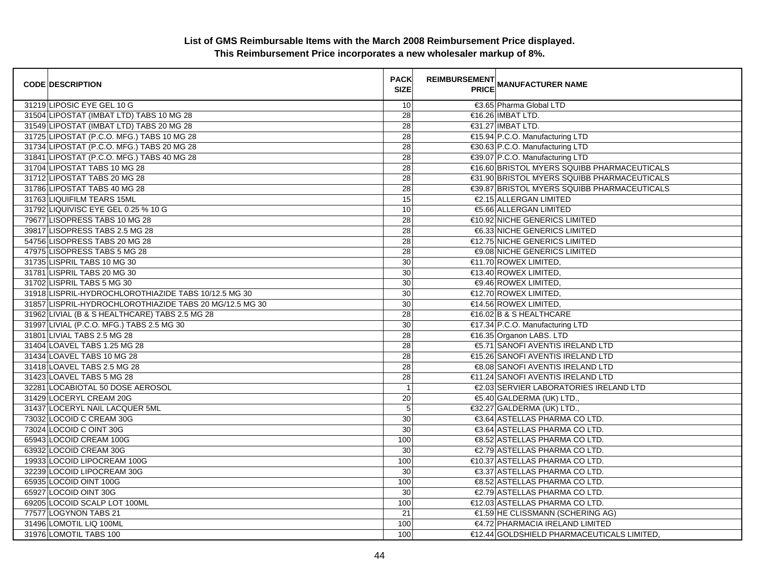**List of GMS Reimbursable Items with the March 2008 Reimbursement Price displayed.**
**This Reimbursement Price incorporates a new wholesaler markup of 8%.**

| CODE | DESCRIPTION | PACK SIZE | REIMBURSEMENT PRICE | MANUFACTURER NAME |
|---|---|---|---|---|
| 31219 | LIPOSIC EYE GEL 10 G | 10 | €3.65 | Pharma Global LTD |
| 31504 | LIPOSTAT (IMBAT LTD) TABS 10 MG 28 | 28 | €16.26 | IMBAT LTD. |
| 31549 | LIPOSTAT (IMBAT LTD) TABS 20 MG 28 | 28 | €31.27 | IMBAT LTD. |
| 31725 | LIPOSTAT (P.C.O. MFG.) TABS 10 MG 28 | 28 | €15.94 | P.C.O. Manufacturing LTD |
| 31734 | LIPOSTAT (P.C.O. MFG.) TABS 20 MG 28 | 28 | €30.63 | P.C.O. Manufacturing LTD |
| 31841 | LIPOSTAT (P.C.O. MFG.) TABS 40 MG 28 | 28 | €39.07 | P.C.O. Manufacturing LTD |
| 31704 | LIPOSTAT TABS 10 MG 28 | 28 | €16.60 | BRISTOL MYERS SQUIBB PHARMACEUTICALS |
| 31712 | LIPOSTAT TABS 20 MG 28 | 28 | €31.90 | BRISTOL MYERS SQUIBB PHARMACEUTICALS |
| 31786 | LIPOSTAT TABS 40 MG 28 | 28 | €39.87 | BRISTOL MYERS SQUIBB PHARMACEUTICALS |
| 31763 | LIQUIFILM TEARS 15ML | 15 | €2.15 | ALLERGAN LIMITED |
| 31792 | LIQUIVISC EYE GEL 0.25 % 10 G | 10 | €5.66 | ALLERGAN LIMITED |
| 79677 | LISOPRESS TABS 10 MG 28 | 28 | €10.92 | NICHE GENERICS LIMITED |
| 39817 | LISOPRESS TABS 2.5 MG 28 | 28 | €6.33 | NICHE GENERICS LIMITED |
| 54756 | LISOPRESS TABS 20 MG 28 | 28 | €12.75 | NICHE GENERICS LIMITED |
| 47975 | LISOPRESS TABS 5 MG 28 | 28 | €9.08 | NICHE GENERICS LIMITED |
| 31735 | LISPRIL TABS 10 MG 30 | 30 | €11.70 | ROWEX LIMITED, |
| 31781 | LISPRIL TABS 20 MG 30 | 30 | €13.40 | ROWEX LIMITED, |
| 31702 | LISPRIL TABS 5 MG 30 | 30 | €9.46 | ROWEX LIMITED, |
| 31918 | LISPRIL-HYDROCHLOROTHIAZIDE TABS 10/12.5 MG 30 | 30 | €12.70 | ROWEX LIMITED, |
| 31857 | LISPRIL-HYDROCHLOROTHIAZIDE TABS 20 MG/12.5 MG 30 | 30 | €14.56 | ROWEX LIMITED, |
| 31962 | LIVIAL (B & S HEALTHCARE) TABS 2.5 MG 28 | 28 | €16.02 | B & S HEALTHCARE |
| 31997 | LIVIAL (P.C.O. MFG.) TABS 2.5 MG 30 | 30 | €17.34 | P.C.O. Manufacturing LTD |
| 31801 | LIVIAL TABS 2.5 MG 28 | 28 | €16.35 | Organon LABS. LTD |
| 31404 | LOAVEL TABS 1.25 MG 28 | 28 | €5.71 | SANOFI AVENTIS IRELAND LTD |
| 31434 | LOAVEL TABS 10 MG 28 | 28 | €15.26 | SANOFI AVENTIS IRELAND LTD |
| 31418 | LOAVEL TABS 2.5 MG 28 | 28 | €8.08 | SANOFI AVENTIS IRELAND LTD |
| 31423 | LOAVEL TABS 5 MG 28 | 28 | €11.24 | SANOFI AVENTIS IRELAND LTD |
| 32281 | LOCABIOTAL 50 DOSE AEROSOL | 1 | €2.03 | SERVIER LABORATORIES IRELAND LTD |
| 31429 | LOCERYL CREAM 20G | 20 | €5.40 | GALDERMA (UK) LTD., |
| 31437 | LOCERYL NAIL LACQUER 5ML | 5 | €32.27 | GALDERMA (UK) LTD., |
| 73032 | LOCOID C CREAM 30G | 30 | €3.64 | ASTELLAS PHARMA CO LTD. |
| 73024 | LOCOID C OINT 30G | 30 | €3.64 | ASTELLAS PHARMA CO LTD. |
| 65943 | LOCOID CREAM 100G | 100 | €8.52 | ASTELLAS PHARMA CO LTD. |
| 63932 | LOCOID CREAM 30G | 30 | €2.79 | ASTELLAS PHARMA CO LTD. |
| 19933 | LOCOID LIPOCREAM 100G | 100 | €10.37 | ASTELLAS PHARMA CO LTD. |
| 32239 | LOCOID LIPOCREAM 30G | 30 | €3.37 | ASTELLAS PHARMA CO LTD. |
| 65935 | LOCOID OINT 100G | 100 | €8.52 | ASTELLAS PHARMA CO LTD. |
| 65927 | LOCOID OINT 30G | 30 | €2.79 | ASTELLAS PHARMA CO LTD. |
| 69205 | LOCOID SCALP LOT 100ML | 100 | €12.03 | ASTELLAS PHARMA CO LTD. |
| 77577 | LOGYNON TABS 21 | 21 | €1.59 | HE CLISSMANN (SCHERING AG) |
| 31496 | LOMOTIL LIQ 100ML | 100 | €4.72 | PHARMACIA IRELAND LIMITED |
| 31976 | LOMOTIL TABS 100 | 100 | €12.44 | GOLDSHIELD PHARMACEUTICALS LIMITED, |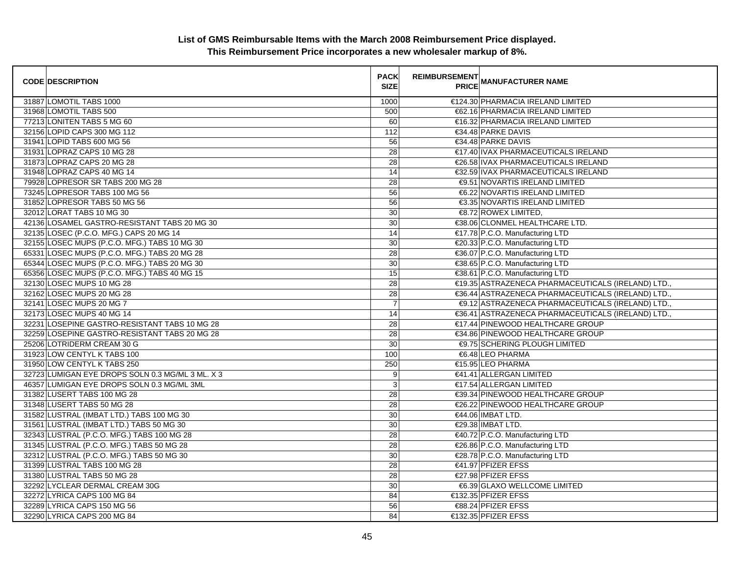**List of GMS Reimbursable Items with the March 2008 Reimbursement Price displayed.**
**This Reimbursement Price incorporates a new wholesaler markup of 8%.**

| CODE | DESCRIPTION | PACK SIZE | REIMBURSEMENT PRICE | MANUFACTURER NAME |
|---|---|---|---|---|
| 31887 | LOMOTIL TABS 1000 | 1000 | €124.30 | PHARMACIA IRELAND LIMITED |
| 31968 | LOMOTIL TABS 500 | 500 | €62.16 | PHARMACIA IRELAND LIMITED |
| 77213 | LONITEN TABS 5 MG 60 | 60 | €16.32 | PHARMACIA IRELAND LIMITED |
| 32156 | LOPID CAPS 300 MG 112 | 112 | €34.48 | PARKE DAVIS |
| 31941 | LOPID TABS 600 MG 56 | 56 | €34.48 | PARKE DAVIS |
| 31931 | LOPRAZ CAPS 10 MG 28 | 28 | €17.40 | IVAX PHARMACEUTICALS IRELAND |
| 31873 | LOPRAZ CAPS 20 MG 28 | 28 | €26.58 | IVAX PHARMACEUTICALS IRELAND |
| 31948 | LOPRAZ CAPS 40 MG 14 | 14 | €32.59 | IVAX PHARMACEUTICALS IRELAND |
| 79928 | LOPRESOR SR TABS 200 MG 28 | 28 | €9.51 | NOVARTIS IRELAND LIMITED |
| 73245 | LOPRESOR TABS 100 MG 56 | 56 | €6.22 | NOVARTIS IRELAND LIMITED |
| 31852 | LOPRESOR TABS 50 MG 56 | 56 | €3.35 | NOVARTIS IRELAND LIMITED |
| 32012 | LORAT TABS 10 MG 30 | 30 | €8.72 | ROWEX LIMITED, |
| 42136 | LOSAMEL GASTRO-RESISTANT TABS 20 MG 30 | 30 | €38.06 | CLONMEL HEALTHCARE LTD. |
| 32135 | LOSEC (P.C.O. MFG.) CAPS 20 MG 14 | 14 | €17.78 | P.C.O. Manufacturing LTD |
| 32155 | LOSEC MUPS (P.C.O. MFG.) TABS 10 MG 30 | 30 | €20.33 | P.C.O. Manufacturing LTD |
| 65331 | LOSEC MUPS (P.C.O. MFG.) TABS 20 MG 28 | 28 | €36.07 | P.C.O. Manufacturing LTD |
| 65344 | LOSEC MUPS (P.C.O. MFG.) TABS 20 MG 30 | 30 | €38.65 | P.C.O. Manufacturing LTD |
| 65356 | LOSEC MUPS (P.C.O. MFG.) TABS 40 MG 15 | 15 | €38.61 | P.C.O. Manufacturing LTD |
| 32130 | LOSEC MUPS 10 MG 28 | 28 | €19.35 | ASTRAZENECA PHARMACEUTICALS (IRELAND) LTD., |
| 32162 | LOSEC MUPS 20 MG 28 | 28 | €36.44 | ASTRAZENECA PHARMACEUTICALS (IRELAND) LTD., |
| 32141 | LOSEC MUPS 20 MG 7 | 7 | €9.12 | ASTRAZENECA PHARMACEUTICALS (IRELAND) LTD., |
| 32173 | LOSEC MUPS 40 MG 14 | 14 | €36.41 | ASTRAZENECA PHARMACEUTICALS (IRELAND) LTD., |
| 32231 | LOSEPINE GASTRO-RESISTANT TABS 10 MG 28 | 28 | €17.44 | PINEWOOD HEALTHCARE GROUP |
| 32259 | LOSEPINE GASTRO-RESISTANT TABS 20 MG 28 | 28 | €34.86 | PINEWOOD HEALTHCARE GROUP |
| 25206 | LOTRIDERM CREAM 30 G | 30 | €9.75 | SCHERING PLOUGH LIMITED |
| 31923 | LOW CENTYL K TABS 100 | 100 | €6.48 | LEO PHARMA |
| 31950 | LOW CENTYL K TABS 250 | 250 | €15.95 | LEO PHARMA |
| 32723 | LUMIGAN EYE DROPS SOLN 0.3 MG/ML 3 ML. X 3 | 9 | €41.41 | ALLERGAN LIMITED |
| 46357 | LUMIGAN EYE DROPS SOLN 0.3 MG/ML 3ML | 3 | €17.54 | ALLERGAN LIMITED |
| 31382 | LUSERT TABS 100 MG 28 | 28 | €39.34 | PINEWOOD HEALTHCARE GROUP |
| 31348 | LUSERT TABS 50 MG 28 | 28 | €26.22 | PINEWOOD HEALTHCARE GROUP |
| 31582 | LUSTRAL (IMBAT LTD.) TABS 100 MG 30 | 30 | €44.06 | IMBAT LTD. |
| 31561 | LUSTRAL (IMBAT LTD.) TABS 50 MG 30 | 30 | €29.38 | IMBAT LTD. |
| 32343 | LUSTRAL (P.C.O. MFG.) TABS 100 MG 28 | 28 | €40.72 | P.C.O. Manufacturing LTD |
| 31345 | LUSTRAL (P.C.O. MFG.) TABS 50 MG 28 | 28 | €26.86 | P.C.O. Manufacturing LTD |
| 32312 | LUSTRAL (P.C.O. MFG.) TABS 50 MG 30 | 30 | €28.78 | P.C.O. Manufacturing LTD |
| 31399 | LUSTRAL TABS 100 MG 28 | 28 | €41.97 | PFIZER EFSS |
| 31380 | LUSTRAL TABS 50 MG 28 | 28 | €27.98 | PFIZER EFSS |
| 32292 | LYCLEAR DERMAL CREAM 30G | 30 | €6.39 | GLAXO WELLCOME LIMITED |
| 32272 | LYRICA CAPS 100 MG 84 | 84 | €132.35 | PFIZER EFSS |
| 32289 | LYRICA CAPS 150 MG 56 | 56 | €88.24 | PFIZER EFSS |
| 32290 | LYRICA CAPS 200 MG 84 | 84 | €132.35 | PFIZER EFSS |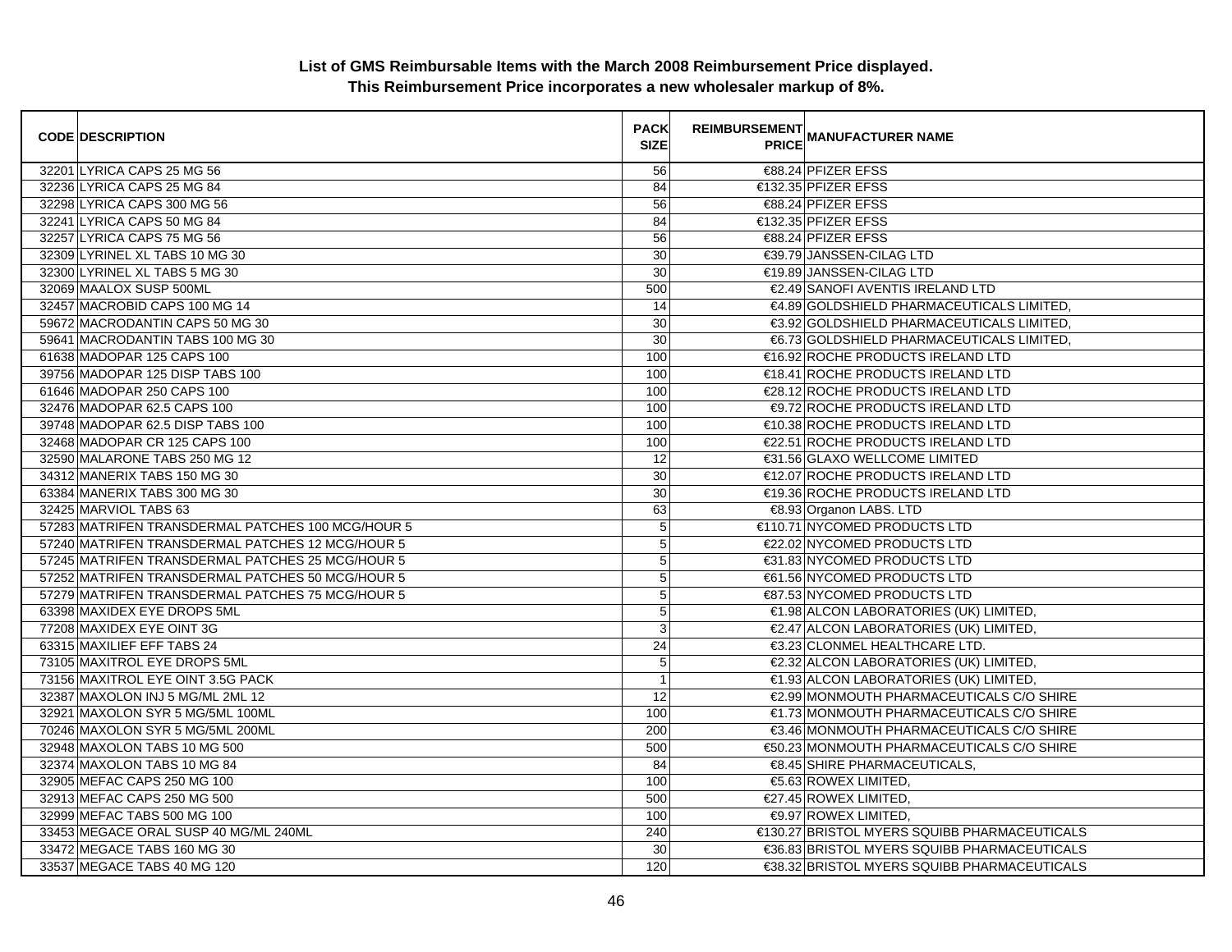**List of GMS Reimbursable Items with the March 2008 Reimbursement Price displayed.**
**This Reimbursement Price incorporates a new wholesaler markup of 8%.**

| CODE | DESCRIPTION | PACK SIZE | REIMBURSEMENT PRICE | MANUFACTURER NAME |
|---|---|---|---|---|
| 32201 | LYRICA CAPS 25 MG 56 | 56 | €88.24 | PFIZER EFSS |
| 32236 | LYRICA CAPS 25 MG 84 | 84 | €132.35 | PFIZER EFSS |
| 32298 | LYRICA CAPS 300 MG 56 | 56 | €88.24 | PFIZER EFSS |
| 32241 | LYRICA CAPS 50 MG 84 | 84 | €132.35 | PFIZER EFSS |
| 32257 | LYRICA CAPS 75 MG 56 | 56 | €88.24 | PFIZER EFSS |
| 32309 | LYRINEL XL TABS 10 MG 30 | 30 | €39.79 | JANSSEN-CILAG LTD |
| 32300 | LYRINEL XL TABS 5 MG 30 | 30 | €19.89 | JANSSEN-CILAG LTD |
| 32069 | MAALOX SUSP 500ML | 500 | €2.49 | SANOFI AVENTIS IRELAND LTD |
| 32457 | MACROBID CAPS 100 MG 14 | 14 | €4.89 | GOLDSHIELD PHARMACEUTICALS LIMITED, |
| 59672 | MACRODANTIN CAPS 50 MG 30 | 30 | €3.92 | GOLDSHIELD PHARMACEUTICALS LIMITED, |
| 59641 | MACRODANTIN TABS 100 MG 30 | 30 | €6.73 | GOLDSHIELD PHARMACEUTICALS LIMITED, |
| 61638 | MADOPAR 125 CAPS 100 | 100 | €16.92 | ROCHE PRODUCTS IRELAND LTD |
| 39756 | MADOPAR 125 DISP TABS 100 | 100 | €18.41 | ROCHE PRODUCTS IRELAND LTD |
| 61646 | MADOPAR 250 CAPS 100 | 100 | €28.12 | ROCHE PRODUCTS IRELAND LTD |
| 32476 | MADOPAR 62.5 CAPS 100 | 100 | €9.72 | ROCHE PRODUCTS IRELAND LTD |
| 39748 | MADOPAR 62.5 DISP TABS 100 | 100 | €10.38 | ROCHE PRODUCTS IRELAND LTD |
| 32468 | MADOPAR CR 125 CAPS 100 | 100 | €22.51 | ROCHE PRODUCTS IRELAND LTD |
| 32590 | MALARONE TABS 250 MG 12 | 12 | €31.56 | GLAXO WELLCOME LIMITED |
| 34312 | MANERIX TABS 150 MG 30 | 30 | €12.07 | ROCHE PRODUCTS IRELAND LTD |
| 63384 | MANERIX TABS 300 MG 30 | 30 | €19.36 | ROCHE PRODUCTS IRELAND LTD |
| 32425 | MARVIOL TABS 63 | 63 | €8.93 | Organon LABS. LTD |
| 57283 | MATRIFEN TRANSDERMAL PATCHES 100 MCG/HOUR 5 | 5 | €110.71 | NYCOMED PRODUCTS LTD |
| 57240 | MATRIFEN TRANSDERMAL PATCHES 12 MCG/HOUR 5 | 5 | €22.02 | NYCOMED PRODUCTS LTD |
| 57245 | MATRIFEN TRANSDERMAL PATCHES 25 MCG/HOUR 5 | 5 | €31.83 | NYCOMED PRODUCTS LTD |
| 57252 | MATRIFEN TRANSDERMAL PATCHES 50 MCG/HOUR 5 | 5 | €61.56 | NYCOMED PRODUCTS LTD |
| 57279 | MATRIFEN TRANSDERMAL PATCHES 75 MCG/HOUR 5 | 5 | €87.53 | NYCOMED PRODUCTS LTD |
| 63398 | MAXIDEX EYE DROPS 5ML | 5 | €1.98 | ALCON LABORATORIES (UK) LIMITED, |
| 77208 | MAXIDEX EYE OINT 3G | 3 | €2.47 | ALCON LABORATORIES (UK) LIMITED, |
| 63315 | MAXILIEF EFF TABS 24 | 24 | €3.23 | CLONMEL HEALTHCARE LTD. |
| 73105 | MAXITROL EYE DROPS 5ML | 5 | €2.32 | ALCON LABORATORIES (UK) LIMITED, |
| 73156 | MAXITROL EYE OINT 3.5G PACK | 1 | €1.93 | ALCON LABORATORIES (UK) LIMITED, |
| 32387 | MAXOLON INJ 5 MG/ML 2ML 12 | 12 | €2.99 | MONMOUTH PHARMACEUTICALS C/O SHIRE |
| 32921 | MAXOLON SYR 5 MG/5ML 100ML | 100 | €1.73 | MONMOUTH PHARMACEUTICALS C/O SHIRE |
| 70246 | MAXOLON SYR 5 MG/5ML 200ML | 200 | €3.46 | MONMOUTH PHARMACEUTICALS C/O SHIRE |
| 32948 | MAXOLON TABS 10 MG 500 | 500 | €50.23 | MONMOUTH PHARMACEUTICALS C/O SHIRE |
| 32374 | MAXOLON TABS 10 MG 84 | 84 | €8.45 | SHIRE PHARMACEUTICALS, |
| 32905 | MEFAC CAPS 250 MG 100 | 100 | €5.63 | ROWEX LIMITED, |
| 32913 | MEFAC CAPS 250 MG 500 | 500 | €27.45 | ROWEX LIMITED, |
| 32999 | MEFAC TABS 500 MG 100 | 100 | €9.97 | ROWEX LIMITED, |
| 33453 | MEGACE ORAL SUSP 40 MG/ML 240ML | 240 | €130.27 | BRISTOL MYERS SQUIBB PHARMACEUTICALS |
| 33472 | MEGACE TABS 160 MG 30 | 30 | €36.83 | BRISTOL MYERS SQUIBB PHARMACEUTICALS |
| 33537 | MEGACE TABS 40 MG 120 | 120 | €38.32 | BRISTOL MYERS SQUIBB PHARMACEUTICALS |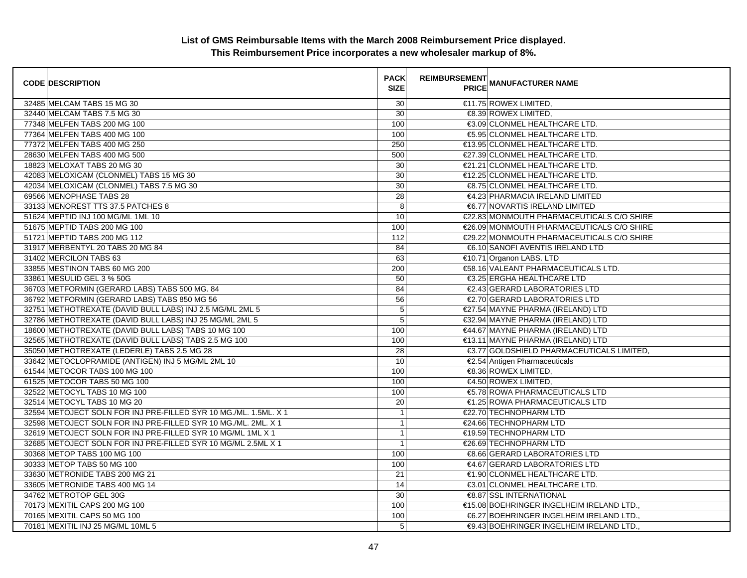**List of GMS Reimbursable Items with the March 2008 Reimbursement Price displayed.**
**This Reimbursement Price incorporates a new wholesaler markup of 8%.**

| CODE | DESCRIPTION | PACK SIZE | REIMBURSEMENT PRICE | MANUFACTURER NAME |
|---|---|---|---|---|
| 32485 | MELCAM TABS 15 MG 30 | 30 | €11.75 | ROWEX LIMITED, |
| 32440 | MELCAM TABS 7.5 MG 30 | 30 | €8.39 | ROWEX LIMITED, |
| 77348 | MELFEN TABS 200 MG 100 | 100 | €3.09 | CLONMEL HEALTHCARE LTD. |
| 77364 | MELFEN TABS 400 MG 100 | 100 | €5.95 | CLONMEL HEALTHCARE LTD. |
| 77372 | MELFEN TABS 400 MG 250 | 250 | €13.95 | CLONMEL HEALTHCARE LTD. |
| 28630 | MELFEN TABS 400 MG 500 | 500 | €27.39 | CLONMEL HEALTHCARE LTD. |
| 18823 | MELOXAT TABS 20 MG 30 | 30 | €21.21 | CLONMEL HEALTHCARE LTD. |
| 42083 | MELOXICAM (CLONMEL) TABS 15 MG 30 | 30 | €12.25 | CLONMEL HEALTHCARE LTD. |
| 42034 | MELOXICAM (CLONMEL) TABS 7.5 MG 30 | 30 | €8.75 | CLONMEL HEALTHCARE LTD. |
| 69566 | MENOPHASE TABS 28 | 28 | €4.23 | PHARMACIA IRELAND LIMITED |
| 33133 | MENOREST TTS 37.5 PATCHES 8 | 8 | €6.77 | NOVARTIS IRELAND LIMITED |
| 51624 | MEPTID INJ 100 MG/ML 1ML 10 | 10 | €22.83 | MONMOUTH PHARMACEUTICALS C/O SHIRE |
| 51675 | MEPTID TABS 200 MG 100 | 100 | €26.09 | MONMOUTH PHARMACEUTICALS C/O SHIRE |
| 51721 | MEPTID TABS 200 MG 112 | 112 | €29.22 | MONMOUTH PHARMACEUTICALS C/O SHIRE |
| 31917 | MERBENTYL 20 TABS 20 MG 84 | 84 | €6.10 | SANOFI AVENTIS IRELAND LTD |
| 31402 | MERCILON TABS 63 | 63 | €10.71 | Organon LABS. LTD |
| 33855 | MESTINON TABS 60 MG 200 | 200 | €58.16 | VALEANT PHARMACEUTICALS LTD. |
| 33861 | MESULID GEL 3 % 50G | 50 | €3.25 | ERGHA HEALTHCARE LTD |
| 36703 | METFORMIN (GERARD LABS) TABS 500 MG. 84 | 84 | €2.43 | GERARD LABORATORIES LTD |
| 36792 | METFORMIN (GERARD LABS) TABS 850 MG 56 | 56 | €2.70 | GERARD LABORATORIES LTD |
| 32751 | METHOTREXATE (DAVID BULL LABS) INJ 2.5 MG/ML 2ML 5 | 5 | €27.54 | MAYNE PHARMA (IRELAND) LTD |
| 32786 | METHOTREXATE (DAVID BULL LABS) INJ 25 MG/ML 2ML 5 | 5 | €32.94 | MAYNE PHARMA (IRELAND) LTD |
| 18600 | METHOTREXATE (DAVID BULL LABS) TABS 10 MG 100 | 100 | €44.67 | MAYNE PHARMA (IRELAND) LTD |
| 32565 | METHOTREXATE (DAVID BULL LABS) TABS 2.5 MG 100 | 100 | €13.11 | MAYNE PHARMA (IRELAND) LTD |
| 35050 | METHOTREXATE (LEDERLE) TABS 2.5 MG 28 | 28 | €3.77 | GOLDSHIELD PHARMACEUTICALS LIMITED, |
| 33642 | METOCLOPRAMIDE (ANTIGEN) INJ 5 MG/ML 2ML 10 | 10 | €2.54 | Antigen Pharmaceuticals |
| 61544 | METOCOR TABS 100 MG 100 | 100 | €8.36 | ROWEX LIMITED, |
| 61525 | METOCOR TABS 50 MG 100 | 100 | €4.50 | ROWEX LIMITED, |
| 32522 | METOCYL TABS 10 MG 100 | 100 | €5.78 | ROWA PHARMACEUTICALS LTD |
| 32514 | METOCYL TABS 10 MG 20 | 20 | €1.25 | ROWA PHARMACEUTICALS LTD |
| 32594 | METOJECT SOLN FOR INJ PRE-FILLED SYR 10 MG./ML. 1.5ML. X 1 | 1 | €22.70 | TECHNOPHARM LTD |
| 32598 | METOJECT SOLN FOR INJ PRE-FILLED SYR 10 MG./ML. 2ML. X 1 | 1 | €24.66 | TECHNOPHARM LTD |
| 32619 | METOJECT SOLN FOR INJ PRE-FILLED SYR 10 MG/ML 1ML X 1 | 1 | €19.59 | TECHNOPHARM LTD |
| 32685 | METOJECT SOLN FOR INJ PRE-FILLED SYR 10 MG/ML 2.5ML X 1 | 1 | €26.69 | TECHNOPHARM LTD |
| 30368 | METOP TABS 100 MG 100 | 100 | €8.66 | GERARD LABORATORIES LTD |
| 30333 | METOP TABS 50 MG 100 | 100 | €4.67 | GERARD LABORATORIES LTD |
| 33630 | METRONIDE TABS 200 MG 21 | 21 | €1.90 | CLONMEL HEALTHCARE LTD. |
| 33605 | METRONIDE TABS 400 MG 14 | 14 | €3.01 | CLONMEL HEALTHCARE LTD. |
| 34762 | METROTOP GEL 30G | 30 | €8.87 | SSL INTERNATIONAL |
| 70173 | MEXITIL CAPS 200 MG 100 | 100 | €15.08 | BOEHRINGER INGELHEIM IRELAND LTD., |
| 70165 | MEXITIL CAPS 50 MG 100 | 100 | €6.27 | BOEHRINGER INGELHEIM IRELAND LTD., |
| 70181 | MEXITIL INJ 25 MG/ML 10ML 5 | 5 | €9.43 | BOEHRINGER INGELHEIM IRELAND LTD., |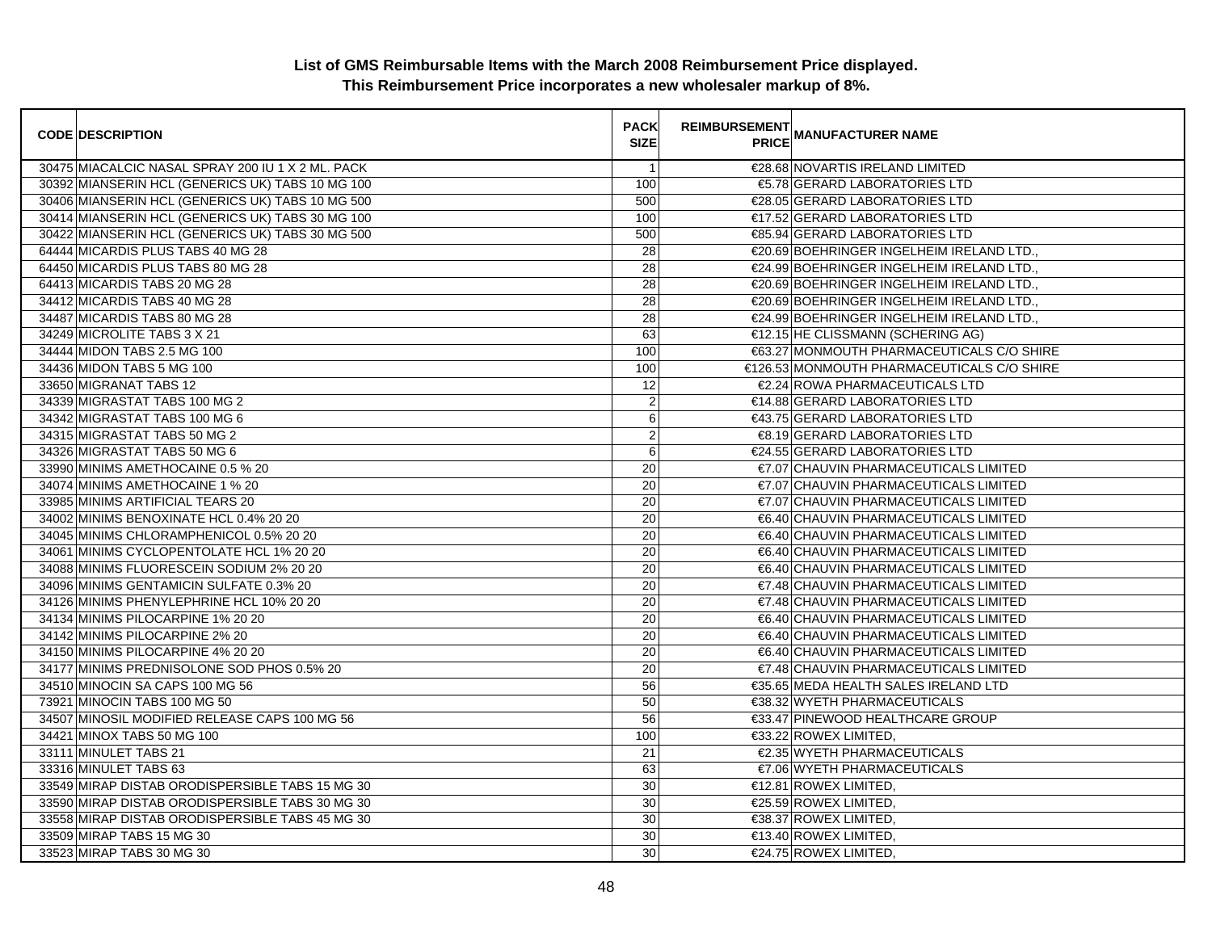**List of GMS Reimbursable Items with the March 2008 Reimbursement Price displayed.**
**This Reimbursement Price incorporates a new wholesaler markup of 8%.**

| CODE | DESCRIPTION | PACK SIZE | REIMBURSEMENT PRICE | MANUFACTURER NAME |
|---|---|---|---|---|
| 30475 | MIACALCIC NASAL SPRAY 200 IU 1 X 2 ML. PACK | 1 | €28.68 | NOVARTIS IRELAND LIMITED |
| 30392 | MIANSERIN HCL (GENERICS UK) TABS 10 MG 100 | 100 | €5.78 | GERARD LABORATORIES LTD |
| 30406 | MIANSERIN HCL (GENERICS UK) TABS 10 MG 500 | 500 | €28.05 | GERARD LABORATORIES LTD |
| 30414 | MIANSERIN HCL (GENERICS UK) TABS 30 MG 100 | 100 | €17.52 | GERARD LABORATORIES LTD |
| 30422 | MIANSERIN HCL (GENERICS UK) TABS 30 MG 500 | 500 | €85.94 | GERARD LABORATORIES LTD |
| 64444 | MICARDIS PLUS TABS 40 MG 28 | 28 | €20.69 | BOEHRINGER INGELHEIM IRELAND LTD., |
| 64450 | MICARDIS PLUS TABS 80 MG 28 | 28 | €24.99 | BOEHRINGER INGELHEIM IRELAND LTD., |
| 64413 | MICARDIS TABS 20 MG 28 | 28 | €20.69 | BOEHRINGER INGELHEIM IRELAND LTD., |
| 34412 | MICARDIS TABS 40 MG 28 | 28 | €20.69 | BOEHRINGER INGELHEIM IRELAND LTD., |
| 34487 | MICARDIS TABS 80 MG 28 | 28 | €24.99 | BOEHRINGER INGELHEIM IRELAND LTD., |
| 34249 | MICROLITE TABS 3 X 21 | 63 | €12.15 | HE CLISSMANN (SCHERING AG) |
| 34444 | MIDON TABS 2.5 MG 100 | 100 | €63.27 | MONMOUTH PHARMACEUTICALS C/O SHIRE |
| 34436 | MIDON TABS 5 MG 100 | 100 | €126.53 | MONMOUTH PHARMACEUTICALS C/O SHIRE |
| 33650 | MIGRANAT TABS 12 | 12 | €2.24 | ROWA PHARMACEUTICALS LTD |
| 34339 | MIGRASTAT TABS 100 MG 2 | 2 | €14.88 | GERARD LABORATORIES LTD |
| 34342 | MIGRASTAT TABS 100 MG 6 | 6 | €43.75 | GERARD LABORATORIES LTD |
| 34315 | MIGRASTAT TABS 50 MG 2 | 2 | €8.19 | GERARD LABORATORIES LTD |
| 34326 | MIGRASTAT TABS 50 MG 6 | 6 | €24.55 | GERARD LABORATORIES LTD |
| 33990 | MINIMS AMETHOCAINE 0.5 % 20 | 20 | €7.07 | CHAUVIN PHARMACEUTICALS LIMITED |
| 34074 | MINIMS AMETHOCAINE 1 % 20 | 20 | €7.07 | CHAUVIN PHARMACEUTICALS LIMITED |
| 33985 | MINIMS ARTIFICIAL TEARS 20 | 20 | €7.07 | CHAUVIN PHARMACEUTICALS LIMITED |
| 34002 | MINIMS BENOXINATE HCL 0.4% 20 20 | 20 | €6.40 | CHAUVIN PHARMACEUTICALS LIMITED |
| 34045 | MINIMS CHLORAMPHENICOL 0.5% 20 20 | 20 | €6.40 | CHAUVIN PHARMACEUTICALS LIMITED |
| 34061 | MINIMS CYCLOPENTOLATE HCL 1% 20 20 | 20 | €6.40 | CHAUVIN PHARMACEUTICALS LIMITED |
| 34088 | MINIMS FLUORESCEIN SODIUM 2% 20 20 | 20 | €6.40 | CHAUVIN PHARMACEUTICALS LIMITED |
| 34096 | MINIMS GENTAMICIN SULFATE 0.3% 20 | 20 | €7.48 | CHAUVIN PHARMACEUTICALS LIMITED |
| 34126 | MINIMS PHENYLEPHRINE HCL 10% 20 20 | 20 | €7.48 | CHAUVIN PHARMACEUTICALS LIMITED |
| 34134 | MINIMS PILOCARPINE 1% 20 20 | 20 | €6.40 | CHAUVIN PHARMACEUTICALS LIMITED |
| 34142 | MINIMS PILOCARPINE 2% 20 | 20 | €6.40 | CHAUVIN PHARMACEUTICALS LIMITED |
| 34150 | MINIMS PILOCARPINE 4% 20 20 | 20 | €6.40 | CHAUVIN PHARMACEUTICALS LIMITED |
| 34177 | MINIMS PREDNISOLONE SOD PHOS 0.5% 20 | 20 | €7.48 | CHAUVIN PHARMACEUTICALS LIMITED |
| 34510 | MINOCIN SA CAPS 100 MG 56 | 56 | €35.65 | MEDA HEALTH SALES IRELAND LTD |
| 73921 | MINOCIN TABS 100 MG 50 | 50 | €38.32 | WYETH PHARMACEUTICALS |
| 34507 | MINOSIL MODIFIED RELEASE CAPS 100 MG 56 | 56 | €33.47 | PINEWOOD HEALTHCARE GROUP |
| 34421 | MINOX TABS 50 MG 100 | 100 | €33.22 | ROWEX LIMITED, |
| 33111 | MINULET TABS 21 | 21 | €2.35 | WYETH PHARMACEUTICALS |
| 33316 | MINULET TABS 63 | 63 | €7.06 | WYETH PHARMACEUTICALS |
| 33549 | MIRAP DISTAB ORODISPERSIBLE TABS 15 MG 30 | 30 | €12.81 | ROWEX LIMITED, |
| 33590 | MIRAP DISTAB ORODISPERSIBLE TABS 30 MG 30 | 30 | €25.59 | ROWEX LIMITED, |
| 33558 | MIRAP DISTAB ORODISPERSIBLE TABS 45 MG 30 | 30 | €38.37 | ROWEX LIMITED, |
| 33509 | MIRAP TABS 15 MG 30 | 30 | €13.40 | ROWEX LIMITED, |
| 33523 | MIRAP TABS 30 MG 30 | 30 | €24.75 | ROWEX LIMITED, |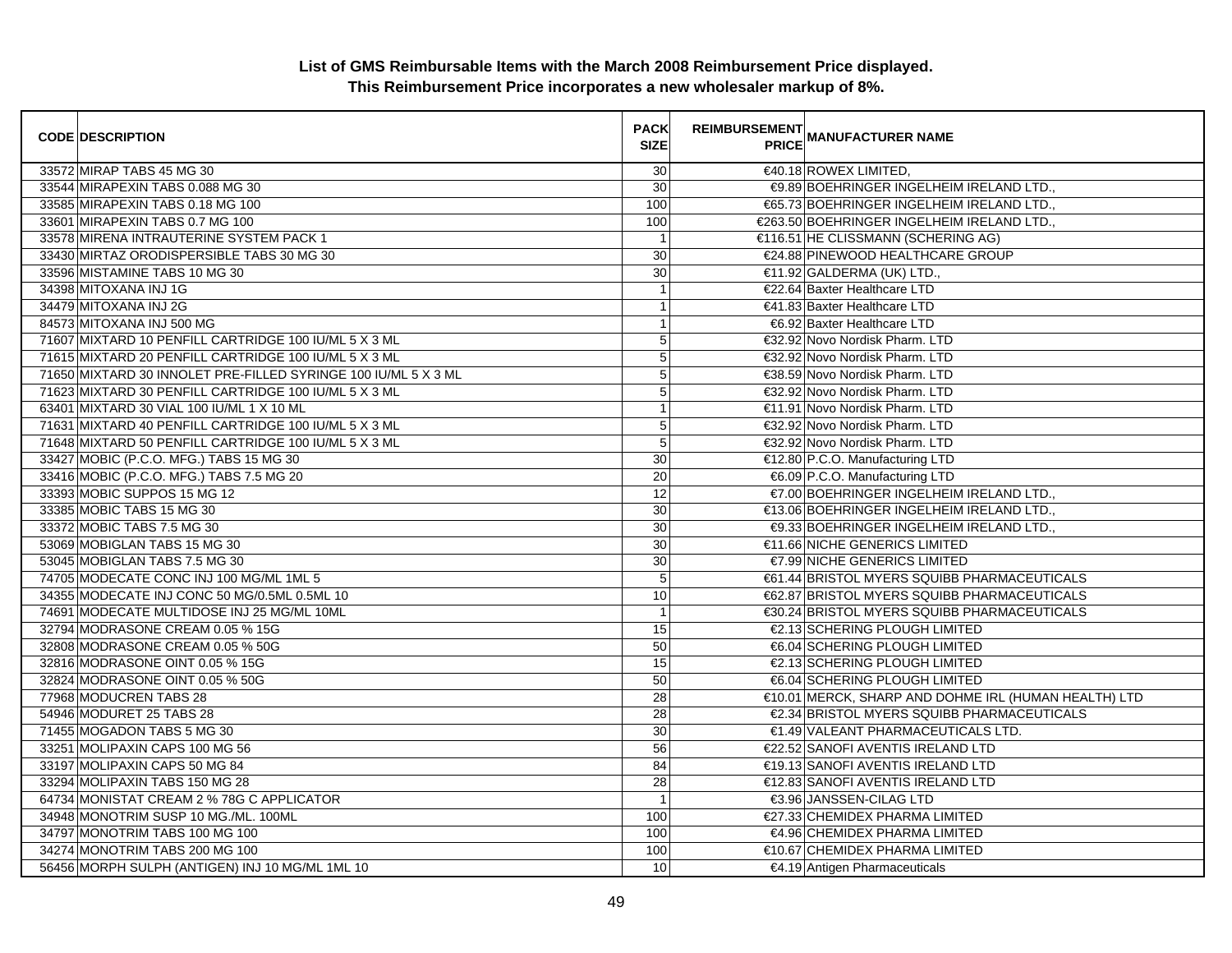**List of GMS Reimbursable Items with the March 2008 Reimbursement Price displayed.**
**This Reimbursement Price incorporates a new wholesaler markup of 8%.**

| CODE | DESCRIPTION | PACK SIZE | REIMBURSEMENT PRICE | MANUFACTURER NAME |
|---|---|---|---|---|
| 33572 | MIRAP TABS 45 MG 30 | 30 | €40.18 | ROWEX LIMITED, |
| 33544 | MIRAPEXIN TABS 0.088 MG 30 | 30 | €9.89 | BOEHRINGER INGELHEIM IRELAND LTD., |
| 33585 | MIRAPEXIN TABS 0.18 MG 100 | 100 | €65.73 | BOEHRINGER INGELHEIM IRELAND LTD., |
| 33601 | MIRAPEXIN TABS 0.7 MG 100 | 100 | €263.50 | BOEHRINGER INGELHEIM IRELAND LTD., |
| 33578 | MIRENA INTRAUTERINE SYSTEM PACK 1 | 1 | €116.51 | HE CLISSMANN (SCHERING AG) |
| 33430 | MIRTAZ ORODISPERSIBLE TABS 30 MG 30 | 30 | €24.88 | PINEWOOD HEALTHCARE GROUP |
| 33596 | MISTAMINE TABS 10 MG 30 | 30 | €11.92 | GALDERMA (UK) LTD., |
| 34398 | MITOXANA INJ 1G | 1 | €22.64 | Baxter Healthcare LTD |
| 34479 | MITOXANA INJ 2G | 1 | €41.83 | Baxter Healthcare LTD |
| 84573 | MITOXANA INJ 500 MG | 1 | €6.92 | Baxter Healthcare LTD |
| 71607 | MIXTARD 10 PENFILL CARTRIDGE 100 IU/ML 5 X 3 ML | 5 | €32.92 | Novo Nordisk Pharm. LTD |
| 71615 | MIXTARD 20 PENFILL CARTRIDGE 100 IU/ML 5 X 3 ML | 5 | €32.92 | Novo Nordisk Pharm. LTD |
| 71650 | MIXTARD 30 INNOLET PRE-FILLED SYRINGE 100 IU/ML 5 X 3 ML | 5 | €38.59 | Novo Nordisk Pharm. LTD |
| 71623 | MIXTARD 30 PENFILL CARTRIDGE 100 IU/ML 5 X 3 ML | 5 | €32.92 | Novo Nordisk Pharm. LTD |
| 63401 | MIXTARD 30 VIAL 100 IU/ML 1 X 10 ML | 1 | €11.91 | Novo Nordisk Pharm. LTD |
| 71631 | MIXTARD 40 PENFILL CARTRIDGE 100 IU/ML 5 X 3 ML | 5 | €32.92 | Novo Nordisk Pharm. LTD |
| 71648 | MIXTARD 50 PENFILL CARTRIDGE 100 IU/ML 5 X 3 ML | 5 | €32.92 | Novo Nordisk Pharm. LTD |
| 33427 | MOBIC (P.C.O. MFG.) TABS 15 MG 30 | 30 | €12.80 | P.C.O. Manufacturing LTD |
| 33416 | MOBIC (P.C.O. MFG.) TABS 7.5 MG 20 | 20 | €6.09 | P.C.O. Manufacturing LTD |
| 33393 | MOBIC SUPPOS 15 MG 12 | 12 | €7.00 | BOEHRINGER INGELHEIM IRELAND LTD., |
| 33385 | MOBIC TABS 15 MG 30 | 30 | €13.06 | BOEHRINGER INGELHEIM IRELAND LTD., |
| 33372 | MOBIC TABS 7.5 MG 30 | 30 | €9.33 | BOEHRINGER INGELHEIM IRELAND LTD., |
| 53069 | MOBIGLAN TABS 15 MG 30 | 30 | €11.66 | NICHE GENERICS LIMITED |
| 53045 | MOBIGLAN TABS 7.5 MG 30 | 30 | €7.99 | NICHE GENERICS LIMITED |
| 74705 | MODECATE CONC INJ 100 MG/ML 1ML 5 | 5 | €61.44 | BRISTOL MYERS SQUIBB PHARMACEUTICALS |
| 34355 | MODECATE INJ CONC 50 MG/0.5ML 0.5ML 10 | 10 | €62.87 | BRISTOL MYERS SQUIBB PHARMACEUTICALS |
| 74691 | MODECATE MULTIDOSE INJ 25 MG/ML 10ML | 1 | €30.24 | BRISTOL MYERS SQUIBB PHARMACEUTICALS |
| 32794 | MODRASONE CREAM 0.05 % 15G | 15 | €2.13 | SCHERING PLOUGH LIMITED |
| 32808 | MODRASONE CREAM 0.05 % 50G | 50 | €6.04 | SCHERING PLOUGH LIMITED |
| 32816 | MODRASONE OINT 0.05 % 15G | 15 | €2.13 | SCHERING PLOUGH LIMITED |
| 32824 | MODRASONE OINT 0.05 % 50G | 50 | €6.04 | SCHERING PLOUGH LIMITED |
| 77968 | MODUCREN TABS 28 | 28 | €10.01 | MERCK, SHARP AND DOHME IRL (HUMAN HEALTH) LTD |
| 54946 | MODURET 25 TABS 28 | 28 | €2.34 | BRISTOL MYERS SQUIBB PHARMACEUTICALS |
| 71455 | MOGADON TABS 5 MG 30 | 30 | €1.49 | VALEANT PHARMACEUTICALS LTD. |
| 33251 | MOLIPAXIN CAPS 100 MG 56 | 56 | €22.52 | SANOFI AVENTIS IRELAND LTD |
| 33197 | MOLIPAXIN CAPS 50 MG 84 | 84 | €19.13 | SANOFI AVENTIS IRELAND LTD |
| 33294 | MOLIPAXIN TABS 150 MG 28 | 28 | €12.83 | SANOFI AVENTIS IRELAND LTD |
| 64734 | MONISTAT CREAM 2 % 78G C APPLICATOR | 1 | €3.96 | JANSSEN-CILAG LTD |
| 34948 | MONOTRIM SUSP 10 MG./ML. 100ML | 100 | €27.33 | CHEMIDEX PHARMA LIMITED |
| 34797 | MONOTRIM TABS 100 MG 100 | 100 | €4.96 | CHEMIDEX PHARMA LIMITED |
| 34274 | MONOTRIM TABS 200 MG 100 | 100 | €10.67 | CHEMIDEX PHARMA LIMITED |
| 56456 | MORPH SULPH (ANTIGEN) INJ 10 MG/ML 1ML 10 | 10 | €4.19 | Antigen Pharmaceuticals |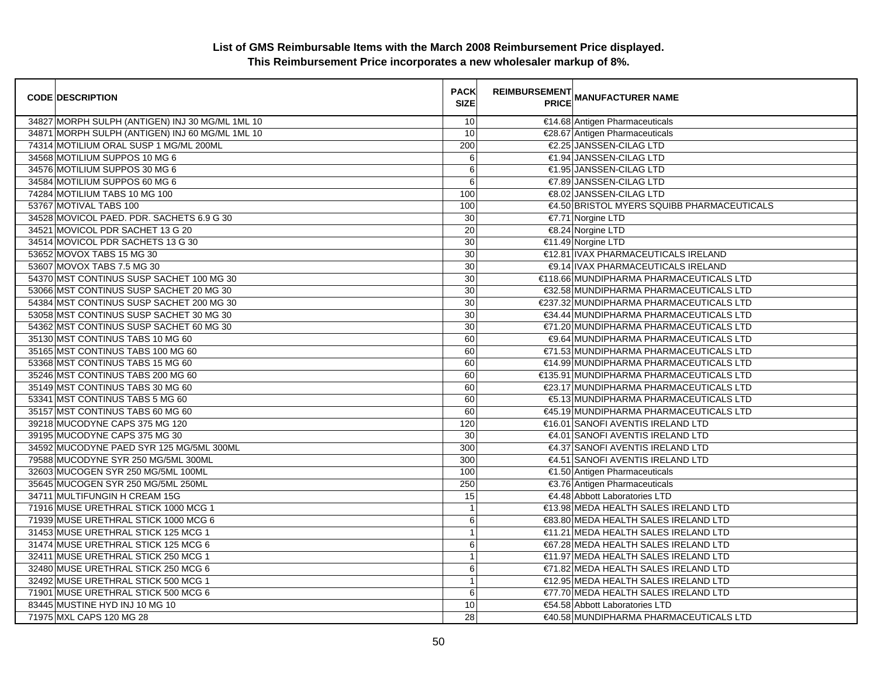**List of GMS Reimbursable Items with the March 2008 Reimbursement Price displayed.**
**This Reimbursement Price incorporates a new wholesaler markup of 8%.**

| CODE | DESCRIPTION | PACK SIZE | REIMBURSEMENT PRICE | MANUFACTURER NAME |
|---|---|---|---|---|
| 34827 | MORPH SULPH (ANTIGEN) INJ 30 MG/ML 1ML 10 | 10 | €14.68 | Antigen Pharmaceuticals |
| 34871 | MORPH SULPH (ANTIGEN) INJ 60 MG/ML 1ML 10 | 10 | €28.67 | Antigen Pharmaceuticals |
| 74314 | MOTILIUM ORAL SUSP 1 MG/ML 200ML | 200 | €2.25 | JANSSEN-CILAG LTD |
| 34568 | MOTILIUM SUPPOS 10 MG 6 | 6 | €1.94 | JANSSEN-CILAG LTD |
| 34576 | MOTILIUM SUPPOS 30 MG 6 | 6 | €1.95 | JANSSEN-CILAG LTD |
| 34584 | MOTILIUM SUPPOS 60 MG 6 | 6 | €7.89 | JANSSEN-CILAG LTD |
| 74284 | MOTILIUM TABS 10 MG 100 | 100 | €8.02 | JANSSEN-CILAG LTD |
| 53767 | MOTIVAL TABS 100 | 100 | €4.50 | BRISTOL MYERS SQUIBB PHARMACEUTICALS |
| 34528 | MOVICOL PAED. PDR. SACHETS 6.9 G 30 | 30 | €7.71 | Norgine LTD |
| 34521 | MOVICOL PDR SACHET 13 G 20 | 20 | €8.24 | Norgine LTD |
| 34514 | MOVICOL PDR SACHETS 13 G 30 | 30 | €11.49 | Norgine LTD |
| 53652 | MOVOX TABS 15 MG 30 | 30 | €12.81 | IVAX PHARMACEUTICALS IRELAND |
| 53607 | MOVOX TABS 7.5 MG 30 | 30 | €9.14 | IVAX PHARMACEUTICALS IRELAND |
| 54370 | MST CONTINUS SUSP SACHET 100 MG 30 | 30 | €118.66 | MUNDIPHARMA PHARMACEUTICALS LTD |
| 53066 | MST CONTINUS SUSP SACHET 20 MG 30 | 30 | €32.58 | MUNDIPHARMA PHARMACEUTICALS LTD |
| 54384 | MST CONTINUS SUSP SACHET 200 MG 30 | 30 | €237.32 | MUNDIPHARMA PHARMACEUTICALS LTD |
| 53058 | MST CONTINUS SUSP SACHET 30 MG 30 | 30 | €34.44 | MUNDIPHARMA PHARMACEUTICALS LTD |
| 54362 | MST CONTINUS SUSP SACHET 60 MG 30 | 30 | €71.20 | MUNDIPHARMA PHARMACEUTICALS LTD |
| 35130 | MST CONTINUS TABS 10 MG 60 | 60 | €9.64 | MUNDIPHARMA PHARMACEUTICALS LTD |
| 35165 | MST CONTINUS TABS 100 MG 60 | 60 | €71.53 | MUNDIPHARMA PHARMACEUTICALS LTD |
| 53368 | MST CONTINUS TABS 15 MG 60 | 60 | €14.99 | MUNDIPHARMA PHARMACEUTICALS LTD |
| 35246 | MST CONTINUS TABS 200 MG 60 | 60 | €135.91 | MUNDIPHARMA PHARMACEUTICALS LTD |
| 35149 | MST CONTINUS TABS 30 MG 60 | 60 | €23.17 | MUNDIPHARMA PHARMACEUTICALS LTD |
| 53341 | MST CONTINUS TABS 5 MG 60 | 60 | €5.13 | MUNDIPHARMA PHARMACEUTICALS LTD |
| 35157 | MST CONTINUS TABS 60 MG 60 | 60 | €45.19 | MUNDIPHARMA PHARMACEUTICALS LTD |
| 39218 | MUCODYNE CAPS 375 MG 120 | 120 | €16.01 | SANOFI AVENTIS IRELAND LTD |
| 39195 | MUCODYNE CAPS 375 MG 30 | 30 | €4.01 | SANOFI AVENTIS IRELAND LTD |
| 34592 | MUCODYNE PAED SYR 125 MG/5ML 300ML | 300 | €4.37 | SANOFI AVENTIS IRELAND LTD |
| 79588 | MUCODYNE SYR 250 MG/5ML 300ML | 300 | €4.51 | SANOFI AVENTIS IRELAND LTD |
| 32603 | MUCOGEN SYR 250 MG/5ML 100ML | 100 | €1.50 | Antigen Pharmaceuticals |
| 35645 | MUCOGEN SYR 250 MG/5ML 250ML | 250 | €3.76 | Antigen Pharmaceuticals |
| 34711 | MULTIFUNGIN H CREAM 15G | 15 | €4.48 | Abbott Laboratories LTD |
| 71916 | MUSE URETHRAL STICK 1000 MCG 1 | 1 | €13.98 | MEDA HEALTH SALES IRELAND LTD |
| 71939 | MUSE URETHRAL STICK 1000 MCG 6 | 6 | €83.80 | MEDA HEALTH SALES IRELAND LTD |
| 31453 | MUSE URETHRAL STICK 125 MCG 1 | 1 | €11.21 | MEDA HEALTH SALES IRELAND LTD |
| 31474 | MUSE URETHRAL STICK 125 MCG 6 | 6 | €67.28 | MEDA HEALTH SALES IRELAND LTD |
| 32411 | MUSE URETHRAL STICK 250 MCG 1 | 1 | €11.97 | MEDA HEALTH SALES IRELAND LTD |
| 32480 | MUSE URETHRAL STICK 250 MCG 6 | 6 | €71.82 | MEDA HEALTH SALES IRELAND LTD |
| 32492 | MUSE URETHRAL STICK 500 MCG 1 | 1 | €12.95 | MEDA HEALTH SALES IRELAND LTD |
| 71901 | MUSE URETHRAL STICK 500 MCG 6 | 6 | €77.70 | MEDA HEALTH SALES IRELAND LTD |
| 83445 | MUSTINE HYD INJ 10 MG 10 | 10 | €54.58 | Abbott Laboratories LTD |
| 71975 | MXL CAPS 120 MG 28 | 28 | €40.58 | MUNDIPHARMA PHARMACEUTICALS LTD |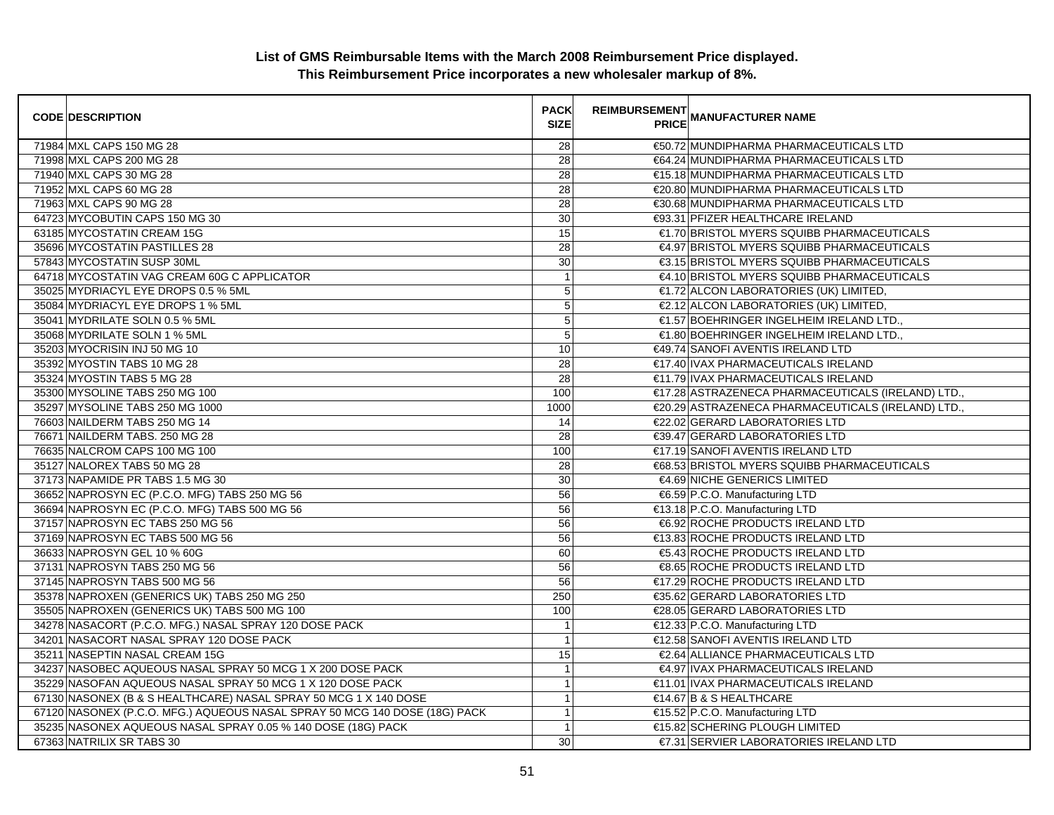**List of GMS Reimbursable Items with the March 2008 Reimbursement Price displayed.**
**This Reimbursement Price incorporates a new wholesaler markup of 8%.**

| CODE | DESCRIPTION | PACK SIZE | REIMBURSEMENT PRICE | MANUFACTURER NAME |
|---|---|---|---|---|
| 71984 | MXL CAPS 150 MG 28 | 28 | €50.72 | MUNDIPHARMA PHARMACEUTICALS LTD |
| 71998 | MXL CAPS 200 MG 28 | 28 | €64.24 | MUNDIPHARMA PHARMACEUTICALS LTD |
| 71940 | MXL CAPS 30 MG 28 | 28 | €15.18 | MUNDIPHARMA PHARMACEUTICALS LTD |
| 71952 | MXL CAPS 60 MG 28 | 28 | €20.80 | MUNDIPHARMA PHARMACEUTICALS LTD |
| 71963 | MXL CAPS 90 MG 28 | 28 | €30.68 | MUNDIPHARMA PHARMACEUTICALS LTD |
| 64723 | MYCOBUTIN CAPS 150 MG 30 | 30 | €93.31 | PFIZER HEALTHCARE IRELAND |
| 63185 | MYCOSTATIN CREAM 15G | 15 | €1.70 | BRISTOL MYERS SQUIBB PHARMACEUTICALS |
| 35696 | MYCOSTATIN PASTILLES 28 | 28 | €4.97 | BRISTOL MYERS SQUIBB PHARMACEUTICALS |
| 57843 | MYCOSTATIN SUSP 30ML | 30 | €3.15 | BRISTOL MYERS SQUIBB PHARMACEUTICALS |
| 64718 | MYCOSTATIN VAG CREAM 60G C APPLICATOR | 1 | €4.10 | BRISTOL MYERS SQUIBB PHARMACEUTICALS |
| 35025 | MYDRIACYL EYE DROPS 0.5 % 5ML | 5 | €1.72 | ALCON LABORATORIES (UK) LIMITED, |
| 35084 | MYDRIACYL EYE DROPS 1 % 5ML | 5 | €2.12 | ALCON LABORATORIES (UK) LIMITED, |
| 35041 | MYDRILATE SOLN 0.5 % 5ML | 5 | €1.57 | BOEHRINGER INGELHEIM IRELAND LTD., |
| 35068 | MYDRILATE SOLN 1 % 5ML | 5 | €1.80 | BOEHRINGER INGELHEIM IRELAND LTD., |
| 35203 | MYOCRISIN INJ 50 MG 10 | 10 | €49.74 | SANOFI AVENTIS IRELAND LTD |
| 35392 | MYOSTIN TABS 10 MG 28 | 28 | €17.40 | IVAX PHARMACEUTICALS IRELAND |
| 35324 | MYOSTIN TABS 5 MG 28 | 28 | €11.79 | IVAX PHARMACEUTICALS IRELAND |
| 35300 | MYSOLINE TABS 250 MG 100 | 100 | €17.28 | ASTRAZENECA PHARMACEUTICALS (IRELAND) LTD., |
| 35297 | MYSOLINE TABS 250 MG 1000 | 1000 | €20.29 | ASTRAZENECA PHARMACEUTICALS (IRELAND) LTD., |
| 76603 | NAILDERM TABS 250 MG 14 | 14 | €22.02 | GERARD LABORATORIES LTD |
| 76671 | NAILDERM TABS. 250 MG 28 | 28 | €39.47 | GERARD LABORATORIES LTD |
| 76635 | NALCROM CAPS 100 MG 100 | 100 | €17.19 | SANOFI AVENTIS IRELAND LTD |
| 35127 | NALOREX TABS 50 MG 28 | 28 | €68.53 | BRISTOL MYERS SQUIBB PHARMACEUTICALS |
| 37173 | NAPAMIDE PR TABS 1.5 MG 30 | 30 | €4.69 | NICHE GENERICS LIMITED |
| 36652 | NAPROSYN EC (P.C.O. MFG) TABS 250 MG 56 | 56 | €6.59 | P.C.O. Manufacturing LTD |
| 36694 | NAPROSYN EC (P.C.O. MFG) TABS 500 MG 56 | 56 | €13.18 | P.C.O. Manufacturing LTD |
| 37157 | NAPROSYN EC TABS 250 MG 56 | 56 | €6.92 | ROCHE PRODUCTS IRELAND LTD |
| 37169 | NAPROSYN EC TABS 500 MG 56 | 56 | €13.83 | ROCHE PRODUCTS IRELAND LTD |
| 36633 | NAPROSYN GEL 10 % 60G | 60 | €5.43 | ROCHE PRODUCTS IRELAND LTD |
| 37131 | NAPROSYN TABS 250 MG 56 | 56 | €8.65 | ROCHE PRODUCTS IRELAND LTD |
| 37145 | NAPROSYN TABS 500 MG 56 | 56 | €17.29 | ROCHE PRODUCTS IRELAND LTD |
| 35378 | NAPROXEN (GENERICS UK) TABS 250 MG 250 | 250 | €35.62 | GERARD LABORATORIES LTD |
| 35505 | NAPROXEN (GENERICS UK) TABS 500 MG 100 | 100 | €28.05 | GERARD LABORATORIES LTD |
| 34278 | NASACORT (P.C.O. MFG.) NASAL SPRAY 120 DOSE PACK | 1 | €12.33 | P.C.O. Manufacturing LTD |
| 34201 | NASACORT NASAL SPRAY 120 DOSE PACK | 1 | €12.58 | SANOFI AVENTIS IRELAND LTD |
| 35211 | NASEPTIN NASAL CREAM 15G | 15 | €2.64 | ALLIANCE PHARMACEUTICALS LTD |
| 34237 | NASOBEC AQUEOUS NASAL SPRAY 50 MCG 1 X 200 DOSE PACK | 1 | €4.97 | IVAX PHARMACEUTICALS IRELAND |
| 35229 | NASOFAN AQUEOUS NASAL SPRAY 50 MCG 1 X 120 DOSE PACK | 1 | €11.01 | IVAX PHARMACEUTICALS IRELAND |
| 67130 | NASONEX (B & S HEALTHCARE) NASAL SPRAY 50 MCG 1 X 140 DOSE | 1 | €14.67 | B & S HEALTHCARE |
| 67120 | NASONEX (P.C.O. MFG.) AQUEOUS NASAL SPRAY 50 MCG 140 DOSE (18G) PACK | 1 | €15.52 | P.C.O. Manufacturing LTD |
| 35235 | NASONEX AQUEOUS NASAL SPRAY 0.05 % 140 DOSE (18G) PACK | 1 | €15.82 | SCHERING PLOUGH LIMITED |
| 67363 | NATRILIX SR TABS 30 | 30 | €7.31 | SERVIER LABORATORIES IRELAND LTD |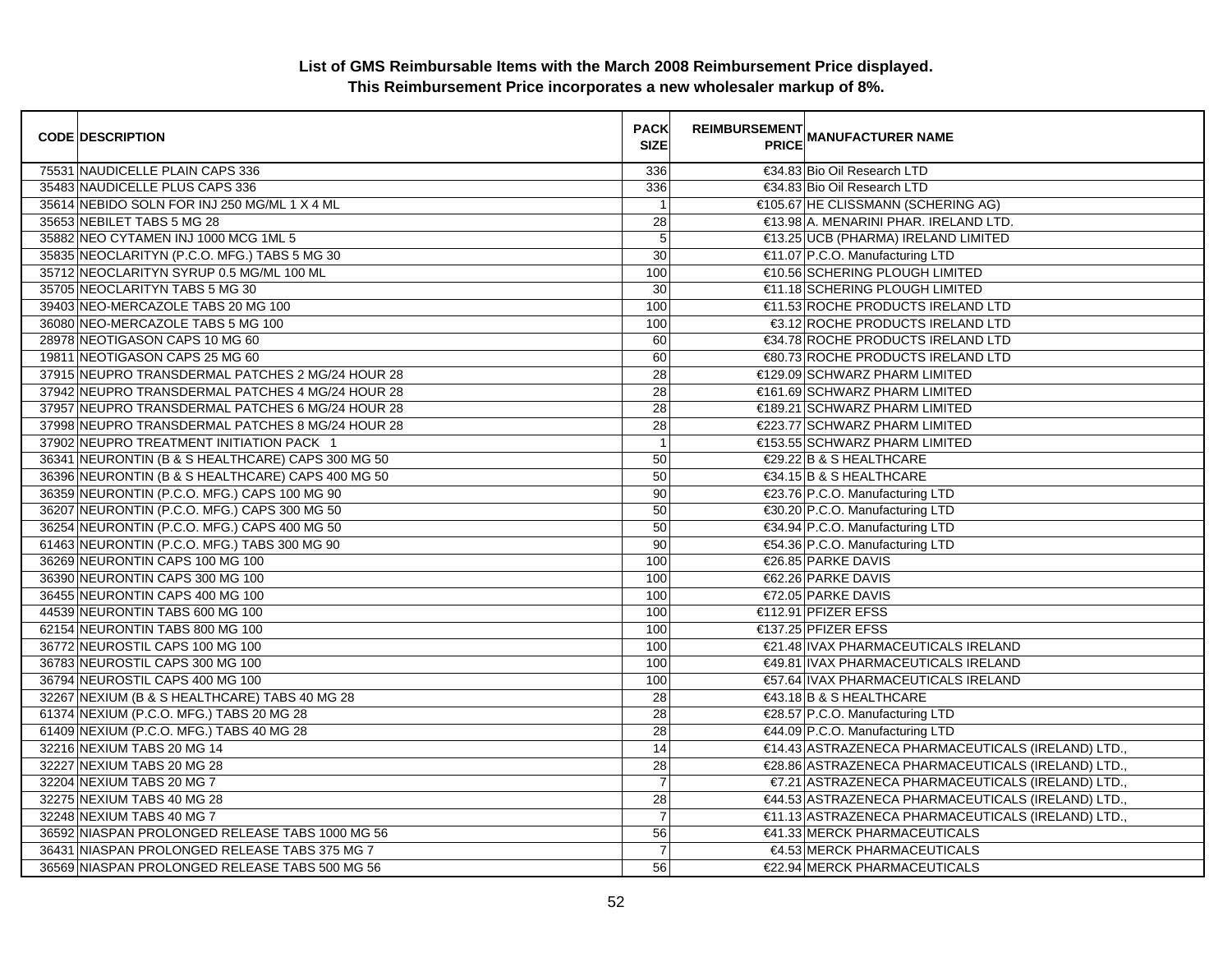**List of GMS Reimbursable Items with the March 2008 Reimbursement Price displayed.**
**This Reimbursement Price incorporates a new wholesaler markup of 8%.**

| CODE | DESCRIPTION | PACK SIZE | REIMBURSEMENT PRICE | MANUFACTURER NAME |
|---|---|---|---|---|
| 75531 | NAUDICELLE PLAIN CAPS 336 | 336 | €34.83 | Bio Oil Research LTD |
| 35483 | NAUDICELLE PLUS CAPS 336 | 336 | €34.83 | Bio Oil Research LTD |
| 35614 | NEBIDO SOLN FOR INJ 250 MG/ML 1 X 4 ML | 1 | €105.67 | HE CLISSMANN (SCHERING AG) |
| 35653 | NEBILET TABS 5 MG 28 | 28 | €13.98 | A. MENARINI PHAR. IRELAND LTD. |
| 35882 | NEO CYTAMEN INJ 1000 MCG 1ML 5 | 5 | €13.25 | UCB (PHARMA) IRELAND LIMITED |
| 35835 | NEOCLARITYN (P.C.O. MFG.) TABS 5 MG 30 | 30 | €11.07 | P.C.O. Manufacturing LTD |
| 35712 | NEOCLARITYN SYRUP 0.5 MG/ML 100 ML | 100 | €10.56 | SCHERING PLOUGH LIMITED |
| 35705 | NEOCLARITYN TABS 5 MG 30 | 30 | €11.18 | SCHERING PLOUGH LIMITED |
| 39403 | NEO-MERCAZOLE TABS 20 MG 100 | 100 | €11.53 | ROCHE PRODUCTS IRELAND LTD |
| 36080 | NEO-MERCAZOLE TABS 5 MG 100 | 100 | €3.12 | ROCHE PRODUCTS IRELAND LTD |
| 28978 | NEOTIGASON CAPS 10 MG 60 | 60 | €34.78 | ROCHE PRODUCTS IRELAND LTD |
| 19811 | NEOTIGASON CAPS 25 MG 60 | 60 | €80.73 | ROCHE PRODUCTS IRELAND LTD |
| 37915 | NEUPRO TRANSDERMAL PATCHES 2 MG/24 HOUR 28 | 28 | €129.09 | SCHWARZ PHARM LIMITED |
| 37942 | NEUPRO TRANSDERMAL PATCHES 4 MG/24 HOUR 28 | 28 | €161.69 | SCHWARZ PHARM LIMITED |
| 37957 | NEUPRO TRANSDERMAL PATCHES 6 MG/24 HOUR 28 | 28 | €189.21 | SCHWARZ PHARM LIMITED |
| 37998 | NEUPRO TRANSDERMAL PATCHES 8 MG/24 HOUR 28 | 28 | €223.77 | SCHWARZ PHARM LIMITED |
| 37902 | NEUPRO TREATMENT INITIATION PACK 1 | 1 | €153.55 | SCHWARZ PHARM LIMITED |
| 36341 | NEURONTIN (B & S HEALTHCARE) CAPS 300 MG 50 | 50 | €29.22 | B & S HEALTHCARE |
| 36396 | NEURONTIN (B & S HEALTHCARE) CAPS 400 MG 50 | 50 | €34.15 | B & S HEALTHCARE |
| 36359 | NEURONTIN (P.C.O. MFG.) CAPS 100 MG 90 | 90 | €23.76 | P.C.O. Manufacturing LTD |
| 36207 | NEURONTIN (P.C.O. MFG.) CAPS 300 MG 50 | 50 | €30.20 | P.C.O. Manufacturing LTD |
| 36254 | NEURONTIN (P.C.O. MFG.) CAPS 400 MG 50 | 50 | €34.94 | P.C.O. Manufacturing LTD |
| 61463 | NEURONTIN (P.C.O. MFG.) TABS 300 MG 90 | 90 | €54.36 | P.C.O. Manufacturing LTD |
| 36269 | NEURONTIN CAPS 100 MG 100 | 100 | €26.85 | PARKE DAVIS |
| 36390 | NEURONTIN CAPS 300 MG 100 | 100 | €62.26 | PARKE DAVIS |
| 36455 | NEURONTIN CAPS 400 MG 100 | 100 | €72.05 | PARKE DAVIS |
| 44539 | NEURONTIN TABS 600 MG 100 | 100 | €112.91 | PFIZER EFSS |
| 62154 | NEURONTIN TABS 800 MG 100 | 100 | €137.25 | PFIZER EFSS |
| 36772 | NEUROSTIL CAPS 100 MG 100 | 100 | €21.48 | IVAX PHARMACEUTICALS IRELAND |
| 36783 | NEUROSTIL CAPS 300 MG 100 | 100 | €49.81 | IVAX PHARMACEUTICALS IRELAND |
| 36794 | NEUROSTIL CAPS 400 MG 100 | 100 | €57.64 | IVAX PHARMACEUTICALS IRELAND |
| 32267 | NEXIUM (B & S HEALTHCARE) TABS 40 MG 28 | 28 | €43.18 | B & S HEALTHCARE |
| 61374 | NEXIUM (P.C.O. MFG.) TABS 20 MG 28 | 28 | €28.57 | P.C.O. Manufacturing LTD |
| 61409 | NEXIUM (P.C.O. MFG.) TABS 40 MG 28 | 28 | €44.09 | P.C.O. Manufacturing LTD |
| 32216 | NEXIUM TABS 20 MG 14 | 14 | €14.43 | ASTRAZENECA PHARMACEUTICALS (IRELAND) LTD., |
| 32227 | NEXIUM TABS 20 MG 28 | 28 | €28.86 | ASTRAZENECA PHARMACEUTICALS (IRELAND) LTD., |
| 32204 | NEXIUM TABS 20 MG 7 | 7 | €7.21 | ASTRAZENECA PHARMACEUTICALS (IRELAND) LTD., |
| 32275 | NEXIUM TABS 40 MG 28 | 28 | €44.53 | ASTRAZENECA PHARMACEUTICALS (IRELAND) LTD., |
| 32248 | NEXIUM TABS 40 MG 7 | 7 | €11.13 | ASTRAZENECA PHARMACEUTICALS (IRELAND) LTD., |
| 36592 | NIASPAN PROLONGED RELEASE TABS 1000 MG 56 | 56 | €41.33 | MERCK PHARMACEUTICALS |
| 36431 | NIASPAN PROLONGED RELEASE TABS 375 MG 7 | 7 | €4.53 | MERCK PHARMACEUTICALS |
| 36569 | NIASPAN PROLONGED RELEASE TABS 500 MG 56 | 56 | €22.94 | MERCK PHARMACEUTICALS |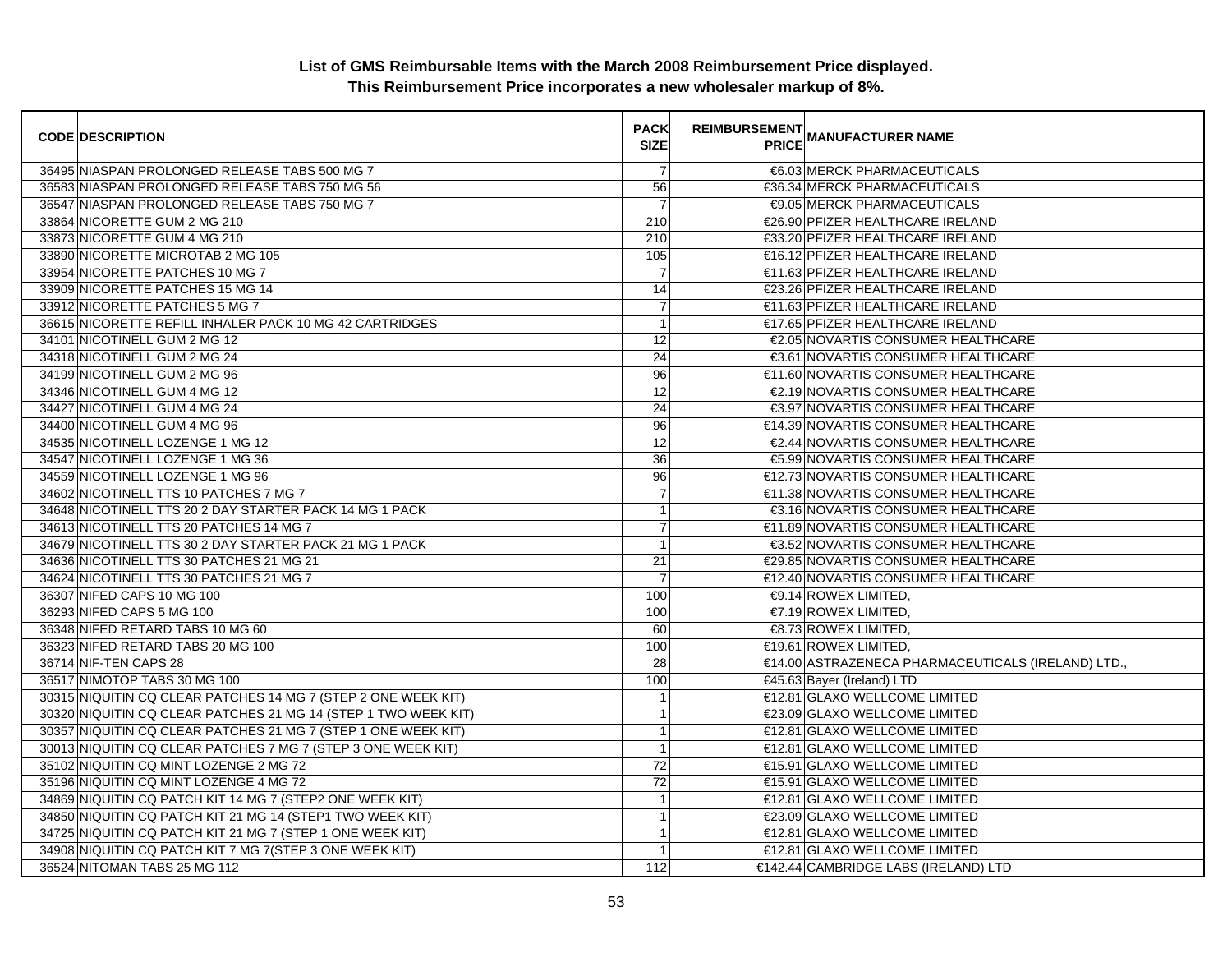**List of GMS Reimbursable Items with the March 2008 Reimbursement Price displayed.**
**This Reimbursement Price incorporates a new wholesaler markup of 8%.**

| CODE | DESCRIPTION | PACK SIZE | REIMBURSEMENT PRICE | MANUFACTURER NAME |
|---|---|---|---|---|
| 36495 | NIASPAN PROLONGED RELEASE TABS 500 MG 7 | 7 | €6.03 | MERCK PHARMACEUTICALS |
| 36583 | NIASPAN PROLONGED RELEASE TABS 750 MG 56 | 56 | €36.34 | MERCK PHARMACEUTICALS |
| 36547 | NIASPAN PROLONGED RELEASE TABS 750 MG 7 | 7 | €9.05 | MERCK PHARMACEUTICALS |
| 33864 | NICORETTE GUM 2 MG 210 | 210 | €26.90 | PFIZER HEALTHCARE IRELAND |
| 33873 | NICORETTE GUM 4 MG 210 | 210 | €33.20 | PFIZER HEALTHCARE IRELAND |
| 33890 | NICORETTE MICROTAB 2 MG 105 | 105 | €16.12 | PFIZER HEALTHCARE IRELAND |
| 33954 | NICORETTE PATCHES 10 MG 7 | 7 | €11.63 | PFIZER HEALTHCARE IRELAND |
| 33909 | NICORETTE PATCHES 15 MG 14 | 14 | €23.26 | PFIZER HEALTHCARE IRELAND |
| 33912 | NICORETTE PATCHES 5 MG 7 | 7 | €11.63 | PFIZER HEALTHCARE IRELAND |
| 36615 | NICORETTE REFILL INHALER PACK 10 MG 42 CARTRIDGES | 1 | €17.65 | PFIZER HEALTHCARE IRELAND |
| 34101 | NICOTINELL GUM 2 MG 12 | 12 | €2.05 | NOVARTIS CONSUMER HEALTHCARE |
| 34318 | NICOTINELL GUM 2 MG 24 | 24 | €3.61 | NOVARTIS CONSUMER HEALTHCARE |
| 34199 | NICOTINELL GUM 2 MG 96 | 96 | €11.60 | NOVARTIS CONSUMER HEALTHCARE |
| 34346 | NICOTINELL GUM 4 MG 12 | 12 | €2.19 | NOVARTIS CONSUMER HEALTHCARE |
| 34427 | NICOTINELL GUM 4 MG 24 | 24 | €3.97 | NOVARTIS CONSUMER HEALTHCARE |
| 34400 | NICOTINELL GUM 4 MG 96 | 96 | €14.39 | NOVARTIS CONSUMER HEALTHCARE |
| 34535 | NICOTINELL LOZENGE 1 MG 12 | 12 | €2.44 | NOVARTIS CONSUMER HEALTHCARE |
| 34547 | NICOTINELL LOZENGE 1 MG 36 | 36 | €5.99 | NOVARTIS CONSUMER HEALTHCARE |
| 34559 | NICOTINELL LOZENGE 1 MG 96 | 96 | €12.73 | NOVARTIS CONSUMER HEALTHCARE |
| 34602 | NICOTINELL TTS 10 PATCHES 7 MG 7 | 7 | €11.38 | NOVARTIS CONSUMER HEALTHCARE |
| 34648 | NICOTINELL TTS 20 2 DAY STARTER PACK 14 MG 1 PACK | 1 | €3.16 | NOVARTIS CONSUMER HEALTHCARE |
| 34613 | NICOTINELL TTS 20 PATCHES 14 MG 7 | 7 | €11.89 | NOVARTIS CONSUMER HEALTHCARE |
| 34679 | NICOTINELL TTS 30 2 DAY STARTER PACK 21 MG 1 PACK | 1 | €3.52 | NOVARTIS CONSUMER HEALTHCARE |
| 34636 | NICOTINELL TTS 30 PATCHES 21 MG 21 | 21 | €29.85 | NOVARTIS CONSUMER HEALTHCARE |
| 34624 | NICOTINELL TTS 30 PATCHES 21 MG 7 | 7 | €12.40 | NOVARTIS CONSUMER HEALTHCARE |
| 36307 | NIFED CAPS 10 MG 100 | 100 | €9.14 | ROWEX LIMITED, |
| 36293 | NIFED CAPS 5 MG 100 | 100 | €7.19 | ROWEX LIMITED, |
| 36348 | NIFED RETARD TABS 10 MG 60 | 60 | €8.73 | ROWEX LIMITED, |
| 36323 | NIFED RETARD TABS 20 MG 100 | 100 | €19.61 | ROWEX LIMITED, |
| 36714 | NIF-TEN CAPS 28 | 28 | €14.00 | ASTRAZENECA PHARMACEUTICALS (IRELAND) LTD., |
| 36517 | NIMOTOP TABS 30 MG 100 | 100 | €45.63 | Bayer (Ireland) LTD |
| 30315 | NIQUITIN CQ CLEAR PATCHES 14 MG 7 (STEP 2 ONE WEEK KIT) | 1 | €12.81 | GLAXO WELLCOME LIMITED |
| 30320 | NIQUITIN CQ CLEAR PATCHES 21 MG 14 (STEP 1 TWO WEEK KIT) | 1 | €23.09 | GLAXO WELLCOME LIMITED |
| 30357 | NIQUITIN CQ CLEAR PATCHES 21 MG 7 (STEP 1 ONE WEEK KIT) | 1 | €12.81 | GLAXO WELLCOME LIMITED |
| 30013 | NIQUITIN CQ CLEAR PATCHES 7 MG 7 (STEP 3 ONE WEEK KIT) | 1 | €12.81 | GLAXO WELLCOME LIMITED |
| 35102 | NIQUITIN CQ MINT LOZENGE 2 MG 72 | 72 | €15.91 | GLAXO WELLCOME LIMITED |
| 35196 | NIQUITIN CQ MINT LOZENGE 4 MG 72 | 72 | €15.91 | GLAXO WELLCOME LIMITED |
| 34869 | NIQUITIN CQ PATCH KIT 14 MG 7 (STEP2 ONE WEEK KIT) | 1 | €12.81 | GLAXO WELLCOME LIMITED |
| 34850 | NIQUITIN CQ PATCH KIT 21 MG 14 (STEP1 TWO WEEK KIT) | 1 | €23.09 | GLAXO WELLCOME LIMITED |
| 34725 | NIQUITIN CQ PATCH KIT 21 MG 7 (STEP 1 ONE WEEK KIT) | 1 | €12.81 | GLAXO WELLCOME LIMITED |
| 34908 | NIQUITIN CQ PATCH KIT 7 MG 7(STEP 3 ONE WEEK KIT) | 1 | €12.81 | GLAXO WELLCOME LIMITED |
| 36524 | NITOMAN TABS 25 MG 112 | 112 | €142.44 | CAMBRIDGE LABS (IRELAND) LTD |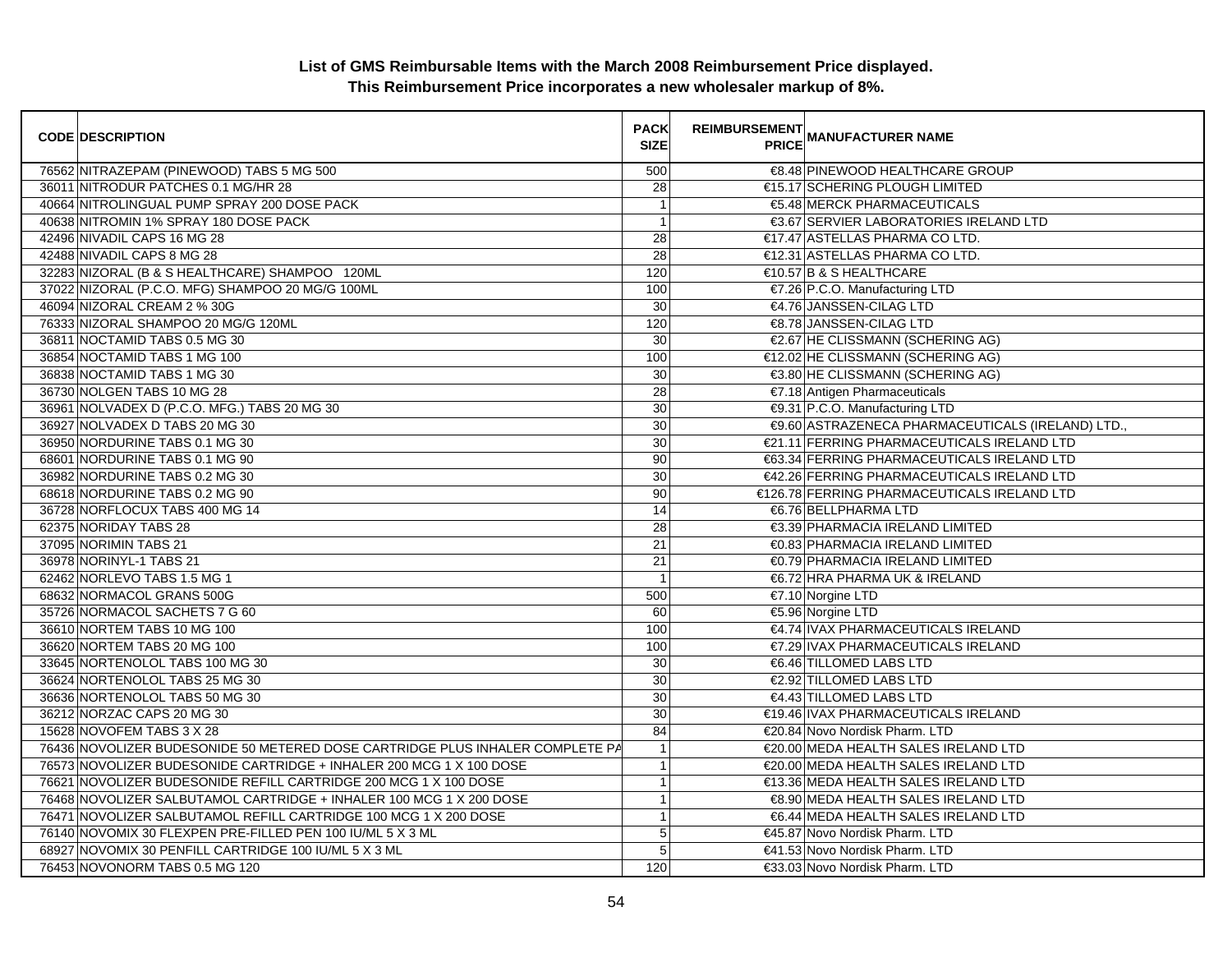**List of GMS Reimbursable Items with the March 2008 Reimbursement Price displayed.**
**This Reimbursement Price incorporates a new wholesaler markup of 8%.**

| CODE | DESCRIPTION | PACK SIZE | REIMBURSEMENT PRICE | MANUFACTURER NAME |
|---|---|---|---|---|
| 76562 | NITRAZEPAM (PINEWOOD) TABS 5 MG 500 | 500 | €8.48 | PINEWOOD HEALTHCARE GROUP |
| 36011 | NITRODUR PATCHES 0.1 MG/HR 28 | 28 | €15.17 | SCHERING PLOUGH LIMITED |
| 40664 | NITROLINGUAL PUMP SPRAY 200 DOSE PACK | 1 | €5.48 | MERCK PHARMACEUTICALS |
| 40638 | NITROMIN 1% SPRAY 180 DOSE PACK | 1 | €3.67 | SERVIER LABORATORIES IRELAND LTD |
| 42496 | NIVADIL CAPS 16 MG 28 | 28 | €17.47 | ASTELLAS PHARMA CO LTD. |
| 42488 | NIVADIL CAPS 8 MG 28 | 28 | €12.31 | ASTELLAS PHARMA CO LTD. |
| 32283 | NIZORAL (B & S HEALTHCARE) SHAMPOO 120ML | 120 | €10.57 | B & S HEALTHCARE |
| 37022 | NIZORAL (P.C.O. MFG) SHAMPOO 20 MG/G 100ML | 100 | €7.26 | P.C.O. Manufacturing LTD |
| 46094 | NIZORAL CREAM 2 % 30G | 30 | €4.76 | JANSSEN-CILAG LTD |
| 76333 | NIZORAL SHAMPOO 20 MG/G 120ML | 120 | €8.78 | JANSSEN-CILAG LTD |
| 36811 | NOCTAMID TABS 0.5 MG 30 | 30 | €2.67 | HE CLISSMANN (SCHERING AG) |
| 36854 | NOCTAMID TABS 1 MG 100 | 100 | €12.02 | HE CLISSMANN (SCHERING AG) |
| 36838 | NOCTAMID TABS 1 MG 30 | 30 | €3.80 | HE CLISSMANN (SCHERING AG) |
| 36730 | NOLGEN TABS 10 MG 28 | 28 | €7.18 | Antigen Pharmaceuticals |
| 36961 | NOLVADEX D (P.C.O. MFG.) TABS 20 MG 30 | 30 | €9.31 | P.C.O. Manufacturing LTD |
| 36927 | NOLVADEX D TABS 20 MG 30 | 30 | €9.60 | ASTRAZENECA PHARMACEUTICALS (IRELAND) LTD., |
| 36950 | NORDURINE TABS 0.1 MG 30 | 30 | €21.11 | FERRING PHARMACEUTICALS IRELAND LTD |
| 68601 | NORDURINE TABS 0.1 MG 90 | 90 | €63.34 | FERRING PHARMACEUTICALS IRELAND LTD |
| 36982 | NORDURINE TABS 0.2 MG 30 | 30 | €42.26 | FERRING PHARMACEUTICALS IRELAND LTD |
| 68618 | NORDURINE TABS 0.2 MG 90 | 90 | €126.78 | FERRING PHARMACEUTICALS IRELAND LTD |
| 36728 | NORFLOCUX TABS 400 MG 14 | 14 | €6.76 | BELLPHARMA LTD |
| 62375 | NORIDAY TABS 28 | 28 | €3.39 | PHARMACIA IRELAND LIMITED |
| 37095 | NORIMIN TABS 21 | 21 | €0.83 | PHARMACIA IRELAND LIMITED |
| 36978 | NORINYL-1 TABS 21 | 21 | €0.79 | PHARMACIA IRELAND LIMITED |
| 62462 | NORLEVO TABS 1.5 MG 1 | 1 | €6.72 | HRA PHARMA UK & IRELAND |
| 68632 | NORMACOL GRANS 500G | 500 | €7.10 | Norgine LTD |
| 35726 | NORMACOL SACHETS 7 G 60 | 60 | €5.96 | Norgine LTD |
| 36610 | NORTEM TABS 10 MG 100 | 100 | €4.74 | IVAX PHARMACEUTICALS IRELAND |
| 36620 | NORTEM TABS 20 MG 100 | 100 | €7.29 | IVAX PHARMACEUTICALS IRELAND |
| 33645 | NORTENOLOL TABS 100 MG 30 | 30 | €6.46 | TILLOMED LABS LTD |
| 36624 | NORTENOLOL TABS 25 MG 30 | 30 | €2.92 | TILLOMED LABS LTD |
| 36636 | NORTENOLOL TABS 50 MG 30 | 30 | €4.43 | TILLOMED LABS LTD |
| 36212 | NORZAC CAPS 20 MG 30 | 30 | €19.46 | IVAX PHARMACEUTICALS IRELAND |
| 15628 | NOVOFEM TABS 3 X 28 | 84 | €20.84 | Novo Nordisk Pharm. LTD |
| 76436 | NOVOLIZER BUDESONIDE 50 METERED DOSE CARTRIDGE PLUS INHALER COMPLETE PA | 1 | €20.00 | MEDA HEALTH SALES IRELAND LTD |
| 76573 | NOVOLIZER BUDESONIDE CARTRIDGE + INHALER 200 MCG 1 X 100 DOSE | 1 | €20.00 | MEDA HEALTH SALES IRELAND LTD |
| 76621 | NOVOLIZER BUDESONIDE REFILL CARTRIDGE 200 MCG 1 X 100 DOSE | 1 | €13.36 | MEDA HEALTH SALES IRELAND LTD |
| 76468 | NOVOLIZER SALBUTAMOL CARTRIDGE + INHALER 100 MCG 1 X 200 DOSE | 1 | €8.90 | MEDA HEALTH SALES IRELAND LTD |
| 76471 | NOVOLIZER SALBUTAMOL REFILL CARTRIDGE 100 MCG 1 X 200 DOSE | 1 | €6.44 | MEDA HEALTH SALES IRELAND LTD |
| 76140 | NOVOMIX 30 FLEXPEN PRE-FILLED PEN 100 IU/ML 5 X 3 ML | 5 | €45.87 | Novo Nordisk Pharm. LTD |
| 68927 | NOVOMIX 30 PENFILL CARTRIDGE 100 IU/ML 5 X 3 ML | 5 | €41.53 | Novo Nordisk Pharm. LTD |
| 76453 | NOVONORM TABS 0.5 MG 120 | 120 | €33.03 | Novo Nordisk Pharm. LTD |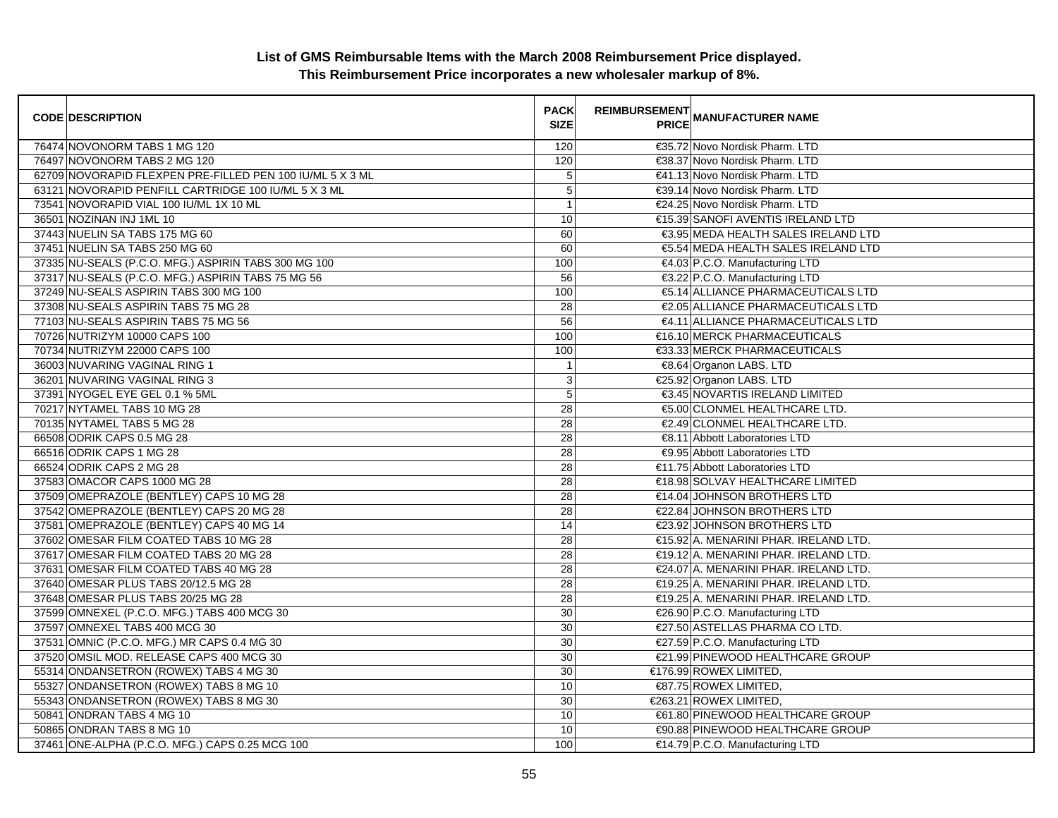**List of GMS Reimbursable Items with the March 2008 Reimbursement Price displayed.**
**This Reimbursement Price incorporates a new wholesaler markup of 8%.**

| CODE | DESCRIPTION | PACK SIZE | REIMBURSEMENT PRICE | MANUFACTURER NAME |
|---|---|---|---|---|
| 76474 | NOVONORM TABS 1 MG 120 | 120 | €35.72 | Novo Nordisk Pharm. LTD |
| 76497 | NOVONORM TABS 2 MG 120 | 120 | €38.37 | Novo Nordisk Pharm. LTD |
| 62709 | NOVORAPID FLEXPEN PRE-FILLED PEN 100 IU/ML 5 X 3 ML | 5 | €41.13 | Novo Nordisk Pharm. LTD |
| 63121 | NOVORAPID PENFILL CARTRIDGE 100 IU/ML 5 X 3 ML | 5 | €39.14 | Novo Nordisk Pharm. LTD |
| 73541 | NOVORAPID VIAL 100 IU/ML 1X 10 ML | 1 | €24.25 | Novo Nordisk Pharm. LTD |
| 36501 | NOZINAN INJ 1ML 10 | 10 | €15.39 | SANOFI AVENTIS IRELAND LTD |
| 37443 | NUELIN SA TABS 175 MG 60 | 60 | €3.95 | MEDA HEALTH SALES IRELAND LTD |
| 37451 | NUELIN SA TABS 250 MG 60 | 60 | €5.54 | MEDA HEALTH SALES IRELAND LTD |
| 37335 | NU-SEALS (P.C.O. MFG.) ASPIRIN TABS 300 MG 100 | 100 | €4.03 | P.C.O. Manufacturing LTD |
| 37317 | NU-SEALS (P.C.O. MFG.) ASPIRIN TABS 75 MG 56 | 56 | €3.22 | P.C.O. Manufacturing LTD |
| 37249 | NU-SEALS ASPIRIN TABS 300 MG 100 | 100 | €5.14 | ALLIANCE PHARMACEUTICALS LTD |
| 37308 | NU-SEALS ASPIRIN TABS 75 MG 28 | 28 | €2.05 | ALLIANCE PHARMACEUTICALS LTD |
| 77103 | NU-SEALS ASPIRIN TABS 75 MG 56 | 56 | €4.11 | ALLIANCE PHARMACEUTICALS LTD |
| 70726 | NUTRIZYM 10000 CAPS 100 | 100 | €16.10 | MERCK PHARMACEUTICALS |
| 70734 | NUTRIZYM 22000 CAPS 100 | 100 | €33.33 | MERCK PHARMACEUTICALS |
| 36003 | NUVARING VAGINAL RING 1 | 1 | €8.64 | Organon LABS. LTD |
| 36201 | NUVARING VAGINAL RING 3 | 3 | €25.92 | Organon LABS. LTD |
| 37391 | NYOGEL EYE GEL 0.1 % 5ML | 5 | €3.45 | NOVARTIS IRELAND LIMITED |
| 70217 | NYTAMEL TABS 10 MG 28 | 28 | €5.00 | CLONMEL HEALTHCARE LTD. |
| 70135 | NYTAMEL TABS 5 MG 28 | 28 | €2.49 | CLONMEL HEALTHCARE LTD. |
| 66508 | ODRIK CAPS 0.5 MG 28 | 28 | €8.11 | Abbott Laboratories LTD |
| 66516 | ODRIK CAPS 1 MG 28 | 28 | €9.95 | Abbott Laboratories LTD |
| 66524 | ODRIK CAPS 2 MG 28 | 28 | €11.75 | Abbott Laboratories LTD |
| 37583 | OMACOR CAPS 1000 MG 28 | 28 | €18.98 | SOLVAY HEALTHCARE LIMITED |
| 37509 | OMEPRAZOLE (BENTLEY) CAPS 10 MG 28 | 28 | €14.04 | JOHNSON BROTHERS LTD |
| 37542 | OMEPRAZOLE (BENTLEY) CAPS 20 MG 28 | 28 | €22.84 | JOHNSON BROTHERS LTD |
| 37581 | OMEPRAZOLE (BENTLEY) CAPS 40 MG 14 | 14 | €23.92 | JOHNSON BROTHERS LTD |
| 37602 | OMESAR FILM COATED TABS 10 MG 28 | 28 | €15.92 | A. MENARINI PHAR. IRELAND LTD. |
| 37617 | OMESAR FILM COATED TABS 20 MG 28 | 28 | €19.12 | A. MENARINI PHAR. IRELAND LTD. |
| 37631 | OMESAR FILM COATED TABS 40 MG 28 | 28 | €24.07 | A. MENARINI PHAR. IRELAND LTD. |
| 37640 | OMESAR PLUS TABS 20/12.5 MG 28 | 28 | €19.25 | A. MENARINI PHAR. IRELAND LTD. |
| 37648 | OMESAR PLUS TABS 20/25 MG 28 | 28 | €19.25 | A. MENARINI PHAR. IRELAND LTD. |
| 37599 | OMNEXEL (P.C.O. MFG.) TABS 400 MCG 30 | 30 | €26.90 | P.C.O. Manufacturing LTD |
| 37597 | OMNEXEL TABS 400 MCG 30 | 30 | €27.50 | ASTELLAS PHARMA CO LTD. |
| 37531 | OMNIC (P.C.O. MFG.) MR CAPS 0.4 MG 30 | 30 | €27.59 | P.C.O. Manufacturing LTD |
| 37520 | OMSIL MOD. RELEASE CAPS 400 MCG 30 | 30 | €21.99 | PINEWOOD HEALTHCARE GROUP |
| 55314 | ONDANSETRON (ROWEX) TABS 4 MG 30 | 30 | €176.99 | ROWEX LIMITED, |
| 55327 | ONDANSETRON (ROWEX) TABS 8 MG 10 | 10 | €87.75 | ROWEX LIMITED, |
| 55343 | ONDANSETRON (ROWEX) TABS 8 MG 30 | 30 | €263.21 | ROWEX LIMITED, |
| 50841 | ONDRAN TABS 4 MG 10 | 10 | €61.80 | PINEWOOD HEALTHCARE GROUP |
| 50865 | ONDRAN TABS 8 MG 10 | 10 | €90.88 | PINEWOOD HEALTHCARE GROUP |
| 37461 | ONE-ALPHA (P.C.O. MFG.) CAPS 0.25 MCG 100 | 100 | €14.79 | P.C.O. Manufacturing LTD |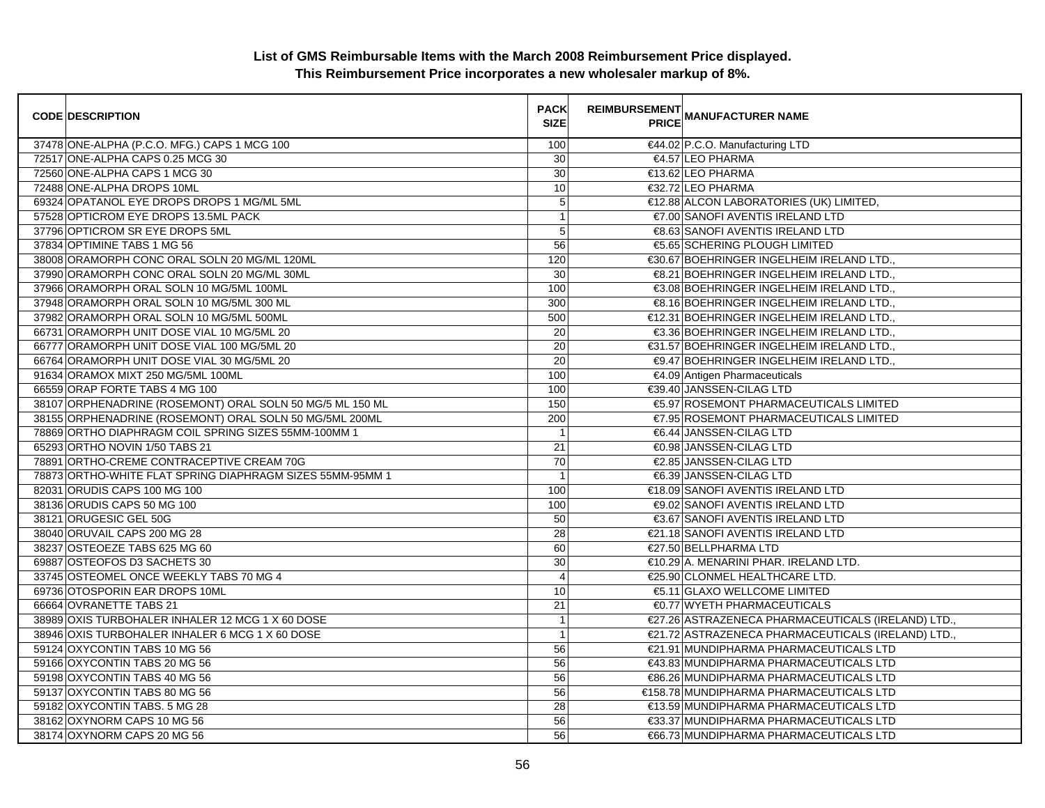**List of GMS Reimbursable Items with the March 2008 Reimbursement Price displayed.**
**This Reimbursement Price incorporates a new wholesaler markup of 8%.**

| CODE | DESCRIPTION | PACK SIZE | REIMBURSEMENT PRICE | MANUFACTURER NAME |
|---|---|---|---|---|
| 37478 | ONE-ALPHA (P.C.O. MFG.) CAPS 1 MCG 100 | 100 | €44.02 | P.C.O. Manufacturing LTD |
| 72517 | ONE-ALPHA CAPS 0.25 MCG 30 | 30 | €4.57 | LEO PHARMA |
| 72560 | ONE-ALPHA CAPS 1 MCG 30 | 30 | €13.62 | LEO PHARMA |
| 72488 | ONE-ALPHA DROPS 10ML | 10 | €32.72 | LEO PHARMA |
| 69324 | OPATANOL EYE DROPS DROPS 1 MG/ML 5ML | 5 | €12.88 | ALCON LABORATORIES (UK) LIMITED, |
| 57528 | OPTICROM EYE DROPS 13.5ML PACK | 1 | €7.00 | SANOFI AVENTIS IRELAND LTD |
| 37796 | OPTICROM SR EYE DROPS 5ML | 5 | €8.63 | SANOFI AVENTIS IRELAND LTD |
| 37834 | OPTIMINE TABS 1 MG 56 | 56 | €5.65 | SCHERING PLOUGH LIMITED |
| 38008 | ORAMORPH CONC ORAL SOLN 20 MG/ML 120ML | 120 | €30.67 | BOEHRINGER INGELHEIM IRELAND LTD., |
| 37990 | ORAMORPH CONC ORAL SOLN 20 MG/ML 30ML | 30 | €8.21 | BOEHRINGER INGELHEIM IRELAND LTD., |
| 37966 | ORAMORPH ORAL SOLN 10 MG/5ML 100ML | 100 | €3.08 | BOEHRINGER INGELHEIM IRELAND LTD., |
| 37948 | ORAMORPH ORAL SOLN 10 MG/5ML 300 ML | 300 | €8.16 | BOEHRINGER INGELHEIM IRELAND LTD., |
| 37982 | ORAMORPH ORAL SOLN 10 MG/5ML 500ML | 500 | €12.31 | BOEHRINGER INGELHEIM IRELAND LTD., |
| 66731 | ORAMORPH UNIT DOSE VIAL 10 MG/5ML 20 | 20 | €3.36 | BOEHRINGER INGELHEIM IRELAND LTD., |
| 66777 | ORAMORPH UNIT DOSE VIAL 100 MG/5ML 20 | 20 | €31.57 | BOEHRINGER INGELHEIM IRELAND LTD., |
| 66764 | ORAMORPH UNIT DOSE VIAL 30 MG/5ML 20 | 20 | €9.47 | BOEHRINGER INGELHEIM IRELAND LTD., |
| 91634 | ORAMOX MIXT 250 MG/5ML 100ML | 100 | €4.09 | Antigen Pharmaceuticals |
| 66559 | ORAP FORTE TABS 4 MG 100 | 100 | €39.40 | JANSSEN-CILAG LTD |
| 38107 | ORPHENADRINE (ROSEMONT) ORAL SOLN 50 MG/5 ML 150 ML | 150 | €5.97 | ROSEMONT PHARMACEUTICALS LIMITED |
| 38155 | ORPHENADRINE (ROSEMONT) ORAL SOLN 50 MG/5ML 200ML | 200 | €7.95 | ROSEMONT PHARMACEUTICALS LIMITED |
| 78869 | ORTHO DIAPHRAGM COIL SPRING SIZES 55MM-100MM 1 | 1 | €6.44 | JANSSEN-CILAG LTD |
| 65293 | ORTHO NOVIN 1/50 TABS 21 | 21 | €0.98 | JANSSEN-CILAG LTD |
| 78891 | ORTHO-CREME CONTRACEPTIVE CREAM 70G | 70 | €2.85 | JANSSEN-CILAG LTD |
| 78873 | ORTHO-WHITE FLAT SPRING DIAPHRAGM SIZES 55MM-95MM 1 | 1 | €6.39 | JANSSEN-CILAG LTD |
| 82031 | ORUDIS CAPS 100 MG 100 | 100 | €18.09 | SANOFI AVENTIS IRELAND LTD |
| 38136 | ORUDIS CAPS 50 MG 100 | 100 | €9.02 | SANOFI AVENTIS IRELAND LTD |
| 38121 | ORUGESIC GEL 50G | 50 | €3.67 | SANOFI AVENTIS IRELAND LTD |
| 38040 | ORUVAIL CAPS 200 MG 28 | 28 | €21.18 | SANOFI AVENTIS IRELAND LTD |
| 38237 | OSTEOEZE TABS 625 MG 60 | 60 | €27.50 | BELLPHARMA LTD |
| 69887 | OSTEOFOS D3 SACHETS 30 | 30 | €10.29 | A. MENARINI PHAR. IRELAND LTD. |
| 33745 | OSTEOMEL ONCE WEEKLY TABS 70 MG 4 | 4 | €25.90 | CLONMEL HEALTHCARE LTD. |
| 69736 | OTOSPORIN EAR DROPS 10ML | 10 | €5.11 | GLAXO WELLCOME LIMITED |
| 66664 | OVRANETTE TABS 21 | 21 | €0.77 | WYETH PHARMACEUTICALS |
| 38989 | OXIS TURBOHALER INHALER 12 MCG 1 X 60 DOSE | 1 | €27.26 | ASTRAZENECA PHARMACEUTICALS (IRELAND) LTD., |
| 38946 | OXIS TURBOHALER INHALER 6 MCG 1 X 60 DOSE | 1 | €21.72 | ASTRAZENECA PHARMACEUTICALS (IRELAND) LTD., |
| 59124 | OXYCONTIN TABS 10 MG 56 | 56 | €21.91 | MUNDIPHARMA PHARMACEUTICALS LTD |
| 59166 | OXYCONTIN TABS 20 MG 56 | 56 | €43.83 | MUNDIPHARMA PHARMACEUTICALS LTD |
| 59198 | OXYCONTIN TABS 40 MG 56 | 56 | €86.26 | MUNDIPHARMA PHARMACEUTICALS LTD |
| 59137 | OXYCONTIN TABS 80 MG 56 | 56 | €158.78 | MUNDIPHARMA PHARMACEUTICALS LTD |
| 59182 | OXYCONTIN TABS. 5 MG 28 | 28 | €13.59 | MUNDIPHARMA PHARMACEUTICALS LTD |
| 38162 | OXYNORM CAPS 10 MG 56 | 56 | €33.37 | MUNDIPHARMA PHARMACEUTICALS LTD |
| 38174 | OXYNORM CAPS 20 MG 56 | 56 | €66.73 | MUNDIPHARMA PHARMACEUTICALS LTD |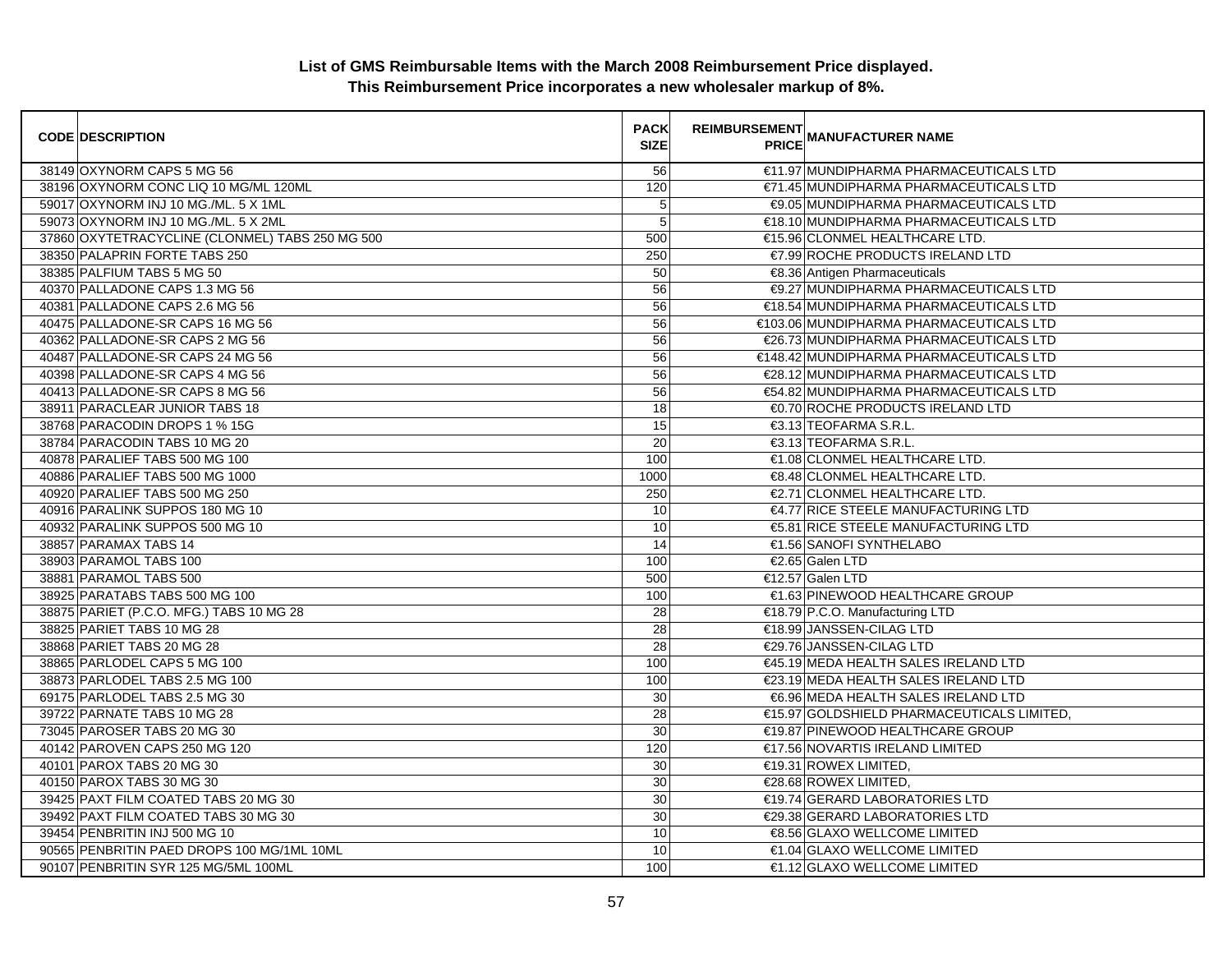# List of GMS Reimbursable Items with the March 2008 Reimbursement Price displayed.
## This Reimbursement Price incorporates a new wholesaler markup of 8%.

| CODE | DESCRIPTION | PACK SIZE | REIMBURSEMENT PRICE | MANUFACTURER NAME |
|---|---|---|---|---|
| 38149 | OXYNORM CAPS 5 MG 56 | 56 | €11.97 | MUNDIPHARMA PHARMACEUTICALS LTD |
| 38196 | OXYNORM CONC LIQ 10 MG/ML 120ML | 120 | €71.45 | MUNDIPHARMA PHARMACEUTICALS LTD |
| 59017 | OXYNORM INJ 10 MG./ML. 5 X 1ML | 5 | €9.05 | MUNDIPHARMA PHARMACEUTICALS LTD |
| 59073 | OXYNORM INJ 10 MG./ML. 5 X 2ML | 5 | €18.10 | MUNDIPHARMA PHARMACEUTICALS LTD |
| 37860 | OXYTETRACYCLINE (CLONMEL) TABS 250 MG 500 | 500 | €15.96 | CLONMEL HEALTHCARE LTD. |
| 38350 | PALAPRIN FORTE TABS 250 | 250 | €7.99 | ROCHE PRODUCTS IRELAND LTD |
| 38385 | PALFIUM TABS 5 MG 50 | 50 | €8.36 | Antigen Pharmaceuticals |
| 40370 | PALLADONE CAPS 1.3 MG 56 | 56 | €9.27 | MUNDIPHARMA PHARMACEUTICALS LTD |
| 40381 | PALLADONE CAPS 2.6 MG 56 | 56 | €18.54 | MUNDIPHARMA PHARMACEUTICALS LTD |
| 40475 | PALLADONE-SR CAPS 16 MG 56 | 56 | €103.06 | MUNDIPHARMA PHARMACEUTICALS LTD |
| 40362 | PALLADONE-SR CAPS 2 MG 56 | 56 | €26.73 | MUNDIPHARMA PHARMACEUTICALS LTD |
| 40487 | PALLADONE-SR CAPS 24 MG 56 | 56 | €148.42 | MUNDIPHARMA PHARMACEUTICALS LTD |
| 40398 | PALLADONE-SR CAPS 4 MG 56 | 56 | €28.12 | MUNDIPHARMA PHARMACEUTICALS LTD |
| 40413 | PALLADONE-SR CAPS 8 MG 56 | 56 | €54.82 | MUNDIPHARMA PHARMACEUTICALS LTD |
| 38911 | PARACLEAR JUNIOR TABS 18 | 18 | €0.70 | ROCHE PRODUCTS IRELAND LTD |
| 38768 | PARACODIN DROPS 1 % 15G | 15 | €3.13 | TEOFARMA S.R.L. |
| 38784 | PARACODIN TABS 10 MG 20 | 20 | €3.13 | TEOFARMA S.R.L. |
| 40878 | PARALIEF TABS 500 MG 100 | 100 | €1.08 | CLONMEL HEALTHCARE LTD. |
| 40886 | PARALIEF TABS 500 MG 1000 | 1000 | €8.48 | CLONMEL HEALTHCARE LTD. |
| 40920 | PARALIEF TABS 500 MG 250 | 250 | €2.71 | CLONMEL HEALTHCARE LTD. |
| 40916 | PARALINK SUPPOS 180 MG 10 | 10 | €4.77 | RICE STEELE MANUFACTURING LTD |
| 40932 | PARALINK SUPPOS 500 MG 10 | 10 | €5.81 | RICE STEELE MANUFACTURING LTD |
| 38857 | PARAMAX TABS 14 | 14 | €1.56 | SANOFI SYNTHELABO |
| 38903 | PARAMOL TABS 100 | 100 | €2.65 | Galen LTD |
| 38881 | PARAMOL TABS 500 | 500 | €12.57 | Galen LTD |
| 38925 | PARATABS TABS 500 MG 100 | 100 | €1.63 | PINEWOOD HEALTHCARE GROUP |
| 38875 | PARIET (P.C.O. MFG.) TABS 10 MG 28 | 28 | €18.79 | P.C.O. Manufacturing LTD |
| 38825 | PARIET TABS 10 MG 28 | 28 | €18.99 | JANSSEN-CILAG LTD |
| 38868 | PARIET TABS 20 MG 28 | 28 | €29.76 | JANSSEN-CILAG LTD |
| 38865 | PARLODEL CAPS 5 MG 100 | 100 | €45.19 | MEDA HEALTH SALES IRELAND LTD |
| 38873 | PARLODEL TABS 2.5 MG 100 | 100 | €23.19 | MEDA HEALTH SALES IRELAND LTD |
| 69175 | PARLODEL TABS 2.5 MG 30 | 30 | €6.96 | MEDA HEALTH SALES IRELAND LTD |
| 39722 | PARNATE TABS 10 MG 28 | 28 | €15.97 | GOLDSHIELD PHARMACEUTICALS LIMITED, |
| 73045 | PAROSER TABS 20 MG 30 | 30 | €19.87 | PINEWOOD HEALTHCARE GROUP |
| 40142 | PAROVEN CAPS 250 MG 120 | 120 | €17.56 | NOVARTIS IRELAND LIMITED |
| 40101 | PAROX TABS 20 MG 30 | 30 | €19.31 | ROWEX LIMITED, |
| 40150 | PAROX TABS 30 MG 30 | 30 | €28.68 | ROWEX LIMITED, |
| 39425 | PAXT FILM COATED TABS 20 MG 30 | 30 | €19.74 | GERARD LABORATORIES LTD |
| 39492 | PAXT FILM COATED TABS 30 MG 30 | 30 | €29.38 | GERARD LABORATORIES LTD |
| 39454 | PENBRITIN INJ 500 MG 10 | 10 | €8.56 | GLAXO WELLCOME LIMITED |
| 90565 | PENBRITIN PAED DROPS 100 MG/1ML 10ML | 10 | €1.04 | GLAXO WELLCOME LIMITED |
| 90107 | PENBRITIN SYR 125 MG/5ML 100ML | 100 | €1.12 | GLAXO WELLCOME LIMITED |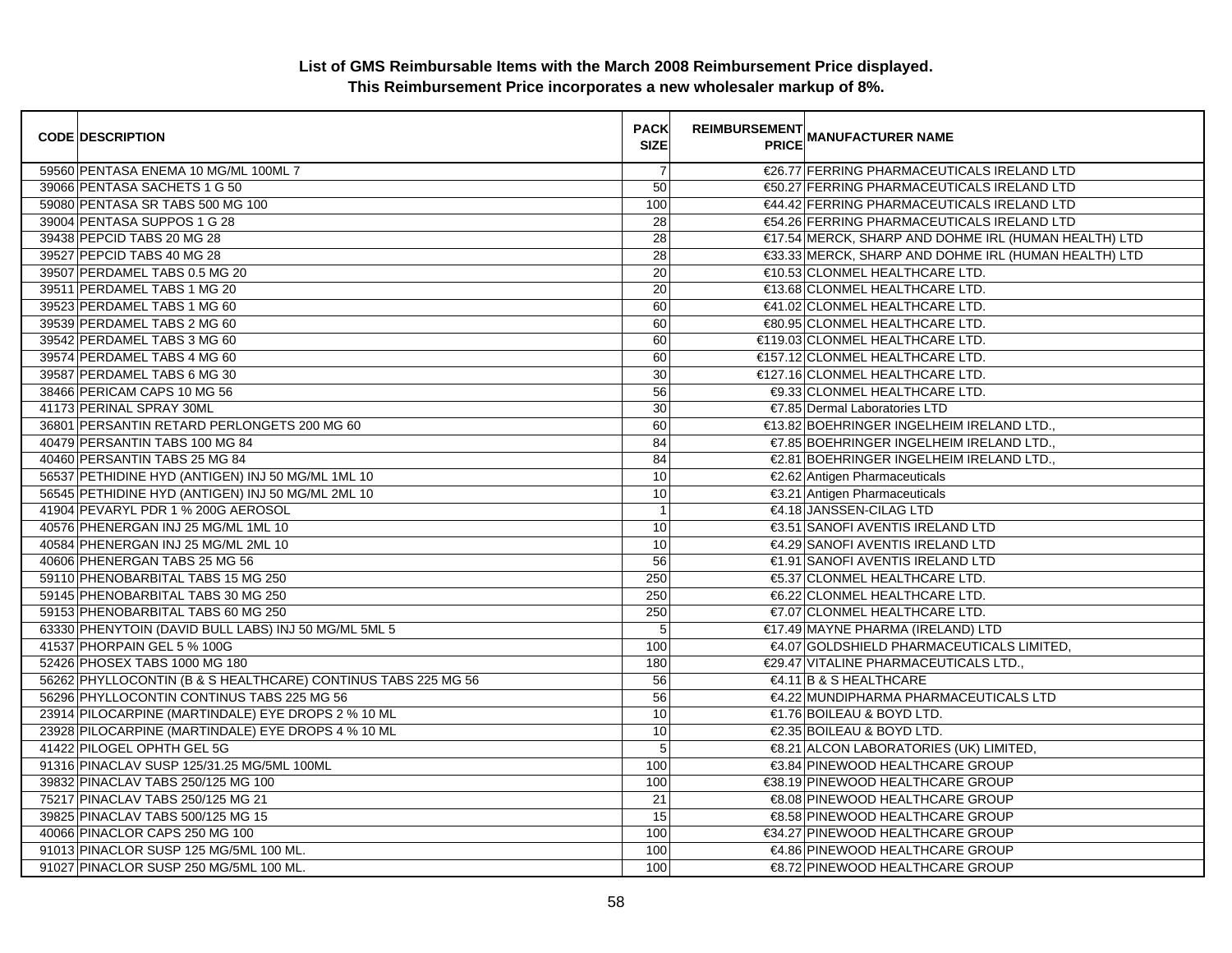## List of GMS Reimbursable Items with the March 2008 Reimbursement Price displayed.
## This Reimbursement Price incorporates a new wholesaler markup of 8%.

| CODE | DESCRIPTION | PACK SIZE | REIMBURSEMENT PRICE | MANUFACTURER NAME |
|---|---|---|---|---|
| 59560 | PENTASA ENEMA 10 MG/ML 100ML 7 | 7 | €26.77 | FERRING PHARMACEUTICALS IRELAND LTD |
| 39066 | PENTASA SACHETS 1 G 50 | 50 | €50.27 | FERRING PHARMACEUTICALS IRELAND LTD |
| 59080 | PENTASA SR TABS 500 MG 100 | 100 | €44.42 | FERRING PHARMACEUTICALS IRELAND LTD |
| 39004 | PENTASA SUPPOS 1 G 28 | 28 | €54.26 | FERRING PHARMACEUTICALS IRELAND LTD |
| 39438 | PEPCID TABS 20 MG 28 | 28 | €17.54 | MERCK, SHARP AND DOHME IRL (HUMAN HEALTH) LTD |
| 39527 | PEPCID TABS 40 MG 28 | 28 | €33.33 | MERCK, SHARP AND DOHME IRL (HUMAN HEALTH) LTD |
| 39507 | PERDAMEL TABS 0.5 MG 20 | 20 | €10.53 | CLONMEL HEALTHCARE LTD. |
| 39511 | PERDAMEL TABS 1 MG 20 | 20 | €13.68 | CLONMEL HEALTHCARE LTD. |
| 39523 | PERDAMEL TABS 1 MG 60 | 60 | €41.02 | CLONMEL HEALTHCARE LTD. |
| 39539 | PERDAMEL TABS 2 MG 60 | 60 | €80.95 | CLONMEL HEALTHCARE LTD. |
| 39542 | PERDAMEL TABS 3 MG 60 | 60 | €119.03 | CLONMEL HEALTHCARE LTD. |
| 39574 | PERDAMEL TABS 4 MG 60 | 60 | €157.12 | CLONMEL HEALTHCARE LTD. |
| 39587 | PERDAMEL TABS 6 MG 30 | 30 | €127.16 | CLONMEL HEALTHCARE LTD. |
| 38466 | PERICAM CAPS 10 MG 56 | 56 | €9.33 | CLONMEL HEALTHCARE LTD. |
| 41173 | PERINAL SPRAY 30ML | 30 | €7.85 | Dermal Laboratories LTD |
| 36801 | PERSANTIN RETARD PERLONGETS 200 MG 60 | 60 | €13.82 | BOEHRINGER INGELHEIM IRELAND LTD., |
| 40479 | PERSANTIN TABS 100 MG 84 | 84 | €7.85 | BOEHRINGER INGELHEIM IRELAND LTD., |
| 40460 | PERSANTIN TABS 25 MG 84 | 84 | €2.81 | BOEHRINGER INGELHEIM IRELAND LTD., |
| 56537 | PETHIDINE HYD (ANTIGEN) INJ 50 MG/ML 1ML 10 | 10 | €2.62 | Antigen Pharmaceuticals |
| 56545 | PETHIDINE HYD (ANTIGEN) INJ 50 MG/ML 2ML 10 | 10 | €3.21 | Antigen Pharmaceuticals |
| 41904 | PEVARYL PDR 1 % 200G AEROSOL | 1 | €4.18 | JANSSEN-CILAG LTD |
| 40576 | PHENERGAN INJ 25 MG/ML 1ML 10 | 10 | €3.51 | SANOFI AVENTIS IRELAND LTD |
| 40584 | PHENERGAN INJ 25 MG/ML 2ML 10 | 10 | €4.29 | SANOFI AVENTIS IRELAND LTD |
| 40606 | PHENERGAN TABS 25 MG 56 | 56 | €1.91 | SANOFI AVENTIS IRELAND LTD |
| 59110 | PHENOBARBITAL TABS 15 MG 250 | 250 | €5.37 | CLONMEL HEALTHCARE LTD. |
| 59145 | PHENOBARBITAL TABS 30 MG 250 | 250 | €6.22 | CLONMEL HEALTHCARE LTD. |
| 59153 | PHENOBARBITAL TABS 60 MG 250 | 250 | €7.07 | CLONMEL HEALTHCARE LTD. |
| 63330 | PHENYTOIN (DAVID BULL LABS) INJ 50 MG/ML 5ML 5 | 5 | €17.49 | MAYNE PHARMA (IRELAND) LTD |
| 41537 | PHORPAIN GEL 5 % 100G | 100 | €4.07 | GOLDSHIELD PHARMACEUTICALS LIMITED, |
| 52426 | PHOSEX TABS 1000 MG 180 | 180 | €29.47 | VITALINE PHARMACEUTICALS LTD., |
| 56262 | PHYLLOCONTIN (B & S HEALTHCARE) CONTINUS TABS 225 MG 56 | 56 | €4.11 | B & S HEALTHCARE |
| 56296 | PHYLLOCONTIN CONTINUS TABS 225 MG 56 | 56 | €4.22 | MUNDIPHARMA PHARMACEUTICALS LTD |
| 23914 | PILOCARPINE (MARTINDALE) EYE DROPS 2 % 10 ML | 10 | €1.76 | BOILEAU & BOYD LTD. |
| 23928 | PILOCARPINE (MARTINDALE) EYE DROPS 4 % 10 ML | 10 | €2.35 | BOILEAU & BOYD LTD. |
| 41422 | PILOGEL OPHTH GEL 5G | 5 | €8.21 | ALCON LABORATORIES (UK) LIMITED, |
| 91316 | PINACLAV SUSP 125/31.25 MG/5ML 100ML | 100 | €3.84 | PINEWOOD HEALTHCARE GROUP |
| 39832 | PINACLAV TABS 250/125 MG 100 | 100 | €38.19 | PINEWOOD HEALTHCARE GROUP |
| 75217 | PINACLAV TABS 250/125 MG 21 | 21 | €8.08 | PINEWOOD HEALTHCARE GROUP |
| 39825 | PINACLAV TABS 500/125 MG 15 | 15 | €8.58 | PINEWOOD HEALTHCARE GROUP |
| 40066 | PINACLOR CAPS 250 MG 100 | 100 | €34.27 | PINEWOOD HEALTHCARE GROUP |
| 91013 | PINACLOR SUSP 125 MG/5ML 100 ML. | 100 | €4.86 | PINEWOOD HEALTHCARE GROUP |
| 91027 | PINACLOR SUSP 250 MG/5ML 100 ML. | 100 | €8.72 | PINEWOOD HEALTHCARE GROUP |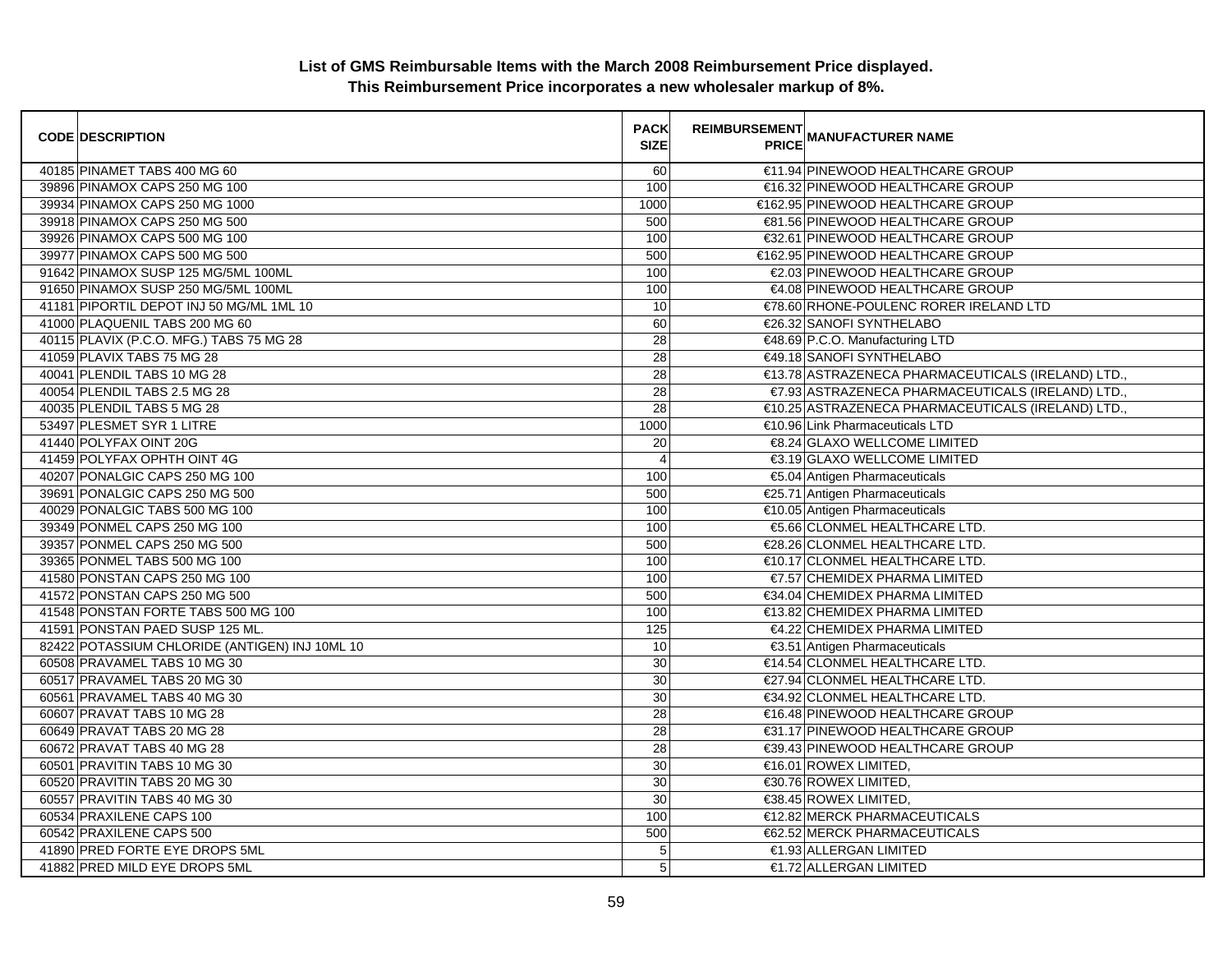**List of GMS Reimbursable Items with the March 2008 Reimbursement Price displayed.**
**This Reimbursement Price incorporates a new wholesaler markup of 8%.**

| CODE | DESCRIPTION | PACK SIZE | REIMBURSEMENT PRICE | MANUFACTURER NAME |
|---|---|---|---|---|
| 40185 | PINAMET TABS 400 MG 60 | 60 | €11.94 | PINEWOOD HEALTHCARE GROUP |
| 39896 | PINAMOX CAPS 250 MG 100 | 100 | €16.32 | PINEWOOD HEALTHCARE GROUP |
| 39934 | PINAMOX CAPS 250 MG 1000 | 1000 | €162.95 | PINEWOOD HEALTHCARE GROUP |
| 39918 | PINAMOX CAPS 250 MG 500 | 500 | €81.56 | PINEWOOD HEALTHCARE GROUP |
| 39926 | PINAMOX CAPS 500 MG 100 | 100 | €32.61 | PINEWOOD HEALTHCARE GROUP |
| 39977 | PINAMOX CAPS 500 MG 500 | 500 | €162.95 | PINEWOOD HEALTHCARE GROUP |
| 91642 | PINAMOX SUSP 125 MG/5ML 100ML | 100 | €2.03 | PINEWOOD HEALTHCARE GROUP |
| 91650 | PINAMOX SUSP 250 MG/5ML 100ML | 100 | €4.08 | PINEWOOD HEALTHCARE GROUP |
| 41181 | PIPORTIL DEPOT INJ 50 MG/ML 1ML 10 | 10 | €78.60 | RHONE-POULENC RORER IRELAND LTD |
| 41000 | PLAQUENIL TABS 200 MG 60 | 60 | €26.32 | SANOFI SYNTHELABO |
| 40115 | PLAVIX (P.C.O. MFG.) TABS 75 MG 28 | 28 | €48.69 | P.C.O. Manufacturing LTD |
| 41059 | PLAVIX TABS 75 MG 28 | 28 | €49.18 | SANOFI SYNTHELABO |
| 40041 | PLENDIL TABS 10 MG 28 | 28 | €13.78 | ASTRAZENECA PHARMACEUTICALS (IRELAND) LTD., |
| 40054 | PLENDIL TABS 2.5 MG 28 | 28 | €7.93 | ASTRAZENECA PHARMACEUTICALS (IRELAND) LTD., |
| 40035 | PLENDIL TABS 5 MG 28 | 28 | €10.25 | ASTRAZENECA PHARMACEUTICALS (IRELAND) LTD., |
| 53497 | PLESMET SYR 1 LITRE | 1000 | €10.96 | Link Pharmaceuticals LTD |
| 41440 | POLYFAX OINT 20G | 20 | €8.24 | GLAXO WELLCOME LIMITED |
| 41459 | POLYFAX OPHTH OINT 4G | 4 | €3.19 | GLAXO WELLCOME LIMITED |
| 40207 | PONALGIC CAPS 250 MG 100 | 100 | €5.04 | Antigen Pharmaceuticals |
| 39691 | PONALGIC CAPS 250 MG 500 | 500 | €25.71 | Antigen Pharmaceuticals |
| 40029 | PONALGIC TABS 500 MG 100 | 100 | €10.05 | Antigen Pharmaceuticals |
| 39349 | PONMEL CAPS 250 MG 100 | 100 | €5.66 | CLONMEL HEALTHCARE LTD. |
| 39357 | PONMEL CAPS 250 MG 500 | 500 | €28.26 | CLONMEL HEALTHCARE LTD. |
| 39365 | PONMEL TABS 500 MG 100 | 100 | €10.17 | CLONMEL HEALTHCARE LTD. |
| 41580 | PONSTAN CAPS 250 MG 100 | 100 | €7.57 | CHEMIDEX PHARMA LIMITED |
| 41572 | PONSTAN CAPS 250 MG 500 | 500 | €34.04 | CHEMIDEX PHARMA LIMITED |
| 41548 | PONSTAN FORTE TABS 500 MG 100 | 100 | €13.82 | CHEMIDEX PHARMA LIMITED |
| 41591 | PONSTAN PAED SUSP 125 ML. | 125 | €4.22 | CHEMIDEX PHARMA LIMITED |
| 82422 | POTASSIUM CHLORIDE (ANTIGEN) INJ 10ML 10 | 10 | €3.51 | Antigen Pharmaceuticals |
| 60508 | PRAVAMEL TABS 10 MG 30 | 30 | €14.54 | CLONMEL HEALTHCARE LTD. |
| 60517 | PRAVAMEL TABS 20 MG 30 | 30 | €27.94 | CLONMEL HEALTHCARE LTD. |
| 60561 | PRAVAMEL TABS 40 MG 30 | 30 | €34.92 | CLONMEL HEALTHCARE LTD. |
| 60607 | PRAVAT TABS 10 MG 28 | 28 | €16.48 | PINEWOOD HEALTHCARE GROUP |
| 60649 | PRAVAT TABS 20 MG 28 | 28 | €31.17 | PINEWOOD HEALTHCARE GROUP |
| 60672 | PRAVAT TABS 40 MG 28 | 28 | €39.43 | PINEWOOD HEALTHCARE GROUP |
| 60501 | PRAVITIN TABS 10 MG 30 | 30 | €16.01 | ROWEX LIMITED, |
| 60520 | PRAVITIN TABS 20 MG 30 | 30 | €30.76 | ROWEX LIMITED, |
| 60557 | PRAVITIN TABS 40 MG 30 | 30 | €38.45 | ROWEX LIMITED, |
| 60534 | PRAXILENE CAPS 100 | 100 | €12.82 | MERCK PHARMACEUTICALS |
| 60542 | PRAXILENE CAPS 500 | 500 | €62.52 | MERCK PHARMACEUTICALS |
| 41890 | PRED FORTE EYE DROPS 5ML | 5 | €1.93 | ALLERGAN LIMITED |
| 41882 | PRED MILD EYE DROPS 5ML | 5 | €1.72 | ALLERGAN LIMITED |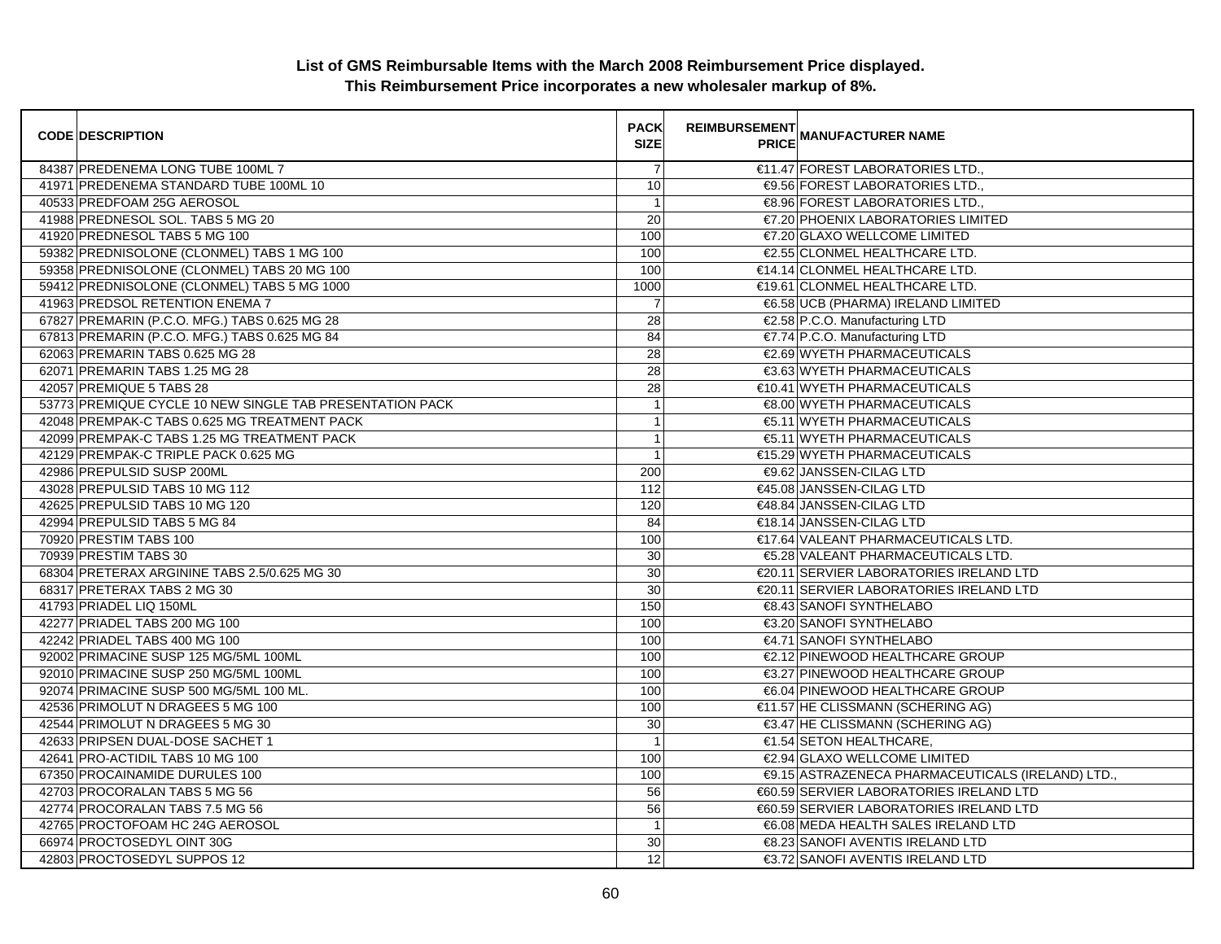**List of GMS Reimbursable Items with the March 2008 Reimbursement Price displayed.**
**This Reimbursement Price incorporates a new wholesaler markup of 8%.**

| CODE | DESCRIPTION | PACK SIZE | REIMBURSEMENT PRICE | MANUFACTURER NAME |
|---|---|---|---|---|
| 84387 | PREDENEMA LONG TUBE 100ML 7 | 7 | €11.47 | FOREST LABORATORIES LTD., |
| 41971 | PREDENEMA STANDARD TUBE 100ML 10 | 10 | €9.56 | FOREST LABORATORIES LTD., |
| 40533 | PREDFOAM 25G AEROSOL | 1 | €8.96 | FOREST LABORATORIES LTD., |
| 41988 | PREDNESOL SOL. TABS 5 MG 20 | 20 | €7.20 | PHOENIX LABORATORIES LIMITED |
| 41920 | PREDNESOL TABS 5 MG 100 | 100 | €7.20 | GLAXO WELLCOME LIMITED |
| 59382 | PREDNISOLONE (CLONMEL) TABS 1 MG 100 | 100 | €2.55 | CLONMEL HEALTHCARE LTD. |
| 59358 | PREDNISOLONE (CLONMEL) TABS 20 MG 100 | 100 | €14.14 | CLONMEL HEALTHCARE LTD. |
| 59412 | PREDNISOLONE (CLONMEL) TABS 5 MG 1000 | 1000 | €19.61 | CLONMEL HEALTHCARE LTD. |
| 41963 | PREDSOL RETENTION ENEMA 7 | 7 | €6.58 | UCB (PHARMA) IRELAND LIMITED |
| 67827 | PREMARIN (P.C.O. MFG.) TABS 0.625 MG 28 | 28 | €2.58 | P.C.O. Manufacturing LTD |
| 67813 | PREMARIN (P.C.O. MFG.) TABS 0.625 MG 84 | 84 | €7.74 | P.C.O. Manufacturing LTD |
| 62063 | PREMARIN TABS 0.625 MG 28 | 28 | €2.69 | WYETH PHARMACEUTICALS |
| 62071 | PREMARIN TABS 1.25 MG 28 | 28 | €3.63 | WYETH PHARMACEUTICALS |
| 42057 | PREMIQUE 5 TABS 28 | 28 | €10.41 | WYETH PHARMACEUTICALS |
| 53773 | PREMIQUE CYCLE 10 NEW SINGLE TAB PRESENTATION PACK | 1 | €8.00 | WYETH PHARMACEUTICALS |
| 42048 | PREMPAK-C TABS 0.625 MG TREATMENT PACK | 1 | €5.11 | WYETH PHARMACEUTICALS |
| 42099 | PREMPAK-C TABS 1.25 MG TREATMENT PACK | 1 | €5.11 | WYETH PHARMACEUTICALS |
| 42129 | PREMPAK-C TRIPLE PACK 0.625 MG | 1 | €15.29 | WYETH PHARMACEUTICALS |
| 42986 | PREPULSID SUSP 200ML | 200 | €9.62 | JANSSEN-CILAG LTD |
| 43028 | PREPULSID TABS 10 MG 112 | 112 | €45.08 | JANSSEN-CILAG LTD |
| 42625 | PREPULSID TABS 10 MG 120 | 120 | €48.84 | JANSSEN-CILAG LTD |
| 42994 | PREPULSID TABS 5 MG 84 | 84 | €18.14 | JANSSEN-CILAG LTD |
| 70920 | PRESTIM TABS 100 | 100 | €17.64 | VALEANT PHARMACEUTICALS LTD. |
| 70939 | PRESTIM TABS 30 | 30 | €5.28 | VALEANT PHARMACEUTICALS LTD. |
| 68304 | PRETERAX ARGININE TABS 2.5/0.625 MG 30 | 30 | €20.11 | SERVIER LABORATORIES IRELAND LTD |
| 68317 | PRETERAX TABS 2 MG 30 | 30 | €20.11 | SERVIER LABORATORIES IRELAND LTD |
| 41793 | PRIADEL LIQ 150ML | 150 | €8.43 | SANOFI SYNTHELABO |
| 42277 | PRIADEL TABS 200 MG 100 | 100 | €3.20 | SANOFI SYNTHELABO |
| 42242 | PRIADEL TABS 400 MG 100 | 100 | €4.71 | SANOFI SYNTHELABO |
| 92002 | PRIMACINE SUSP 125 MG/5ML 100ML | 100 | €2.12 | PINEWOOD HEALTHCARE GROUP |
| 92010 | PRIMACINE SUSP 250 MG/5ML 100ML | 100 | €3.27 | PINEWOOD HEALTHCARE GROUP |
| 92074 | PRIMACINE SUSP 500 MG/5ML 100 ML. | 100 | €6.04 | PINEWOOD HEALTHCARE GROUP |
| 42536 | PRIMOLUT N DRAGEES 5 MG 100 | 100 | €11.57 | HE CLISSMANN (SCHERING AG) |
| 42544 | PRIMOLUT N DRAGEES 5 MG 30 | 30 | €3.47 | HE CLISSMANN (SCHERING AG) |
| 42633 | PRIPSEN DUAL-DOSE SACHET 1 | 1 | €1.54 | SETON HEALTHCARE, |
| 42641 | PRO-ACTIDIL TABS 10 MG 100 | 100 | €2.94 | GLAXO WELLCOME LIMITED |
| 67350 | PROCAINAMIDE DURULES 100 | 100 | €9.15 | ASTRAZENECA PHARMACEUTICALS (IRELAND) LTD., |
| 42703 | PROCORALAN TABS 5 MG 56 | 56 | €60.59 | SERVIER LABORATORIES IRELAND LTD |
| 42774 | PROCORALAN TABS 7.5 MG 56 | 56 | €60.59 | SERVIER LABORATORIES IRELAND LTD |
| 42765 | PROCTOFOAM HC 24G AEROSOL | 1 | €6.08 | MEDA HEALTH SALES IRELAND LTD |
| 66974 | PROCTOSEDYL OINT 30G | 30 | €8.23 | SANOFI AVENTIS IRELAND LTD |
| 42803 | PROCTOSEDYL SUPPOS 12 | 12 | €3.72 | SANOFI AVENTIS IRELAND LTD |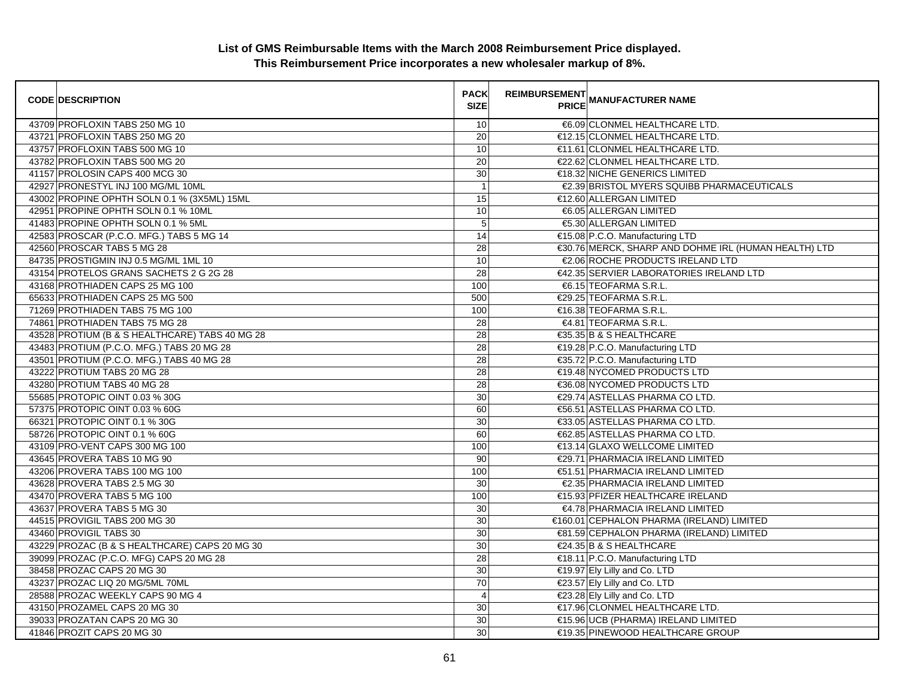**List of GMS Reimbursable Items with the March 2008 Reimbursement Price displayed.**
**This Reimbursement Price incorporates a new wholesaler markup of 8%.**

| CODE | DESCRIPTION | PACK SIZE | REIMBURSEMENT PRICE | MANUFACTURER NAME |
|---|---|---|---|---|
| 43709 | PROFLOXIN TABS 250 MG 10 | 10 | €6.09 | CLONMEL HEALTHCARE LTD. |
| 43721 | PROFLOXIN TABS 250 MG 20 | 20 | €12.15 | CLONMEL HEALTHCARE LTD. |
| 43757 | PROFLOXIN TABS 500 MG 10 | 10 | €11.61 | CLONMEL HEALTHCARE LTD. |
| 43782 | PROFLOXIN TABS 500 MG 20 | 20 | €22.62 | CLONMEL HEALTHCARE LTD. |
| 41157 | PROLOSIN CAPS 400 MCG 30 | 30 | €18.32 | NICHE GENERICS LIMITED |
| 42927 | PRONESTYL INJ 100 MG/ML 10ML | 1 | €2.39 | BRISTOL MYERS SQUIBB PHARMACEUTICALS |
| 43002 | PROPINE OPHTH SOLN 0.1 % (3X5ML) 15ML | 15 | €12.60 | ALLERGAN LIMITED |
| 42951 | PROPINE OPHTH SOLN 0.1 % 10ML | 10 | €6.05 | ALLERGAN LIMITED |
| 41483 | PROPINE OPHTH SOLN 0.1 % 5ML | 5 | €5.30 | ALLERGAN LIMITED |
| 42583 | PROSCAR (P.C.O. MFG.) TABS 5 MG 14 | 14 | €15.08 | P.C.O. Manufacturing LTD |
| 42560 | PROSCAR TABS 5 MG 28 | 28 | €30.76 | MERCK, SHARP AND DOHME IRL (HUMAN HEALTH) LTD |
| 84735 | PROSTIGMIN INJ 0.5 MG/ML 1ML 10 | 10 | €2.06 | ROCHE PRODUCTS IRELAND LTD |
| 43154 | PROTELOS GRANS SACHETS 2 G 2G 28 | 28 | €42.35 | SERVIER LABORATORIES IRELAND LTD |
| 43168 | PROTHIADEN CAPS 25 MG 100 | 100 | €6.15 | TEOFARMA S.R.L. |
| 65633 | PROTHIADEN CAPS 25 MG 500 | 500 | €29.25 | TEOFARMA S.R.L. |
| 71269 | PROTHIADEN TABS 75 MG 100 | 100 | €16.38 | TEOFARMA S.R.L. |
| 74861 | PROTHIADEN TABS 75 MG 28 | 28 | €4.81 | TEOFARMA S.R.L. |
| 43528 | PROTIUM (B & S HEALTHCARE) TABS 40 MG 28 | 28 | €35.35 | B & S HEALTHCARE |
| 43483 | PROTIUM (P.C.O. MFG.) TABS 20 MG 28 | 28 | €19.28 | P.C.O. Manufacturing LTD |
| 43501 | PROTIUM (P.C.O. MFG.) TABS 40 MG 28 | 28 | €35.72 | P.C.O. Manufacturing LTD |
| 43222 | PROTIUM TABS 20 MG 28 | 28 | €19.48 | NYCOMED PRODUCTS LTD |
| 43280 | PROTIUM TABS 40 MG 28 | 28 | €36.08 | NYCOMED PRODUCTS LTD |
| 55685 | PROTOPIC OINT 0.03 % 30G | 30 | €29.74 | ASTELLAS PHARMA CO LTD. |
| 57375 | PROTOPIC OINT 0.03 % 60G | 60 | €56.51 | ASTELLAS PHARMA CO LTD. |
| 66321 | PROTOPIC OINT 0.1 % 30G | 30 | €33.05 | ASTELLAS PHARMA CO LTD. |
| 58726 | PROTOPIC OINT 0.1 % 60G | 60 | €62.85 | ASTELLAS PHARMA CO LTD. |
| 43109 | PRO-VENT CAPS 300 MG 100 | 100 | €13.14 | GLAXO WELLCOME LIMITED |
| 43645 | PROVERA TABS 10 MG 90 | 90 | €29.71 | PHARMACIA IRELAND LIMITED |
| 43206 | PROVERA TABS 100 MG 100 | 100 | €51.51 | PHARMACIA IRELAND LIMITED |
| 43628 | PROVERA TABS 2.5 MG 30 | 30 | €2.35 | PHARMACIA IRELAND LIMITED |
| 43470 | PROVERA TABS 5 MG 100 | 100 | €15.93 | PFIZER HEALTHCARE IRELAND |
| 43637 | PROVERA TABS 5 MG 30 | 30 | €4.78 | PHARMACIA IRELAND LIMITED |
| 44515 | PROVIGIL TABS 200 MG 30 | 30 | €160.01 | CEPHALON PHARMA (IRELAND) LIMITED |
| 43460 | PROVIGIL TABS 30 | 30 | €81.59 | CEPHALON PHARMA (IRELAND) LIMITED |
| 43229 | PROZAC (B & S HEALTHCARE) CAPS 20 MG 30 | 30 | €24.35 | B & S HEALTHCARE |
| 39099 | PROZAC (P.C.O. MFG) CAPS 20 MG 28 | 28 | €18.11 | P.C.O. Manufacturing LTD |
| 38458 | PROZAC CAPS 20 MG 30 | 30 | €19.97 | Ely Lilly and Co. LTD |
| 43237 | PROZAC LIQ 20 MG/5ML 70ML | 70 | €23.57 | Ely Lilly and Co. LTD |
| 28588 | PROZAC WEEKLY CAPS 90 MG 4 | 4 | €23.28 | Ely Lilly and Co. LTD |
| 43150 | PROZAMEL CAPS 20 MG 30 | 30 | €17.96 | CLONMEL HEALTHCARE LTD. |
| 39033 | PROZATAN CAPS 20 MG 30 | 30 | €15.96 | UCB (PHARMA) IRELAND LIMITED |
| 41846 | PROZIT CAPS 20 MG 30 | 30 | €19.35 | PINEWOOD HEALTHCARE GROUP |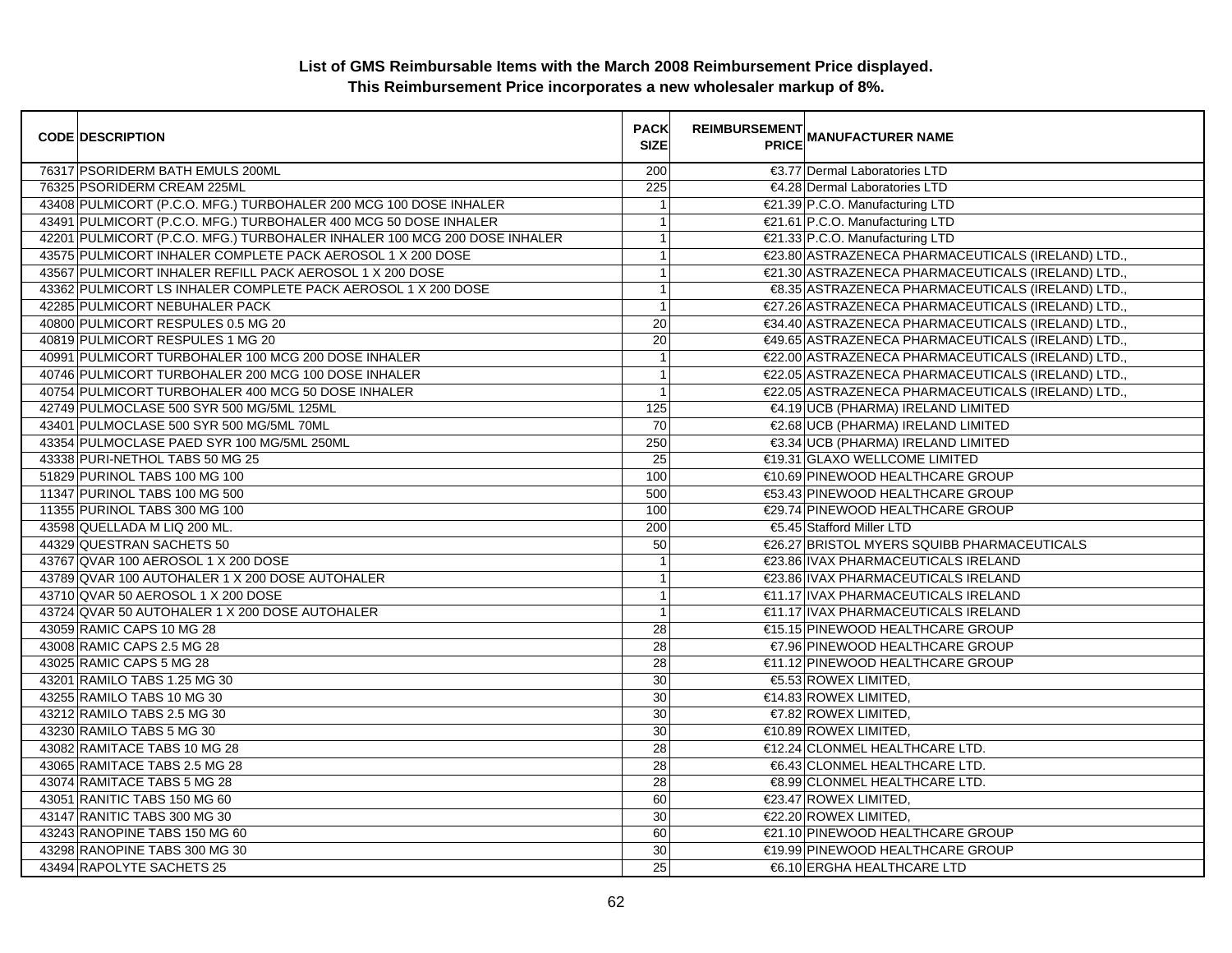**List of GMS Reimbursable Items with the March 2008 Reimbursement Price displayed.**
**This Reimbursement Price incorporates a new wholesaler markup of 8%.**

| CODE | DESCRIPTION | PACK SIZE | REIMBURSEMENT PRICE | MANUFACTURER NAME |
|---|---|---|---|---|
| 76317 | PSORIDERM BATH EMULS 200ML | 200 | €3.77 | Dermal Laboratories LTD |
| 76325 | PSORIDERM CREAM 225ML | 225 | €4.28 | Dermal Laboratories LTD |
| 43408 | PULMICORT (P.C.O. MFG.) TURBOHALER 200 MCG 100 DOSE INHALER | 1 | €21.39 | P.C.O. Manufacturing LTD |
| 43491 | PULMICORT (P.C.O. MFG.) TURBOHALER 400 MCG 50 DOSE INHALER | 1 | €21.61 | P.C.O. Manufacturing LTD |
| 42201 | PULMICORT (P.C.O. MFG.) TURBOHALER INHALER 100 MCG 200 DOSE INHALER | 1 | €21.33 | P.C.O. Manufacturing LTD |
| 43575 | PULMICORT INHALER COMPLETE PACK AEROSOL 1 X 200 DOSE | 1 | €23.80 | ASTRAZENECA PHARMACEUTICALS (IRELAND) LTD., |
| 43567 | PULMICORT INHALER REFILL PACK AEROSOL 1 X 200 DOSE | 1 | €21.30 | ASTRAZENECA PHARMACEUTICALS (IRELAND) LTD., |
| 43362 | PULMICORT LS INHALER COMPLETE PACK AEROSOL 1 X 200 DOSE | 1 | €8.35 | ASTRAZENECA PHARMACEUTICALS (IRELAND) LTD., |
| 42285 | PULMICORT NEBUHALER PACK | 1 | €27.26 | ASTRAZENECA PHARMACEUTICALS (IRELAND) LTD., |
| 40800 | PULMICORT RESPULES 0.5 MG 20 | 20 | €34.40 | ASTRAZENECA PHARMACEUTICALS (IRELAND) LTD., |
| 40819 | PULMICORT RESPULES 1 MG 20 | 20 | €49.65 | ASTRAZENECA PHARMACEUTICALS (IRELAND) LTD., |
| 40991 | PULMICORT TURBOHALER 100 MCG 200 DOSE INHALER | 1 | €22.00 | ASTRAZENECA PHARMACEUTICALS (IRELAND) LTD., |
| 40746 | PULMICORT TURBOHALER 200 MCG 100 DOSE INHALER | 1 | €22.05 | ASTRAZENECA PHARMACEUTICALS (IRELAND) LTD., |
| 40754 | PULMICORT TURBOHALER 400 MCG 50 DOSE INHALER | 1 | €22.05 | ASTRAZENECA PHARMACEUTICALS (IRELAND) LTD., |
| 42749 | PULMOCLASE 500 SYR 500 MG/5ML 125ML | 125 | €4.19 | UCB (PHARMA) IRELAND LIMITED |
| 43401 | PULMOCLASE 500 SYR 500 MG/5ML 70ML | 70 | €2.68 | UCB (PHARMA) IRELAND LIMITED |
| 43354 | PULMOCLASE PAED SYR 100 MG/5ML 250ML | 250 | €3.34 | UCB (PHARMA) IRELAND LIMITED |
| 43338 | PURI-NETHOL TABS 50 MG 25 | 25 | €19.31 | GLAXO WELLCOME LIMITED |
| 51829 | PURINOL TABS 100 MG 100 | 100 | €10.69 | PINEWOOD HEALTHCARE GROUP |
| 11347 | PURINOL TABS 100 MG 500 | 500 | €53.43 | PINEWOOD HEALTHCARE GROUP |
| 11355 | PURINOL TABS 300 MG 100 | 100 | €29.74 | PINEWOOD HEALTHCARE GROUP |
| 43598 | QUELLADA M LIQ 200 ML. | 200 | €5.45 | Stafford Miller LTD |
| 44329 | QUESTRAN SACHETS 50 | 50 | €26.27 | BRISTOL MYERS SQUIBB PHARMACEUTICALS |
| 43767 | QVAR 100 AEROSOL 1 X 200 DOSE | 1 | €23.86 | IVAX PHARMACEUTICALS IRELAND |
| 43789 | QVAR 100 AUTOHALER 1 X 200 DOSE AUTOHALER | 1 | €23.86 | IVAX PHARMACEUTICALS IRELAND |
| 43710 | QVAR 50 AEROSOL 1 X 200 DOSE | 1 | €11.17 | IVAX PHARMACEUTICALS IRELAND |
| 43724 | QVAR 50 AUTOHALER 1 X 200 DOSE AUTOHALER | 1 | €11.17 | IVAX PHARMACEUTICALS IRELAND |
| 43059 | RAMIC CAPS 10 MG 28 | 28 | €15.15 | PINEWOOD HEALTHCARE GROUP |
| 43008 | RAMIC CAPS 2.5 MG 28 | 28 | €7.96 | PINEWOOD HEALTHCARE GROUP |
| 43025 | RAMIC CAPS 5 MG 28 | 28 | €11.12 | PINEWOOD HEALTHCARE GROUP |
| 43201 | RAMILO TABS 1.25 MG 30 | 30 | €5.53 | ROWEX LIMITED, |
| 43255 | RAMILO TABS 10 MG 30 | 30 | €14.83 | ROWEX LIMITED, |
| 43212 | RAMILO TABS 2.5 MG 30 | 30 | €7.82 | ROWEX LIMITED, |
| 43230 | RAMILO TABS 5 MG 30 | 30 | €10.89 | ROWEX LIMITED, |
| 43082 | RAMITACE TABS 10 MG 28 | 28 | €12.24 | CLONMEL HEALTHCARE LTD. |
| 43065 | RAMITACE TABS 2.5 MG 28 | 28 | €6.43 | CLONMEL HEALTHCARE LTD. |
| 43074 | RAMITACE TABS 5 MG 28 | 28 | €8.99 | CLONMEL HEALTHCARE LTD. |
| 43051 | RANITIC TABS 150 MG 60 | 60 | €23.47 | ROWEX LIMITED, |
| 43147 | RANITIC TABS 300 MG 30 | 30 | €22.20 | ROWEX LIMITED, |
| 43243 | RANOPINE TABS 150 MG 60 | 60 | €21.10 | PINEWOOD HEALTHCARE GROUP |
| 43298 | RANOPINE TABS 300 MG 30 | 30 | €19.99 | PINEWOOD HEALTHCARE GROUP |
| 43494 | RAPOLYTE SACHETS 25 | 25 | €6.10 | ERGHA HEALTHCARE LTD |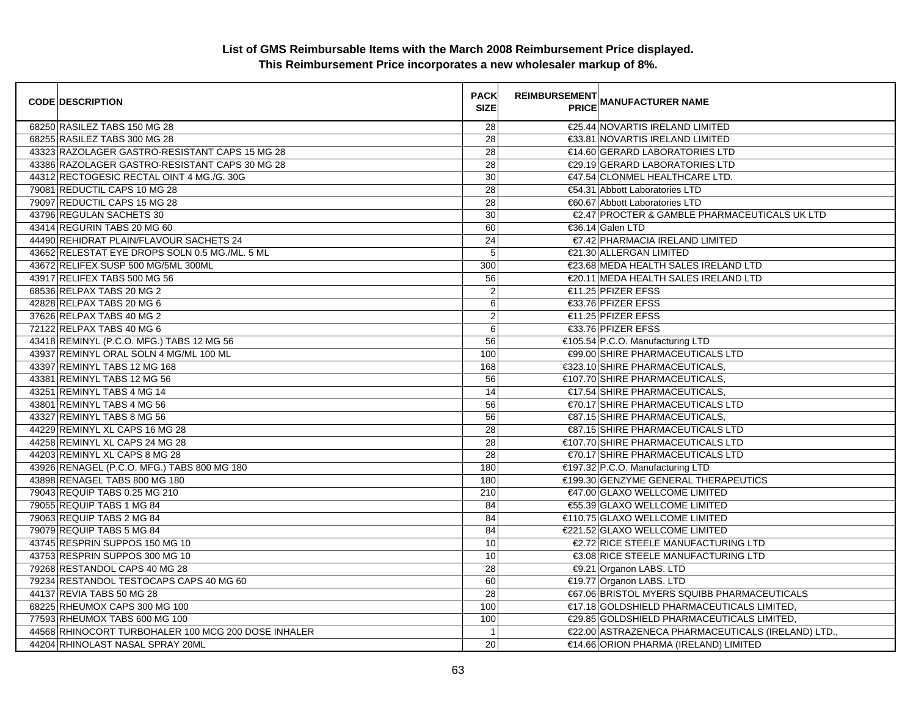**List of GMS Reimbursable Items with the March 2008 Reimbursement Price displayed.**
**This Reimbursement Price incorporates a new wholesaler markup of 8%.**

| CODE | DESCRIPTION | PACK SIZE | REIMBURSEMENT PRICE | MANUFACTURER NAME |
|---|---|---|---|---|
| 68250 | RASILEZ TABS 150 MG 28 | 28 | €25.44 | NOVARTIS IRELAND LIMITED |
| 68255 | RASILEZ TABS 300 MG 28 | 28 | €33.81 | NOVARTIS IRELAND LIMITED |
| 43323 | RAZOLAGER GASTRO-RESISTANT CAPS 15 MG 28 | 28 | €14.60 | GERARD LABORATORIES LTD |
| 43386 | RAZOLAGER GASTRO-RESISTANT CAPS 30 MG 28 | 28 | €29.19 | GERARD LABORATORIES LTD |
| 44312 | RECTOGESIC RECTAL OINT 4 MG./G. 30G | 30 | €47.54 | CLONMEL HEALTHCARE LTD. |
| 79081 | REDUCTIL CAPS 10 MG 28 | 28 | €54.31 | Abbott Laboratories LTD |
| 79097 | REDUCTIL CAPS 15 MG 28 | 28 | €60.67 | Abbott Laboratories LTD |
| 43796 | REGULAN SACHETS 30 | 30 | €2.47 | PROCTER & GAMBLE PHARMACEUTICALS UK LTD |
| 43414 | REGURIN TABS 20 MG 60 | 60 | €36.14 | Galen LTD |
| 44490 | REHIDRAT PLAIN/FLAVOUR SACHETS 24 | 24 | €7.42 | PHARMACIA IRELAND LIMITED |
| 43652 | RELESTAT EYE DROPS SOLN 0.5 MG./ML. 5 ML | 5 | €21.30 | ALLERGAN LIMITED |
| 43672 | RELIFEX SUSP 500 MG/5ML 300ML | 300 | €23.68 | MEDA HEALTH SALES IRELAND LTD |
| 43917 | RELIFEX TABS 500 MG 56 | 56 | €20.11 | MEDA HEALTH SALES IRELAND LTD |
| 68536 | RELPAX TABS 20 MG 2 | 2 | €11.25 | PFIZER EFSS |
| 42828 | RELPAX TABS 20 MG 6 | 6 | €33.76 | PFIZER EFSS |
| 37626 | RELPAX TABS 40 MG 2 | 2 | €11.25 | PFIZER EFSS |
| 72122 | RELPAX TABS 40 MG 6 | 6 | €33.76 | PFIZER EFSS |
| 43418 | REMINYL (P.C.O. MFG.) TABS 12 MG 56 | 56 | €105.54 | P.C.O. Manufacturing LTD |
| 43937 | REMINYL ORAL SOLN 4 MG/ML 100 ML | 100 | €99.00 | SHIRE PHARMACEUTICALS LTD |
| 43397 | REMINYL TABS 12 MG 168 | 168 | €323.10 | SHIRE PHARMACEUTICALS, |
| 43381 | REMINYL TABS 12 MG 56 | 56 | €107.70 | SHIRE PHARMACEUTICALS, |
| 43251 | REMINYL TABS 4 MG 14 | 14 | €17.54 | SHIRE PHARMACEUTICALS, |
| 43801 | REMINYL TABS 4 MG 56 | 56 | €70.17 | SHIRE PHARMACEUTICALS LTD |
| 43327 | REMINYL TABS 8 MG 56 | 56 | €87.15 | SHIRE PHARMACEUTICALS, |
| 44229 | REMINYL XL CAPS 16 MG 28 | 28 | €87.15 | SHIRE PHARMACEUTICALS LTD |
| 44258 | REMINYL XL CAPS 24 MG 28 | 28 | €107.70 | SHIRE PHARMACEUTICALS LTD |
| 44203 | REMINYL XL CAPS 8 MG 28 | 28 | €70.17 | SHIRE PHARMACEUTICALS LTD |
| 43926 | RENAGEL (P.C.O. MFG.) TABS 800 MG 180 | 180 | €197.32 | P.C.O. Manufacturing LTD |
| 43898 | RENAGEL TABS 800 MG 180 | 180 | €199.30 | GENZYME GENERAL THERAPEUTICS |
| 79043 | REQUIP TABS 0.25 MG 210 | 210 | €47.00 | GLAXO WELLCOME LIMITED |
| 79055 | REQUIP TABS 1 MG 84 | 84 | €55.39 | GLAXO WELLCOME LIMITED |
| 79063 | REQUIP TABS 2 MG 84 | 84 | €110.75 | GLAXO WELLCOME LIMITED |
| 79079 | REQUIP TABS 5 MG 84 | 84 | €221.52 | GLAXO WELLCOME LIMITED |
| 43745 | RESPRIN SUPPOS 150 MG 10 | 10 | €2.72 | RICE STEELE MANUFACTURING LTD |
| 43753 | RESPRIN SUPPOS 300 MG 10 | 10 | €3.08 | RICE STEELE MANUFACTURING LTD |
| 79268 | RESTANDOL CAPS 40 MG 28 | 28 | €9.21 | Organon LABS. LTD |
| 79234 | RESTANDOL TESTOCAPS CAPS 40 MG 60 | 60 | €19.77 | Organon LABS. LTD |
| 44137 | REVIA TABS 50 MG 28 | 28 | €67.06 | BRISTOL MYERS SQUIBB PHARMACEUTICALS |
| 68225 | RHEUMOX CAPS 300 MG 100 | 100 | €17.18 | GOLDSHIELD PHARMACEUTICALS LIMITED, |
| 77593 | RHEUMOX TABS 600 MG 100 | 100 | €29.85 | GOLDSHIELD PHARMACEUTICALS LIMITED, |
| 44568 | RHINOCORT TURBOHALER 100 MCG 200 DOSE INHALER | 1 | €22.00 | ASTRAZENECA PHARMACEUTICALS (IRELAND) LTD., |
| 44204 | RHINOLAST NASAL SPRAY 20ML | 20 | €14.66 | ORION PHARMA (IRELAND) LIMITED |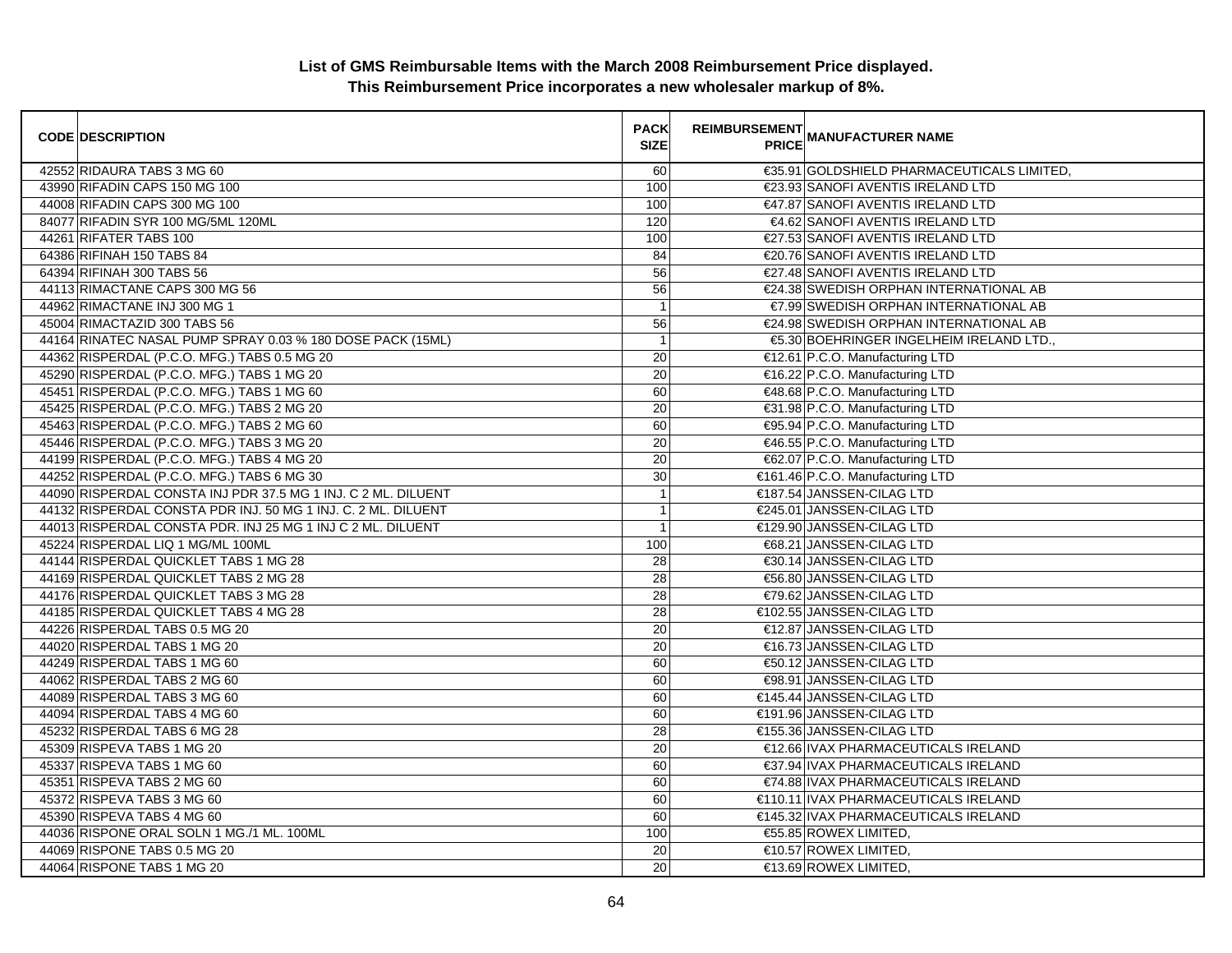**List of GMS Reimbursable Items with the March 2008 Reimbursement Price displayed.**
**This Reimbursement Price incorporates a new wholesaler markup of 8%.**

| CODE | DESCRIPTION | PACK SIZE | REIMBURSEMENT PRICE | MANUFACTURER NAME |
|---|---|---|---|---|
| 42552 | RIDAURA TABS 3 MG 60 | 60 | €35.91 | GOLDSHIELD PHARMACEUTICALS LIMITED, |
| 43990 | RIFADIN CAPS 150 MG 100 | 100 | €23.93 | SANOFI AVENTIS IRELAND LTD |
| 44008 | RIFADIN CAPS 300 MG 100 | 100 | €47.87 | SANOFI AVENTIS IRELAND LTD |
| 84077 | RIFADIN SYR 100 MG/5ML 120ML | 120 | €4.62 | SANOFI AVENTIS IRELAND LTD |
| 44261 | RIFATER TABS 100 | 100 | €27.53 | SANOFI AVENTIS IRELAND LTD |
| 64386 | RIFINAH 150 TABS 84 | 84 | €20.76 | SANOFI AVENTIS IRELAND LTD |
| 64394 | RIFINAH 300 TABS 56 | 56 | €27.48 | SANOFI AVENTIS IRELAND LTD |
| 44113 | RIMACTANE CAPS 300 MG 56 | 56 | €24.38 | SWEDISH ORPHAN INTERNATIONAL AB |
| 44962 | RIMACTANE INJ 300 MG 1 | 1 | €7.99 | SWEDISH ORPHAN INTERNATIONAL AB |
| 45004 | RIMACTAZID 300 TABS 56 | 56 | €24.98 | SWEDISH ORPHAN INTERNATIONAL AB |
| 44164 | RINATEC NASAL PUMP SPRAY 0.03 % 180 DOSE PACK (15ML) | 1 | €5.30 | BOEHRINGER INGELHEIM IRELAND LTD., |
| 44362 | RISPERDAL (P.C.O. MFG.) TABS 0.5 MG 20 | 20 | €12.61 | P.C.O. Manufacturing LTD |
| 45290 | RISPERDAL (P.C.O. MFG.) TABS 1 MG 20 | 20 | €16.22 | P.C.O. Manufacturing LTD |
| 45451 | RISPERDAL (P.C.O. MFG.) TABS 1 MG 60 | 60 | €48.68 | P.C.O. Manufacturing LTD |
| 45425 | RISPERDAL (P.C.O. MFG.) TABS 2 MG 20 | 20 | €31.98 | P.C.O. Manufacturing LTD |
| 45463 | RISPERDAL (P.C.O. MFG.) TABS 2 MG 60 | 60 | €95.94 | P.C.O. Manufacturing LTD |
| 45446 | RISPERDAL (P.C.O. MFG.) TABS 3 MG 20 | 20 | €46.55 | P.C.O. Manufacturing LTD |
| 44199 | RISPERDAL (P.C.O. MFG.) TABS 4 MG 20 | 20 | €62.07 | P.C.O. Manufacturing LTD |
| 44252 | RISPERDAL (P.C.O. MFG.) TABS 6 MG 30 | 30 | €161.46 | P.C.O. Manufacturing LTD |
| 44090 | RISPERDAL CONSTA INJ PDR 37.5 MG 1 INJ. C 2 ML. DILUENT | 1 | €187.54 | JANSSEN-CILAG LTD |
| 44132 | RISPERDAL CONSTA PDR INJ. 50 MG 1 INJ. C. 2 ML. DILUENT | 1 | €245.01 | JANSSEN-CILAG LTD |
| 44013 | RISPERDAL CONSTA PDR. INJ 25 MG 1 INJ C 2 ML. DILUENT | 1 | €129.90 | JANSSEN-CILAG LTD |
| 45224 | RISPERDAL LIQ 1 MG/ML 100ML | 100 | €68.21 | JANSSEN-CILAG LTD |
| 44144 | RISPERDAL QUICKLET TABS 1 MG 28 | 28 | €30.14 | JANSSEN-CILAG LTD |
| 44169 | RISPERDAL QUICKLET TABS 2 MG 28 | 28 | €56.80 | JANSSEN-CILAG LTD |
| 44176 | RISPERDAL QUICKLET TABS 3 MG 28 | 28 | €79.62 | JANSSEN-CILAG LTD |
| 44185 | RISPERDAL QUICKLET TABS 4 MG 28 | 28 | €102.55 | JANSSEN-CILAG LTD |
| 44226 | RISPERDAL TABS 0.5 MG 20 | 20 | €12.87 | JANSSEN-CILAG LTD |
| 44020 | RISPERDAL TABS 1 MG 20 | 20 | €16.73 | JANSSEN-CILAG LTD |
| 44249 | RISPERDAL TABS 1 MG 60 | 60 | €50.12 | JANSSEN-CILAG LTD |
| 44062 | RISPERDAL TABS 2 MG 60 | 60 | €98.91 | JANSSEN-CILAG LTD |
| 44089 | RISPERDAL TABS 3 MG 60 | 60 | €145.44 | JANSSEN-CILAG LTD |
| 44094 | RISPERDAL TABS 4 MG 60 | 60 | €191.96 | JANSSEN-CILAG LTD |
| 45232 | RISPERDAL TABS 6 MG 28 | 28 | €155.36 | JANSSEN-CILAG LTD |
| 45309 | RISPEVA TABS 1 MG 20 | 20 | €12.66 | IVAX PHARMACEUTICALS IRELAND |
| 45337 | RISPEVA TABS 1 MG 60 | 60 | €37.94 | IVAX PHARMACEUTICALS IRELAND |
| 45351 | RISPEVA TABS 2 MG 60 | 60 | €74.88 | IVAX PHARMACEUTICALS IRELAND |
| 45372 | RISPEVA TABS 3 MG 60 | 60 | €110.11 | IVAX PHARMACEUTICALS IRELAND |
| 45390 | RISPEVA TABS 4 MG 60 | 60 | €145.32 | IVAX PHARMACEUTICALS IRELAND |
| 44036 | RISPONE ORAL SOLN 1 MG./1 ML. 100ML | 100 | €55.85 | ROWEX LIMITED, |
| 44069 | RISPONE TABS 0.5 MG 20 | 20 | €10.57 | ROWEX LIMITED, |
| 44064 | RISPONE TABS 1 MG 20 | 20 | €13.69 | ROWEX LIMITED, |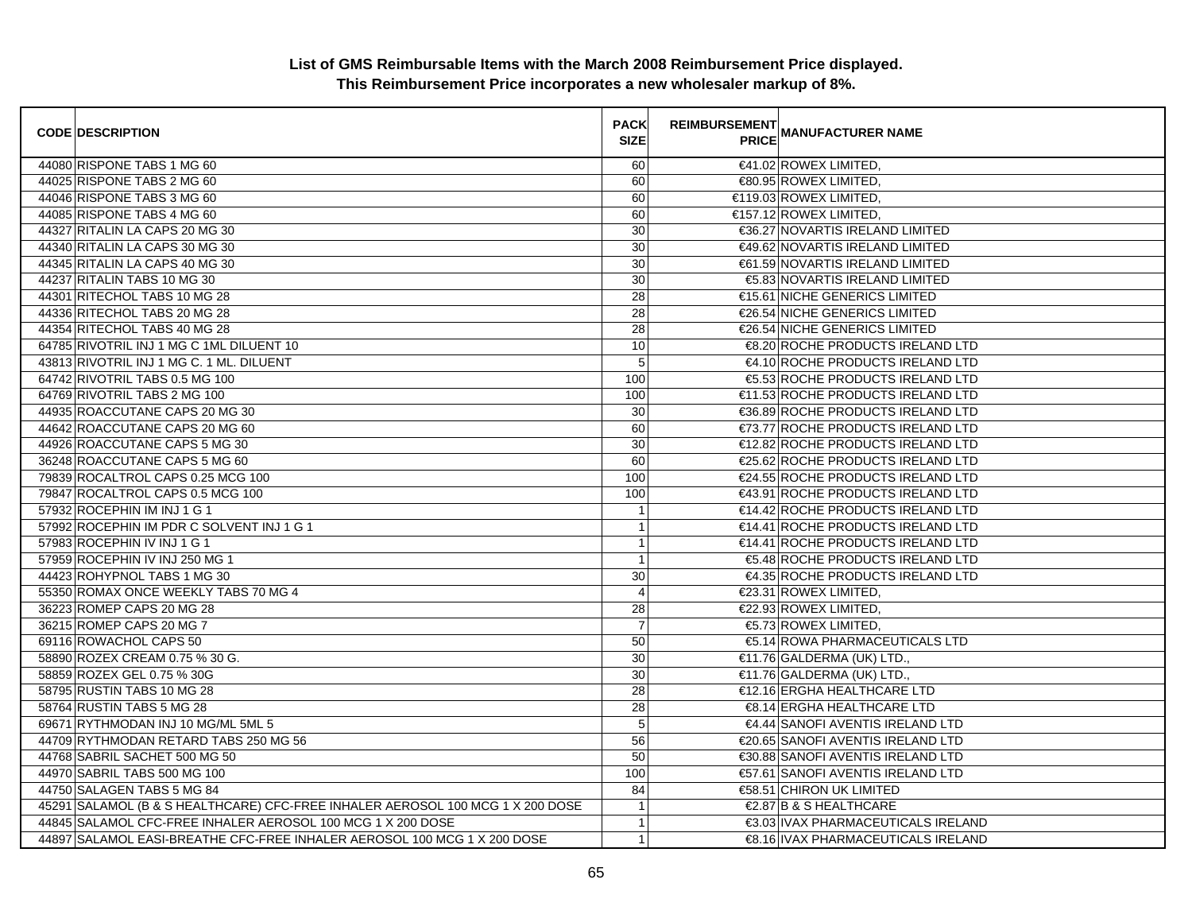**List of GMS Reimbursable Items with the March 2008 Reimbursement Price displayed.**
**This Reimbursement Price incorporates a new wholesaler markup of 8%.**

| CODE | DESCRIPTION | PACK SIZE | REIMBURSEMENT PRICE | MANUFACTURER NAME |
|---|---|---|---|---|
| 44080 | RISPONE TABS 1 MG 60 | 60 | €41.02 | ROWEX LIMITED, |
| 44025 | RISPONE TABS 2 MG 60 | 60 | €80.95 | ROWEX LIMITED, |
| 44046 | RISPONE TABS 3 MG 60 | 60 | €119.03 | ROWEX LIMITED, |
| 44085 | RISPONE TABS 4 MG 60 | 60 | €157.12 | ROWEX LIMITED, |
| 44327 | RITALIN LA CAPS 20 MG 30 | 30 | €36.27 | NOVARTIS IRELAND LIMITED |
| 44340 | RITALIN LA CAPS 30 MG 30 | 30 | €49.62 | NOVARTIS IRELAND LIMITED |
| 44345 | RITALIN LA CAPS 40 MG 30 | 30 | €61.59 | NOVARTIS IRELAND LIMITED |
| 44237 | RITALIN TABS 10 MG 30 | 30 | €5.83 | NOVARTIS IRELAND LIMITED |
| 44301 | RITECHOL TABS 10 MG 28 | 28 | €15.61 | NICHE GENERICS LIMITED |
| 44336 | RITECHOL TABS 20 MG 28 | 28 | €26.54 | NICHE GENERICS LIMITED |
| 44354 | RITECHOL TABS 40 MG 28 | 28 | €26.54 | NICHE GENERICS LIMITED |
| 64785 | RIVOTRIL INJ 1 MG C 1ML DILUENT 10 | 10 | €8.20 | ROCHE PRODUCTS IRELAND LTD |
| 43813 | RIVOTRIL INJ 1 MG C. 1 ML. DILUENT | 5 | €4.10 | ROCHE PRODUCTS IRELAND LTD |
| 64742 | RIVOTRIL TABS 0.5 MG 100 | 100 | €5.53 | ROCHE PRODUCTS IRELAND LTD |
| 64769 | RIVOTRIL TABS 2 MG 100 | 100 | €11.53 | ROCHE PRODUCTS IRELAND LTD |
| 44935 | ROACCUTANE CAPS 20 MG 30 | 30 | €36.89 | ROCHE PRODUCTS IRELAND LTD |
| 44642 | ROACCUTANE CAPS 20 MG 60 | 60 | €73.77 | ROCHE PRODUCTS IRELAND LTD |
| 44926 | ROACCUTANE CAPS 5 MG 30 | 30 | €12.82 | ROCHE PRODUCTS IRELAND LTD |
| 36248 | ROACCUTANE CAPS 5 MG 60 | 60 | €25.62 | ROCHE PRODUCTS IRELAND LTD |
| 79839 | ROCALTROL CAPS 0.25 MCG 100 | 100 | €24.55 | ROCHE PRODUCTS IRELAND LTD |
| 79847 | ROCALTROL CAPS 0.5 MCG 100 | 100 | €43.91 | ROCHE PRODUCTS IRELAND LTD |
| 57932 | ROCEPHIN IM INJ 1 G 1 | 1 | €14.42 | ROCHE PRODUCTS IRELAND LTD |
| 57992 | ROCEPHIN IM PDR C SOLVENT INJ 1 G 1 | 1 | €14.41 | ROCHE PRODUCTS IRELAND LTD |
| 57983 | ROCEPHIN IV INJ 1 G 1 | 1 | €14.41 | ROCHE PRODUCTS IRELAND LTD |
| 57959 | ROCEPHIN IV INJ 250 MG 1 | 1 | €5.48 | ROCHE PRODUCTS IRELAND LTD |
| 44423 | ROHYPNOL TABS 1 MG 30 | 30 | €4.35 | ROCHE PRODUCTS IRELAND LTD |
| 55350 | ROMAX ONCE WEEKLY TABS 70 MG 4 | 4 | €23.31 | ROWEX LIMITED, |
| 36223 | ROMEP CAPS 20 MG 28 | 28 | €22.93 | ROWEX LIMITED, |
| 36215 | ROMEP CAPS 20 MG 7 | 7 | €5.73 | ROWEX LIMITED, |
| 69116 | ROWACHOL CAPS 50 | 50 | €5.14 | ROWA PHARMACEUTICALS LTD |
| 58890 | ROZEX CREAM 0.75 % 30 G. | 30 | €11.76 | GALDERMA (UK) LTD., |
| 58859 | ROZEX GEL 0.75 % 30G | 30 | €11.76 | GALDERMA (UK) LTD., |
| 58795 | RUSTIN TABS 10 MG 28 | 28 | €12.16 | ERGHA HEALTHCARE LTD |
| 58764 | RUSTIN TABS 5 MG 28 | 28 | €8.14 | ERGHA HEALTHCARE LTD |
| 69671 | RYTHMODAN INJ 10 MG/ML 5ML 5 | 5 | €4.44 | SANOFI AVENTIS IRELAND LTD |
| 44709 | RYTHMODAN RETARD TABS 250 MG 56 | 56 | €20.65 | SANOFI AVENTIS IRELAND LTD |
| 44768 | SABRIL SACHET 500 MG 50 | 50 | €30.88 | SANOFI AVENTIS IRELAND LTD |
| 44970 | SABRIL TABS 500 MG 100 | 100 | €57.61 | SANOFI AVENTIS IRELAND LTD |
| 44750 | SALAGEN TABS 5 MG 84 | 84 | €58.51 | CHIRON UK LIMITED |
| 45291 | SALAMOL (B & S HEALTHCARE) CFC-FREE INHALER AEROSOL 100 MCG 1 X 200 DOSE | 1 | €2.87 | B & S HEALTHCARE |
| 44845 | SALAMOL CFC-FREE INHALER AEROSOL 100 MCG 1 X 200 DOSE | 1 | €3.03 | IVAX PHARMACEUTICALS IRELAND |
| 44897 | SALAMOL EASI-BREATHE CFC-FREE INHALER AEROSOL 100 MCG 1 X 200 DOSE | 1 | €8.16 | IVAX PHARMACEUTICALS IRELAND |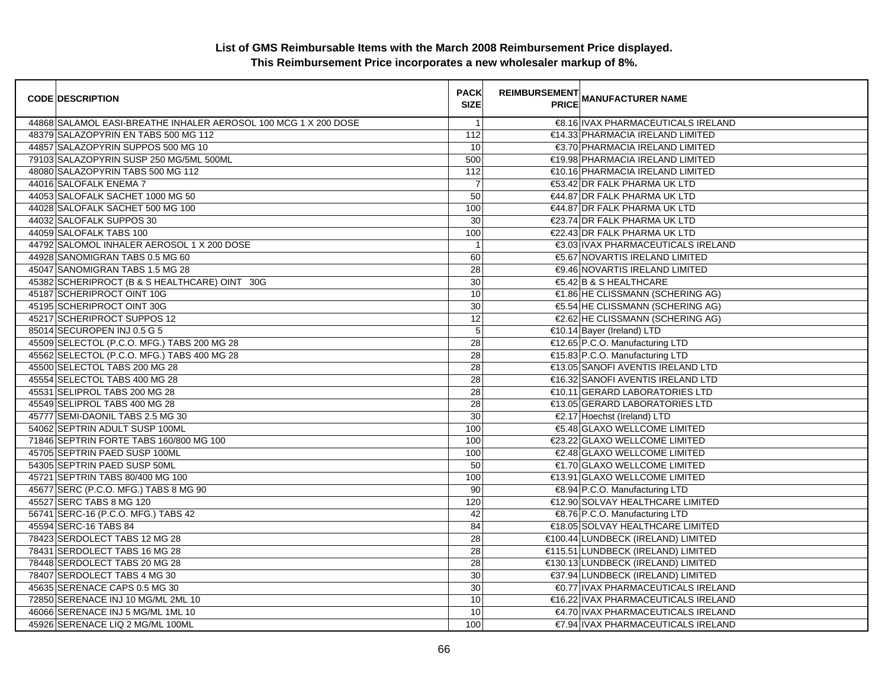# List of GMS Reimbursable Items with the March 2008 Reimbursement Price displayed.
## This Reimbursement Price incorporates a new wholesaler markup of 8%.

| CODE | DESCRIPTION | PACK SIZE | REIMBURSEMENT PRICE | MANUFACTURER NAME |
|---|---|---|---|---|
| 44868 | SALAMOL EASI-BREATHE INHALER AEROSOL 100 MCG 1 X 200 DOSE | 1 | €8.16 | IVAX PHARMACEUTICALS IRELAND |
| 48379 | SALAZOPYRIN EN TABS 500 MG 112 | 112 | €14.33 | PHARMACIA IRELAND LIMITED |
| 44857 | SALAZOPYRIN SUPPOS 500 MG 10 | 10 | €3.70 | PHARMACIA IRELAND LIMITED |
| 79103 | SALAZOPYRIN SUSP 250 MG/5ML 500ML | 500 | €19.98 | PHARMACIA IRELAND LIMITED |
| 48080 | SALAZOPYRIN TABS 500 MG 112 | 112 | €10.16 | PHARMACIA IRELAND LIMITED |
| 44016 | SALOFALK ENEMA 7 | 7 | €53.42 | DR FALK PHARMA UK LTD |
| 44053 | SALOFALK SACHET 1000 MG 50 | 50 | €44.87 | DR FALK PHARMA UK LTD |
| 44028 | SALOFALK SACHET 500 MG 100 | 100 | €44.87 | DR FALK PHARMA UK LTD |
| 44032 | SALOFALK SUPPOS 30 | 30 | €23.74 | DR FALK PHARMA UK LTD |
| 44059 | SALOFALK TABS 100 | 100 | €22.43 | DR FALK PHARMA UK LTD |
| 44792 | SALOMOL INHALER AEROSOL 1 X 200 DOSE | 1 | €3.03 | IVAX PHARMACEUTICALS IRELAND |
| 44928 | SANOMIGRAN TABS 0.5 MG 60 | 60 | €5.67 | NOVARTIS IRELAND LIMITED |
| 45047 | SANOMIGRAN TABS 1.5 MG 28 | 28 | €9.46 | NOVARTIS IRELAND LIMITED |
| 45382 | SCHERIPROCT (B & S HEALTHCARE) OINT 30G | 30 | €5.42 | B & S HEALTHCARE |
| 45187 | SCHERIPROCT OINT 10G | 10 | €1.86 | HE CLISSMANN (SCHERING AG) |
| 45195 | SCHERIPROCT OINT 30G | 30 | €5.54 | HE CLISSMANN (SCHERING AG) |
| 45217 | SCHERIPROCT SUPPOS 12 | 12 | €2.62 | HE CLISSMANN (SCHERING AG) |
| 85014 | SECUROPEN INJ 0.5 G 5 | 5 | €10.14 | Bayer (Ireland) LTD |
| 45509 | SELECTOL (P.C.O. MFG.) TABS 200 MG 28 | 28 | €12.65 | P.C.O. Manufacturing LTD |
| 45562 | SELECTOL (P.C.O. MFG.) TABS 400 MG 28 | 28 | €15.83 | P.C.O. Manufacturing LTD |
| 45500 | SELECTOL TABS 200 MG 28 | 28 | €13.05 | SANOFI AVENTIS IRELAND LTD |
| 45554 | SELECTOL TABS 400 MG 28 | 28 | €16.32 | SANOFI AVENTIS IRELAND LTD |
| 45531 | SELIPROL TABS 200 MG 28 | 28 | €10.11 | GERARD LABORATORIES LTD |
| 45549 | SELIPROL TABS 400 MG 28 | 28 | €13.05 | GERARD LABORATORIES LTD |
| 45777 | SEMI-DAONIL TABS 2.5 MG 30 | 30 | €2.17 | Hoechst (Ireland) LTD |
| 54062 | SEPTRIN ADULT SUSP 100ML | 100 | €5.48 | GLAXO WELLCOME LIMITED |
| 71846 | SEPTRIN FORTE TABS 160/800 MG 100 | 100 | €23.22 | GLAXO WELLCOME LIMITED |
| 45705 | SEPTRIN PAED SUSP 100ML | 100 | €2.48 | GLAXO WELLCOME LIMITED |
| 54305 | SEPTRIN PAED SUSP 50ML | 50 | €1.70 | GLAXO WELLCOME LIMITED |
| 45721 | SEPTRIN TABS 80/400 MG 100 | 100 | €13.91 | GLAXO WELLCOME LIMITED |
| 45677 | SERC (P.C.O. MFG.) TABS 8 MG 90 | 90 | €8.94 | P.C.O. Manufacturing LTD |
| 45527 | SERC TABS 8 MG 120 | 120 | €12.90 | SOLVAY HEALTHCARE LIMITED |
| 56741 | SERC-16 (P.C.O. MFG.) TABS 42 | 42 | €8.76 | P.C.O. Manufacturing LTD |
| 45594 | SERC-16 TABS 84 | 84 | €18.05 | SOLVAY HEALTHCARE LIMITED |
| 78423 | SERDOLECT TABS 12 MG 28 | 28 | €100.44 | LUNDBECK (IRELAND) LIMITED |
| 78431 | SERDOLECT TABS 16 MG 28 | 28 | €115.51 | LUNDBECK (IRELAND) LIMITED |
| 78448 | SERDOLECT TABS 20 MG 28 | 28 | €130.13 | LUNDBECK (IRELAND) LIMITED |
| 78407 | SERDOLECT TABS 4 MG 30 | 30 | €37.94 | LUNDBECK (IRELAND) LIMITED |
| 45635 | SERENACE CAPS 0.5 MG 30 | 30 | €0.77 | IVAX PHARMACEUTICALS IRELAND |
| 72850 | SERENACE INJ 10 MG/ML 2ML 10 | 10 | €16.22 | IVAX PHARMACEUTICALS IRELAND |
| 46066 | SERENACE INJ 5 MG/ML 1ML 10 | 10 | €4.70 | IVAX PHARMACEUTICALS IRELAND |
| 45926 | SERENACE LIQ 2 MG/ML 100ML | 100 | €7.94 | IVAX PHARMACEUTICALS IRELAND |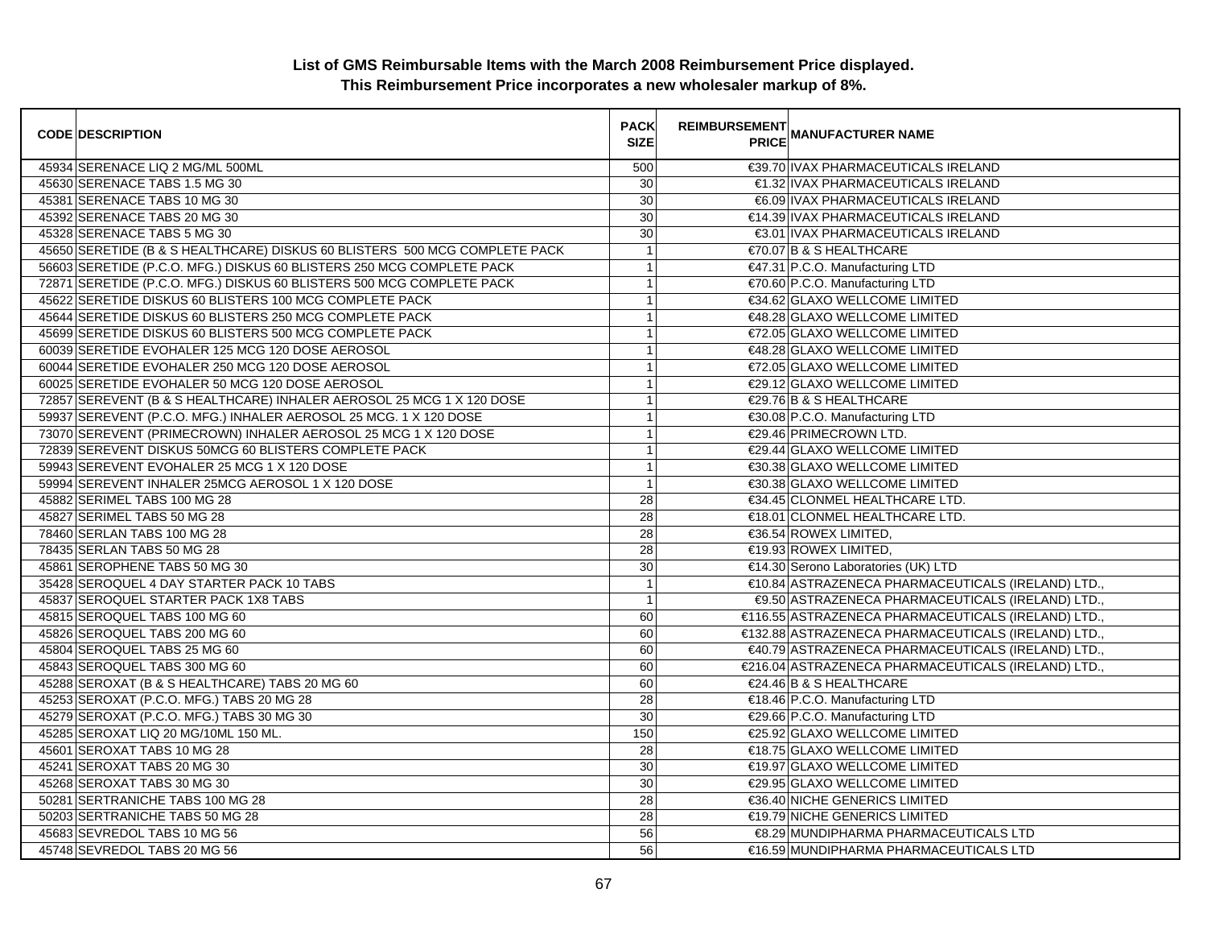## List of GMS Reimbursable Items with the March 2008 Reimbursement Price displayed.
## This Reimbursement Price incorporates a new wholesaler markup of 8%.

| CODE | DESCRIPTION | PACK SIZE | REIMBURSEMENT PRICE | MANUFACTURER NAME |
|---|---|---|---|---|
| 45934 | SERENACE LIQ 2 MG/ML 500ML | 500 | €39.70 | IVAX PHARMACEUTICALS IRELAND |
| 45630 | SERENACE TABS 1.5 MG 30 | 30 | €1.32 | IVAX PHARMACEUTICALS IRELAND |
| 45381 | SERENACE TABS 10 MG 30 | 30 | €6.09 | IVAX PHARMACEUTICALS IRELAND |
| 45392 | SERENACE TABS 20 MG 30 | 30 | €14.39 | IVAX PHARMACEUTICALS IRELAND |
| 45328 | SERENACE TABS 5 MG 30 | 30 | €3.01 | IVAX PHARMACEUTICALS IRELAND |
| 45650 | SERETIDE (B & S HEALTHCARE) DISKUS 60 BLISTERS 500 MCG COMPLETE PACK | 1 | €70.07 | B & S HEALTHCARE |
| 56603 | SERETIDE (P.C.O. MFG.) DISKUS 60 BLISTERS 250 MCG COMPLETE PACK | 1 | €47.31 | P.C.O. Manufacturing LTD |
| 72871 | SERETIDE (P.C.O. MFG.) DISKUS 60 BLISTERS 500 MCG COMPLETE PACK | 1 | €70.60 | P.C.O. Manufacturing LTD |
| 45622 | SERETIDE DISKUS 60 BLISTERS 100 MCG COMPLETE PACK | 1 | €34.62 | GLAXO WELLCOME LIMITED |
| 45644 | SERETIDE DISKUS 60 BLISTERS 250 MCG COMPLETE PACK | 1 | €48.28 | GLAXO WELLCOME LIMITED |
| 45699 | SERETIDE DISKUS 60 BLISTERS 500 MCG COMPLETE PACK | 1 | €72.05 | GLAXO WELLCOME LIMITED |
| 60039 | SERETIDE EVOHALER 125 MCG 120 DOSE AEROSOL | 1 | €48.28 | GLAXO WELLCOME LIMITED |
| 60044 | SERETIDE EVOHALER 250 MCG 120 DOSE AEROSOL | 1 | €72.05 | GLAXO WELLCOME LIMITED |
| 60025 | SERETIDE EVOHALER 50 MCG 120 DOSE AEROSOL | 1 | €29.12 | GLAXO WELLCOME LIMITED |
| 72857 | SEREVENT (B & S HEALTHCARE) INHALER AEROSOL 25 MCG 1 X 120 DOSE | 1 | €29.76 | B & S HEALTHCARE |
| 59937 | SEREVENT (P.C.O. MFG.) INHALER AEROSOL 25 MCG. 1 X 120 DOSE | 1 | €30.08 | P.C.O. Manufacturing LTD |
| 73070 | SEREVENT (PRIMECROWN) INHALER AEROSOL 25 MCG 1 X 120 DOSE | 1 | €29.46 | PRIMECROWN LTD. |
| 72839 | SEREVENT DISKUS 50MCG 60 BLISTERS COMPLETE PACK | 1 | €29.44 | GLAXO WELLCOME LIMITED |
| 59943 | SEREVENT EVOHALER 25 MCG 1 X 120 DOSE | 1 | €30.38 | GLAXO WELLCOME LIMITED |
| 59994 | SEREVENT INHALER 25MCG AEROSOL 1 X 120 DOSE | 1 | €30.38 | GLAXO WELLCOME LIMITED |
| 45882 | SERIMEL TABS 100 MG 28 | 28 | €34.45 | CLONMEL HEALTHCARE LTD. |
| 45827 | SERIMEL TABS 50 MG 28 | 28 | €18.01 | CLONMEL HEALTHCARE LTD. |
| 78460 | SERLAN TABS 100 MG 28 | 28 | €36.54 | ROWEX LIMITED, |
| 78435 | SERLAN TABS 50 MG 28 | 28 | €19.93 | ROWEX LIMITED, |
| 45861 | SEROPHENE TABS 50 MG 30 | 30 | €14.30 | Serono Laboratories (UK) LTD |
| 35428 | SEROQUEL 4 DAY STARTER PACK 10 TABS | 1 | €10.84 | ASTRAZENECA PHARMACEUTICALS (IRELAND) LTD., |
| 45837 | SEROQUEL STARTER PACK 1X8 TABS | 1 | €9.50 | ASTRAZENECA PHARMACEUTICALS (IRELAND) LTD., |
| 45815 | SEROQUEL TABS 100 MG 60 | 60 | €116.55 | ASTRAZENECA PHARMACEUTICALS (IRELAND) LTD., |
| 45826 | SEROQUEL TABS 200 MG 60 | 60 | €132.88 | ASTRAZENECA PHARMACEUTICALS (IRELAND) LTD., |
| 45804 | SEROQUEL TABS 25 MG 60 | 60 | €40.79 | ASTRAZENECA PHARMACEUTICALS (IRELAND) LTD., |
| 45843 | SEROQUEL TABS 300 MG 60 | 60 | €216.04 | ASTRAZENECA PHARMACEUTICALS (IRELAND) LTD., |
| 45288 | SEROXAT (B & S HEALTHCARE) TABS 20 MG 60 | 60 | €24.46 | B & S HEALTHCARE |
| 45253 | SEROXAT (P.C.O. MFG.) TABS 20 MG 28 | 28 | €18.46 | P.C.O. Manufacturing LTD |
| 45279 | SEROXAT (P.C.O. MFG.) TABS 30 MG 30 | 30 | €29.66 | P.C.O. Manufacturing LTD |
| 45285 | SEROXAT LIQ 20 MG/10ML 150 ML. | 150 | €25.92 | GLAXO WELLCOME LIMITED |
| 45601 | SEROXAT TABS 10 MG 28 | 28 | €18.75 | GLAXO WELLCOME LIMITED |
| 45241 | SEROXAT TABS 20 MG 30 | 30 | €19.97 | GLAXO WELLCOME LIMITED |
| 45268 | SEROXAT TABS 30 MG 30 | 30 | €29.95 | GLAXO WELLCOME LIMITED |
| 50281 | SERTRANICHE TABS 100 MG 28 | 28 | €36.40 | NICHE GENERICS LIMITED |
| 50203 | SERTRANICHE TABS 50 MG 28 | 28 | €19.79 | NICHE GENERICS LIMITED |
| 45683 | SEVREDOL TABS 10 MG 56 | 56 | €8.29 | MUNDIPHARMA PHARMACEUTICALS LTD |
| 45748 | SEVREDOL TABS 20 MG 56 | 56 | €16.59 | MUNDIPHARMA PHARMACEUTICALS LTD |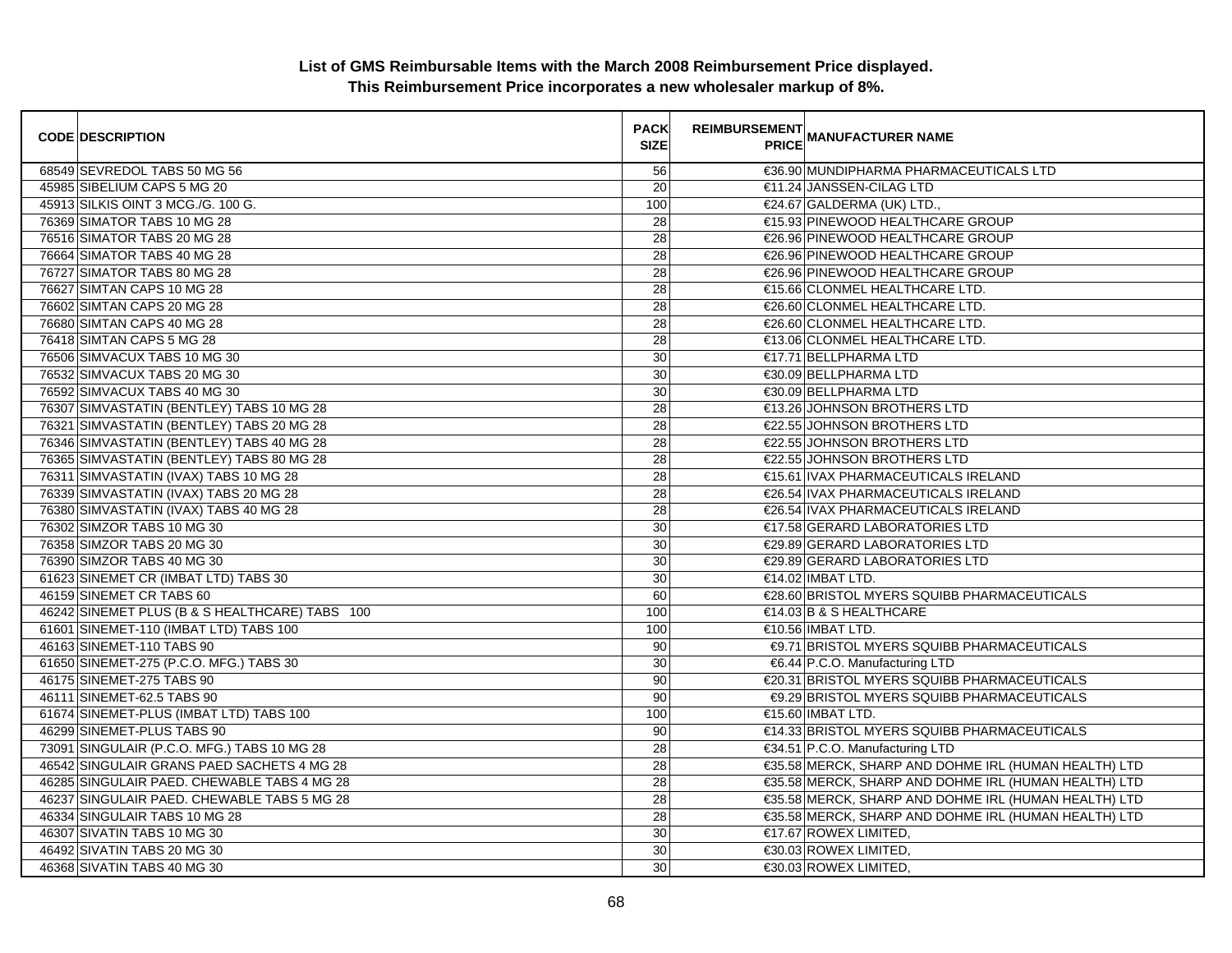**List of GMS Reimbursable Items with the March 2008 Reimbursement Price displayed.**
**This Reimbursement Price incorporates a new wholesaler markup of 8%.**

| CODE | DESCRIPTION | PACK SIZE | REIMBURSEMENT PRICE | MANUFACTURER NAME |
|---|---|---|---|---|
| 68549 | SEVREDOL TABS 50 MG 56 | 56 | €36.90 | MUNDIPHARMA PHARMACEUTICALS LTD |
| 45985 | SIBELIUM CAPS 5 MG 20 | 20 | €11.24 | JANSSEN-CILAG LTD |
| 45913 | SILKIS OINT 3 MCG./G. 100 G. | 100 | €24.67 | GALDERMA (UK) LTD., |
| 76369 | SIMATOR TABS 10 MG 28 | 28 | €15.93 | PINEWOOD HEALTHCARE GROUP |
| 76516 | SIMATOR TABS 20 MG 28 | 28 | €26.96 | PINEWOOD HEALTHCARE GROUP |
| 76664 | SIMATOR TABS 40 MG 28 | 28 | €26.96 | PINEWOOD HEALTHCARE GROUP |
| 76727 | SIMATOR TABS 80 MG 28 | 28 | €26.96 | PINEWOOD HEALTHCARE GROUP |
| 76627 | SIMTAN CAPS 10 MG 28 | 28 | €15.66 | CLONMEL HEALTHCARE LTD. |
| 76602 | SIMTAN CAPS 20 MG 28 | 28 | €26.60 | CLONMEL HEALTHCARE LTD. |
| 76680 | SIMTAN CAPS 40 MG 28 | 28 | €26.60 | CLONMEL HEALTHCARE LTD. |
| 76418 | SIMTAN CAPS 5 MG 28 | 28 | €13.06 | CLONMEL HEALTHCARE LTD. |
| 76506 | SIMVACUX TABS 10 MG 30 | 30 | €17.71 | BELLPHARMA LTD |
| 76532 | SIMVACUX TABS 20 MG 30 | 30 | €30.09 | BELLPHARMA LTD |
| 76592 | SIMVACUX TABS 40 MG 30 | 30 | €30.09 | BELLPHARMA LTD |
| 76307 | SIMVASTATIN (BENTLEY) TABS 10 MG 28 | 28 | €13.26 | JOHNSON BROTHERS LTD |
| 76321 | SIMVASTATIN (BENTLEY) TABS 20 MG 28 | 28 | €22.55 | JOHNSON BROTHERS LTD |
| 76346 | SIMVASTATIN (BENTLEY) TABS 40 MG 28 | 28 | €22.55 | JOHNSON BROTHERS LTD |
| 76365 | SIMVASTATIN (BENTLEY) TABS 80 MG 28 | 28 | €22.55 | JOHNSON BROTHERS LTD |
| 76311 | SIMVASTATIN (IVAX) TABS 10 MG 28 | 28 | €15.61 | IVAX PHARMACEUTICALS IRELAND |
| 76339 | SIMVASTATIN (IVAX) TABS 20 MG 28 | 28 | €26.54 | IVAX PHARMACEUTICALS IRELAND |
| 76380 | SIMVASTATIN (IVAX) TABS 40 MG 28 | 28 | €26.54 | IVAX PHARMACEUTICALS IRELAND |
| 76302 | SIMZOR TABS 10 MG 30 | 30 | €17.58 | GERARD LABORATORIES LTD |
| 76358 | SIMZOR TABS 20 MG 30 | 30 | €29.89 | GERARD LABORATORIES LTD |
| 76390 | SIMZOR TABS 40 MG 30 | 30 | €29.89 | GERARD LABORATORIES LTD |
| 61623 | SINEMET CR (IMBAT LTD) TABS 30 | 30 | €14.02 | IMBAT LTD. |
| 46159 | SINEMET CR TABS 60 | 60 | €28.60 | BRISTOL MYERS SQUIBB PHARMACEUTICALS |
| 46242 | SINEMET PLUS (B & S HEALTHCARE) TABS 100 | 100 | €14.03 | B & S HEALTHCARE |
| 61601 | SINEMET-110 (IMBAT LTD) TABS 100 | 100 | €10.56 | IMBAT LTD. |
| 46163 | SINEMET-110 TABS 90 | 90 | €9.71 | BRISTOL MYERS SQUIBB PHARMACEUTICALS |
| 61650 | SINEMET-275 (P.C.O. MFG.) TABS 30 | 30 | €6.44 | P.C.O. Manufacturing LTD |
| 46175 | SINEMET-275 TABS 90 | 90 | €20.31 | BRISTOL MYERS SQUIBB PHARMACEUTICALS |
| 46111 | SINEMET-62.5 TABS 90 | 90 | €9.29 | BRISTOL MYERS SQUIBB PHARMACEUTICALS |
| 61674 | SINEMET-PLUS (IMBAT LTD) TABS 100 | 100 | €15.60 | IMBAT LTD. |
| 46299 | SINEMET-PLUS TABS 90 | 90 | €14.33 | BRISTOL MYERS SQUIBB PHARMACEUTICALS |
| 73091 | SINGULAIR (P.C.O. MFG.) TABS 10 MG 28 | 28 | €34.51 | P.C.O. Manufacturing LTD |
| 46542 | SINGULAIR GRANS PAED SACHETS 4 MG 28 | 28 | €35.58 | MERCK, SHARP AND DOHME IRL (HUMAN HEALTH) LTD |
| 46285 | SINGULAIR PAED. CHEWABLE TABS 4 MG 28 | 28 | €35.58 | MERCK, SHARP AND DOHME IRL (HUMAN HEALTH) LTD |
| 46237 | SINGULAIR PAED. CHEWABLE TABS 5 MG 28 | 28 | €35.58 | MERCK, SHARP AND DOHME IRL (HUMAN HEALTH) LTD |
| 46334 | SINGULAIR TABS 10 MG 28 | 28 | €35.58 | MERCK, SHARP AND DOHME IRL (HUMAN HEALTH) LTD |
| 46307 | SIVATIN TABS 10 MG 30 | 30 | €17.67 | ROWEX LIMITED, |
| 46492 | SIVATIN TABS 20 MG 30 | 30 | €30.03 | ROWEX LIMITED, |
| 46368 | SIVATIN TABS 40 MG 30 | 30 | €30.03 | ROWEX LIMITED, |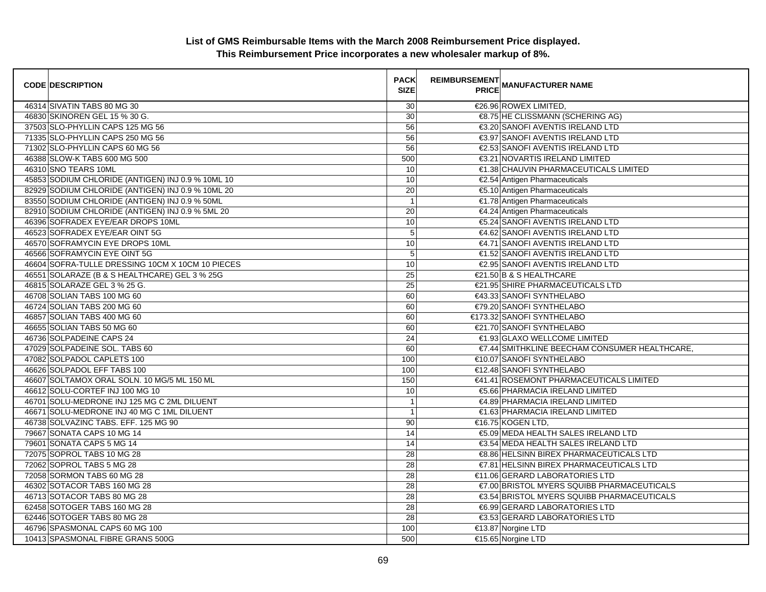**List of GMS Reimbursable Items with the March 2008 Reimbursement Price displayed.**
**This Reimbursement Price incorporates a new wholesaler markup of 8%.**

| CODE | DESCRIPTION | PACK SIZE | REIMBURSEMENT PRICE | MANUFACTURER NAME |
|---|---|---|---|---|
| 46314 | SIVATIN TABS 80 MG 30 | 30 | €26.96 | ROWEX LIMITED, |
| 46830 | SKINOREN GEL 15 % 30 G. | 30 | €8.75 | HE CLISSMANN (SCHERING AG) |
| 37503 | SLO-PHYLLIN CAPS 125 MG 56 | 56 | €3.20 | SANOFI AVENTIS IRELAND LTD |
| 71335 | SLO-PHYLLIN CAPS 250 MG 56 | 56 | €3.97 | SANOFI AVENTIS IRELAND LTD |
| 71302 | SLO-PHYLLIN CAPS 60 MG 56 | 56 | €2.53 | SANOFI AVENTIS IRELAND LTD |
| 46388 | SLOW-K TABS 600 MG 500 | 500 | €3.21 | NOVARTIS IRELAND LIMITED |
| 46310 | SNO TEARS 10ML | 10 | €1.38 | CHAUVIN PHARMACEUTICALS LIMITED |
| 45853 | SODIUM CHLORIDE (ANTIGEN) INJ 0.9 % 10ML 10 | 10 | €2.54 | Antigen Pharmaceuticals |
| 82929 | SODIUM CHLORIDE (ANTIGEN) INJ 0.9 % 10ML 20 | 20 | €5.10 | Antigen Pharmaceuticals |
| 83550 | SODIUM CHLORIDE (ANTIGEN) INJ 0.9 % 50ML | 1 | €1.78 | Antigen Pharmaceuticals |
| 82910 | SODIUM CHLORIDE (ANTIGEN) INJ 0.9 % 5ML 20 | 20 | €4.24 | Antigen Pharmaceuticals |
| 46396 | SOFRADEX EYE/EAR DROPS 10ML | 10 | €5.24 | SANOFI AVENTIS IRELAND LTD |
| 46523 | SOFRADEX EYE/EAR OINT 5G | 5 | €4.62 | SANOFI AVENTIS IRELAND LTD |
| 46570 | SOFRAMYCIN EYE DROPS 10ML | 10 | €4.71 | SANOFI AVENTIS IRELAND LTD |
| 46566 | SOFRAMYCIN EYE OINT 5G | 5 | €1.52 | SANOFI AVENTIS IRELAND LTD |
| 46604 | SOFRA-TULLE DRESSING 10CM X 10CM 10 PIECES | 10 | €2.95 | SANOFI AVENTIS IRELAND LTD |
| 46551 | SOLARAZE (B & S HEALTHCARE) GEL 3 % 25G | 25 | €21.50 | B & S HEALTHCARE |
| 46815 | SOLARAZE GEL 3 % 25 G. | 25 | €21.95 | SHIRE PHARMACEUTICALS LTD |
| 46708 | SOLIAN TABS 100 MG 60 | 60 | €43.33 | SANOFI SYNTHELABO |
| 46724 | SOLIAN TABS 200 MG 60 | 60 | €79.20 | SANOFI SYNTHELABO |
| 46857 | SOLIAN TABS 400 MG 60 | 60 | €173.32 | SANOFI SYNTHELABO |
| 46655 | SOLIAN TABS 50 MG 60 | 60 | €21.70 | SANOFI SYNTHELABO |
| 46736 | SOLPADEINE CAPS 24 | 24 | €1.93 | GLAXO WELLCOME LIMITED |
| 47029 | SOLPADEINE SOL. TABS 60 | 60 | €7.44 | SMITHKLINE BEECHAM CONSUMER HEALTHCARE, |
| 47082 | SOLPADOL CAPLETS 100 | 100 | €10.07 | SANOFI SYNTHELABO |
| 46626 | SOLPADOL EFF TABS 100 | 100 | €12.48 | SANOFI SYNTHELABO |
| 46607 | SOLTAMOX ORAL SOLN. 10 MG/5 ML 150 ML | 150 | €41.41 | ROSEMONT PHARMACEUTICALS LIMITED |
| 46612 | SOLU-CORTEF INJ 100 MG 10 | 10 | €5.66 | PHARMACIA IRELAND LIMITED |
| 46701 | SOLU-MEDRONE INJ 125 MG C 2ML DILUENT | 1 | €4.89 | PHARMACIA IRELAND LIMITED |
| 46671 | SOLU-MEDRONE INJ 40 MG C 1ML DILUENT | 1 | €1.63 | PHARMACIA IRELAND LIMITED |
| 46738 | SOLVAZINC TABS. EFF. 125 MG 90 | 90 | €16.75 | KOGEN LTD, |
| 79667 | SONATA CAPS 10 MG 14 | 14 | €5.09 | MEDA HEALTH SALES IRELAND LTD |
| 79601 | SONATA CAPS 5 MG 14 | 14 | €3.54 | MEDA HEALTH SALES IRELAND LTD |
| 72075 | SOPROL TABS 10 MG 28 | 28 | €8.86 | HELSINN BIREX PHARMACEUTICALS LTD |
| 72062 | SOPROL TABS 5 MG 28 | 28 | €7.81 | HELSINN BIREX PHARMACEUTICALS LTD |
| 72058 | SORMON TABS 60 MG 28 | 28 | €11.06 | GERARD LABORATORIES LTD |
| 46302 | SOTACOR TABS 160 MG 28 | 28 | €7.00 | BRISTOL MYERS SQUIBB PHARMACEUTICALS |
| 46713 | SOTACOR TABS 80 MG 28 | 28 | €3.54 | BRISTOL MYERS SQUIBB PHARMACEUTICALS |
| 62458 | SOTOGER TABS 160 MG 28 | 28 | €6.99 | GERARD LABORATORIES LTD |
| 62446 | SOTOGER TABS 80 MG 28 | 28 | €3.53 | GERARD LABORATORIES LTD |
| 46796 | SPASMONAL CAPS 60 MG 100 | 100 | €13.87 | Norgine LTD |
| 10413 | SPASMONAL FIBRE GRANS 500G | 500 | €15.65 | Norgine LTD |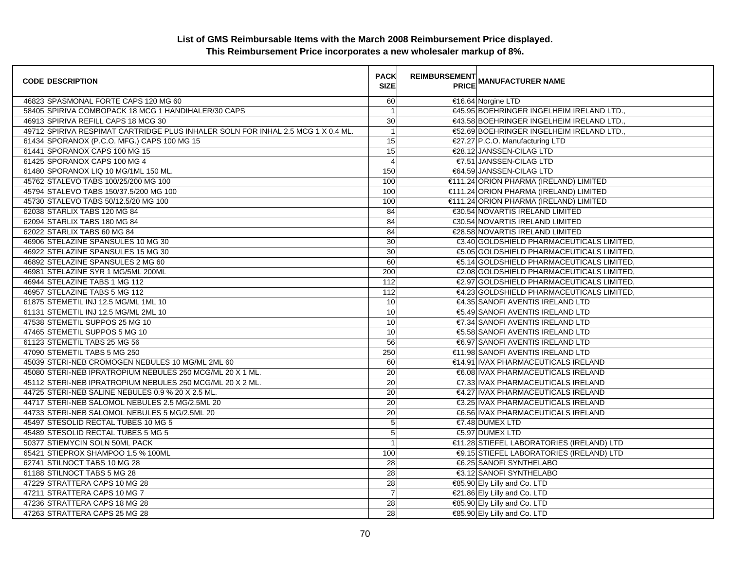**List of GMS Reimbursable Items with the March 2008 Reimbursement Price displayed.**
**This Reimbursement Price incorporates a new wholesaler markup of 8%.**

| CODE | DESCRIPTION | PACK SIZE | REIMBURSEMENT PRICE | MANUFACTURER NAME |
|---|---|---|---|---|
| 46823 | SPASMONAL FORTE CAPS 120 MG 60 | 60 | €16.64 | Norgine LTD |
| 58405 | SPIRIVA COMBOPACK 18 MCG 1 HANDIHALER/30 CAPS | 1 | €45.95 | BOEHRINGER INGELHEIM IRELAND LTD., |
| 46913 | SPIRIVA REFILL CAPS 18 MCG 30 | 30 | €43.58 | BOEHRINGER INGELHEIM IRELAND LTD., |
| 49712 | SPIRIVA RESPIMAT CARTRIDGE PLUS INHALER SOLN FOR INHAL 2.5 MCG 1 X 0.4 ML. | 1 | €52.69 | BOEHRINGER INGELHEIM IRELAND LTD., |
| 61434 | SPORANOX (P.C.O. MFG.) CAPS 100 MG 15 | 15 | €27.27 | P.C.O. Manufacturing LTD |
| 61441 | SPORANOX CAPS 100 MG 15 | 15 | €28.12 | JANSSEN-CILAG LTD |
| 61425 | SPORANOX CAPS 100 MG 4 | 4 | €7.51 | JANSSEN-CILAG LTD |
| 61480 | SPORANOX LIQ 10 MG/1ML 150 ML. | 150 | €64.59 | JANSSEN-CILAG LTD |
| 45762 | STALEVO TABS 100/25/200 MG 100 | 100 | €111.24 | ORION PHARMA (IRELAND) LIMITED |
| 45794 | STALEVO TABS 150/37.5/200 MG 100 | 100 | €111.24 | ORION PHARMA (IRELAND) LIMITED |
| 45730 | STALEVO TABS 50/12.5/20 MG 100 | 100 | €111.24 | ORION PHARMA (IRELAND) LIMITED |
| 62038 | STARLIX TABS 120 MG 84 | 84 | €30.54 | NOVARTIS IRELAND LIMITED |
| 62094 | STARLIX TABS 180 MG 84 | 84 | €30.54 | NOVARTIS IRELAND LIMITED |
| 62022 | STARLIX TABS 60 MG 84 | 84 | €28.58 | NOVARTIS IRELAND LIMITED |
| 46906 | STELAZINE SPANSULES 10 MG 30 | 30 | €3.40 | GOLDSHIELD PHARMACEUTICALS LIMITED, |
| 46922 | STELAZINE SPANSULES 15 MG 30 | 30 | €5.05 | GOLDSHIELD PHARMACEUTICALS LIMITED, |
| 46892 | STELAZINE SPANSULES 2 MG 60 | 60 | €5.14 | GOLDSHIELD PHARMACEUTICALS LIMITED, |
| 46981 | STELAZINE SYR 1 MG/5ML 200ML | 200 | €2.08 | GOLDSHIELD PHARMACEUTICALS LIMITED, |
| 46944 | STELAZINE TABS 1 MG 112 | 112 | €2.97 | GOLDSHIELD PHARMACEUTICALS LIMITED, |
| 46957 | STELAZINE TABS 5 MG 112 | 112 | €4.23 | GOLDSHIELD PHARMACEUTICALS LIMITED, |
| 61875 | STEMETIL INJ 12.5 MG/ML 1ML 10 | 10 | €4.35 | SANOFI AVENTIS IRELAND LTD |
| 61131 | STEMETIL INJ 12.5 MG/ML 2ML 10 | 10 | €5.49 | SANOFI AVENTIS IRELAND LTD |
| 47538 | STEMETIL SUPPOS 25 MG 10 | 10 | €7.34 | SANOFI AVENTIS IRELAND LTD |
| 47465 | STEMETIL SUPPOS 5 MG 10 | 10 | €5.58 | SANOFI AVENTIS IRELAND LTD |
| 61123 | STEMETIL TABS 25 MG 56 | 56 | €6.97 | SANOFI AVENTIS IRELAND LTD |
| 47090 | STEMETIL TABS 5 MG 250 | 250 | €11.98 | SANOFI AVENTIS IRELAND LTD |
| 45039 | STERI-NEB CROMOGEN NEBULES 10 MG/ML 2ML 60 | 60 | €14.91 | IVAX PHARMACEUTICALS IRELAND |
| 45080 | STERI-NEB IPRATROPIUM NEBULES 250 MCG/ML 20 X 1 ML. | 20 | €6.08 | IVAX PHARMACEUTICALS IRELAND |
| 45112 | STERI-NEB IPRATROPIUM NEBULES 250 MCG/ML 20 X 2 ML. | 20 | €7.33 | IVAX PHARMACEUTICALS IRELAND |
| 44725 | STERI-NEB SALINE NEBULES 0.9 % 20 X 2.5 ML. | 20 | €4.27 | IVAX PHARMACEUTICALS IRELAND |
| 44717 | STERI-NEB SALOMOL NEBULES 2.5 MG/2.5ML 20 | 20 | €3.25 | IVAX PHARMACEUTICALS IRELAND |
| 44733 | STERI-NEB SALOMOL NEBULES 5 MG/2.5ML 20 | 20 | €6.56 | IVAX PHARMACEUTICALS IRELAND |
| 45497 | STESOLID RECTAL TUBES 10 MG 5 | 5 | €7.48 | DUMEX LTD |
| 45489 | STESOLID RECTAL TUBES 5 MG 5 | 5 | €5.97 | DUMEX LTD |
| 50377 | STIEMYCIN SOLN 50ML PACK | 1 | €11.28 | STIEFEL LABORATORIES (IRELAND) LTD |
| 65421 | STIEPROX SHAMPOO 1.5 % 100ML | 100 | €9.15 | STIEFEL LABORATORIES (IRELAND) LTD |
| 62741 | STILNOCT TABS 10 MG 28 | 28 | €6.25 | SANOFI SYNTHELABO |
| 61188 | STILNOCT TABS 5 MG 28 | 28 | €3.12 | SANOFI SYNTHELABO |
| 47229 | STRATTERA CAPS 10 MG 28 | 28 | €85.90 | Ely Lilly and Co. LTD |
| 47211 | STRATTERA CAPS 10 MG 7 | 7 | €21.86 | Ely Lilly and Co. LTD |
| 47236 | STRATTERA CAPS 18 MG 28 | 28 | €85.90 | Ely Lilly and Co. LTD |
| 47263 | STRATTERA CAPS 25 MG 28 | 28 | €85.90 | Ely Lilly and Co. LTD |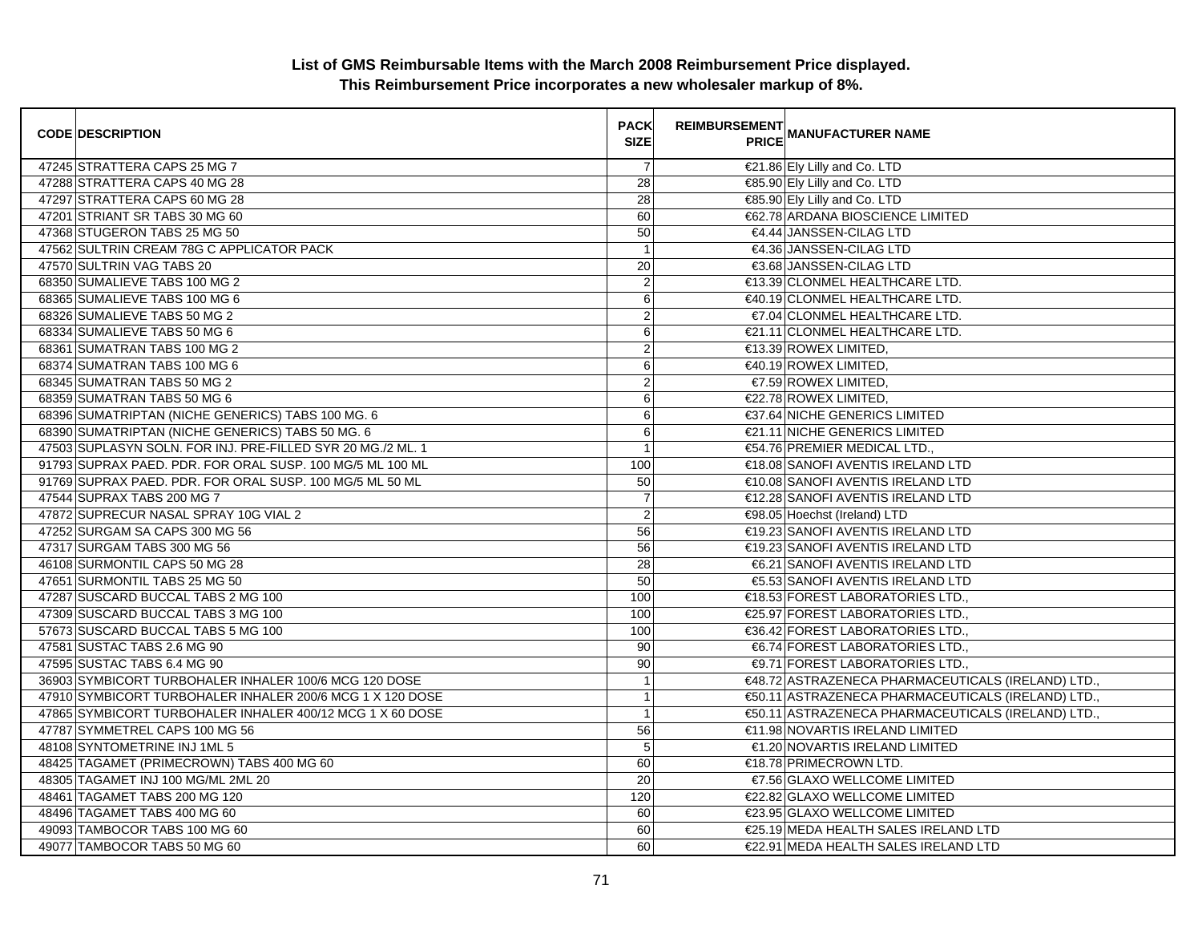**List of GMS Reimbursable Items with the March 2008 Reimbursement Price displayed.**
**This Reimbursement Price incorporates a new wholesaler markup of 8%.**

| CODE | DESCRIPTION | PACK SIZE | REIMBURSEMENT PRICE | MANUFACTURER NAME |
|---|---|---|---|---|
| 47245 | STRATTERA CAPS 25 MG 7 | 7 | €21.86 | Ely Lilly and Co. LTD |
| 47288 | STRATTERA CAPS 40 MG 28 | 28 | €85.90 | Ely Lilly and Co. LTD |
| 47297 | STRATTERA CAPS 60 MG 28 | 28 | €85.90 | Ely Lilly and Co. LTD |
| 47201 | STRIANT SR TABS 30 MG 60 | 60 | €62.78 | ARDANA BIOSCIENCE LIMITED |
| 47368 | STUGERON TABS 25 MG 50 | 50 | €4.44 | JANSSEN-CILAG LTD |
| 47562 | SULTRIN CREAM 78G C APPLICATOR PACK | 1 | €4.36 | JANSSEN-CILAG LTD |
| 47570 | SULTRIN VAG TABS 20 | 20 | €3.68 | JANSSEN-CILAG LTD |
| 68350 | SUMALIEVE TABS 100 MG 2 | 2 | €13.39 | CLONMEL HEALTHCARE LTD. |
| 68365 | SUMALIEVE TABS 100 MG 6 | 6 | €40.19 | CLONMEL HEALTHCARE LTD. |
| 68326 | SUMALIEVE TABS 50 MG 2 | 2 | €7.04 | CLONMEL HEALTHCARE LTD. |
| 68334 | SUMALIEVE TABS 50 MG 6 | 6 | €21.11 | CLONMEL HEALTHCARE LTD. |
| 68361 | SUMATRAN TABS 100 MG 2 | 2 | €13.39 | ROWEX LIMITED, |
| 68374 | SUMATRAN TABS 100 MG 6 | 6 | €40.19 | ROWEX LIMITED, |
| 68345 | SUMATRAN TABS 50 MG 2 | 2 | €7.59 | ROWEX LIMITED, |
| 68359 | SUMATRAN TABS 50 MG 6 | 6 | €22.78 | ROWEX LIMITED, |
| 68396 | SUMATRIPTAN (NICHE GENERICS) TABS 100 MG. 6 | 6 | €37.64 | NICHE GENERICS LIMITED |
| 68390 | SUMATRIPTAN (NICHE GENERICS) TABS 50 MG. 6 | 6 | €21.11 | NICHE GENERICS LIMITED |
| 47503 | SUPLASYN SOLN. FOR INJ. PRE-FILLED SYR 20 MG./2 ML. 1 | 1 | €54.76 | PREMIER MEDICAL LTD., |
| 91793 | SUPRAX PAED. PDR. FOR ORAL SUSP. 100 MG/5 ML 100 ML | 100 | €18.08 | SANOFI AVENTIS IRELAND LTD |
| 91769 | SUPRAX PAED. PDR. FOR ORAL SUSP. 100 MG/5 ML 50 ML | 50 | €10.08 | SANOFI AVENTIS IRELAND LTD |
| 47544 | SUPRAX TABS 200 MG 7 | 7 | €12.28 | SANOFI AVENTIS IRELAND LTD |
| 47872 | SUPRECUR NASAL SPRAY 10G VIAL 2 | 2 | €98.05 | Hoechst (Ireland) LTD |
| 47252 | SURGAM SA CAPS 300 MG 56 | 56 | €19.23 | SANOFI AVENTIS IRELAND LTD |
| 47317 | SURGAM TABS 300 MG 56 | 56 | €19.23 | SANOFI AVENTIS IRELAND LTD |
| 46108 | SURMONTIL CAPS 50 MG 28 | 28 | €6.21 | SANOFI AVENTIS IRELAND LTD |
| 47651 | SURMONTIL TABS 25 MG 50 | 50 | €5.53 | SANOFI AVENTIS IRELAND LTD |
| 47287 | SUSCARD BUCCAL TABS 2 MG 100 | 100 | €18.53 | FOREST LABORATORIES LTD., |
| 47309 | SUSCARD BUCCAL TABS 3 MG 100 | 100 | €25.97 | FOREST LABORATORIES LTD., |
| 57673 | SUSCARD BUCCAL TABS 5 MG 100 | 100 | €36.42 | FOREST LABORATORIES LTD., |
| 47581 | SUSTAC TABS 2.6 MG 90 | 90 | €6.74 | FOREST LABORATORIES LTD., |
| 47595 | SUSTAC TABS 6.4 MG 90 | 90 | €9.71 | FOREST LABORATORIES LTD., |
| 36903 | SYMBICORT TURBOHALER INHALER 100/6 MCG 120 DOSE | 1 | €48.72 | ASTRAZENECA PHARMACEUTICALS (IRELAND) LTD., |
| 47910 | SYMBICORT TURBOHALER INHALER 200/6 MCG 1 X 120 DOSE | 1 | €50.11 | ASTRAZENECA PHARMACEUTICALS (IRELAND) LTD., |
| 47865 | SYMBICORT TURBOHALER INHALER 400/12 MCG 1 X 60 DOSE | 1 | €50.11 | ASTRAZENECA PHARMACEUTICALS (IRELAND) LTD., |
| 47787 | SYMMETREL CAPS 100 MG 56 | 56 | €11.98 | NOVARTIS IRELAND LIMITED |
| 48108 | SYNTOMETRINE INJ 1ML 5 | 5 | €1.20 | NOVARTIS IRELAND LIMITED |
| 48425 | TAGAMET (PRIMECROWN) TABS 400 MG 60 | 60 | €18.78 | PRIMECROWN LTD. |
| 48305 | TAGAMET INJ 100 MG/ML 2ML 20 | 20 | €7.56 | GLAXO WELLCOME LIMITED |
| 48461 | TAGAMET TABS 200 MG 120 | 120 | €22.82 | GLAXO WELLCOME LIMITED |
| 48496 | TAGAMET TABS 400 MG 60 | 60 | €23.95 | GLAXO WELLCOME LIMITED |
| 49093 | TAMBOCOR TABS 100 MG 60 | 60 | €25.19 | MEDA HEALTH SALES IRELAND LTD |
| 49077 | TAMBOCOR TABS 50 MG 60 | 60 | €22.91 | MEDA HEALTH SALES IRELAND LTD |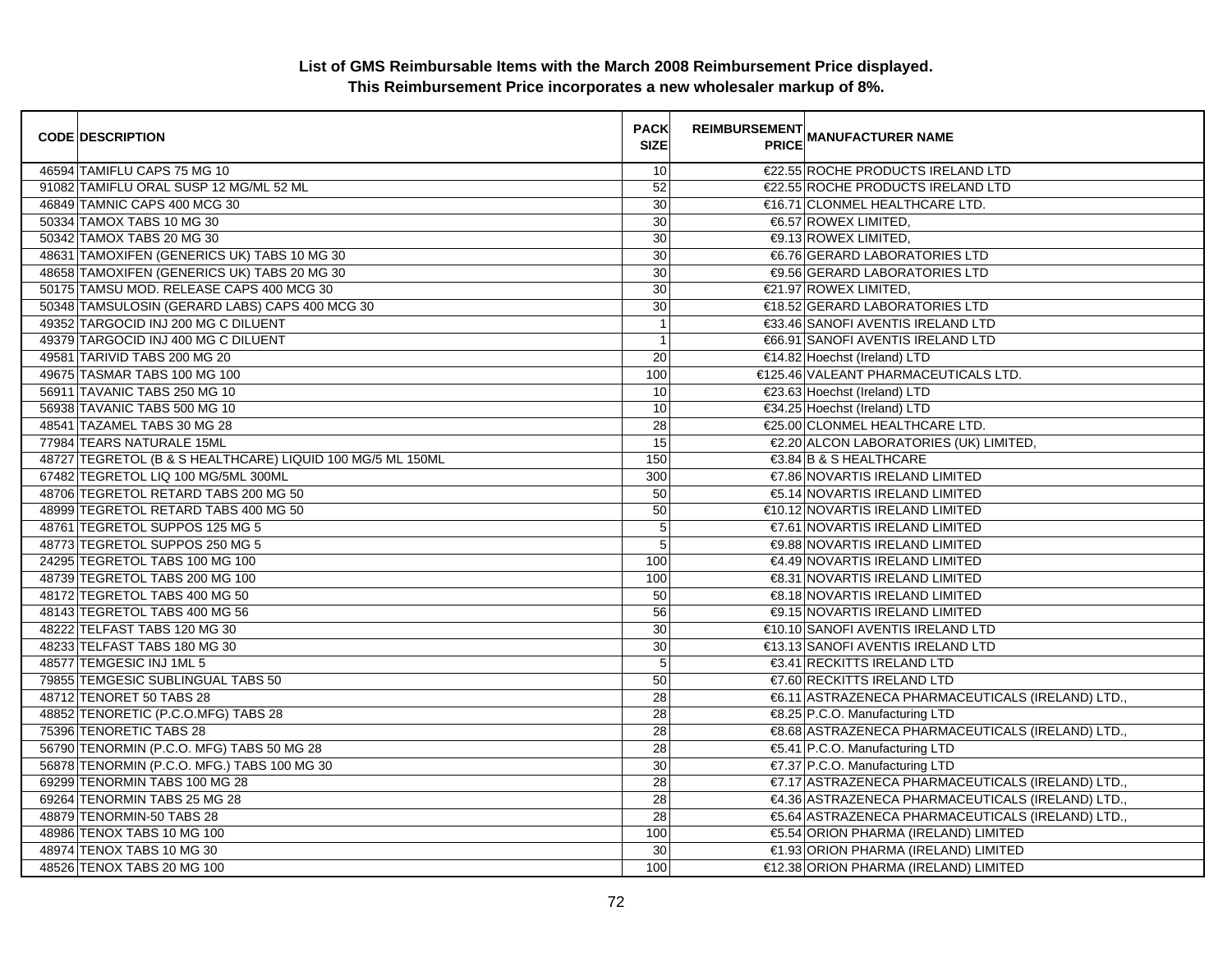**List of GMS Reimbursable Items with the March 2008 Reimbursement Price displayed.**
**This Reimbursement Price incorporates a new wholesaler markup of 8%.**

| CODE | DESCRIPTION | PACK SIZE | REIMBURSEMENT PRICE | MANUFACTURER NAME |
|---|---|---|---|---|
| 46594 | TAMIFLU CAPS 75 MG 10 | 10 | €22.55 | ROCHE PRODUCTS IRELAND LTD |
| 91082 | TAMIFLU ORAL SUSP 12 MG/ML 52 ML | 52 | €22.55 | ROCHE PRODUCTS IRELAND LTD |
| 46849 | TAMNIC CAPS 400 MCG 30 | 30 | €16.71 | CLONMEL HEALTHCARE LTD. |
| 50334 | TAMOX TABS 10 MG 30 | 30 | €6.57 | ROWEX LIMITED, |
| 50342 | TAMOX TABS 20 MG 30 | 30 | €9.13 | ROWEX LIMITED, |
| 48631 | TAMOXIFEN (GENERICS UK) TABS 10 MG 30 | 30 | €6.76 | GERARD LABORATORIES LTD |
| 48658 | TAMOXIFEN (GENERICS UK) TABS 20 MG 30 | 30 | €9.56 | GERARD LABORATORIES LTD |
| 50175 | TAMSU MOD. RELEASE CAPS 400 MCG 30 | 30 | €21.97 | ROWEX LIMITED, |
| 50348 | TAMSULOSIN (GERARD LABS) CAPS 400 MCG 30 | 30 | €18.52 | GERARD LABORATORIES LTD |
| 49352 | TARGOCID INJ 200 MG C DILUENT | 1 | €33.46 | SANOFI AVENTIS IRELAND LTD |
| 49379 | TARGOCID INJ 400 MG C DILUENT | 1 | €66.91 | SANOFI AVENTIS IRELAND LTD |
| 49581 | TARIVID TABS 200 MG 20 | 20 | €14.82 | Hoechst (Ireland) LTD |
| 49675 | TASMAR TABS 100 MG 100 | 100 | €125.46 | VALEANT PHARMACEUTICALS LTD. |
| 56911 | TAVANIC TABS 250 MG 10 | 10 | €23.63 | Hoechst (Ireland) LTD |
| 56938 | TAVANIC TABS 500 MG 10 | 10 | €34.25 | Hoechst (Ireland) LTD |
| 48541 | TAZAMEL TABS 30 MG 28 | 28 | €25.00 | CLONMEL HEALTHCARE LTD. |
| 77984 | TEARS NATURALE 15ML | 15 | €2.20 | ALCON LABORATORIES (UK) LIMITED, |
| 48727 | TEGRETOL (B & S HEALTHCARE) LIQUID 100 MG/5 ML 150ML | 150 | €3.84 | B & S HEALTHCARE |
| 67482 | TEGRETOL LIQ 100 MG/5ML 300ML | 300 | €7.86 | NOVARTIS IRELAND LIMITED |
| 48706 | TEGRETOL RETARD TABS 200 MG 50 | 50 | €5.14 | NOVARTIS IRELAND LIMITED |
| 48999 | TEGRETOL RETARD TABS 400 MG 50 | 50 | €10.12 | NOVARTIS IRELAND LIMITED |
| 48761 | TEGRETOL SUPPOS 125 MG 5 | 5 | €7.61 | NOVARTIS IRELAND LIMITED |
| 48773 | TEGRETOL SUPPOS 250 MG 5 | 5 | €9.88 | NOVARTIS IRELAND LIMITED |
| 24295 | TEGRETOL TABS 100 MG 100 | 100 | €4.49 | NOVARTIS IRELAND LIMITED |
| 48739 | TEGRETOL TABS 200 MG 100 | 100 | €8.31 | NOVARTIS IRELAND LIMITED |
| 48172 | TEGRETOL TABS 400 MG 50 | 50 | €8.18 | NOVARTIS IRELAND LIMITED |
| 48143 | TEGRETOL TABS 400 MG 56 | 56 | €9.15 | NOVARTIS IRELAND LIMITED |
| 48222 | TELFAST TABS 120 MG 30 | 30 | €10.10 | SANOFI AVENTIS IRELAND LTD |
| 48233 | TELFAST TABS 180 MG 30 | 30 | €13.13 | SANOFI AVENTIS IRELAND LTD |
| 48577 | TEMGESIC INJ 1ML 5 | 5 | €3.41 | RECKITTS IRELAND LTD |
| 79855 | TEMGESIC SUBLINGUAL TABS 50 | 50 | €7.60 | RECKITTS IRELAND LTD |
| 48712 | TENORET 50 TABS 28 | 28 | €6.11 | ASTRAZENECA PHARMACEUTICALS (IRELAND) LTD., |
| 48852 | TENORETIC (P.C.O.MFG) TABS 28 | 28 | €8.25 | P.C.O. Manufacturing LTD |
| 75396 | TENORETIC TABS 28 | 28 | €8.68 | ASTRAZENECA PHARMACEUTICALS (IRELAND) LTD., |
| 56790 | TENORMIN (P.C.O. MFG) TABS 50 MG 28 | 28 | €5.41 | P.C.O. Manufacturing LTD |
| 56878 | TENORMIN (P.C.O. MFG.) TABS 100 MG 30 | 30 | €7.37 | P.C.O. Manufacturing LTD |
| 69299 | TENORMIN TABS 100 MG 28 | 28 | €7.17 | ASTRAZENECA PHARMACEUTICALS (IRELAND) LTD., |
| 69264 | TENORMIN TABS 25 MG 28 | 28 | €4.36 | ASTRAZENECA PHARMACEUTICALS (IRELAND) LTD., |
| 48879 | TENORMIN-50 TABS 28 | 28 | €5.64 | ASTRAZENECA PHARMACEUTICALS (IRELAND) LTD., |
| 48986 | TENOX TABS 10 MG 100 | 100 | €5.54 | ORION PHARMA (IRELAND) LIMITED |
| 48974 | TENOX TABS 10 MG 30 | 30 | €1.93 | ORION PHARMA (IRELAND) LIMITED |
| 48526 | TENOX TABS 20 MG 100 | 100 | €12.38 | ORION PHARMA (IRELAND) LIMITED |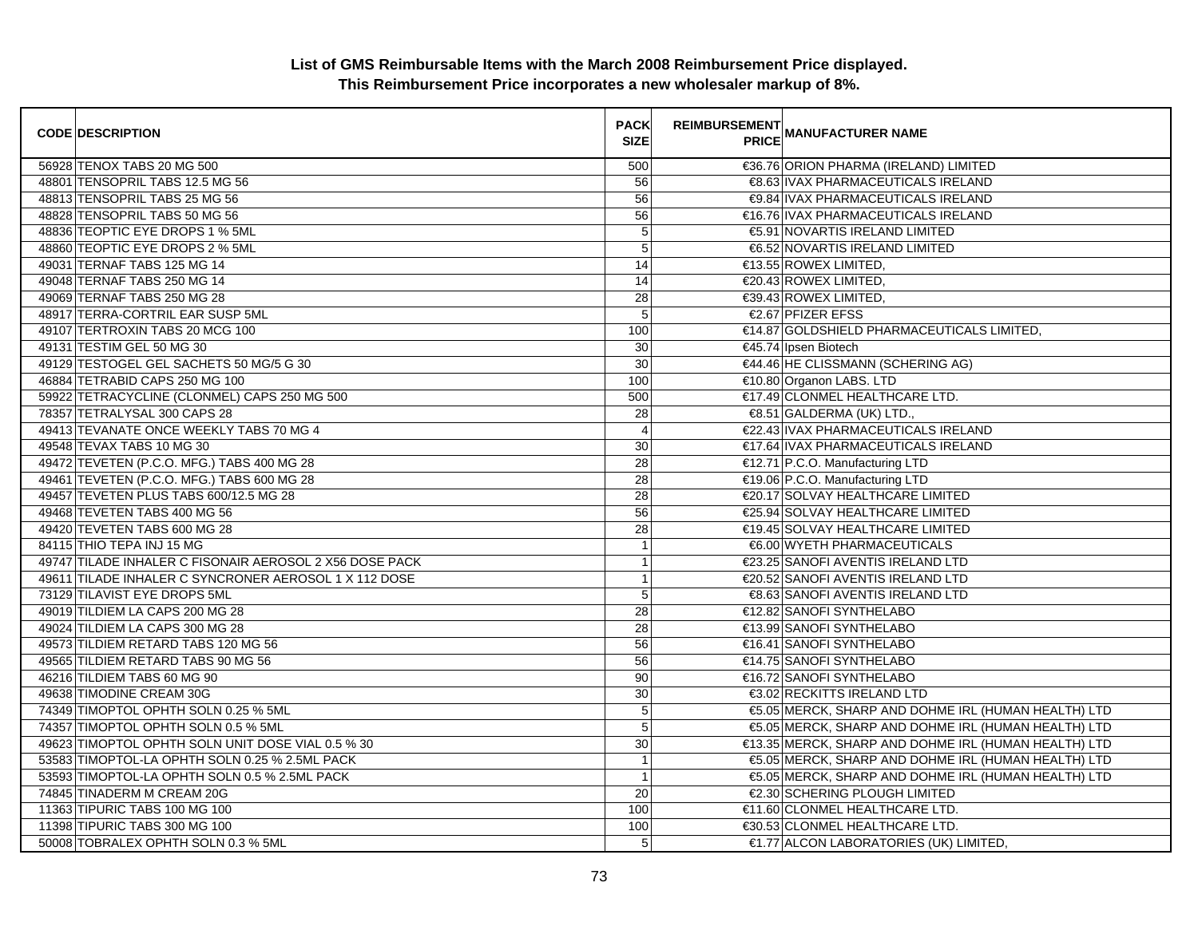**List of GMS Reimbursable Items with the March 2008 Reimbursement Price displayed.**
**This Reimbursement Price incorporates a new wholesaler markup of 8%.**

| CODE | DESCRIPTION | PACK SIZE | REIMBURSEMENT PRICE | MANUFACTURER NAME |
|---|---|---|---|---|
| 56928 | TENOX TABS 20 MG 500 | 500 | €36.76 | ORION PHARMA (IRELAND) LIMITED |
| 48801 | TENSOPRIL TABS 12.5 MG 56 | 56 | €8.63 | IVAX PHARMACEUTICALS IRELAND |
| 48813 | TENSOPRIL TABS 25 MG 56 | 56 | €9.84 | IVAX PHARMACEUTICALS IRELAND |
| 48828 | TENSOPRIL TABS 50 MG 56 | 56 | €16.76 | IVAX PHARMACEUTICALS IRELAND |
| 48836 | TEOPTIC EYE DROPS 1 % 5ML | 5 | €5.91 | NOVARTIS IRELAND LIMITED |
| 48860 | TEOPTIC EYE DROPS 2 % 5ML | 5 | €6.52 | NOVARTIS IRELAND LIMITED |
| 49031 | TERNAF TABS 125 MG 14 | 14 | €13.55 | ROWEX LIMITED, |
| 49048 | TERNAF TABS 250 MG 14 | 14 | €20.43 | ROWEX LIMITED, |
| 49069 | TERNAF TABS 250 MG 28 | 28 | €39.43 | ROWEX LIMITED, |
| 48917 | TERRA-CORTRIL EAR SUSP 5ML | 5 | €2.67 | PFIZER EFSS |
| 49107 | TERTROXIN TABS 20 MCG 100 | 100 | €14.87 | GOLDSHIELD PHARMACEUTICALS LIMITED, |
| 49131 | TESTIM GEL 50 MG 30 | 30 | €45.74 | Ipsen Biotech |
| 49129 | TESTOGEL GEL SACHETS 50 MG/5 G 30 | 30 | €44.46 | HE CLISSMANN (SCHERING AG) |
| 46884 | TETRABID CAPS 250 MG 100 | 100 | €10.80 | Organon LABS. LTD |
| 59922 | TETRACYCLINE (CLONMEL) CAPS 250 MG 500 | 500 | €17.49 | CLONMEL HEALTHCARE LTD. |
| 78357 | TETRALYSAL 300 CAPS 28 | 28 | €8.51 | GALDERMA (UK) LTD., |
| 49413 | TEVANATE ONCE WEEKLY TABS 70 MG 4 | 4 | €22.43 | IVAX PHARMACEUTICALS IRELAND |
| 49548 | TEVAX TABS 10 MG 30 | 30 | €17.64 | IVAX PHARMACEUTICALS IRELAND |
| 49472 | TEVETEN (P.C.O. MFG.) TABS 400 MG 28 | 28 | €12.71 | P.C.O. Manufacturing LTD |
| 49461 | TEVETEN (P.C.O. MFG.) TABS 600 MG 28 | 28 | €19.06 | P.C.O. Manufacturing LTD |
| 49457 | TEVETEN PLUS TABS 600/12.5 MG 28 | 28 | €20.17 | SOLVAY HEALTHCARE LIMITED |
| 49468 | TEVETEN TABS 400 MG 56 | 56 | €25.94 | SOLVAY HEALTHCARE LIMITED |
| 49420 | TEVETEN TABS 600 MG 28 | 28 | €19.45 | SOLVAY HEALTHCARE LIMITED |
| 84115 | THIO TEPA INJ 15 MG | 1 | €6.00 | WYETH PHARMACEUTICALS |
| 49747 | TILADE INHALER C FISONAIR AEROSOL 2 X56 DOSE PACK | 1 | €23.25 | SANOFI AVENTIS IRELAND LTD |
| 49611 | TILADE INHALER C SYNCRONER AEROSOL 1 X 112 DOSE | 1 | €20.52 | SANOFI AVENTIS IRELAND LTD |
| 73129 | TILAVIST EYE DROPS 5ML | 5 | €8.63 | SANOFI AVENTIS IRELAND LTD |
| 49019 | TILDIEM LA CAPS 200 MG 28 | 28 | €12.82 | SANOFI SYNTHELABO |
| 49024 | TILDIEM LA CAPS 300 MG 28 | 28 | €13.99 | SANOFI SYNTHELABO |
| 49573 | TILDIEM RETARD TABS 120 MG 56 | 56 | €16.41 | SANOFI SYNTHELABO |
| 49565 | TILDIEM RETARD TABS 90 MG 56 | 56 | €14.75 | SANOFI SYNTHELABO |
| 46216 | TILDIEM TABS 60 MG 90 | 90 | €16.72 | SANOFI SYNTHELABO |
| 49638 | TIMODINE CREAM 30G | 30 | €3.02 | RECKITTS IRELAND LTD |
| 74349 | TIMOPTOL OPHTH SOLN 0.25 % 5ML | 5 | €5.05 | MERCK, SHARP AND DOHME IRL (HUMAN HEALTH) LTD |
| 74357 | TIMOPTOL OPHTH SOLN 0.5 % 5ML | 5 | €5.05 | MERCK, SHARP AND DOHME IRL (HUMAN HEALTH) LTD |
| 49623 | TIMOPTOL OPHTH SOLN UNIT DOSE VIAL 0.5 % 30 | 30 | €13.35 | MERCK, SHARP AND DOHME IRL (HUMAN HEALTH) LTD |
| 53583 | TIMOPTOL-LA OPHTH SOLN 0.25 % 2.5ML PACK | 1 | €5.05 | MERCK, SHARP AND DOHME IRL (HUMAN HEALTH) LTD |
| 53593 | TIMOPTOL-LA OPHTH SOLN 0.5 % 2.5ML PACK | 1 | €5.05 | MERCK, SHARP AND DOHME IRL (HUMAN HEALTH) LTD |
| 74845 | TINADERM M CREAM 20G | 20 | €2.30 | SCHERING PLOUGH LIMITED |
| 11363 | TIPURIC TABS 100 MG 100 | 100 | €11.60 | CLONMEL HEALTHCARE LTD. |
| 11398 | TIPURIC TABS 300 MG 100 | 100 | €30.53 | CLONMEL HEALTHCARE LTD. |
| 50008 | TOBRALEX OPHTH SOLN 0.3 % 5ML | 5 | €1.77 | ALCON LABORATORIES (UK) LIMITED, |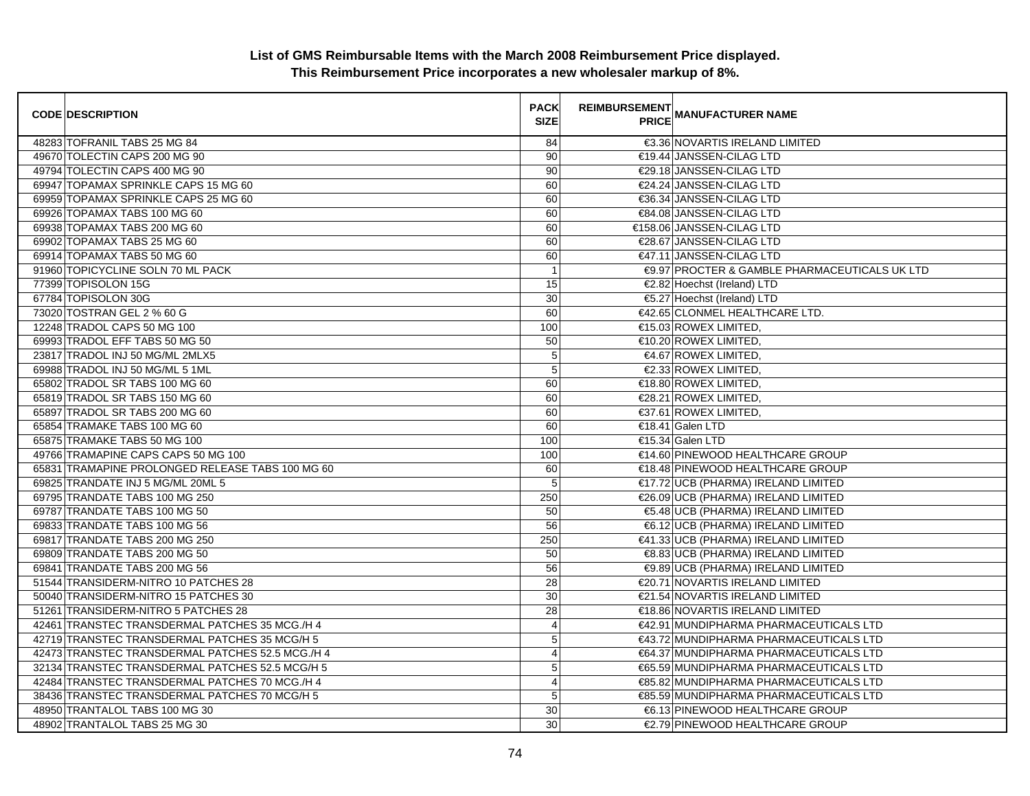# List of GMS Reimbursable Items with the March 2008 Reimbursement Price displayed.
## This Reimbursement Price incorporates a new wholesaler markup of 8%.

| CODE | DESCRIPTION | PACK SIZE | REIMBURSEMENT PRICE | MANUFACTURER NAME |
|---|---|---|---|---|
| 48283 | TOFRANIL TABS 25 MG 84 | 84 | €3.36 | NOVARTIS IRELAND LIMITED |
| 49670 | TOLECTIN CAPS 200 MG 90 | 90 | €19.44 | JANSSEN-CILAG LTD |
| 49794 | TOLECTIN CAPS 400 MG 90 | 90 | €29.18 | JANSSEN-CILAG LTD |
| 69947 | TOPAMAX SPRINKLE CAPS 15 MG 60 | 60 | €24.24 | JANSSEN-CILAG LTD |
| 69959 | TOPAMAX SPRINKLE CAPS 25 MG 60 | 60 | €36.34 | JANSSEN-CILAG LTD |
| 69926 | TOPAMAX TABS 100 MG 60 | 60 | €84.08 | JANSSEN-CILAG LTD |
| 69938 | TOPAMAX TABS 200 MG 60 | 60 | €158.06 | JANSSEN-CILAG LTD |
| 69902 | TOPAMAX TABS 25 MG 60 | 60 | €28.67 | JANSSEN-CILAG LTD |
| 69914 | TOPAMAX TABS 50 MG 60 | 60 | €47.11 | JANSSEN-CILAG LTD |
| 91960 | TOPICYCLINE SOLN 70 ML PACK | 1 | €9.97 | PROCTER & GAMBLE PHARMACEUTICALS UK LTD |
| 77399 | TOPISOLON 15G | 15 | €2.82 | Hoechst (Ireland) LTD |
| 67784 | TOPISOLON 30G | 30 | €5.27 | Hoechst (Ireland) LTD |
| 73020 | TOSTRAN GEL 2 % 60 G | 60 | €42.65 | CLONMEL HEALTHCARE LTD. |
| 12248 | TRADOL CAPS 50 MG 100 | 100 | €15.03 | ROWEX LIMITED, |
| 69993 | TRADOL EFF TABS 50 MG 50 | 50 | €10.20 | ROWEX LIMITED, |
| 23817 | TRADOL INJ 50 MG/ML 2MLX5 | 5 | €4.67 | ROWEX LIMITED, |
| 69988 | TRADOL INJ 50 MG/ML 5 1ML | 5 | €2.33 | ROWEX LIMITED, |
| 65802 | TRADOL SR TABS 100 MG 60 | 60 | €18.80 | ROWEX LIMITED, |
| 65819 | TRADOL SR TABS 150 MG 60 | 60 | €28.21 | ROWEX LIMITED, |
| 65897 | TRADOL SR TABS 200 MG 60 | 60 | €37.61 | ROWEX LIMITED, |
| 65854 | TRAMAKE TABS 100 MG 60 | 60 | €18.41 | Galen LTD |
| 65875 | TRAMAKE TABS 50 MG 100 | 100 | €15.34 | Galen LTD |
| 49766 | TRAMAPINE CAPS CAPS 50 MG 100 | 100 | €14.60 | PINEWOOD HEALTHCARE GROUP |
| 65831 | TRAMAPINE PROLONGED RELEASE TABS 100 MG 60 | 60 | €18.48 | PINEWOOD HEALTHCARE GROUP |
| 69825 | TRANDATE INJ 5 MG/ML 20ML 5 | 5 | €17.72 | UCB (PHARMA) IRELAND LIMITED |
| 69795 | TRANDATE TABS 100 MG 250 | 250 | €26.09 | UCB (PHARMA) IRELAND LIMITED |
| 69787 | TRANDATE TABS 100 MG 50 | 50 | €5.48 | UCB (PHARMA) IRELAND LIMITED |
| 69833 | TRANDATE TABS 100 MG 56 | 56 | €6.12 | UCB (PHARMA) IRELAND LIMITED |
| 69817 | TRANDATE TABS 200 MG 250 | 250 | €41.33 | UCB (PHARMA) IRELAND LIMITED |
| 69809 | TRANDATE TABS 200 MG 50 | 50 | €8.83 | UCB (PHARMA) IRELAND LIMITED |
| 69841 | TRANDATE TABS 200 MG 56 | 56 | €9.89 | UCB (PHARMA) IRELAND LIMITED |
| 51544 | TRANSIDERM-NITRO 10 PATCHES 28 | 28 | €20.71 | NOVARTIS IRELAND LIMITED |
| 50040 | TRANSIDERM-NITRO 15 PATCHES 30 | 30 | €21.54 | NOVARTIS IRELAND LIMITED |
| 51261 | TRANSIDERM-NITRO 5 PATCHES 28 | 28 | €18.86 | NOVARTIS IRELAND LIMITED |
| 42461 | TRANSTEC TRANSDERMAL PATCHES 35 MCG./H 4 | 4 | €42.91 | MUNDIPHARMA PHARMACEUTICALS LTD |
| 42719 | TRANSTEC TRANSDERMAL PATCHES 35 MCG/H 5 | 5 | €43.72 | MUNDIPHARMA PHARMACEUTICALS LTD |
| 42473 | TRANSTEC TRANSDERMAL PATCHES 52.5 MCG./H 4 | 4 | €64.37 | MUNDIPHARMA PHARMACEUTICALS LTD |
| 32134 | TRANSTEC TRANSDERMAL PATCHES 52.5 MCG/H 5 | 5 | €65.59 | MUNDIPHARMA PHARMACEUTICALS LTD |
| 42484 | TRANSTEC TRANSDERMAL PATCHES 70 MCG./H 4 | 4 | €85.82 | MUNDIPHARMA PHARMACEUTICALS LTD |
| 38436 | TRANSTEC TRANSDERMAL PATCHES 70 MCG/H 5 | 5 | €85.59 | MUNDIPHARMA PHARMACEUTICALS LTD |
| 48950 | TRANTALOL TABS 100 MG 30 | 30 | €6.13 | PINEWOOD HEALTHCARE GROUP |
| 48902 | TRANTALOL TABS 25 MG 30 | 30 | €2.79 | PINEWOOD HEALTHCARE GROUP |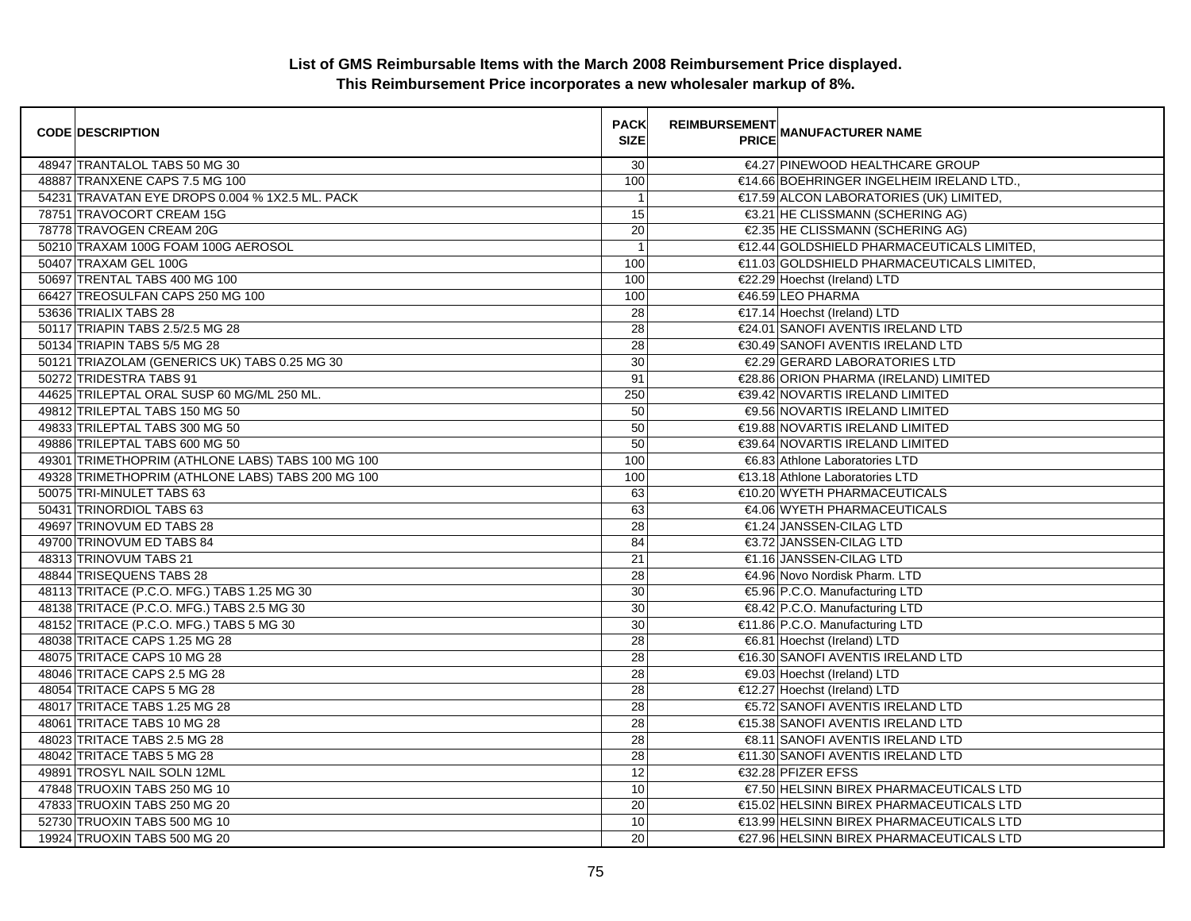**List of GMS Reimbursable Items with the March 2008 Reimbursement Price displayed.**
**This Reimbursement Price incorporates a new wholesaler markup of 8%.**

| CODE | DESCRIPTION | PACK SIZE | REIMBURSEMENT PRICE | MANUFACTURER NAME |
|---|---|---|---|---|
| 48947 | TRANTALOL TABS 50 MG 30 | 30 | €4.27 | PINEWOOD HEALTHCARE GROUP |
| 48887 | TRANXENE CAPS 7.5 MG 100 | 100 | €14.66 | BOEHRINGER INGELHEIM IRELAND LTD., |
| 54231 | TRAVATAN EYE DROPS 0.004 % 1X2.5 ML. PACK | 1 | €17.59 | ALCON LABORATORIES (UK) LIMITED, |
| 78751 | TRAVOCORT CREAM 15G | 15 | €3.21 | HE CLISSMANN (SCHERING AG) |
| 78778 | TRAVOGEN CREAM 20G | 20 | €2.35 | HE CLISSMANN (SCHERING AG) |
| 50210 | TRAXAM 100G FOAM 100G AEROSOL | 1 | €12.44 | GOLDSHIELD PHARMACEUTICALS LIMITED, |
| 50407 | TRAXAM GEL 100G | 100 | €11.03 | GOLDSHIELD PHARMACEUTICALS LIMITED, |
| 50697 | TRENTAL TABS 400 MG 100 | 100 | €22.29 | Hoechst (Ireland) LTD |
| 66427 | TREOSULFAN CAPS 250 MG 100 | 100 | €46.59 | LEO PHARMA |
| 53636 | TRIALIX TABS 28 | 28 | €17.14 | Hoechst (Ireland) LTD |
| 50117 | TRIAPIN TABS 2.5/2.5 MG 28 | 28 | €24.01 | SANOFI AVENTIS IRELAND LTD |
| 50134 | TRIAPIN TABS 5/5 MG 28 | 28 | €30.49 | SANOFI AVENTIS IRELAND LTD |
| 50121 | TRIAZOLAM (GENERICS UK) TABS 0.25 MG 30 | 30 | €2.29 | GERARD LABORATORIES LTD |
| 50272 | TRIDESTRA TABS 91 | 91 | €28.86 | ORION PHARMA (IRELAND) LIMITED |
| 44625 | TRILEPTAL ORAL SUSP 60 MG/ML 250 ML. | 250 | €39.42 | NOVARTIS IRELAND LIMITED |
| 49812 | TRILEPTAL TABS 150 MG 50 | 50 | €9.56 | NOVARTIS IRELAND LIMITED |
| 49833 | TRILEPTAL TABS 300 MG 50 | 50 | €19.88 | NOVARTIS IRELAND LIMITED |
| 49886 | TRILEPTAL TABS 600 MG 50 | 50 | €39.64 | NOVARTIS IRELAND LIMITED |
| 49301 | TRIMETHOPRIM (ATHLONE LABS) TABS 100 MG 100 | 100 | €6.83 | Athlone Laboratories LTD |
| 49328 | TRIMETHOPRIM (ATHLONE LABS) TABS 200 MG 100 | 100 | €13.18 | Athlone Laboratories LTD |
| 50075 | TRI-MINULET TABS 63 | 63 | €10.20 | WYETH PHARMACEUTICALS |
| 50431 | TRINORDIOL TABS 63 | 63 | €4.06 | WYETH PHARMACEUTICALS |
| 49697 | TRINOVUM ED TABS 28 | 28 | €1.24 | JANSSEN-CILAG LTD |
| 49700 | TRINOVUM ED TABS 84 | 84 | €3.72 | JANSSEN-CILAG LTD |
| 48313 | TRINOVUM TABS 21 | 21 | €1.16 | JANSSEN-CILAG LTD |
| 48844 | TRISEQUENS TABS 28 | 28 | €4.96 | Novo Nordisk Pharm. LTD |
| 48113 | TRITACE (P.C.O. MFG.) TABS 1.25 MG 30 | 30 | €5.96 | P.C.O. Manufacturing LTD |
| 48138 | TRITACE (P.C.O. MFG.) TABS 2.5 MG 30 | 30 | €8.42 | P.C.O. Manufacturing LTD |
| 48152 | TRITACE (P.C.O. MFG.) TABS 5 MG 30 | 30 | €11.86 | P.C.O. Manufacturing LTD |
| 48038 | TRITACE CAPS 1.25 MG 28 | 28 | €6.81 | Hoechst (Ireland) LTD |
| 48075 | TRITACE CAPS 10 MG 28 | 28 | €16.30 | SANOFI AVENTIS IRELAND LTD |
| 48046 | TRITACE CAPS 2.5 MG 28 | 28 | €9.03 | Hoechst (Ireland) LTD |
| 48054 | TRITACE CAPS 5 MG 28 | 28 | €12.27 | Hoechst (Ireland) LTD |
| 48017 | TRITACE TABS 1.25 MG 28 | 28 | €5.72 | SANOFI AVENTIS IRELAND LTD |
| 48061 | TRITACE TABS 10 MG 28 | 28 | €15.38 | SANOFI AVENTIS IRELAND LTD |
| 48023 | TRITACE TABS 2.5 MG 28 | 28 | €8.11 | SANOFI AVENTIS IRELAND LTD |
| 48042 | TRITACE TABS 5 MG 28 | 28 | €11.30 | SANOFI AVENTIS IRELAND LTD |
| 49891 | TROSYL NAIL SOLN 12ML | 12 | €32.28 | PFIZER EFSS |
| 47848 | TRUOXIN TABS 250 MG 10 | 10 | €7.50 | HELSINN BIREX PHARMACEUTICALS LTD |
| 47833 | TRUOXIN TABS 250 MG 20 | 20 | €15.02 | HELSINN BIREX PHARMACEUTICALS LTD |
| 52730 | TRUOXIN TABS 500 MG 10 | 10 | €13.99 | HELSINN BIREX PHARMACEUTICALS LTD |
| 19924 | TRUOXIN TABS 500 MG 20 | 20 | €27.96 | HELSINN BIREX PHARMACEUTICALS LTD |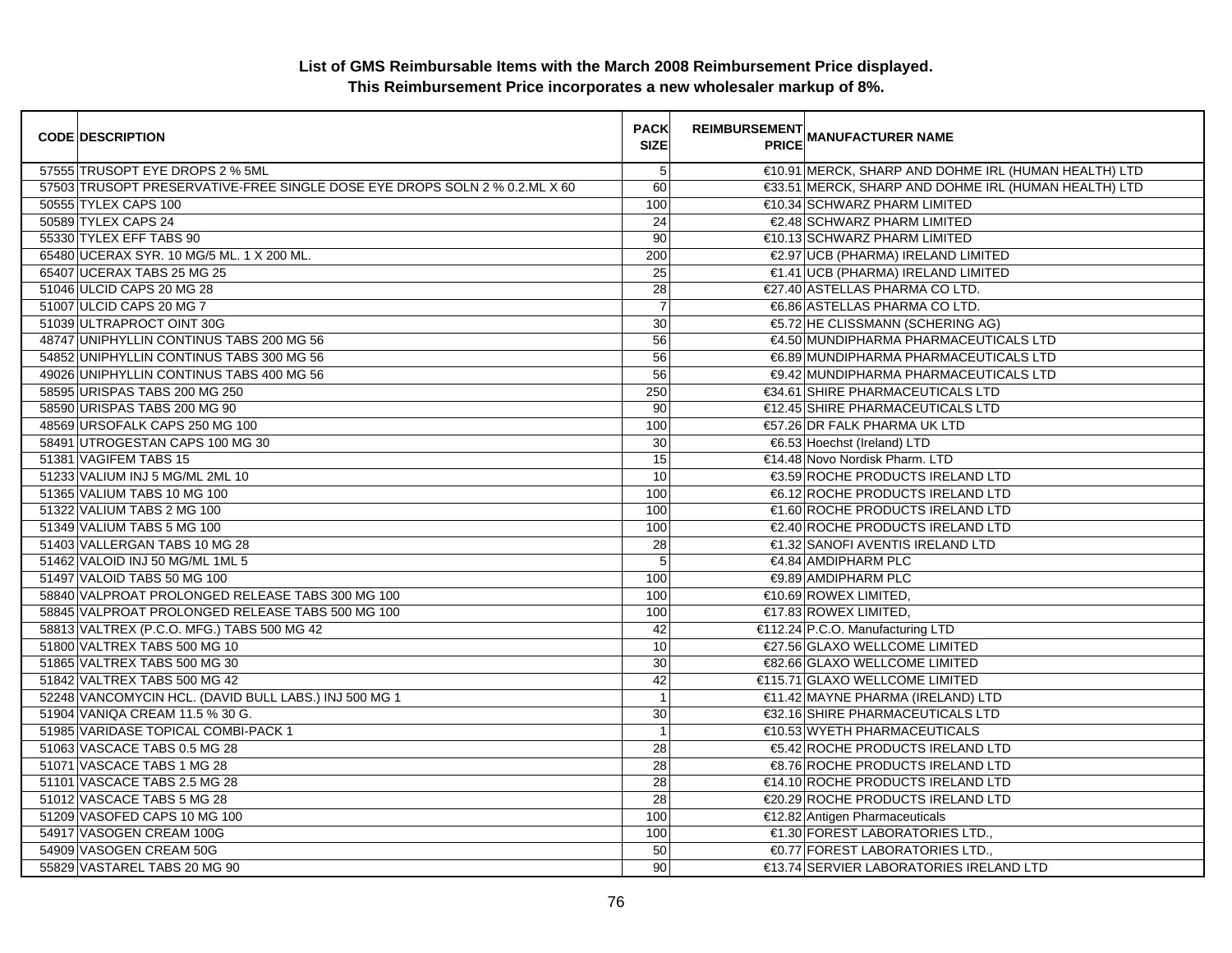**List of GMS Reimbursable Items with the March 2008 Reimbursement Price displayed.**
**This Reimbursement Price incorporates a new wholesaler markup of 8%.**

| CODE | DESCRIPTION | PACK SIZE | REIMBURSEMENT PRICE | MANUFACTURER NAME |
|---|---|---|---|---|
| 57555 | TRUSOPT EYE DROPS 2 % 5ML | 5 | €10.91 | MERCK, SHARP AND DOHME IRL (HUMAN HEALTH) LTD |
| 57503 | TRUSOPT PRESERVATIVE-FREE SINGLE DOSE EYE DROPS SOLN 2 % 0.2.ML X 60 | 60 | €33.51 | MERCK, SHARP AND DOHME IRL (HUMAN HEALTH) LTD |
| 50555 | TYLEX CAPS 100 | 100 | €10.34 | SCHWARZ PHARM LIMITED |
| 50589 | TYLEX CAPS 24 | 24 | €2.48 | SCHWARZ PHARM LIMITED |
| 55330 | TYLEX EFF TABS 90 | 90 | €10.13 | SCHWARZ PHARM LIMITED |
| 65480 | UCERAX SYR. 10 MG/5 ML. 1 X 200 ML. | 200 | €2.97 | UCB (PHARMA) IRELAND LIMITED |
| 65407 | UCERAX TABS 25 MG 25 | 25 | €1.41 | UCB (PHARMA) IRELAND LIMITED |
| 51046 | ULCID CAPS 20 MG 28 | 28 | €27.40 | ASTELLAS PHARMA CO LTD. |
| 51007 | ULCID CAPS 20 MG 7 | 7 | €6.86 | ASTELLAS PHARMA CO LTD. |
| 51039 | ULTRAPROCT OINT 30G | 30 | €5.72 | HE CLISSMANN (SCHERING AG) |
| 48747 | UNIPHYLLIN CONTINUS TABS 200 MG 56 | 56 | €4.50 | MUNDIPHARMA PHARMACEUTICALS LTD |
| 54852 | UNIPHYLLIN CONTINUS TABS 300 MG 56 | 56 | €6.89 | MUNDIPHARMA PHARMACEUTICALS LTD |
| 49026 | UNIPHYLLIN CONTINUS TABS 400 MG 56 | 56 | €9.42 | MUNDIPHARMA PHARMACEUTICALS LTD |
| 58595 | URISPAS TABS 200 MG 250 | 250 | €34.61 | SHIRE PHARMACEUTICALS LTD |
| 58590 | URISPAS TABS 200 MG 90 | 90 | €12.45 | SHIRE PHARMACEUTICALS LTD |
| 48569 | URSOFALK CAPS 250 MG 100 | 100 | €57.26 | DR FALK PHARMA UK LTD |
| 58491 | UTROGESTAN CAPS 100 MG 30 | 30 | €6.53 | Hoechst (Ireland) LTD |
| 51381 | VAGIFEM TABS 15 | 15 | €14.48 | Novo Nordisk Pharm. LTD |
| 51233 | VALIUM INJ 5 MG/ML 2ML 10 | 10 | €3.59 | ROCHE PRODUCTS IRELAND LTD |
| 51365 | VALIUM TABS 10 MG 100 | 100 | €6.12 | ROCHE PRODUCTS IRELAND LTD |
| 51322 | VALIUM TABS 2 MG 100 | 100 | €1.60 | ROCHE PRODUCTS IRELAND LTD |
| 51349 | VALIUM TABS 5 MG 100 | 100 | €2.40 | ROCHE PRODUCTS IRELAND LTD |
| 51403 | VALLERGAN TABS 10 MG 28 | 28 | €1.32 | SANOFI AVENTIS IRELAND LTD |
| 51462 | VALOID INJ 50 MG/ML 1ML 5 | 5 | €4.84 | AMDIPHARM PLC |
| 51497 | VALOID TABS 50 MG 100 | 100 | €9.89 | AMDIPHARM PLC |
| 58840 | VALPROAT PROLONGED RELEASE TABS 300 MG 100 | 100 | €10.69 | ROWEX LIMITED, |
| 58845 | VALPROAT PROLONGED RELEASE TABS 500 MG 100 | 100 | €17.83 | ROWEX LIMITED, |
| 58813 | VALTREX (P.C.O. MFG.) TABS 500 MG 42 | 42 | €112.24 | P.C.O. Manufacturing LTD |
| 51800 | VALTREX TABS 500 MG 10 | 10 | €27.56 | GLAXO WELLCOME LIMITED |
| 51865 | VALTREX TABS 500 MG 30 | 30 | €82.66 | GLAXO WELLCOME LIMITED |
| 51842 | VALTREX TABS 500 MG 42 | 42 | €115.71 | GLAXO WELLCOME LIMITED |
| 52248 | VANCOMYCIN HCL. (DAVID BULL LABS.) INJ 500 MG 1 | 1 | €11.42 | MAYNE PHARMA (IRELAND) LTD |
| 51904 | VANIQA CREAM 11.5 % 30 G. | 30 | €32.16 | SHIRE PHARMACEUTICALS LTD |
| 51985 | VARIDASE TOPICAL COMBI-PACK 1 | 1 | €10.53 | WYETH PHARMACEUTICALS |
| 51063 | VASCACE TABS 0.5 MG 28 | 28 | €5.42 | ROCHE PRODUCTS IRELAND LTD |
| 51071 | VASCACE TABS 1 MG 28 | 28 | €8.76 | ROCHE PRODUCTS IRELAND LTD |
| 51101 | VASCACE TABS 2.5 MG 28 | 28 | €14.10 | ROCHE PRODUCTS IRELAND LTD |
| 51012 | VASCACE TABS 5 MG 28 | 28 | €20.29 | ROCHE PRODUCTS IRELAND LTD |
| 51209 | VASOFED CAPS 10 MG 100 | 100 | €12.82 | Antigen Pharmaceuticals |
| 54917 | VASOGEN CREAM 100G | 100 | €1.30 | FOREST LABORATORIES LTD., |
| 54909 | VASOGEN CREAM 50G | 50 | €0.77 | FOREST LABORATORIES LTD., |
| 55829 | VASTAREL TABS 20 MG 90 | 90 | €13.74 | SERVIER LABORATORIES IRELAND LTD |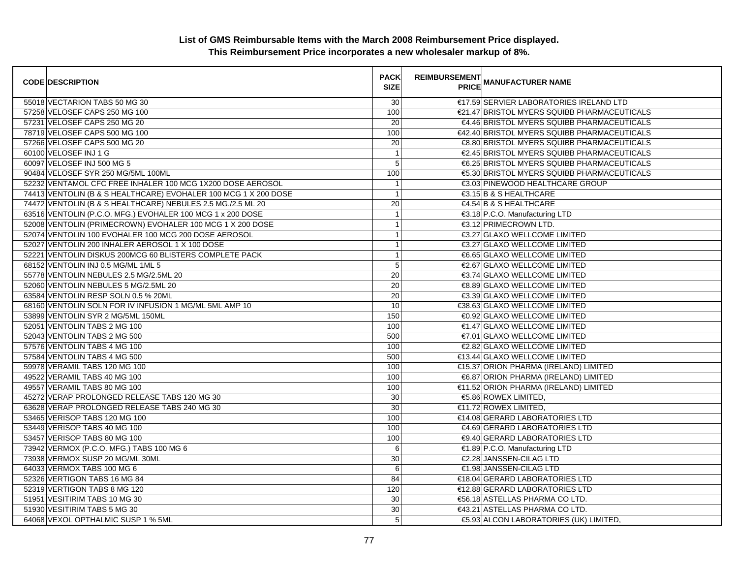**List of GMS Reimbursable Items with the March 2008 Reimbursement Price displayed.**
**This Reimbursement Price incorporates a new wholesaler markup of 8%.**

| CODE | DESCRIPTION | PACK SIZE | REIMBURSEMENT PRICE | MANUFACTURER NAME |
|---|---|---|---|---|
| 55018 | VECTARION TABS 50 MG 30 | 30 | €17.59 | SERVIER LABORATORIES IRELAND LTD |
| 57258 | VELOSEF CAPS 250 MG 100 | 100 | €21.47 | BRISTOL MYERS SQUIBB PHARMACEUTICALS |
| 57231 | VELOSEF CAPS 250 MG 20 | 20 | €4.46 | BRISTOL MYERS SQUIBB PHARMACEUTICALS |
| 78719 | VELOSEF CAPS 500 MG 100 | 100 | €42.40 | BRISTOL MYERS SQUIBB PHARMACEUTICALS |
| 57266 | VELOSEF CAPS 500 MG 20 | 20 | €8.80 | BRISTOL MYERS SQUIBB PHARMACEUTICALS |
| 60100 | VELOSEF INJ 1 G | 1 | €2.45 | BRISTOL MYERS SQUIBB PHARMACEUTICALS |
| 60097 | VELOSEF INJ 500 MG 5 | 5 | €6.25 | BRISTOL MYERS SQUIBB PHARMACEUTICALS |
| 90484 | VELOSEF SYR 250 MG/5ML 100ML | 100 | €5.30 | BRISTOL MYERS SQUIBB PHARMACEUTICALS |
| 52232 | VENTAMOL CFC FREE INHALER 100 MCG 1X200 DOSE AEROSOL | 1 | €3.03 | PINEWOOD HEALTHCARE GROUP |
| 74413 | VENTOLIN (B & S HEALTHCARE) EVOHALER 100 MCG 1 X 200 DOSE | 1 | €3.15 | B & S HEALTHCARE |
| 74472 | VENTOLIN (B & S HEALTHCARE) NEBULES 2.5 MG./2.5 ML 20 | 20 | €4.54 | B & S HEALTHCARE |
| 63516 | VENTOLIN (P.C.O. MFG.) EVOHALER 100 MCG 1 x 200 DOSE | 1 | €3.18 | P.C.O. Manufacturing LTD |
| 52008 | VENTOLIN (PRIMECROWN) EVOHALER 100 MCG 1 X 200 DOSE | 1 | €3.12 | PRIMECROWN LTD. |
| 52074 | VENTOLIN 100 EVOHALER 100 MCG 200 DOSE AEROSOL | 1 | €3.27 | GLAXO WELLCOME LIMITED |
| 52027 | VENTOLIN 200 INHALER AEROSOL 1 X 100 DOSE | 1 | €3.27 | GLAXO WELLCOME LIMITED |
| 52221 | VENTOLIN DISKUS 200MCG 60 BLISTERS COMPLETE PACK | 1 | €6.65 | GLAXO WELLCOME LIMITED |
| 68152 | VENTOLIN INJ 0.5 MG/ML 1ML 5 | 5 | €2.67 | GLAXO WELLCOME LIMITED |
| 55778 | VENTOLIN NEBULES 2.5 MG/2.5ML 20 | 20 | €3.74 | GLAXO WELLCOME LIMITED |
| 52060 | VENTOLIN NEBULES 5 MG/2.5ML 20 | 20 | €8.89 | GLAXO WELLCOME LIMITED |
| 63584 | VENTOLIN RESP SOLN 0.5 % 20ML | 20 | €3.39 | GLAXO WELLCOME LIMITED |
| 68160 | VENTOLIN SOLN FOR IV INFUSION 1 MG/ML 5ML AMP 10 | 10 | €38.63 | GLAXO WELLCOME LIMITED |
| 53899 | VENTOLIN SYR 2 MG/5ML 150ML | 150 | €0.92 | GLAXO WELLCOME LIMITED |
| 52051 | VENTOLIN TABS 2 MG 100 | 100 | €1.47 | GLAXO WELLCOME LIMITED |
| 52043 | VENTOLIN TABS 2 MG 500 | 500 | €7.01 | GLAXO WELLCOME LIMITED |
| 57576 | VENTOLIN TABS 4 MG 100 | 100 | €2.82 | GLAXO WELLCOME LIMITED |
| 57584 | VENTOLIN TABS 4 MG 500 | 500 | €13.44 | GLAXO WELLCOME LIMITED |
| 59978 | VERAMIL TABS 120 MG 100 | 100 | €15.37 | ORION PHARMA (IRELAND) LIMITED |
| 49522 | VERAMIL TABS 40 MG 100 | 100 | €6.87 | ORION PHARMA (IRELAND) LIMITED |
| 49557 | VERAMIL TABS 80 MG 100 | 100 | €11.52 | ORION PHARMA (IRELAND) LIMITED |
| 45272 | VERAP PROLONGED RELEASE TABS 120 MG 30 | 30 | €5.86 | ROWEX LIMITED, |
| 63628 | VERAP PROLONGED RELEASE TABS 240 MG 30 | 30 | €11.72 | ROWEX LIMITED, |
| 53465 | VERISOP TABS 120 MG 100 | 100 | €14.08 | GERARD LABORATORIES LTD |
| 53449 | VERISOP TABS 40 MG 100 | 100 | €4.69 | GERARD LABORATORIES LTD |
| 53457 | VERISOP TABS 80 MG 100 | 100 | €9.40 | GERARD LABORATORIES LTD |
| 73942 | VERMOX (P.C.O. MFG.) TABS 100 MG 6 | 6 | €1.89 | P.C.O. Manufacturing LTD |
| 73938 | VERMOX SUSP 20 MG/ML 30ML | 30 | €2.28 | JANSSEN-CILAG LTD |
| 64033 | VERMOX TABS 100 MG 6 | 6 | €1.98 | JANSSEN-CILAG LTD |
| 52326 | VERTIGON TABS 16 MG 84 | 84 | €18.04 | GERARD LABORATORIES LTD |
| 52319 | VERTIGON TABS 8 MG 120 | 120 | €12.88 | GERARD LABORATORIES LTD |
| 51951 | VESITIRIM TABS 10 MG 30 | 30 | €56.18 | ASTELLAS PHARMA CO LTD. |
| 51930 | VESITIRIM TABS 5 MG 30 | 30 | €43.21 | ASTELLAS PHARMA CO LTD. |
| 64068 | VEXOL OPTHALMIC SUSP 1 % 5ML | 5 | €5.93 | ALCON LABORATORIES (UK) LIMITED, |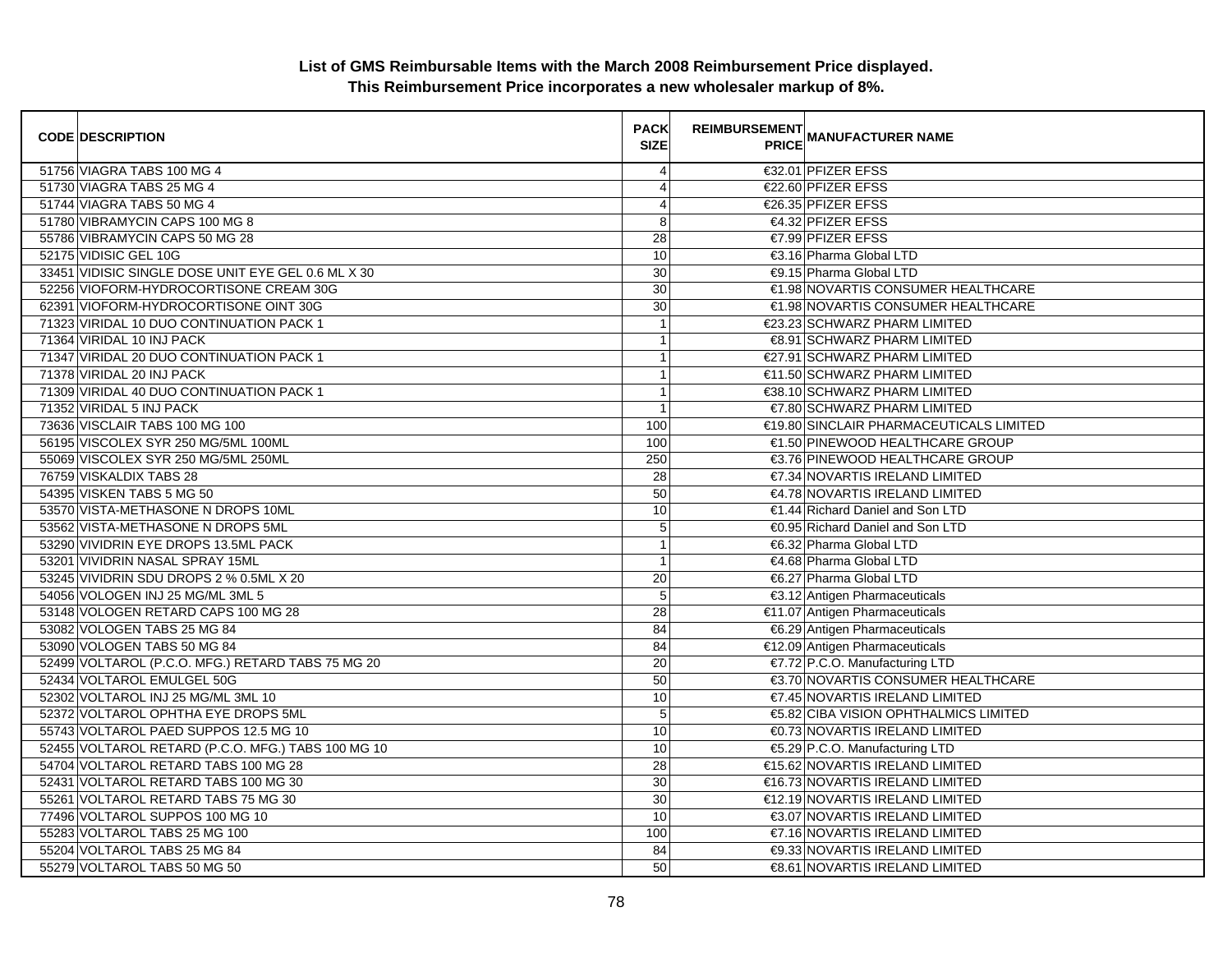**List of GMS Reimbursable Items with the March 2008 Reimbursement Price displayed.**
**This Reimbursement Price incorporates a new wholesaler markup of 8%.**

| CODE | DESCRIPTION | PACK SIZE | REIMBURSEMENT PRICE | MANUFACTURER NAME |
|---|---|---|---|---|
| 51756 | VIAGRA TABS 100 MG 4 | 4 | €32.01 | PFIZER EFSS |
| 51730 | VIAGRA TABS 25 MG 4 | 4 | €22.60 | PFIZER EFSS |
| 51744 | VIAGRA TABS 50 MG 4 | 4 | €26.35 | PFIZER EFSS |
| 51780 | VIBRAMYCIN CAPS 100 MG 8 | 8 | €4.32 | PFIZER EFSS |
| 55786 | VIBRAMYCIN CAPS 50 MG 28 | 28 | €7.99 | PFIZER EFSS |
| 52175 | VIDISIC GEL 10G | 10 | €3.16 | Pharma Global LTD |
| 33451 | VIDISIC SINGLE DOSE UNIT EYE GEL 0.6 ML X 30 | 30 | €9.15 | Pharma Global LTD |
| 52256 | VIOFORM-HYDROCORTISONE CREAM 30G | 30 | €1.98 | NOVARTIS CONSUMER HEALTHCARE |
| 62391 | VIOFORM-HYDROCORTISONE OINT 30G | 30 | €1.98 | NOVARTIS CONSUMER HEALTHCARE |
| 71323 | VIRIDAL 10 DUO CONTINUATION PACK 1 | 1 | €23.23 | SCHWARZ PHARM LIMITED |
| 71364 | VIRIDAL 10 INJ PACK | 1 | €8.91 | SCHWARZ PHARM LIMITED |
| 71347 | VIRIDAL 20 DUO CONTINUATION PACK 1 | 1 | €27.91 | SCHWARZ PHARM LIMITED |
| 71378 | VIRIDAL 20 INJ PACK | 1 | €11.50 | SCHWARZ PHARM LIMITED |
| 71309 | VIRIDAL 40 DUO CONTINUATION PACK 1 | 1 | €38.10 | SCHWARZ PHARM LIMITED |
| 71352 | VIRIDAL 5 INJ PACK | 1 | €7.80 | SCHWARZ PHARM LIMITED |
| 73636 | VISCLAIR TABS 100 MG 100 | 100 | €19.80 | SINCLAIR PHARMACEUTICALS LIMITED |
| 56195 | VISCOLEX SYR 250 MG/5ML 100ML | 100 | €1.50 | PINEWOOD HEALTHCARE GROUP |
| 55069 | VISCOLEX SYR 250 MG/5ML 250ML | 250 | €3.76 | PINEWOOD HEALTHCARE GROUP |
| 76759 | VISKALDIX TABS 28 | 28 | €7.34 | NOVARTIS IRELAND LIMITED |
| 54395 | VISKEN TABS 5 MG 50 | 50 | €4.78 | NOVARTIS IRELAND LIMITED |
| 53570 | VISTA-METHASONE N DROPS 10ML | 10 | €1.44 | Richard Daniel and Son LTD |
| 53562 | VISTA-METHASONE N DROPS 5ML | 5 | €0.95 | Richard Daniel and Son LTD |
| 53290 | VIVIDRIN EYE DROPS 13.5ML PACK | 1 | €6.32 | Pharma Global LTD |
| 53201 | VIVIDRIN NASAL SPRAY 15ML | 1 | €4.68 | Pharma Global LTD |
| 53245 | VIVIDRIN SDU DROPS 2 % 0.5ML X 20 | 20 | €6.27 | Pharma Global LTD |
| 54056 | VOLOGEN INJ 25 MG/ML 3ML 5 | 5 | €3.12 | Antigen Pharmaceuticals |
| 53148 | VOLOGEN RETARD CAPS 100 MG 28 | 28 | €11.07 | Antigen Pharmaceuticals |
| 53082 | VOLOGEN TABS 25 MG 84 | 84 | €6.29 | Antigen Pharmaceuticals |
| 53090 | VOLOGEN TABS 50 MG 84 | 84 | €12.09 | Antigen Pharmaceuticals |
| 52499 | VOLTAROL (P.C.O. MFG.) RETARD TABS 75 MG 20 | 20 | €7.72 | P.C.O. Manufacturing LTD |
| 52434 | VOLTAROL EMULGEL 50G | 50 | €3.70 | NOVARTIS CONSUMER HEALTHCARE |
| 52302 | VOLTAROL INJ 25 MG/ML 3ML 10 | 10 | €7.45 | NOVARTIS IRELAND LIMITED |
| 52372 | VOLTAROL OPHTHA EYE DROPS 5ML | 5 | €5.82 | CIBA VISION OPHTHALMICS LIMITED |
| 55743 | VOLTAROL PAED SUPPOS 12.5 MG 10 | 10 | €0.73 | NOVARTIS IRELAND LIMITED |
| 52455 | VOLTAROL RETARD (P.C.O. MFG.) TABS 100 MG 10 | 10 | €5.29 | P.C.O. Manufacturing LTD |
| 54704 | VOLTAROL RETARD TABS 100 MG 28 | 28 | €15.62 | NOVARTIS IRELAND LIMITED |
| 52431 | VOLTAROL RETARD TABS 100 MG 30 | 30 | €16.73 | NOVARTIS IRELAND LIMITED |
| 55261 | VOLTAROL RETARD TABS 75 MG 30 | 30 | €12.19 | NOVARTIS IRELAND LIMITED |
| 77496 | VOLTAROL SUPPOS 100 MG 10 | 10 | €3.07 | NOVARTIS IRELAND LIMITED |
| 55283 | VOLTAROL TABS 25 MG 100 | 100 | €7.16 | NOVARTIS IRELAND LIMITED |
| 55204 | VOLTAROL TABS 25 MG 84 | 84 | €9.33 | NOVARTIS IRELAND LIMITED |
| 55279 | VOLTAROL TABS 50 MG 50 | 50 | €8.61 | NOVARTIS IRELAND LIMITED |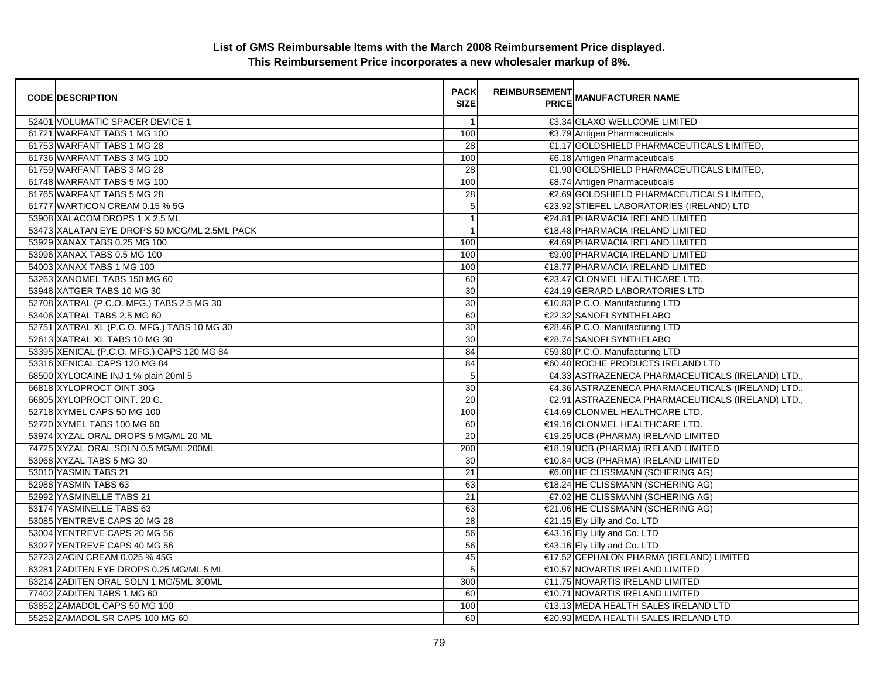**List of GMS Reimbursable Items with the March 2008 Reimbursement Price displayed.**
**This Reimbursement Price incorporates a new wholesaler markup of 8%.**

| CODE | DESCRIPTION | PACK SIZE | REIMBURSEMENT PRICE | MANUFACTURER NAME |
|---|---|---|---|---|
| 52401 | VOLUMATIC SPACER DEVICE 1 | 1 | €3.34 | GLAXO WELLCOME LIMITED |
| 61721 | WARFANT TABS 1 MG 100 | 100 | €3.79 | Antigen Pharmaceuticals |
| 61753 | WARFANT TABS 1 MG 28 | 28 | €1.17 | GOLDSHIELD PHARMACEUTICALS LIMITED, |
| 61736 | WARFANT TABS 3 MG 100 | 100 | €6.18 | Antigen Pharmaceuticals |
| 61759 | WARFANT TABS 3 MG 28 | 28 | €1.90 | GOLDSHIELD PHARMACEUTICALS LIMITED, |
| 61748 | WARFANT TABS 5 MG 100 | 100 | €8.74 | Antigen Pharmaceuticals |
| 61765 | WARFANT TABS 5 MG 28 | 28 | €2.69 | GOLDSHIELD PHARMACEUTICALS LIMITED, |
| 61777 | WARTICON CREAM 0.15 % 5G | 5 | €23.92 | STIEFEL LABORATORIES (IRELAND) LTD |
| 53908 | XALACOM DROPS 1 X 2.5 ML | 1 | €24.81 | PHARMACIA IRELAND LIMITED |
| 53473 | XALATAN EYE DROPS 50 MCG/ML 2.5ML PACK | 1 | €18.48 | PHARMACIA IRELAND LIMITED |
| 53929 | XANAX TABS 0.25 MG 100 | 100 | €4.69 | PHARMACIA IRELAND LIMITED |
| 53996 | XANAX TABS 0.5 MG 100 | 100 | €9.00 | PHARMACIA IRELAND LIMITED |
| 54003 | XANAX TABS 1 MG 100 | 100 | €18.77 | PHARMACIA IRELAND LIMITED |
| 53263 | XANOMEL TABS 150 MG 60 | 60 | €23.47 | CLONMEL HEALTHCARE LTD. |
| 53948 | XATGER TABS 10 MG 30 | 30 | €24.19 | GERARD LABORATORIES LTD |
| 52708 | XATRAL (P.C.O. MFG.) TABS 2.5 MG 30 | 30 | €10.83 | P.C.O. Manufacturing LTD |
| 53406 | XATRAL TABS 2.5 MG 60 | 60 | €22.32 | SANOFI SYNTHELABO |
| 52751 | XATRAL XL (P.C.O. MFG.) TABS 10 MG 30 | 30 | €28.46 | P.C.O. Manufacturing LTD |
| 52613 | XATRAL XL TABS 10 MG 30 | 30 | €28.74 | SANOFI SYNTHELABO |
| 53395 | XENICAL (P.C.O. MFG.) CAPS 120 MG 84 | 84 | €59.80 | P.C.O. Manufacturing LTD |
| 53316 | XENICAL CAPS 120 MG 84 | 84 | €60.40 | ROCHE PRODUCTS IRELAND LTD |
| 68500 | XYLOCAINE INJ 1 % plain 20ml 5 | 5 | €4.33 | ASTRAZENECA PHARMACEUTICALS (IRELAND) LTD., |
| 66818 | XYLOPROCT OINT 30G | 30 | €4.36 | ASTRAZENECA PHARMACEUTICALS (IRELAND) LTD., |
| 66805 | XYLOPROCT OINT. 20 G. | 20 | €2.91 | ASTRAZENECA PHARMACEUTICALS (IRELAND) LTD., |
| 52718 | XYMEL CAPS 50 MG 100 | 100 | €14.69 | CLONMEL HEALTHCARE LTD. |
| 52720 | XYMEL TABS 100 MG 60 | 60 | €19.16 | CLONMEL HEALTHCARE LTD. |
| 53974 | XYZAL ORAL DROPS 5 MG/ML 20 ML | 20 | €19.25 | UCB (PHARMA) IRELAND LIMITED |
| 74725 | XYZAL ORAL SOLN 0.5 MG/ML 200ML | 200 | €18.19 | UCB (PHARMA) IRELAND LIMITED |
| 53968 | XYZAL TABS 5 MG 30 | 30 | €10.84 | UCB (PHARMA) IRELAND LIMITED |
| 53010 | YASMIN TABS 21 | 21 | €6.08 | HE CLISSMANN (SCHERING AG) |
| 52988 | YASMIN TABS 63 | 63 | €18.24 | HE CLISSMANN (SCHERING AG) |
| 52992 | YASMINELLE TABS 21 | 21 | €7.02 | HE CLISSMANN (SCHERING AG) |
| 53174 | YASMINELLE TABS 63 | 63 | €21.06 | HE CLISSMANN (SCHERING AG) |
| 53085 | YENTREVE CAPS 20 MG 28 | 28 | €21.15 | Ely Lilly and Co. LTD |
| 53004 | YENTREVE CAPS 20 MG 56 | 56 | €43.16 | Ely Lilly and Co. LTD |
| 53027 | YENTREVE CAPS 40 MG 56 | 56 | €43.16 | Ely Lilly and Co. LTD |
| 52723 | ZACIN CREAM 0.025 % 45G | 45 | €17.52 | CEPHALON PHARMA (IRELAND) LIMITED |
| 63281 | ZADITEN EYE DROPS 0.25 MG/ML 5 ML | 5 | €10.57 | NOVARTIS IRELAND LIMITED |
| 63214 | ZADITEN ORAL SOLN 1 MG/5ML 300ML | 300 | €11.75 | NOVARTIS IRELAND LIMITED |
| 77402 | ZADITEN TABS 1 MG 60 | 60 | €10.71 | NOVARTIS IRELAND LIMITED |
| 63852 | ZAMADOL CAPS 50 MG 100 | 100 | €13.13 | MEDA HEALTH SALES IRELAND LTD |
| 55252 | ZAMADOL SR CAPS 100 MG 60 | 60 | €20.93 | MEDA HEALTH SALES IRELAND LTD |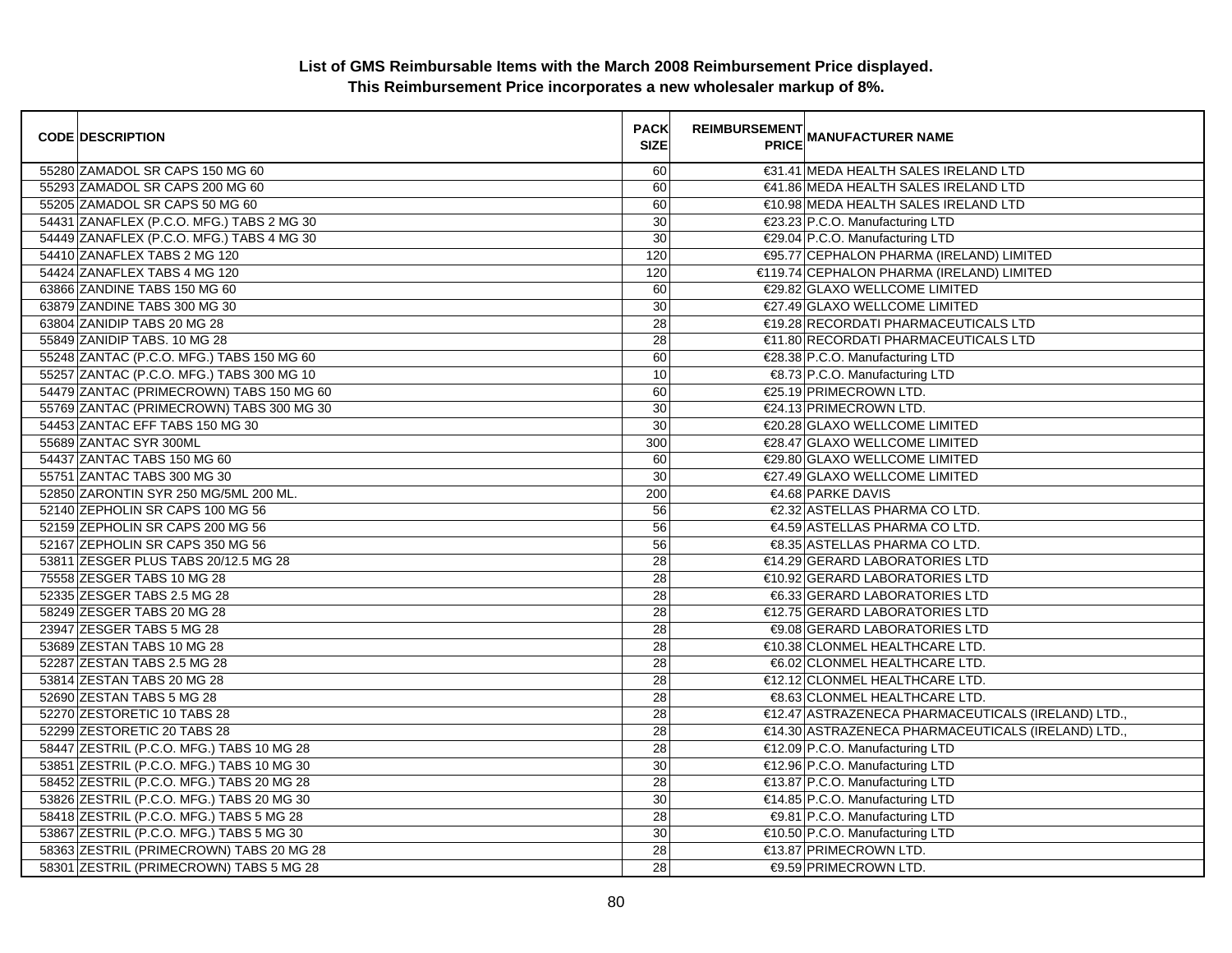**List of GMS Reimbursable Items with the March 2008 Reimbursement Price displayed.**
**This Reimbursement Price incorporates a new wholesaler markup of 8%.**

| CODE | DESCRIPTION | PACK SIZE | REIMBURSEMENT PRICE | MANUFACTURER NAME |
|---|---|---|---|---|
| 55280 | ZAMADOL SR CAPS 150 MG 60 | 60 | €31.41 | MEDA HEALTH SALES IRELAND LTD |
| 55293 | ZAMADOL SR CAPS 200 MG 60 | 60 | €41.86 | MEDA HEALTH SALES IRELAND LTD |
| 55205 | ZAMADOL SR CAPS 50 MG 60 | 60 | €10.98 | MEDA HEALTH SALES IRELAND LTD |
| 54431 | ZANAFLEX (P.C.O. MFG.) TABS 2 MG 30 | 30 | €23.23 | P.C.O. Manufacturing LTD |
| 54449 | ZANAFLEX (P.C.O. MFG.) TABS 4 MG 30 | 30 | €29.04 | P.C.O. Manufacturing LTD |
| 54410 | ZANAFLEX TABS 2 MG 120 | 120 | €95.77 | CEPHALON PHARMA (IRELAND) LIMITED |
| 54424 | ZANAFLEX TABS 4 MG 120 | 120 | €119.74 | CEPHALON PHARMA (IRELAND) LIMITED |
| 63866 | ZANDINE TABS 150 MG 60 | 60 | €29.82 | GLAXO WELLCOME LIMITED |
| 63879 | ZANDINE TABS 300 MG 30 | 30 | €27.49 | GLAXO WELLCOME LIMITED |
| 63804 | ZANIDIP TABS 20 MG 28 | 28 | €19.28 | RECORDATI PHARMACEUTICALS LTD |
| 55849 | ZANIDIP TABS. 10 MG 28 | 28 | €11.80 | RECORDATI PHARMACEUTICALS LTD |
| 55248 | ZANTAC (P.C.O. MFG.) TABS 150 MG 60 | 60 | €28.38 | P.C.O. Manufacturing LTD |
| 55257 | ZANTAC (P.C.O. MFG.) TABS 300 MG 10 | 10 | €8.73 | P.C.O. Manufacturing LTD |
| 54479 | ZANTAC (PRIMECROWN) TABS 150 MG 60 | 60 | €25.19 | PRIMECROWN LTD. |
| 55769 | ZANTAC (PRIMECROWN) TABS 300 MG 30 | 30 | €24.13 | PRIMECROWN LTD. |
| 54453 | ZANTAC EFF TABS 150 MG 30 | 30 | €20.28 | GLAXO WELLCOME LIMITED |
| 55689 | ZANTAC SYR 300ML | 300 | €28.47 | GLAXO WELLCOME LIMITED |
| 54437 | ZANTAC TABS 150 MG 60 | 60 | €29.80 | GLAXO WELLCOME LIMITED |
| 55751 | ZANTAC TABS 300 MG 30 | 30 | €27.49 | GLAXO WELLCOME LIMITED |
| 52850 | ZARONTIN SYR 250 MG/5ML 200 ML. | 200 | €4.68 | PARKE DAVIS |
| 52140 | ZEPHOLIN SR CAPS 100 MG 56 | 56 | €2.32 | ASTELLAS PHARMA CO LTD. |
| 52159 | ZEPHOLIN SR CAPS 200 MG 56 | 56 | €4.59 | ASTELLAS PHARMA CO LTD. |
| 52167 | ZEPHOLIN SR CAPS 350 MG 56 | 56 | €8.35 | ASTELLAS PHARMA CO LTD. |
| 53811 | ZESGER PLUS TABS 20/12.5 MG 28 | 28 | €14.29 | GERARD LABORATORIES LTD |
| 75558 | ZESGER TABS 10 MG 28 | 28 | €10.92 | GERARD LABORATORIES LTD |
| 52335 | ZESGER TABS 2.5 MG 28 | 28 | €6.33 | GERARD LABORATORIES LTD |
| 58249 | ZESGER TABS 20 MG 28 | 28 | €12.75 | GERARD LABORATORIES LTD |
| 23947 | ZESGER TABS 5 MG 28 | 28 | €9.08 | GERARD LABORATORIES LTD |
| 53689 | ZESTAN TABS 10 MG 28 | 28 | €10.38 | CLONMEL HEALTHCARE LTD. |
| 52287 | ZESTAN TABS 2.5 MG 28 | 28 | €6.02 | CLONMEL HEALTHCARE LTD. |
| 53814 | ZESTAN TABS 20 MG 28 | 28 | €12.12 | CLONMEL HEALTHCARE LTD. |
| 52690 | ZESTAN TABS 5 MG 28 | 28 | €8.63 | CLONMEL HEALTHCARE LTD. |
| 52270 | ZESTORETIC 10 TABS 28 | 28 | €12.47 | ASTRAZENECA PHARMACEUTICALS (IRELAND) LTD., |
| 52299 | ZESTORETIC 20 TABS 28 | 28 | €14.30 | ASTRAZENECA PHARMACEUTICALS (IRELAND) LTD., |
| 58447 | ZESTRIL (P.C.O. MFG.) TABS 10 MG 28 | 28 | €12.09 | P.C.O. Manufacturing LTD |
| 53851 | ZESTRIL (P.C.O. MFG.) TABS 10 MG 30 | 30 | €12.96 | P.C.O. Manufacturing LTD |
| 58452 | ZESTRIL (P.C.O. MFG.) TABS 20 MG 28 | 28 | €13.87 | P.C.O. Manufacturing LTD |
| 53826 | ZESTRIL (P.C.O. MFG.) TABS 20 MG 30 | 30 | €14.85 | P.C.O. Manufacturing LTD |
| 58418 | ZESTRIL (P.C.O. MFG.) TABS 5 MG 28 | 28 | €9.81 | P.C.O. Manufacturing LTD |
| 53867 | ZESTRIL (P.C.O. MFG.) TABS 5 MG 30 | 30 | €10.50 | P.C.O. Manufacturing LTD |
| 58363 | ZESTRIL (PRIMECROWN) TABS 20 MG 28 | 28 | €13.87 | PRIMECROWN LTD. |
| 58301 | ZESTRIL (PRIMECROWN) TABS 5 MG 28 | 28 | €9.59 | PRIMECROWN LTD. |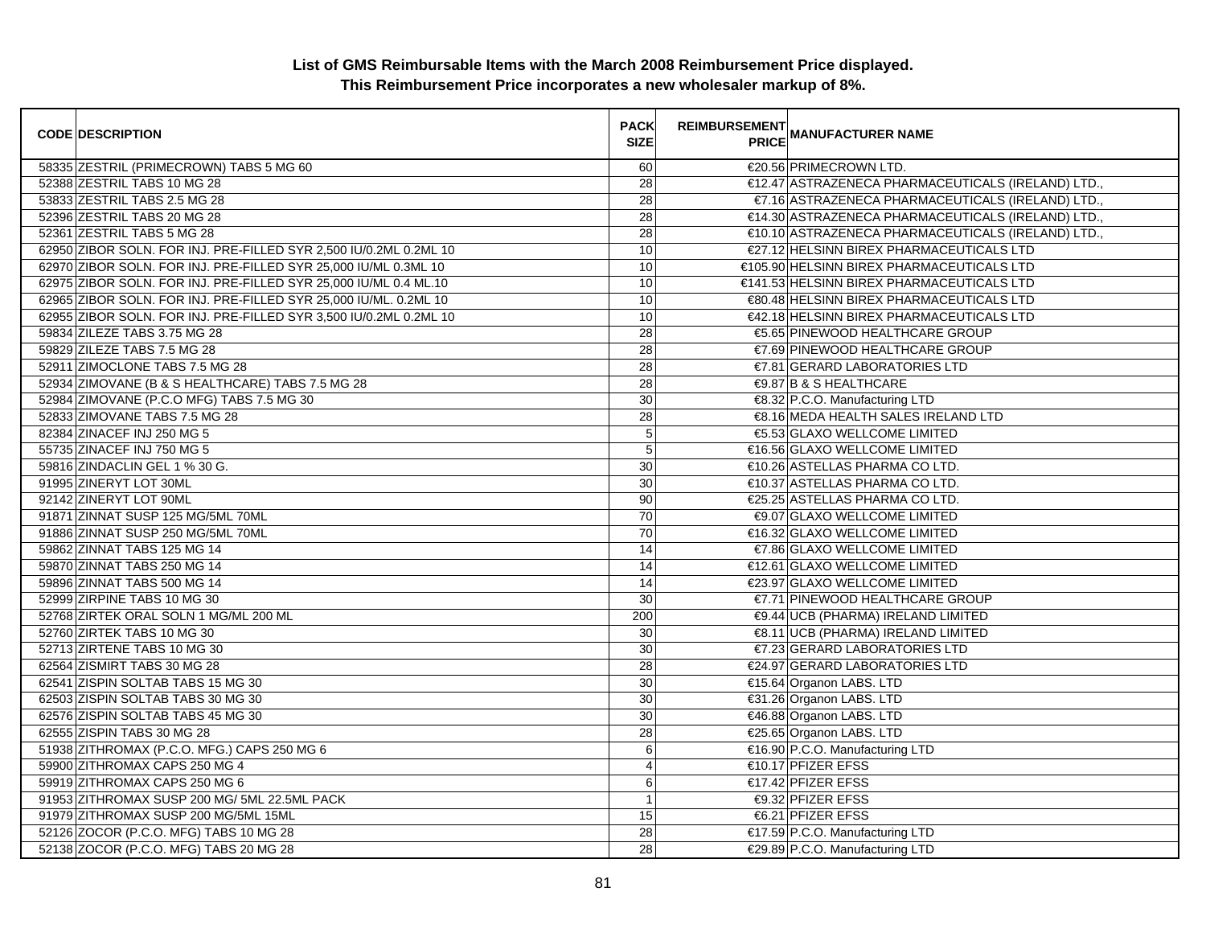**List of GMS Reimbursable Items with the March 2008 Reimbursement Price displayed.**
**This Reimbursement Price incorporates a new wholesaler markup of 8%.**

| CODE | DESCRIPTION | PACK SIZE | REIMBURSEMENT PRICE | MANUFACTURER NAME |
|---|---|---|---|---|
| 58335 | ZESTRIL (PRIMECROWN) TABS 5 MG 60 | 60 | €20.56 | PRIMECROWN LTD. |
| 52388 | ZESTRIL TABS 10 MG 28 | 28 | €12.47 | ASTRAZENECA PHARMACEUTICALS (IRELAND) LTD., |
| 53833 | ZESTRIL TABS 2.5 MG 28 | 28 | €7.16 | ASTRAZENECA PHARMACEUTICALS (IRELAND) LTD., |
| 52396 | ZESTRIL TABS 20 MG 28 | 28 | €14.30 | ASTRAZENECA PHARMACEUTICALS (IRELAND) LTD., |
| 52361 | ZESTRIL TABS 5 MG 28 | 28 | €10.10 | ASTRAZENECA PHARMACEUTICALS (IRELAND) LTD., |
| 62950 | ZIBOR SOLN. FOR INJ. PRE-FILLED SYR 2,500 IU/0.2ML 0.2ML 10 | 10 | €27.12 | HELSINN BIREX PHARMACEUTICALS LTD |
| 62970 | ZIBOR SOLN. FOR INJ. PRE-FILLED SYR 25,000 IU/ML 0.3ML 10 | 10 | €105.90 | HELSINN BIREX PHARMACEUTICALS LTD |
| 62975 | ZIBOR SOLN. FOR INJ. PRE-FILLED SYR 25,000 IU/ML 0.4 ML.10 | 10 | €141.53 | HELSINN BIREX PHARMACEUTICALS LTD |
| 62965 | ZIBOR SOLN. FOR INJ. PRE-FILLED SYR 25,000 IU/ML. 0.2ML 10 | 10 | €80.48 | HELSINN BIREX PHARMACEUTICALS LTD |
| 62955 | ZIBOR SOLN. FOR INJ. PRE-FILLED SYR 3,500 IU/0.2ML 0.2ML 10 | 10 | €42.18 | HELSINN BIREX PHARMACEUTICALS LTD |
| 59834 | ZILEZE TABS 3.75 MG 28 | 28 | €5.65 | PINEWOOD HEALTHCARE GROUP |
| 59829 | ZILEZE TABS 7.5 MG 28 | 28 | €7.69 | PINEWOOD HEALTHCARE GROUP |
| 52911 | ZIMOCLONE TABS 7.5 MG 28 | 28 | €7.81 | GERARD LABORATORIES LTD |
| 52934 | ZIMOVANE (B & S HEALTHCARE) TABS 7.5 MG 28 | 28 | €9.87 | B & S HEALTHCARE |
| 52984 | ZIMOVANE (P.C.O MFG) TABS 7.5 MG 30 | 30 | €8.32 | P.C.O. Manufacturing LTD |
| 52833 | ZIMOVANE TABS 7.5 MG 28 | 28 | €8.16 | MEDA HEALTH SALES IRELAND LTD |
| 82384 | ZINACEF INJ 250 MG 5 | 5 | €5.53 | GLAXO WELLCOME LIMITED |
| 55735 | ZINACEF INJ 750 MG 5 | 5 | €16.56 | GLAXO WELLCOME LIMITED |
| 59816 | ZINDACLIN GEL 1 % 30 G. | 30 | €10.26 | ASTELLAS PHARMA CO LTD. |
| 91995 | ZINERYT LOT 30ML | 30 | €10.37 | ASTELLAS PHARMA CO LTD. |
| 92142 | ZINERYT LOT 90ML | 90 | €25.25 | ASTELLAS PHARMA CO LTD. |
| 91871 | ZINNAT SUSP 125 MG/5ML 70ML | 70 | €9.07 | GLAXO WELLCOME LIMITED |
| 91886 | ZINNAT SUSP 250 MG/5ML 70ML | 70 | €16.32 | GLAXO WELLCOME LIMITED |
| 59862 | ZINNAT TABS 125 MG 14 | 14 | €7.86 | GLAXO WELLCOME LIMITED |
| 59870 | ZINNAT TABS 250 MG 14 | 14 | €12.61 | GLAXO WELLCOME LIMITED |
| 59896 | ZINNAT TABS 500 MG 14 | 14 | €23.97 | GLAXO WELLCOME LIMITED |
| 52999 | ZIRPINE TABS 10 MG 30 | 30 | €7.71 | PINEWOOD HEALTHCARE GROUP |
| 52768 | ZIRTEK ORAL SOLN 1 MG/ML 200 ML | 200 | €9.44 | UCB (PHARMA) IRELAND LIMITED |
| 52760 | ZIRTEK TABS 10 MG 30 | 30 | €8.11 | UCB (PHARMA) IRELAND LIMITED |
| 52713 | ZIRTENE TABS 10 MG 30 | 30 | €7.23 | GERARD LABORATORIES LTD |
| 62564 | ZISMIRT TABS 30 MG 28 | 28 | €24.97 | GERARD LABORATORIES LTD |
| 62541 | ZISPIN SOLTAB TABS 15 MG 30 | 30 | €15.64 | Organon LABS. LTD |
| 62503 | ZISPIN SOLTAB TABS 30 MG 30 | 30 | €31.26 | Organon LABS. LTD |
| 62576 | ZISPIN SOLTAB TABS 45 MG 30 | 30 | €46.88 | Organon LABS. LTD |
| 62555 | ZISPIN TABS 30 MG 28 | 28 | €25.65 | Organon LABS. LTD |
| 51938 | ZITHROMAX (P.C.O. MFG.) CAPS 250 MG 6 | 6 | €16.90 | P.C.O. Manufacturing LTD |
| 59900 | ZITHROMAX CAPS 250 MG 4 | 4 | €10.17 | PFIZER EFSS |
| 59919 | ZITHROMAX CAPS 250 MG 6 | 6 | €17.42 | PFIZER EFSS |
| 91953 | ZITHROMAX SUSP 200 MG/ 5ML 22.5ML PACK | 1 | €9.32 | PFIZER EFSS |
| 91979 | ZITHROMAX SUSP 200 MG/5ML 15ML | 15 | €6.21 | PFIZER EFSS |
| 52126 | ZOCOR (P.C.O. MFG) TABS 10 MG 28 | 28 | €17.59 | P.C.O. Manufacturing LTD |
| 52138 | ZOCOR (P.C.O. MFG) TABS 20 MG 28 | 28 | €29.89 | P.C.O. Manufacturing LTD |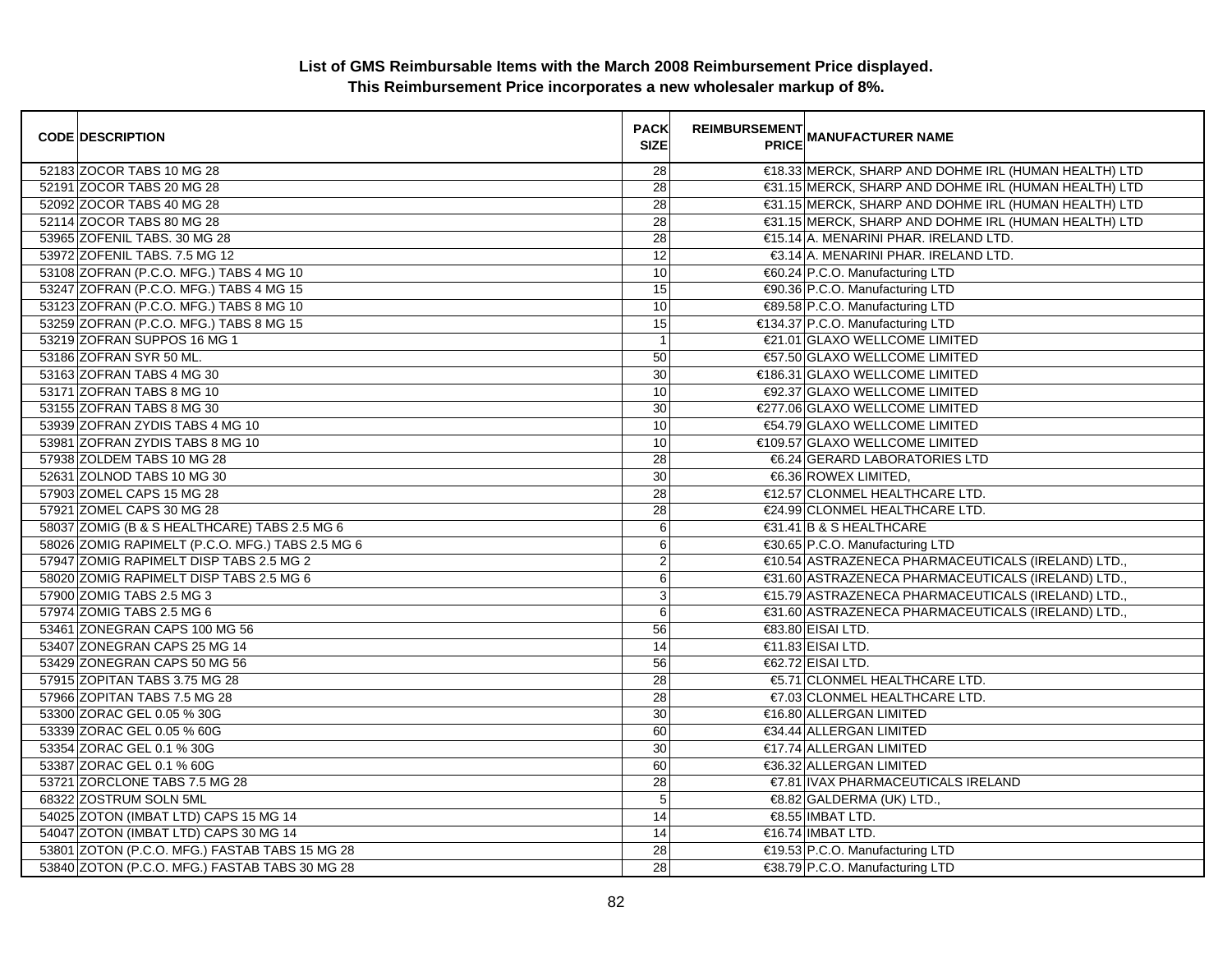**List of GMS Reimbursable Items with the March 2008 Reimbursement Price displayed.**
**This Reimbursement Price incorporates a new wholesaler markup of 8%.**

| CODE | DESCRIPTION | PACK SIZE | REIMBURSEMENT PRICE | MANUFACTURER NAME |
|---|---|---|---|---|
| 52183 | ZOCOR TABS 10 MG 28 | 28 | €18.33 | MERCK, SHARP AND DOHME IRL (HUMAN HEALTH) LTD |
| 52191 | ZOCOR TABS 20 MG 28 | 28 | €31.15 | MERCK, SHARP AND DOHME IRL (HUMAN HEALTH) LTD |
| 52092 | ZOCOR TABS 40 MG 28 | 28 | €31.15 | MERCK, SHARP AND DOHME IRL (HUMAN HEALTH) LTD |
| 52114 | ZOCOR TABS 80 MG 28 | 28 | €31.15 | MERCK, SHARP AND DOHME IRL (HUMAN HEALTH) LTD |
| 53965 | ZOFENIL TABS. 30 MG 28 | 28 | €15.14 | A. MENARINI PHAR. IRELAND LTD. |
| 53972 | ZOFENIL TABS. 7.5 MG 12 | 12 | €3.14 | A. MENARINI PHAR. IRELAND LTD. |
| 53108 | ZOFRAN (P.C.O. MFG.) TABS 4 MG 10 | 10 | €60.24 | P.C.O. Manufacturing LTD |
| 53247 | ZOFRAN (P.C.O. MFG.) TABS 4 MG 15 | 15 | €90.36 | P.C.O. Manufacturing LTD |
| 53123 | ZOFRAN (P.C.O. MFG.) TABS 8 MG 10 | 10 | €89.58 | P.C.O. Manufacturing LTD |
| 53259 | ZOFRAN (P.C.O. MFG.) TABS 8 MG 15 | 15 | €134.37 | P.C.O. Manufacturing LTD |
| 53219 | ZOFRAN SUPPOS 16 MG 1 | 1 | €21.01 | GLAXO WELLCOME LIMITED |
| 53186 | ZOFRAN SYR 50 ML. | 50 | €57.50 | GLAXO WELLCOME LIMITED |
| 53163 | ZOFRAN TABS 4 MG 30 | 30 | €186.31 | GLAXO WELLCOME LIMITED |
| 53171 | ZOFRAN TABS 8 MG 10 | 10 | €92.37 | GLAXO WELLCOME LIMITED |
| 53155 | ZOFRAN TABS 8 MG 30 | 30 | €277.06 | GLAXO WELLCOME LIMITED |
| 53939 | ZOFRAN ZYDIS TABS 4 MG 10 | 10 | €54.79 | GLAXO WELLCOME LIMITED |
| 53981 | ZOFRAN ZYDIS TABS 8 MG 10 | 10 | €109.57 | GLAXO WELLCOME LIMITED |
| 57938 | ZOLDEM TABS 10 MG 28 | 28 | €6.24 | GERARD LABORATORIES LTD |
| 52631 | ZOLNOD TABS 10 MG 30 | 30 | €6.36 | ROWEX LIMITED, |
| 57903 | ZOMEL CAPS 15 MG 28 | 28 | €12.57 | CLONMEL HEALTHCARE LTD. |
| 57921 | ZOMEL CAPS 30 MG 28 | 28 | €24.99 | CLONMEL HEALTHCARE LTD. |
| 58037 | ZOMIG (B & S HEALTHCARE) TABS 2.5 MG 6 | 6 | €31.41 | B & S HEALTHCARE |
| 58026 | ZOMIG RAPIMELT (P.C.O. MFG.) TABS 2.5 MG 6 | 6 | €30.65 | P.C.O. Manufacturing LTD |
| 57947 | ZOMIG RAPIMELT DISP TABS 2.5 MG 2 | 2 | €10.54 | ASTRAZENECA PHARMACEUTICALS (IRELAND) LTD., |
| 58020 | ZOMIG RAPIMELT DISP TABS 2.5 MG 6 | 6 | €31.60 | ASTRAZENECA PHARMACEUTICALS (IRELAND) LTD., |
| 57900 | ZOMIG TABS 2.5 MG 3 | 3 | €15.79 | ASTRAZENECA PHARMACEUTICALS (IRELAND) LTD., |
| 57974 | ZOMIG TABS 2.5 MG 6 | 6 | €31.60 | ASTRAZENECA PHARMACEUTICALS (IRELAND) LTD., |
| 53461 | ZONEGRAN CAPS 100 MG 56 | 56 | €83.80 | EISAI LTD. |
| 53407 | ZONEGRAN CAPS 25 MG 14 | 14 | €11.83 | EISAI LTD. |
| 53429 | ZONEGRAN CAPS 50 MG 56 | 56 | €62.72 | EISAI LTD. |
| 57915 | ZOPITAN TABS 3.75 MG 28 | 28 | €5.71 | CLONMEL HEALTHCARE LTD. |
| 57966 | ZOPITAN TABS 7.5 MG 28 | 28 | €7.03 | CLONMEL HEALTHCARE LTD. |
| 53300 | ZORAC GEL 0.05 % 30G | 30 | €16.80 | ALLERGAN LIMITED |
| 53339 | ZORAC GEL 0.05 % 60G | 60 | €34.44 | ALLERGAN LIMITED |
| 53354 | ZORAC GEL 0.1 % 30G | 30 | €17.74 | ALLERGAN LIMITED |
| 53387 | ZORAC GEL 0.1 % 60G | 60 | €36.32 | ALLERGAN LIMITED |
| 53721 | ZORCLONE TABS 7.5 MG 28 | 28 | €7.81 | IVAX PHARMACEUTICALS IRELAND |
| 68322 | ZOSTRUM SOLN 5ML | 5 | €8.82 | GALDERMA (UK) LTD., |
| 54025 | ZOTON (IMBAT LTD) CAPS 15 MG 14 | 14 | €8.55 | IMBAT LTD. |
| 54047 | ZOTON (IMBAT LTD) CAPS 30 MG 14 | 14 | €16.74 | IMBAT LTD. |
| 53801 | ZOTON (P.C.O. MFG.) FASTAB TABS 15 MG 28 | 28 | €19.53 | P.C.O. Manufacturing LTD |
| 53840 | ZOTON (P.C.O. MFG.) FASTAB TABS 30 MG 28 | 28 | €38.79 | P.C.O. Manufacturing LTD |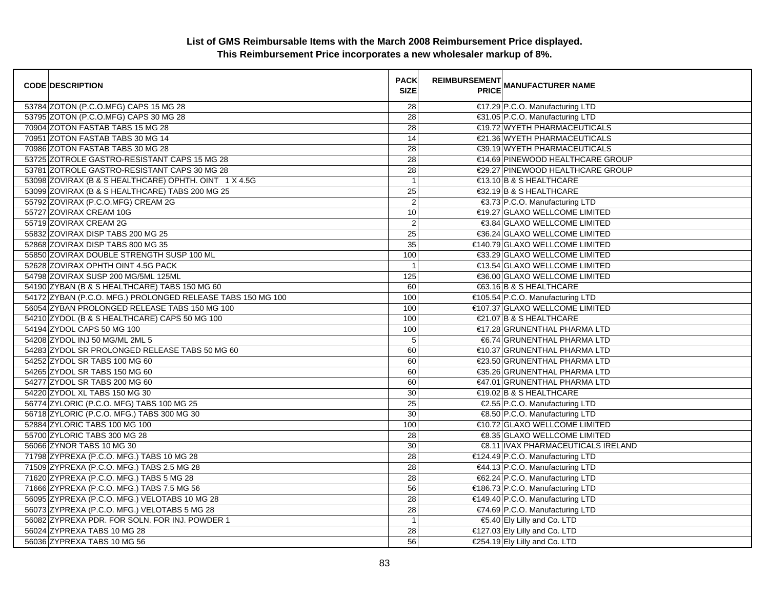**List of GMS Reimbursable Items with the March 2008 Reimbursement Price displayed.**
**This Reimbursement Price incorporates a new wholesaler markup of 8%.**

| CODE | DESCRIPTION | PACK SIZE | REIMBURSEMENT PRICE | MANUFACTURER NAME |
|---|---|---|---|---|
| 53784 | ZOTON (P.C.O.MFG) CAPS 15 MG 28 | 28 | €17.29 | P.C.O. Manufacturing LTD |
| 53795 | ZOTON (P.C.O.MFG) CAPS 30 MG 28 | 28 | €31.05 | P.C.O. Manufacturing LTD |
| 70904 | ZOTON FASTAB TABS 15 MG 28 | 28 | €19.72 | WYETH PHARMACEUTICALS |
| 70951 | ZOTON FASTAB TABS 30 MG 14 | 14 | €21.36 | WYETH PHARMACEUTICALS |
| 70986 | ZOTON FASTAB TABS 30 MG 28 | 28 | €39.19 | WYETH PHARMACEUTICALS |
| 53725 | ZOTROLE GASTRO-RESISTANT CAPS 15 MG 28 | 28 | €14.69 | PINEWOOD HEALTHCARE GROUP |
| 53781 | ZOTROLE GASTRO-RESISTANT CAPS 30 MG 28 | 28 | €29.27 | PINEWOOD HEALTHCARE GROUP |
| 53098 | ZOVIRAX (B & S HEALTHCARE) OPHTH. OINT 1 X 4.5G | 1 | €13.10 | B & S HEALTHCARE |
| 53099 | ZOVIRAX (B & S HEALTHCARE) TABS 200 MG 25 | 25 | €32.19 | B & S HEALTHCARE |
| 55792 | ZOVIRAX (P.C.O.MFG) CREAM 2G | 2 | €3.73 | P.C.O. Manufacturing LTD |
| 55727 | ZOVIRAX CREAM 10G | 10 | €19.27 | GLAXO WELLCOME LIMITED |
| 55719 | ZOVIRAX CREAM 2G | 2 | €3.84 | GLAXO WELLCOME LIMITED |
| 55832 | ZOVIRAX DISP TABS 200 MG 25 | 25 | €36.24 | GLAXO WELLCOME LIMITED |
| 52868 | ZOVIRAX DISP TABS 800 MG 35 | 35 | €140.79 | GLAXO WELLCOME LIMITED |
| 55850 | ZOVIRAX DOUBLE STRENGTH SUSP 100 ML | 100 | €33.29 | GLAXO WELLCOME LIMITED |
| 52628 | ZOVIRAX OPHTH OINT 4.5G PACK | 1 | €13.54 | GLAXO WELLCOME LIMITED |
| 54798 | ZOVIRAX SUSP 200 MG/5ML 125ML | 125 | €36.00 | GLAXO WELLCOME LIMITED |
| 54190 | ZYBAN (B & S HEALTHCARE) TABS 150 MG 60 | 60 | €63.16 | B & S HEALTHCARE |
| 54172 | ZYBAN (P.C.O. MFG.) PROLONGED RELEASE TABS 150 MG 100 | 100 | €105.54 | P.C.O. Manufacturing LTD |
| 56054 | ZYBAN PROLONGED RELEASE TABS 150 MG 100 | 100 | €107.37 | GLAXO WELLCOME LIMITED |
| 54210 | ZYDOL (B & S HEALTHCARE) CAPS 50 MG 100 | 100 | €21.07 | B & S HEALTHCARE |
| 54194 | ZYDOL CAPS 50 MG 100 | 100 | €17.28 | GRUNENTHAL PHARMA LTD |
| 54208 | ZYDOL INJ 50 MG/ML 2ML 5 | 5 | €6.74 | GRUNENTHAL PHARMA LTD |
| 54283 | ZYDOL SR PROLONGED RELEASE TABS 50 MG 60 | 60 | €10.37 | GRUNENTHAL PHARMA LTD |
| 54252 | ZYDOL SR TABS 100 MG 60 | 60 | €23.50 | GRUNENTHAL PHARMA LTD |
| 54265 | ZYDOL SR TABS 150 MG 60 | 60 | €35.26 | GRUNENTHAL PHARMA LTD |
| 54277 | ZYDOL SR TABS 200 MG 60 | 60 | €47.01 | GRUNENTHAL PHARMA LTD |
| 54220 | ZYDOL XL TABS 150 MG 30 | 30 | €19.02 | B & S HEALTHCARE |
| 56774 | ZYLORIC (P.C.O. MFG) TABS 100 MG 25 | 25 | €2.55 | P.C.O. Manufacturing LTD |
| 56718 | ZYLORIC (P.C.O. MFG.) TABS 300 MG 30 | 30 | €8.50 | P.C.O. Manufacturing LTD |
| 52884 | ZYLORIC TABS 100 MG 100 | 100 | €10.72 | GLAXO WELLCOME LIMITED |
| 55700 | ZYLORIC TABS 300 MG 28 | 28 | €8.35 | GLAXO WELLCOME LIMITED |
| 56066 | ZYNOR TABS 10 MG 30 | 30 | €8.11 | IVAX PHARMACEUTICALS IRELAND |
| 71798 | ZYPREXA (P.C.O. MFG.) TABS 10 MG 28 | 28 | €124.49 | P.C.O. Manufacturing LTD |
| 71509 | ZYPREXA (P.C.O. MFG.) TABS 2.5 MG 28 | 28 | €44.13 | P.C.O. Manufacturing LTD |
| 71620 | ZYPREXA (P.C.O. MFG.) TABS 5 MG 28 | 28 | €62.24 | P.C.O. Manufacturing LTD |
| 71666 | ZYPREXA (P.C.O. MFG.) TABS 7.5 MG 56 | 56 | €186.73 | P.C.O. Manufacturing LTD |
| 56095 | ZYPREXA (P.C.O. MFG.) VELOTABS 10 MG 28 | 28 | €149.40 | P.C.O. Manufacturing LTD |
| 56073 | ZYPREXA (P.C.O. MFG.) VELOTABS 5 MG 28 | 28 | €74.69 | P.C.O. Manufacturing LTD |
| 56082 | ZYPREXA PDR. FOR SOLN. FOR INJ. POWDER 1 | 1 | €5.40 | Ely Lilly and Co. LTD |
| 56024 | ZYPREXA TABS 10 MG 28 | 28 | €127.03 | Ely Lilly and Co. LTD |
| 56036 | ZYPREXA TABS 10 MG 56 | 56 | €254.19 | Ely Lilly and Co. LTD |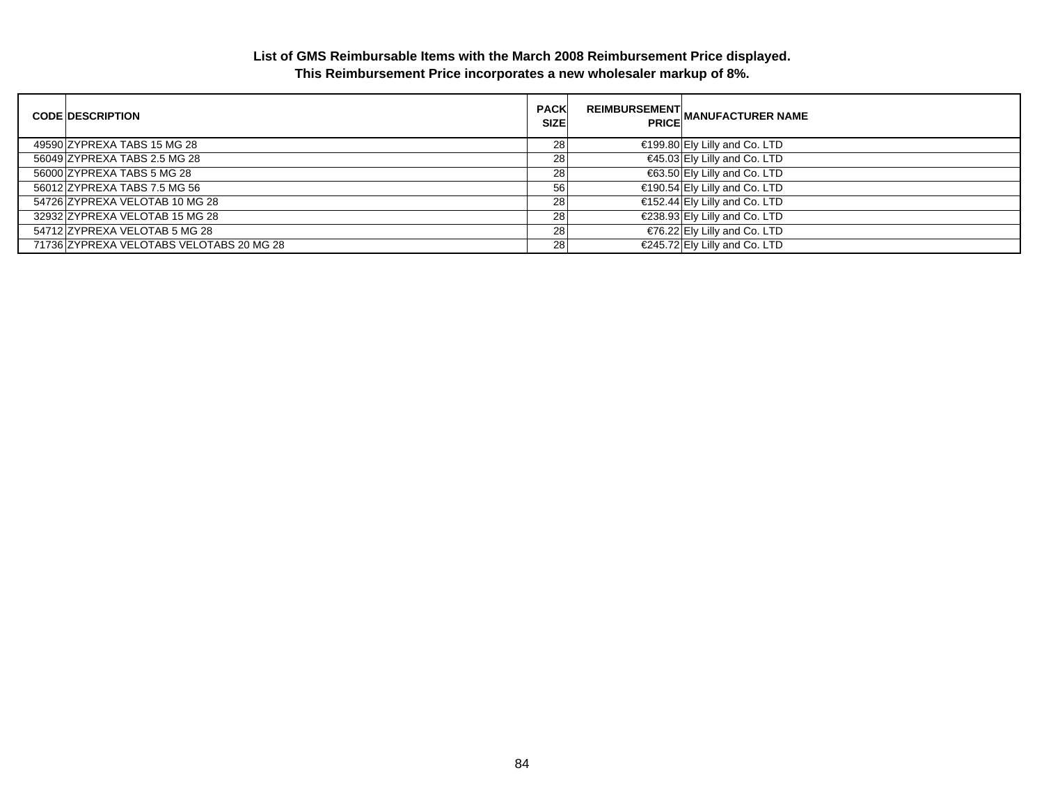**List of GMS Reimbursable Items with the March 2008 Reimbursement Price displayed.**
**This Reimbursement Price incorporates a new wholesaler markup of 8%.**

| CODE | DESCRIPTION | PACK SIZE | REIMBURSEMENT PRICE | MANUFACTURER NAME |
|---|---|---|---|---|
| 49590 | ZYPREXA TABS 15 MG 28 | 28 | €199.80 | Ely Lilly and Co. LTD |
| 56049 | ZYPREXA TABS 2.5 MG 28 | 28 | €45.03 | Ely Lilly and Co. LTD |
| 56000 | ZYPREXA TABS 5 MG 28 | 28 | €63.50 | Ely Lilly and Co. LTD |
| 56012 | ZYPREXA TABS 7.5 MG 56 | 56 | €190.54 | Ely Lilly and Co. LTD |
| 54726 | ZYPREXA VELOTAB 10 MG 28 | 28 | €152.44 | Ely Lilly and Co. LTD |
| 32932 | ZYPREXA VELOTAB 15 MG 28 | 28 | €238.93 | Ely Lilly and Co. LTD |
| 54712 | ZYPREXA VELOTAB 5 MG 28 | 28 | €76.22 | Ely Lilly and Co. LTD |
| 71736 | ZYPREXA VELOTABS VELOTABS 20 MG 28 | 28 | €245.72 | Ely Lilly and Co. LTD |